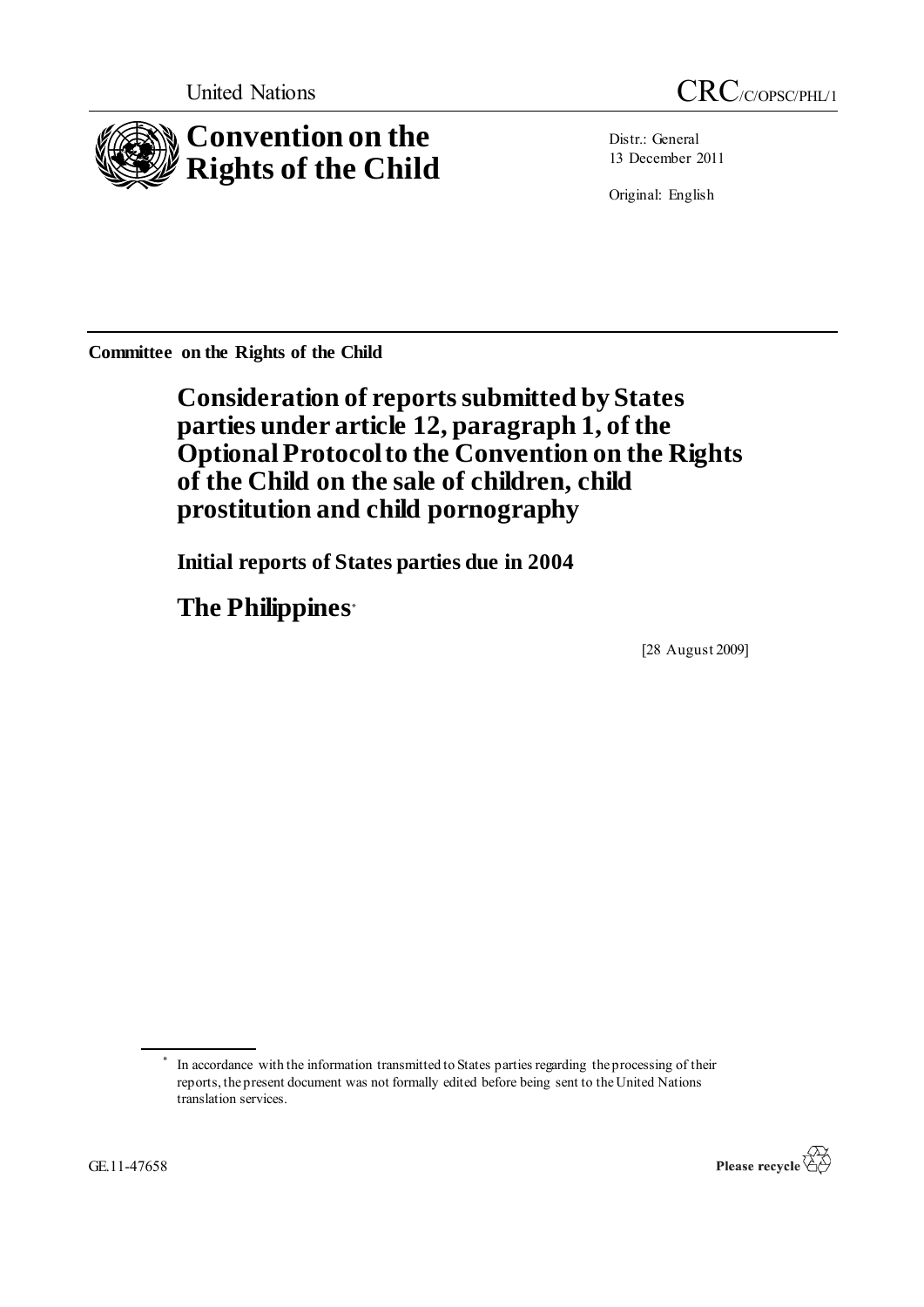United Nations CRC/C/OPSC/PHL/1

# Convention on the Rights of the Child

Distr.: General
13 December 2011

Original: English

**Committee on the Rights of the Child**

## Consideration of reports submitted by States parties under article 12, paragraph 1, of the Optional Protocol to the Convention on the Rights of the Child on the sale of children, child prostitution and child pornography

### Initial reports of States parties due in 2004

## The Philippines*

[28 August 2009]

---

* In accordance with the information transmitted to States parties regarding the processing of their reports, the present document was not formally edited before being sent to the United Nations translation services.

GE.11-47658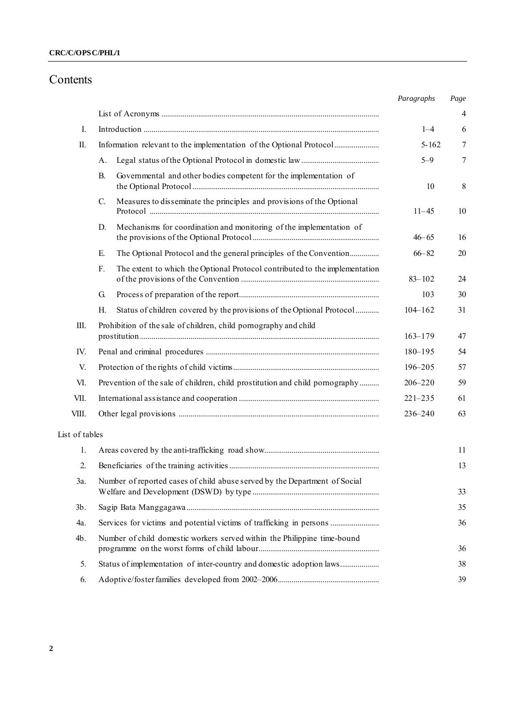# Contents

| | | *Paragraphs* | *Page* |
|---|---|---|---|
| | List of Acronyms | | 4 |
| I. | Introduction | 1–4 | 6 |
| II. | Information relevant to the implementation of the Optional Protocol | 5-162 | 7 |
| | A. Legal status of the Optional Protocol in domestic law | 5–9 | 7 |
| | B. Governmental and other bodies competent for the implementation of the Optional Protocol | 10 | 8 |
| | C. Measures to disseminate the principles and provisions of the Optional Protocol | 11–45 | 10 |
| | D. Mechanisms for coordination and monitoring of the implementation of the provisions of the Optional Protocol | 46–65 | 16 |
| | E. The Optional Protocol and the general principles of the Convention | 66–82 | 20 |
| | F. The extent to which the Optional Protocol contributed to the implementation of the provisions of the Convention | 83–102 | 24 |
| | G. Process of preparation of the report | 103 | 30 |
| | H. Status of children covered by the provisions of the Optional Protocol | 104–162 | 31 |
| III. | Prohibition of the sale of children, child pornography and child prostitution | 163–179 | 47 |
| IV. | Penal and criminal procedures | 180–195 | 54 |
| V. | Protection of the rights of child victims | 196–205 | 57 |
| VI. | Prevention of the sale of children, child prostitution and child pornography | 206–220 | 59 |
| VII. | International assistance and cooperation | 221–235 | 61 |
| VIII. | Other legal provisions | 236–240 | 63 |

List of tables

| | | *Page* |
|---|---|---|
| 1. | Areas covered by the anti-trafficking road show | 11 |
| 2. | Beneficiaries of the training activities | 13 |
| 3a. | Number of reported cases of child abuse served by the Department of Social Welfare and Development (DSWD) by type | 33 |
| 3b. | Sagip Bata Manggagawa | 35 |
| 4a. | Services for victims and potential victims of trafficking in persons | 36 |
| 4b. | Number of child domestic workers served within the Philippine time-bound programme on the worst forms of child labour | 36 |
| 5. | Status of implementation of inter-country and domestic adoption laws | 38 |
| 6. | Adoptive/foster families developed from 2002–2006 | 39 |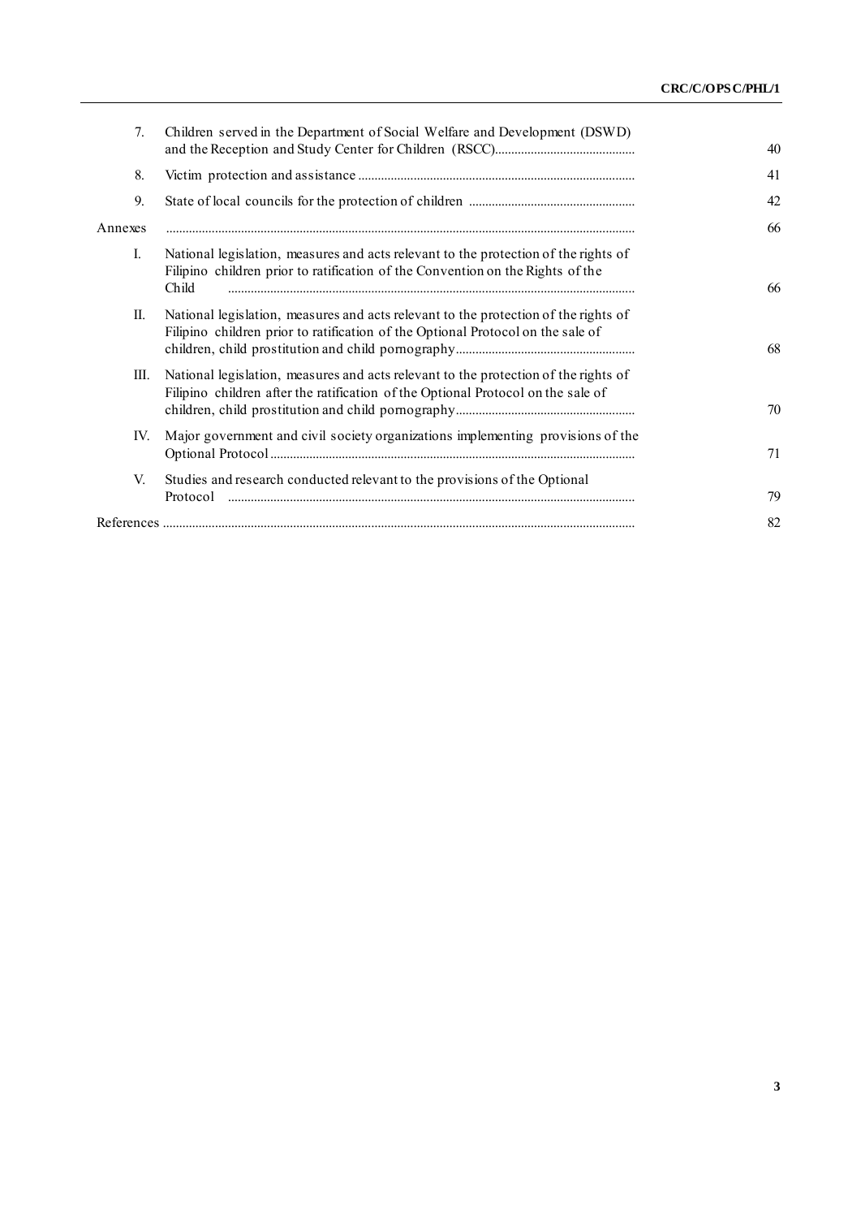| | | |
|---|---|---|
| 7. | Children served in the Department of Social Welfare and Development (DSWD) and the Reception and Study Center for Children (RSCC) | 40 |
| 8. | Victim protection and assistance | 41 |
| 9. | State of local councils for the protection of children | 42 |
| Annexes | | 66 |
| I. | National legislation, measures and acts relevant to the protection of the rights of Filipino children prior to ratification of the Convention on the Rights of the Child | 66 |
| II. | National legislation, measures and acts relevant to the protection of the rights of Filipino children prior to ratification of the Optional Protocol on the sale of children, child prostitution and child pornography | 68 |
| III. | National legislation, measures and acts relevant to the protection of the rights of Filipino children after the ratification of the Optional Protocol on the sale of children, child prostitution and child pornography | 70 |
| IV. | Major government and civil society organizations implementing provisions of the Optional Protocol | 71 |
| V. | Studies and research conducted relevant to the provisions of the Optional Protocol | 79 |
| References | | 82 |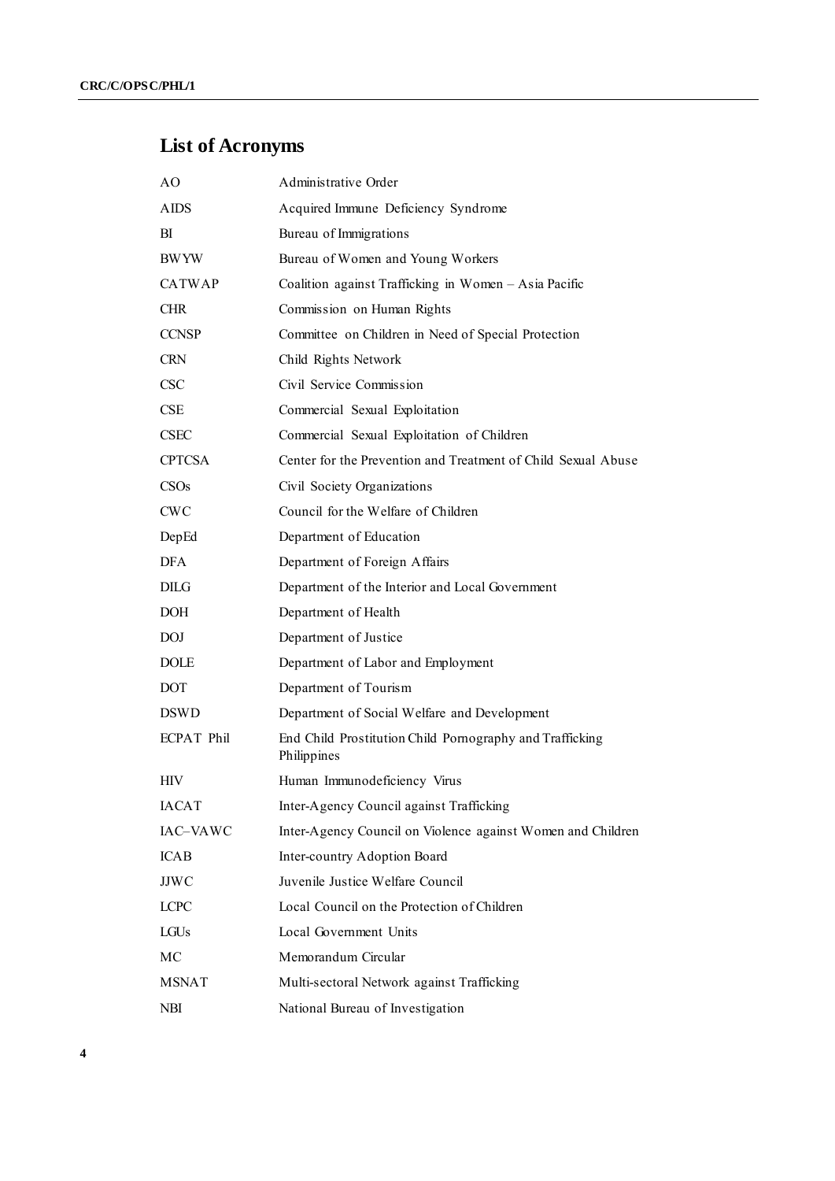## List of Acronyms

| | |
|---|---|
| AO | Administrative Order |
| AIDS | Acquired Immune Deficiency Syndrome |
| BI | Bureau of Immigrations |
| BWYW | Bureau of Women and Young Workers |
| CATWAP | Coalition against Trafficking in Women – Asia Pacific |
| CHR | Commission on Human Rights |
| CCNSP | Committee on Children in Need of Special Protection |
| CRN | Child Rights Network |
| CSC | Civil Service Commission |
| CSE | Commercial Sexual Exploitation |
| CSEC | Commercial Sexual Exploitation of Children |
| CPTCSA | Center for the Prevention and Treatment of Child Sexual Abuse |
| CSOs | Civil Society Organizations |
| CWC | Council for the Welfare of Children |
| DepEd | Department of Education |
| DFA | Department of Foreign Affairs |
| DILG | Department of the Interior and Local Government |
| DOH | Department of Health |
| DOJ | Department of Justice |
| DOLE | Department of Labor and Employment |
| DOT | Department of Tourism |
| DSWD | Department of Social Welfare and Development |
| ECPAT Phil | End Child Prostitution Child Pornography and Trafficking Philippines |
| HIV | Human Immunodeficiency Virus |
| IACAT | Inter-Agency Council against Trafficking |
| IAC–VAWC | Inter-Agency Council on Violence against Women and Children |
| ICAB | Inter-country Adoption Board |
| JJWC | Juvenile Justice Welfare Council |
| LCPC | Local Council on the Protection of Children |
| LGUs | Local Government Units |
| MC | Memorandum Circular |
| MSNAT | Multi-sectoral Network against Trafficking |
| NBI | National Bureau of Investigation |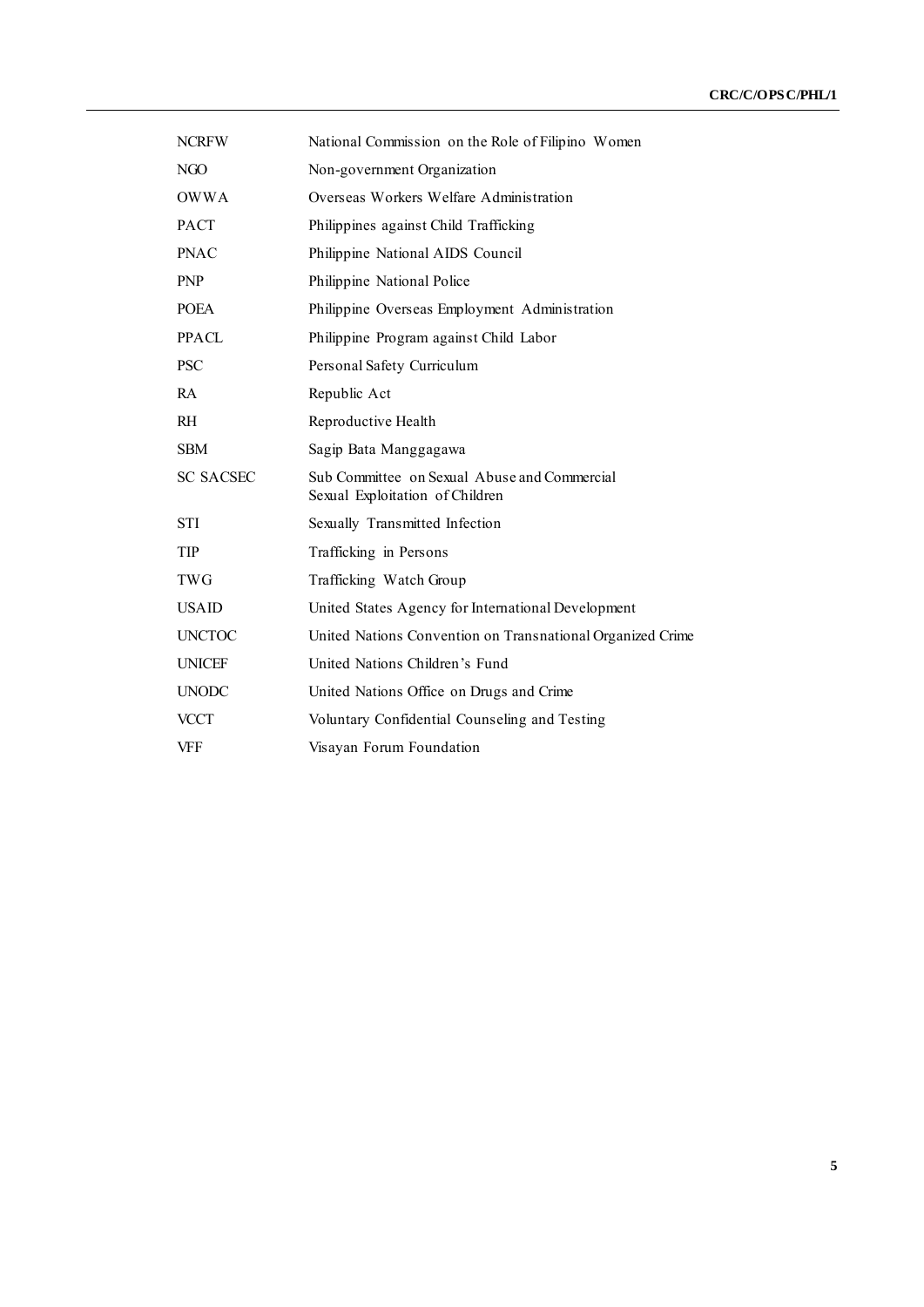| | |
|---|---|
| NCRFW | National Commission on the Role of Filipino Women |
| NGO | Non-government Organization |
| OWWA | Overseas Workers Welfare Administration |
| PACT | Philippines against Child Trafficking |
| PNAC | Philippine National AIDS Council |
| PNP | Philippine National Police |
| POEA | Philippine Overseas Employment Administration |
| PPACL | Philippine Program against Child Labor |
| PSC | Personal Safety Curriculum |
| RA | Republic Act |
| RH | Reproductive Health |
| SBM | Sagip Bata Manggagawa |
| SC SACSEC | Sub Committee on Sexual Abuse and Commercial Sexual Exploitation of Children |
| STI | Sexually Transmitted Infection |
| TIP | Trafficking in Persons |
| TWG | Trafficking Watch Group |
| USAID | United States Agency for International Development |
| UNCTOC | United Nations Convention on Transnational Organized Crime |
| UNICEF | United Nations Children's Fund |
| UNODC | United Nations Office on Drugs and Crime |
| VCCT | Voluntary Confidential Counseling and Testing |
| VFF | Visayan Forum Foundation |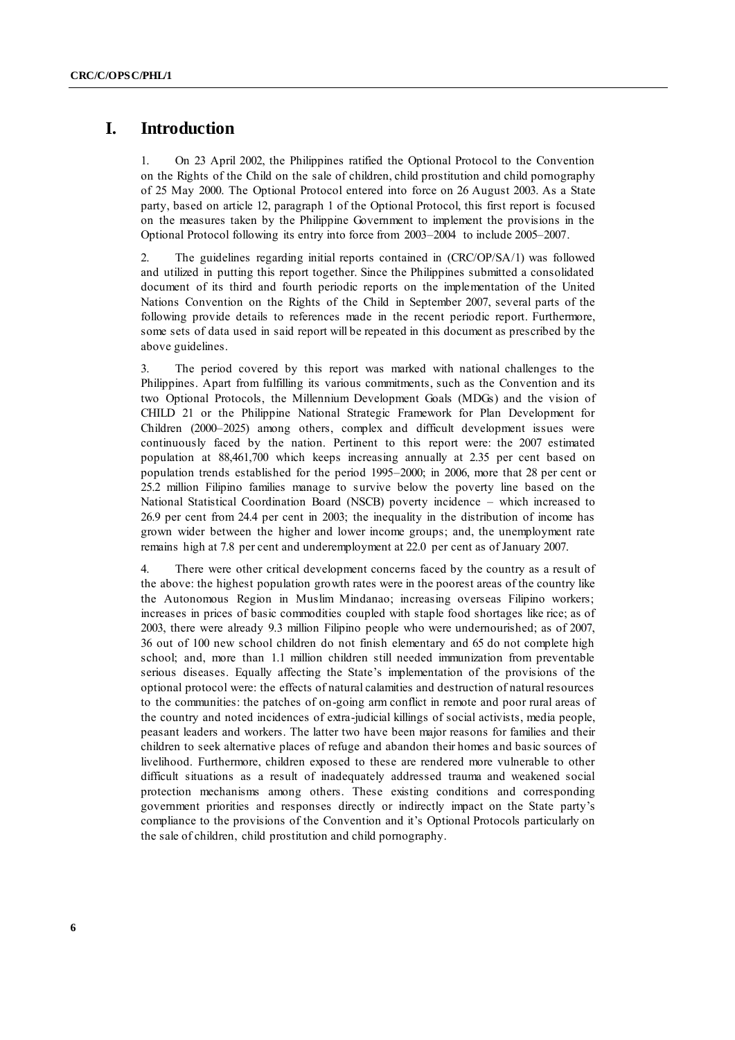# I. Introduction

1. On 23 April 2002, the Philippines ratified the Optional Protocol to the Convention on the Rights of the Child on the sale of children, child prostitution and child pornography of 25 May 2000. The Optional Protocol entered into force on 26 August 2003. As a State party, based on article 12, paragraph 1 of the Optional Protocol, this first report is focused on the measures taken by the Philippine Government to implement the provisions in the Optional Protocol following its entry into force from 2003–2004 to include 2005–2007.

2. The guidelines regarding initial reports contained in (CRC/OP/SA/1) was followed and utilized in putting this report together. Since the Philippines submitted a consolidated document of its third and fourth periodic reports on the implementation of the United Nations Convention on the Rights of the Child in September 2007, several parts of the following provide details to references made in the recent periodic report. Furthermore, some sets of data used in said report will be repeated in this document as prescribed by the above guidelines.

3. The period covered by this report was marked with national challenges to the Philippines. Apart from fulfilling its various commitments, such as the Convention and its two Optional Protocols, the Millennium Development Goals (MDGs) and the vision of CHILD 21 or the Philippine National Strategic Framework for Plan Development for Children (2000–2025) among others, complex and difficult development issues were continuously faced by the nation. Pertinent to this report were: the 2007 estimated population at 88,461,700 which keeps increasing annually at 2.35 per cent based on population trends established for the period 1995–2000; in 2006, more that 28 per cent or 25.2 million Filipino families manage to survive below the poverty line based on the National Statistical Coordination Board (NSCB) poverty incidence – which increased to 26.9 per cent from 24.4 per cent in 2003; the inequality in the distribution of income has grown wider between the higher and lower income groups; and, the unemployment rate remains high at 7.8 per cent and underemployment at 22.0 per cent as of January 2007.

4. There were other critical development concerns faced by the country as a result of the above: the highest population growth rates were in the poorest areas of the country like the Autonomous Region in Muslim Mindanao; increasing overseas Filipino workers; increases in prices of basic commodities coupled with staple food shortages like rice; as of 2003, there were already 9.3 million Filipino people who were undernourished; as of 2007, 36 out of 100 new school children do not finish elementary and 65 do not complete high school; and, more than 1.1 million children still needed immunization from preventable serious diseases. Equally affecting the State's implementation of the provisions of the optional protocol were: the effects of natural calamities and destruction of natural resources to the communities: the patches of on-going arm conflict in remote and poor rural areas of the country and noted incidences of extra-judicial killings of social activists, media people, peasant leaders and workers. The latter two have been major reasons for families and their children to seek alternative places of refuge and abandon their homes and basic sources of livelihood. Furthermore, children exposed to these are rendered more vulnerable to other difficult situations as a result of inadequately addressed trauma and weakened social protection mechanisms among others. These existing conditions and corresponding government priorities and responses directly or indirectly impact on the State party's compliance to the provisions of the Convention and it's Optional Protocols particularly on the sale of children, child prostitution and child pornography.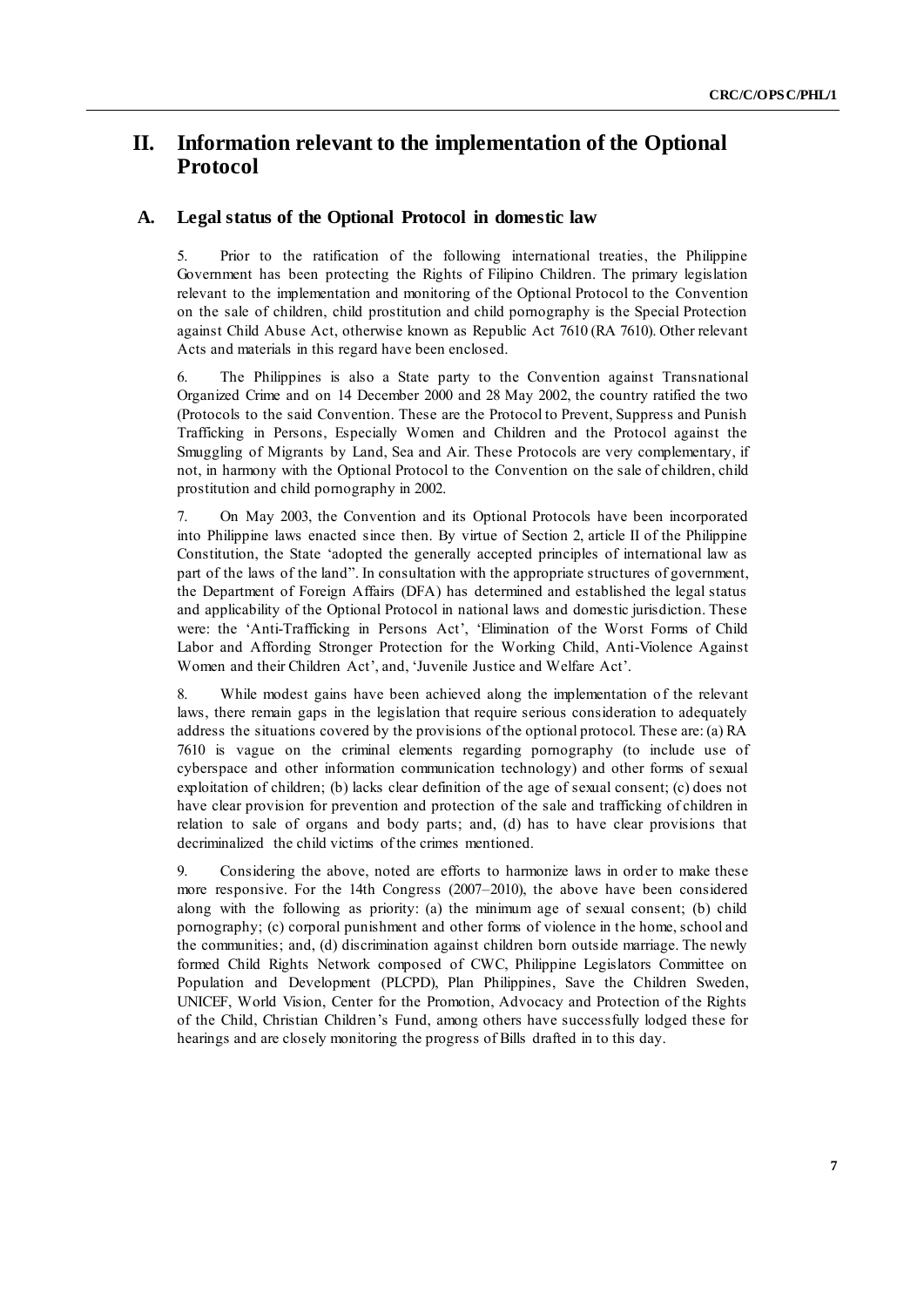# II. Information relevant to the implementation of the Optional Protocol

## A. Legal status of the Optional Protocol in domestic law

5. Prior to the ratification of the following international treaties, the Philippine Government has been protecting the Rights of Filipino Children. The primary legislation relevant to the implementation and monitoring of the Optional Protocol to the Convention on the sale of children, child prostitution and child pornography is the Special Protection against Child Abuse Act, otherwise known as Republic Act 7610 (RA 7610). Other relevant Acts and materials in this regard have been enclosed.

6. The Philippines is also a State party to the Convention against Transnational Organized Crime and on 14 December 2000 and 28 May 2002, the country ratified the two (Protocols to the said Convention. These are the Protocol to Prevent, Suppress and Punish Trafficking in Persons, Especially Women and Children and the Protocol against the Smuggling of Migrants by Land, Sea and Air. These Protocols are very complementary, if not, in harmony with the Optional Protocol to the Convention on the sale of children, child prostitution and child pornography in 2002.

7. On May 2003, the Convention and its Optional Protocols have been incorporated into Philippine laws enacted since then. By virtue of Section 2, article II of the Philippine Constitution, the State 'adopted the generally accepted principles of international law as part of the laws of the land". In consultation with the appropriate structures of government, the Department of Foreign Affairs (DFA) has determined and established the legal status and applicability of the Optional Protocol in national laws and domestic jurisdiction. These were: the 'Anti-Trafficking in Persons Act', 'Elimination of the Worst Forms of Child Labor and Affording Stronger Protection for the Working Child, Anti-Violence Against Women and their Children Act', and, 'Juvenile Justice and Welfare Act'.

8. While modest gains have been achieved along the implementation of the relevant laws, there remain gaps in the legislation that require serious consideration to adequately address the situations covered by the provisions of the optional protocol. These are: (a) RA 7610 is vague on the criminal elements regarding pornography (to include use of cyberspace and other information communication technology) and other forms of sexual exploitation of children; (b) lacks clear definition of the age of sexual consent; (c) does not have clear provision for prevention and protection of the sale and trafficking of children in relation to sale of organs and body parts; and, (d) has to have clear provisions that decriminalized the child victims of the crimes mentioned.

9. Considering the above, noted are efforts to harmonize laws in order to make these more responsive. For the 14th Congress (2007–2010), the above have been considered along with the following as priority: (a) the minimum age of sexual consent; (b) child pornography; (c) corporal punishment and other forms of violence in the home, school and the communities; and, (d) discrimination against children born outside marriage. The newly formed Child Rights Network composed of CWC, Philippine Legislators Committee on Population and Development (PLCPD), Plan Philippines, Save the Children Sweden, UNICEF, World Vision, Center for the Promotion, Advocacy and Protection of the Rights of the Child, Christian Children's Fund, among others have successfully lodged these for hearings and are closely monitoring the progress of Bills drafted in to this day.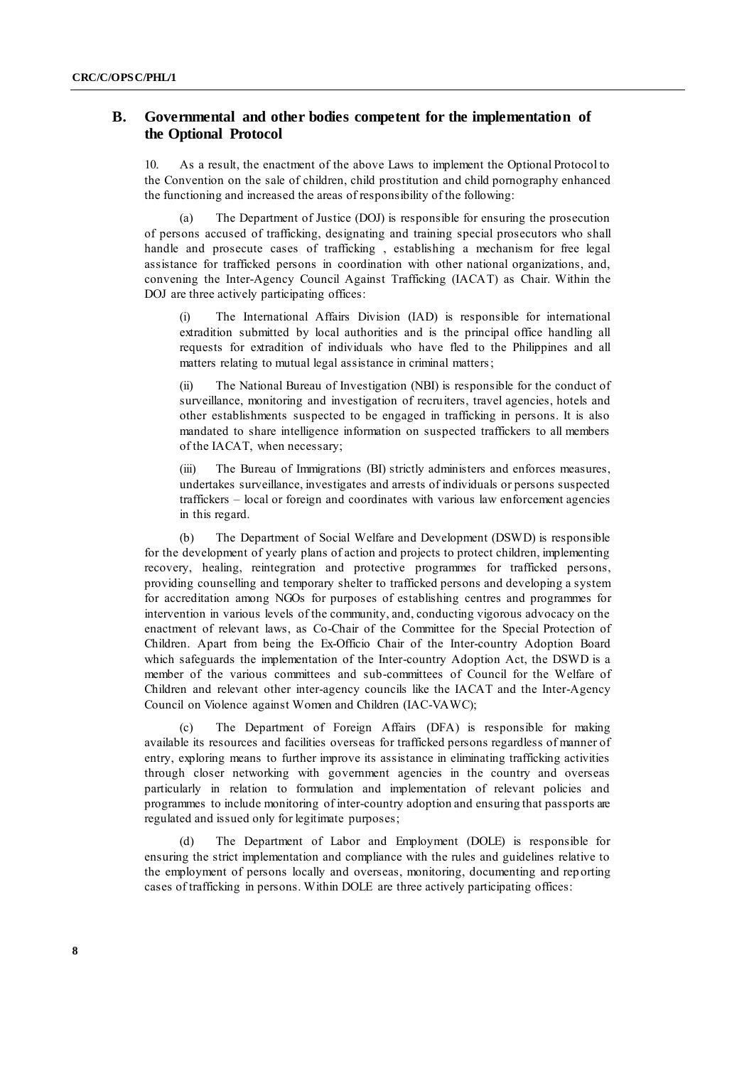## B. Governmental and other bodies competent for the implementation of the Optional Protocol

10. As a result, the enactment of the above Laws to implement the Optional Protocol to the Convention on the sale of children, child prostitution and child pornography enhanced the functioning and increased the areas of responsibility of the following:

(a) The Department of Justice (DOJ) is responsible for ensuring the prosecution of persons accused of trafficking, designating and training special prosecutors who shall handle and prosecute cases of trafficking , establishing a mechanism for free legal assistance for trafficked persons in coordination with other national organizations, and, convening the Inter-Agency Council Against Trafficking (IACAT) as Chair. Within the DOJ are three actively participating offices:

(i) The International Affairs Division (IAD) is responsible for international extradition submitted by local authorities and is the principal office handling all requests for extradition of individuals who have fled to the Philippines and all matters relating to mutual legal assistance in criminal matters;

(ii) The National Bureau of Investigation (NBI) is responsible for the conduct of surveillance, monitoring and investigation of recruiters, travel agencies, hotels and other establishments suspected to be engaged in trafficking in persons. It is also mandated to share intelligence information on suspected traffickers to all members of the IACAT, when necessary;

(iii) The Bureau of Immigrations (BI) strictly administers and enforces measures, undertakes surveillance, investigates and arrests of individuals or persons suspected traffickers – local or foreign and coordinates with various law enforcement agencies in this regard.

(b) The Department of Social Welfare and Development (DSWD) is responsible for the development of yearly plans of action and projects to protect children, implementing recovery, healing, reintegration and protective programmes for trafficked persons, providing counselling and temporary shelter to trafficked persons and developing a system for accreditation among NGOs for purposes of establishing centres and programmes for intervention in various levels of the community, and, conducting vigorous advocacy on the enactment of relevant laws, as Co-Chair of the Committee for the Special Protection of Children. Apart from being the Ex-Officio Chair of the Inter-country Adoption Board which safeguards the implementation of the Inter-country Adoption Act, the DSWD is a member of the various committees and sub-committees of Council for the Welfare of Children and relevant other inter-agency councils like the IACAT and the Inter-Agency Council on Violence against Women and Children (IAC-VAWC);

(c) The Department of Foreign Affairs (DFA) is responsible for making available its resources and facilities overseas for trafficked persons regardless of manner of entry, exploring means to further improve its assistance in eliminating trafficking activities through closer networking with government agencies in the country and overseas particularly in relation to formulation and implementation of relevant policies and programmes to include monitoring of inter-country adoption and ensuring that passports are regulated and issued only for legitimate purposes;

(d) The Department of Labor and Employment (DOLE) is responsible for ensuring the strict implementation and compliance with the rules and guidelines relative to the employment of persons locally and overseas, monitoring, documenting and reporting cases of trafficking in persons. Within DOLE are three actively participating offices: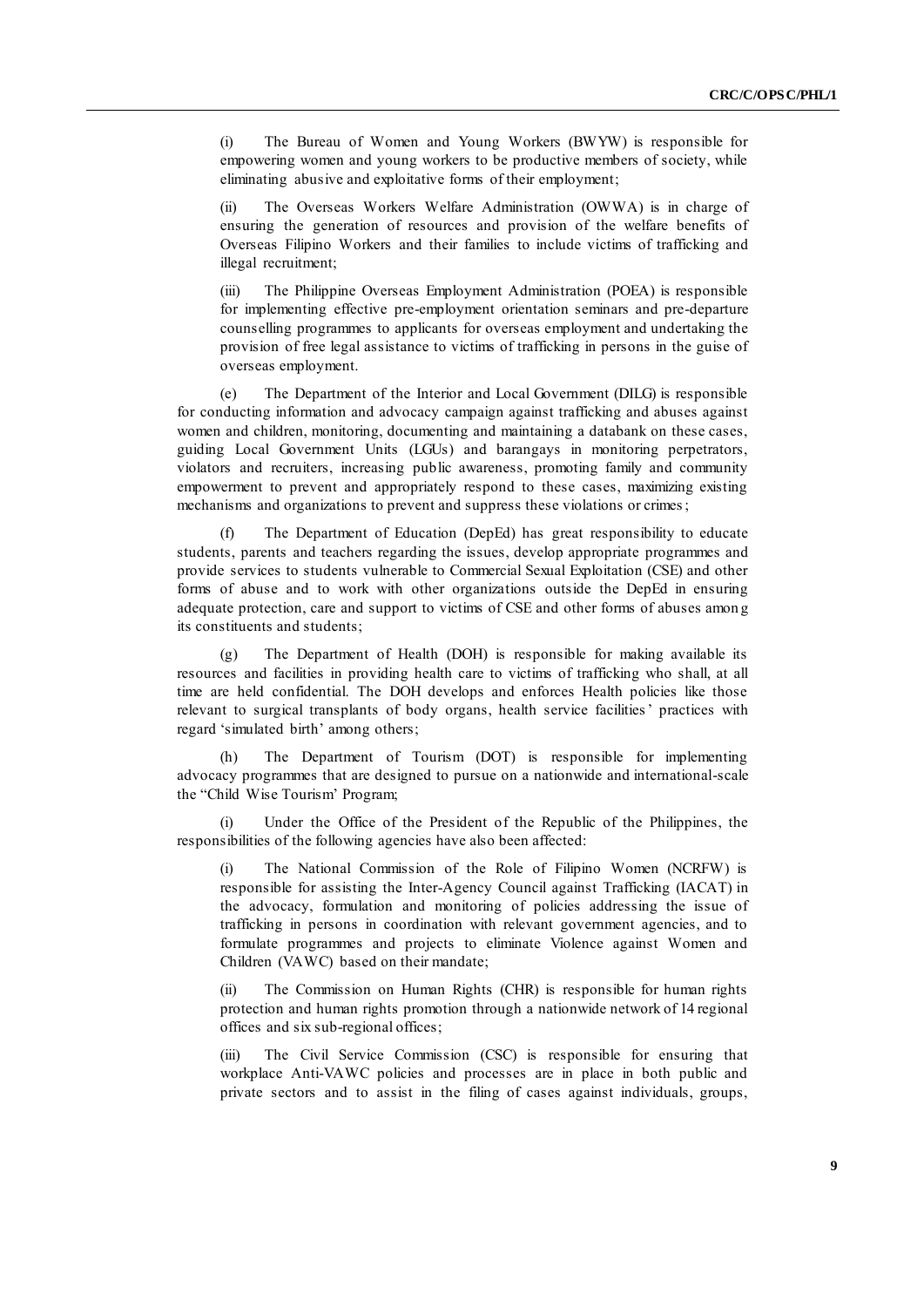(i) The Bureau of Women and Young Workers (BWYW) is responsible for empowering women and young workers to be productive members of society, while eliminating abusive and exploitative forms of their employment;

(ii) The Overseas Workers Welfare Administration (OWWA) is in charge of ensuring the generation of resources and provision of the welfare benefits of Overseas Filipino Workers and their families to include victims of trafficking and illegal recruitment;

(iii) The Philippine Overseas Employment Administration (POEA) is responsible for implementing effective pre-employment orientation seminars and pre-departure counselling programmes to applicants for overseas employment and undertaking the provision of free legal assistance to victims of trafficking in persons in the guise of overseas employment.

(e) The Department of the Interior and Local Government (DILG) is responsible for conducting information and advocacy campaign against trafficking and abuses against women and children, monitoring, documenting and maintaining a databank on these cases, guiding Local Government Units (LGUs) and barangays in monitoring perpetrators, violators and recruiters, increasing public awareness, promoting family and community empowerment to prevent and appropriately respond to these cases, maximizing existing mechanisms and organizations to prevent and suppress these violations or crimes;

(f) The Department of Education (DepEd) has great responsibility to educate students, parents and teachers regarding the issues, develop appropriate programmes and provide services to students vulnerable to Commercial Sexual Exploitation (CSE) and other forms of abuse and to work with other organizations outside the DepEd in ensuring adequate protection, care and support to victims of CSE and other forms of abuses among its constituents and students;

(g) The Department of Health (DOH) is responsible for making available its resources and facilities in providing health care to victims of trafficking who shall, at all time are held confidential. The DOH develops and enforces Health policies like those relevant to surgical transplants of body organs, health service facilities' practices with regard 'simulated birth' among others;

(h) The Department of Tourism (DOT) is responsible for implementing advocacy programmes that are designed to pursue on a nationwide and international-scale the "Child Wise Tourism' Program;

(i) Under the Office of the President of the Republic of the Philippines, the responsibilities of the following agencies have also been affected:

(i) The National Commission of the Role of Filipino Women (NCRFW) is responsible for assisting the Inter-Agency Council against Trafficking (IACAT) in the advocacy, formulation and monitoring of policies addressing the issue of trafficking in persons in coordination with relevant government agencies, and to formulate programmes and projects to eliminate Violence against Women and Children (VAWC) based on their mandate;

(ii) The Commission on Human Rights (CHR) is responsible for human rights protection and human rights promotion through a nationwide network of 14 regional offices and six sub-regional offices;

(iii) The Civil Service Commission (CSC) is responsible for ensuring that workplace Anti-VAWC policies and processes are in place in both public and private sectors and to assist in the filing of cases against individuals, groups,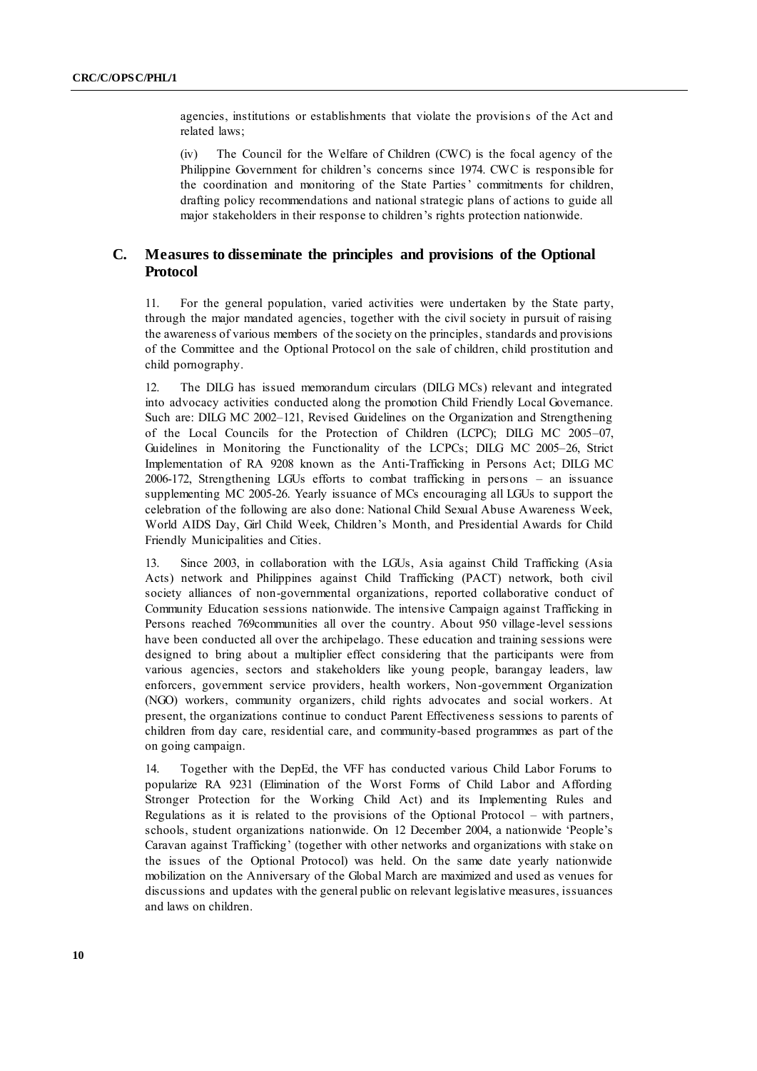agencies, institutions or establishments that violate the provisions of the Act and related laws;

(iv) The Council for the Welfare of Children (CWC) is the focal agency of the Philippine Government for children's concerns since 1974. CWC is responsible for the coordination and monitoring of the State Parties' commitments for children, drafting policy recommendations and national strategic plans of actions to guide all major stakeholders in their response to children's rights protection nationwide.

## C. Measures to disseminate the principles and provisions of the Optional Protocol

11. For the general population, varied activities were undertaken by the State party, through the major mandated agencies, together with the civil society in pursuit of raising the awareness of various members of the society on the principles, standards and provisions of the Committee and the Optional Protocol on the sale of children, child prostitution and child pornography.

12. The DILG has issued memorandum circulars (DILG MCs) relevant and integrated into advocacy activities conducted along the promotion Child Friendly Local Governance. Such are: DILG MC 2002–121, Revised Guidelines on the Organization and Strengthening of the Local Councils for the Protection of Children (LCPC); DILG MC 2005–07, Guidelines in Monitoring the Functionality of the LCPCs; DILG MC 2005–26, Strict Implementation of RA 9208 known as the Anti-Trafficking in Persons Act; DILG MC 2006-172, Strengthening LGUs efforts to combat trafficking in persons – an issuance supplementing MC 2005-26. Yearly issuance of MCs encouraging all LGUs to support the celebration of the following are also done: National Child Sexual Abuse Awareness Week, World AIDS Day, Girl Child Week, Children's Month, and Presidential Awards for Child Friendly Municipalities and Cities.

13. Since 2003, in collaboration with the LGUs, Asia against Child Trafficking (Asia Acts) network and Philippines against Child Trafficking (PACT) network, both civil society alliances of non-governmental organizations, reported collaborative conduct of Community Education sessions nationwide. The intensive Campaign against Trafficking in Persons reached 769communities all over the country. About 950 village-level sessions have been conducted all over the archipelago. These education and training sessions were designed to bring about a multiplier effect considering that the participants were from various agencies, sectors and stakeholders like young people, barangay leaders, law enforcers, government service providers, health workers, Non-government Organization (NGO) workers, community organizers, child rights advocates and social workers. At present, the organizations continue to conduct Parent Effectiveness sessions to parents of children from day care, residential care, and community-based programmes as part of the on going campaign.

14. Together with the DepEd, the VFF has conducted various Child Labor Forums to popularize RA 9231 (Elimination of the Worst Forms of Child Labor and Affording Stronger Protection for the Working Child Act) and its Implementing Rules and Regulations as it is related to the provisions of the Optional Protocol – with partners, schools, student organizations nationwide. On 12 December 2004, a nationwide 'People's Caravan against Trafficking' (together with other networks and organizations with stake on the issues of the Optional Protocol) was held. On the same date yearly nationwide mobilization on the Anniversary of the Global March are maximized and used as venues for discussions and updates with the general public on relevant legislative measures, issuances and laws on children.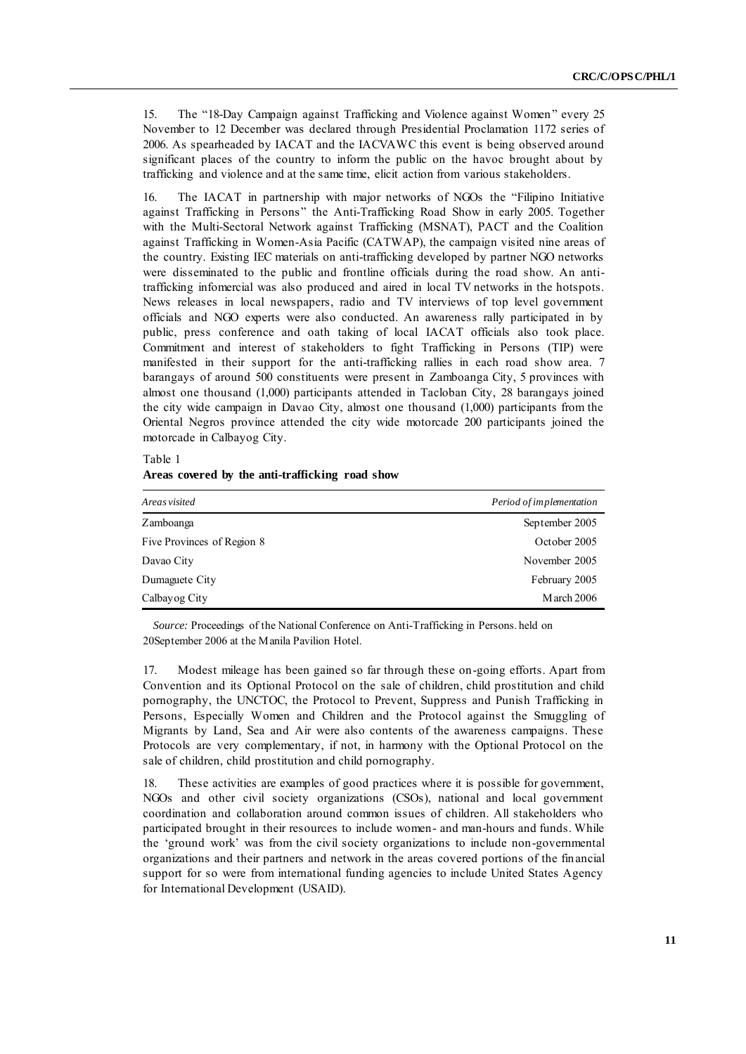15. The "18-Day Campaign against Trafficking and Violence against Women" every 25 November to 12 December was declared through Presidential Proclamation 1172 series of 2006. As spearheaded by IACAT and the IACVAWC this event is being observed around significant places of the country to inform the public on the havoc brought about by trafficking and violence and at the same time, elicit action from various stakeholders.

16. The IACAT in partnership with major networks of NGOs the "Filipino Initiative against Trafficking in Persons" the Anti-Trafficking Road Show in early 2005. Together with the Multi-Sectoral Network against Trafficking (MSNAT), PACT and the Coalition against Trafficking in Women-Asia Pacific (CATWAP), the campaign visited nine areas of the country. Existing IEC materials on anti-trafficking developed by partner NGO networks were disseminated to the public and frontline officials during the road show. An anti-trafficking infomercial was also produced and aired in local TV networks in the hotspots. News releases in local newspapers, radio and TV interviews of top level government officials and NGO experts were also conducted. An awareness rally participated in by public, press conference and oath taking of local IACAT officials also took place. Commitment and interest of stakeholders to fight Trafficking in Persons (TIP) were manifested in their support for the anti-trafficking rallies in each road show area. 7 barangays of around 500 constituents were present in Zamboanga City, 5 provinces with almost one thousand (1,000) participants attended in Tacloban City, 28 barangays joined the city wide campaign in Davao City, almost one thousand (1,000) participants from the Oriental Negros province attended the city wide motorcade 200 participants joined the motorcade in Calbayog City.

Table 1
**Areas covered by the anti-trafficking road show**

| *Areas visited* | *Period of implementation* |
|---|---|
| Zamboanga | September 2005 |
| Five Provinces of Region 8 | October 2005 |
| Davao City | November 2005 |
| Dumaguete City | February 2005 |
| Calbayog City | March 2006 |

*Source:* Proceedings of the National Conference on Anti-Trafficking in Persons. held on 20September 2006 at the Manila Pavilion Hotel.

17. Modest mileage has been gained so far through these on-going efforts. Apart from Convention and its Optional Protocol on the sale of children, child prostitution and child pornography, the UNCTOC, the Protocol to Prevent, Suppress and Punish Trafficking in Persons, Especially Women and Children and the Protocol against the Smuggling of Migrants by Land, Sea and Air were also contents of the awareness campaigns. These Protocols are very complementary, if not, in harmony with the Optional Protocol on the sale of children, child prostitution and child pornography.

18. These activities are examples of good practices where it is possible for government, NGOs and other civil society organizations (CSOs), national and local government coordination and collaboration around common issues of children. All stakeholders who participated brought in their resources to include women- and man-hours and funds. While the 'ground work' was from the civil society organizations to include non-governmental organizations and their partners and network in the areas covered portions of the financial support for so were from international funding agencies to include United States Agency for International Development (USAID).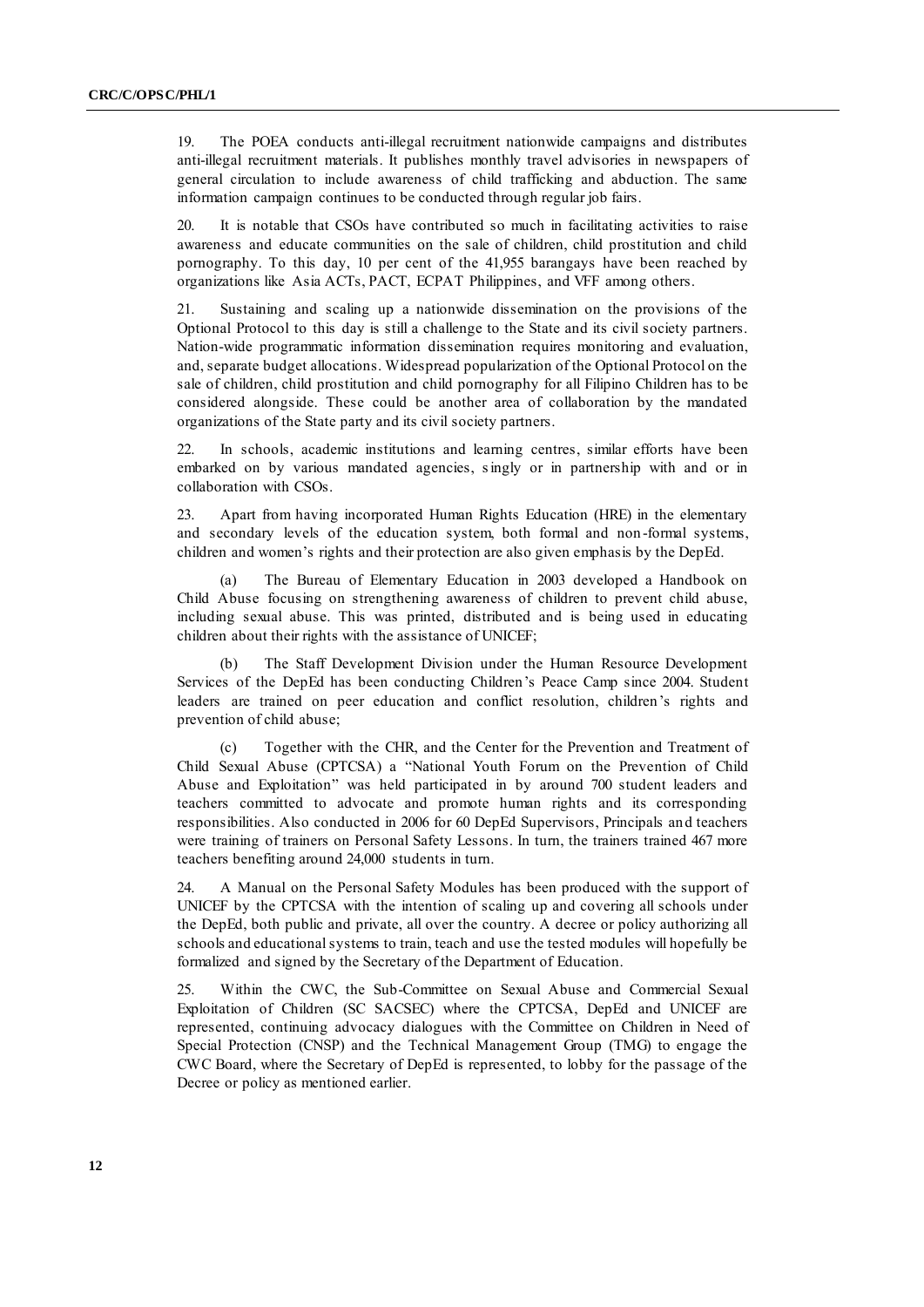19. The POEA conducts anti-illegal recruitment nationwide campaigns and distributes anti-illegal recruitment materials. It publishes monthly travel advisories in newspapers of general circulation to include awareness of child trafficking and abduction. The same information campaign continues to be conducted through regular job fairs.

20. It is notable that CSOs have contributed so much in facilitating activities to raise awareness and educate communities on the sale of children, child prostitution and child pornography. To this day, 10 per cent of the 41,955 barangays have been reached by organizations like Asia ACTs, PACT, ECPAT Philippines, and VFF among others.

21. Sustaining and scaling up a nationwide dissemination on the provisions of the Optional Protocol to this day is still a challenge to the State and its civil society partners. Nation-wide programmatic information dissemination requires monitoring and evaluation, and, separate budget allocations. Widespread popularization of the Optional Protocol on the sale of children, child prostitution and child pornography for all Filipino Children has to be considered alongside. These could be another area of collaboration by the mandated organizations of the State party and its civil society partners.

22. In schools, academic institutions and learning centres, similar efforts have been embarked on by various mandated agencies, singly or in partnership with and or in collaboration with CSOs.

23. Apart from having incorporated Human Rights Education (HRE) in the elementary and secondary levels of the education system, both formal and non-formal systems, children and women's rights and their protection are also given emphasis by the DepEd.

(a) The Bureau of Elementary Education in 2003 developed a Handbook on Child Abuse focusing on strengthening awareness of children to prevent child abuse, including sexual abuse. This was printed, distributed and is being used in educating children about their rights with the assistance of UNICEF;

(b) The Staff Development Division under the Human Resource Development Services of the DepEd has been conducting Children's Peace Camp since 2004. Student leaders are trained on peer education and conflict resolution, children's rights and prevention of child abuse;

(c) Together with the CHR, and the Center for the Prevention and Treatment of Child Sexual Abuse (CPTCSA) a "National Youth Forum on the Prevention of Child Abuse and Exploitation" was held participated in by around 700 student leaders and teachers committed to advocate and promote human rights and its corresponding responsibilities. Also conducted in 2006 for 60 DepEd Supervisors, Principals and teachers were training of trainers on Personal Safety Lessons. In turn, the trainers trained 467 more teachers benefiting around 24,000 students in turn.

24. A Manual on the Personal Safety Modules has been produced with the support of UNICEF by the CPTCSA with the intention of scaling up and covering all schools under the DepEd, both public and private, all over the country. A decree or policy authorizing all schools and educational systems to train, teach and use the tested modules will hopefully be formalized and signed by the Secretary of the Department of Education.

25. Within the CWC, the Sub-Committee on Sexual Abuse and Commercial Sexual Exploitation of Children (SC SACSEC) where the CPTCSA, DepEd and UNICEF are represented, continuing advocacy dialogues with the Committee on Children in Need of Special Protection (CNSP) and the Technical Management Group (TMG) to engage the CWC Board, where the Secretary of DepEd is represented, to lobby for the passage of the Decree or policy as mentioned earlier.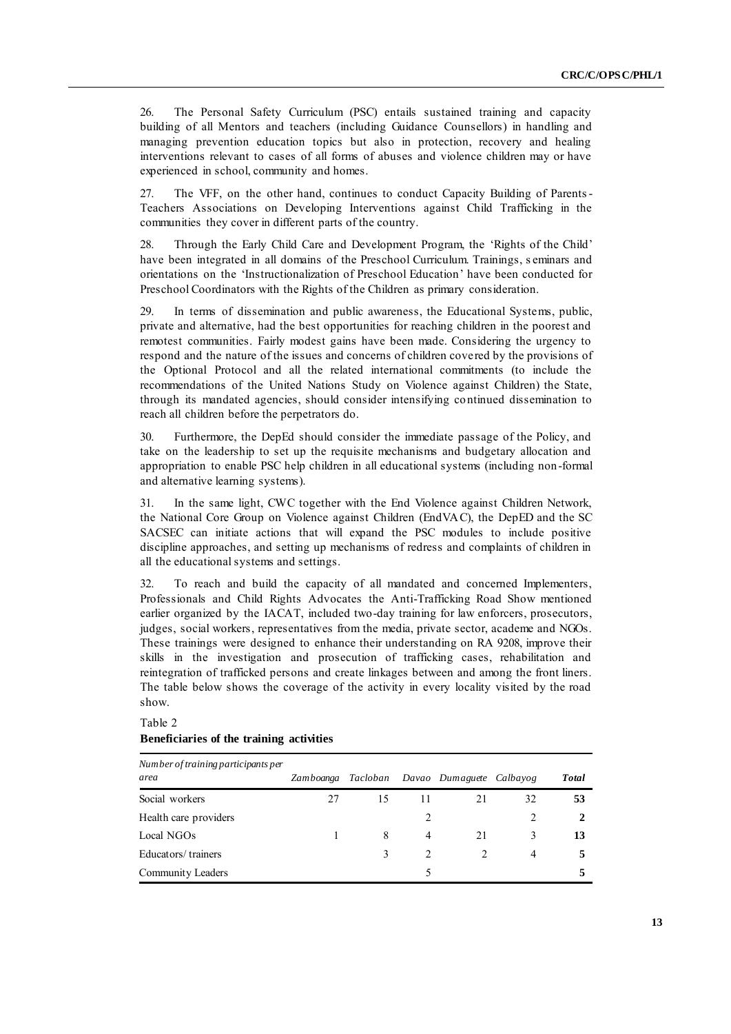26. The Personal Safety Curriculum (PSC) entails sustained training and capacity building of all Mentors and teachers (including Guidance Counsellors) in handling and managing prevention education topics but also in protection, recovery and healing interventions relevant to cases of all forms of abuses and violence children may or have experienced in school, community and homes.

27. The VFF, on the other hand, continues to conduct Capacity Building of Parents-Teachers Associations on Developing Interventions against Child Trafficking in the communities they cover in different parts of the country.

28. Through the Early Child Care and Development Program, the 'Rights of the Child' have been integrated in all domains of the Preschool Curriculum. Trainings, seminars and orientations on the 'Instructionalization of Preschool Education' have been conducted for Preschool Coordinators with the Rights of the Children as primary consideration.

29. In terms of dissemination and public awareness, the Educational Systems, public, private and alternative, had the best opportunities for reaching children in the poorest and remotest communities. Fairly modest gains have been made. Considering the urgency to respond and the nature of the issues and concerns of children covered by the provisions of the Optional Protocol and all the related international commitments (to include the recommendations of the United Nations Study on Violence against Children) the State, through its mandated agencies, should consider intensifying continued dissemination to reach all children before the perpetrators do.

30. Furthermore, the DepEd should consider the immediate passage of the Policy, and take on the leadership to set up the requisite mechanisms and budgetary allocation and appropriation to enable PSC help children in all educational systems (including non-formal and alternative learning systems).

31. In the same light, CWC together with the End Violence against Children Network, the National Core Group on Violence against Children (EndVAC), the DepED and the SC SACSEC can initiate actions that will expand the PSC modules to include positive discipline approaches, and setting up mechanisms of redress and complaints of children in all the educational systems and settings.

32. To reach and build the capacity of all mandated and concerned Implementers, Professionals and Child Rights Advocates the Anti-Trafficking Road Show mentioned earlier organized by the IACAT, included two-day training for law enforcers, prosecutors, judges, social workers, representatives from the media, private sector, academe and NGOs. These trainings were designed to enhance their understanding on RA 9208, improve their skills in the investigation and prosecution of trafficking cases, rehabilitation and reintegration of trafficked persons and create linkages between and among the front liners. The table below shows the coverage of the activity in every locality visited by the road show.

Table 2
**Beneficiaries of the training activities**

| *Number of training participants per area* | *Zamboanga* | *Tacloban* | *Davao* | *Dumaguete* | *Calbayog* | ***Total*** |
|---|---|---|---|---|---|---|
| Social workers | 27 | 15 | 11 | 21 | 32 | **53** |
| Health care providers | | | 2 | | 2 | **2** |
| Local NGOs | 1 | 8 | 4 | 21 | 3 | **13** |
| Educators/ trainers | | 3 | 2 | 2 | 4 | **5** |
| Community Leaders | | | 5 | | | **5** |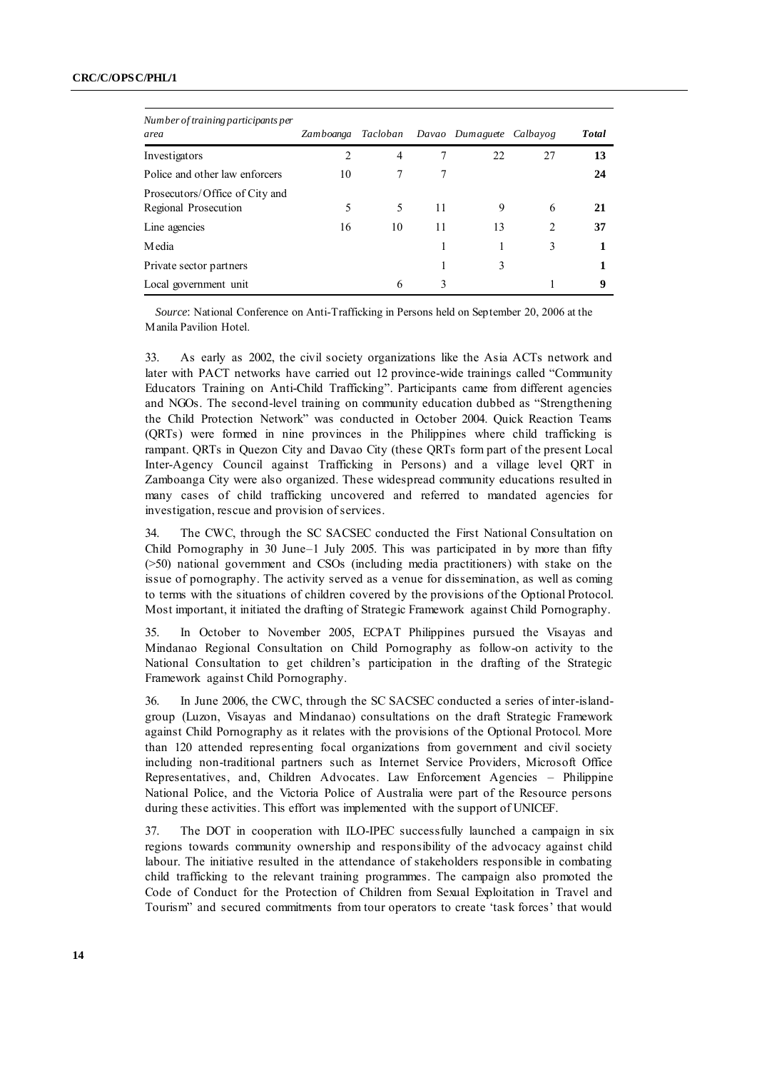| *Number of training participants per area* | *Zamboanga* | *Tacloban* | *Davao* | *Dumaguete* | *Calbayog* | ***Total*** |
|---|---|---|---|---|---|---|
| Investigators | 2 | 4 | 7 | 22 | 27 | **13** |
| Police and other law enforcers | 10 | 7 | 7 | | | **24** |
| Prosecutors/Office of City and Regional Prosecution | 5 | 5 | 11 | 9 | 6 | **21** |
| Line agencies | 16 | 10 | 11 | 13 | 2 | **37** |
| Media | | | 1 | 1 | 3 | **1** |
| Private sector partners | | | 1 | 3 | | **1** |
| Local government unit | | 6 | 3 | | 1 | **9** |

*Source*: National Conference on Anti-Trafficking in Persons held on September 20, 2006 at the Manila Pavilion Hotel.

33. As early as 2002, the civil society organizations like the Asia ACTs network and later with PACT networks have carried out 12 province-wide trainings called "Community Educators Training on Anti-Child Trafficking". Participants came from different agencies and NGOs. The second-level training on community education dubbed as "Strengthening the Child Protection Network" was conducted in October 2004. Quick Reaction Teams (QRTs) were formed in nine provinces in the Philippines where child trafficking is rampant. QRTs in Quezon City and Davao City (these QRTs form part of the present Local Inter-Agency Council against Trafficking in Persons) and a village level QRT in Zamboanga City were also organized. These widespread community educations resulted in many cases of child trafficking uncovered and referred to mandated agencies for investigation, rescue and provision of services.

34. The CWC, through the SC SACSEC conducted the First National Consultation on Child Pornography in 30 June–1 July 2005. This was participated in by more than fifty (>50) national government and CSOs (including media practitioners) with stake on the issue of pornography. The activity served as a venue for dissemination, as well as coming to terms with the situations of children covered by the provisions of the Optional Protocol. Most important, it initiated the drafting of Strategic Framework against Child Pornography.

35. In October to November 2005, ECPAT Philippines pursued the Visayas and Mindanao Regional Consultation on Child Pornography as follow-on activity to the National Consultation to get children's participation in the drafting of the Strategic Framework against Child Pornography.

36. In June 2006, the CWC, through the SC SACSEC conducted a series of inter-island-group (Luzon, Visayas and Mindanao) consultations on the draft Strategic Framework against Child Pornography as it relates with the provisions of the Optional Protocol. More than 120 attended representing focal organizations from government and civil society including non-traditional partners such as Internet Service Providers, Microsoft Office Representatives, and, Children Advocates. Law Enforcement Agencies – Philippine National Police, and the Victoria Police of Australia were part of the Resource persons during these activities. This effort was implemented with the support of UNICEF.

37. The DOT in cooperation with ILO-IPEC successfully launched a campaign in six regions towards community ownership and responsibility of the advocacy against child labour. The initiative resulted in the attendance of stakeholders responsible in combating child trafficking to the relevant training programmes. The campaign also promoted the Code of Conduct for the Protection of Children from Sexual Exploitation in Travel and Tourism" and secured commitments from tour operators to create 'task forces' that would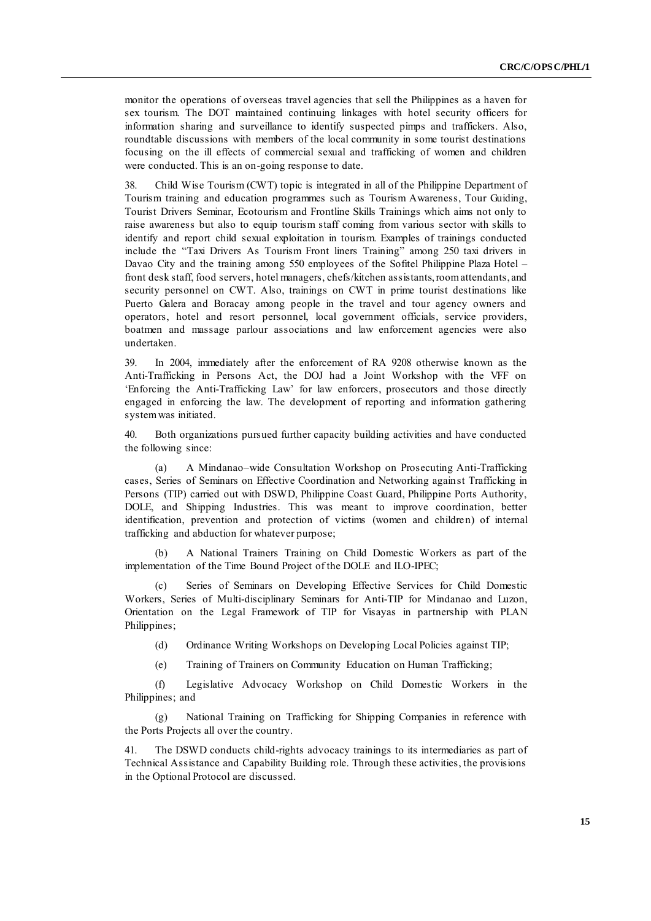monitor the operations of overseas travel agencies that sell the Philippines as a haven for sex tourism. The DOT maintained continuing linkages with hotel security officers for information sharing and surveillance to identify suspected pimps and traffickers. Also, roundtable discussions with members of the local community in some tourist destinations focusing on the ill effects of commercial sexual and trafficking of women and children were conducted. This is an on-going response to date.

38. Child Wise Tourism (CWT) topic is integrated in all of the Philippine Department of Tourism training and education programmes such as Tourism Awareness, Tour Guiding, Tourist Drivers Seminar, Ecotourism and Frontline Skills Trainings which aims not only to raise awareness but also to equip tourism staff coming from various sector with skills to identify and report child sexual exploitation in tourism. Examples of trainings conducted include the "Taxi Drivers As Tourism Front liners Training" among 250 taxi drivers in Davao City and the training among 550 employees of the Sofitel Philippine Plaza Hotel – front desk staff, food servers, hotel managers, chefs/kitchen assistants, room attendants, and security personnel on CWT. Also, trainings on CWT in prime tourist destinations like Puerto Galera and Boracay among people in the travel and tour agency owners and operators, hotel and resort personnel, local government officials, service providers, boatmen and massage parlour associations and law enforcement agencies were also undertaken.

39. In 2004, immediately after the enforcement of RA 9208 otherwise known as the Anti-Trafficking in Persons Act, the DOJ had a Joint Workshop with the VFF on 'Enforcing the Anti-Trafficking Law' for law enforcers, prosecutors and those directly engaged in enforcing the law. The development of reporting and information gathering system was initiated.

40. Both organizations pursued further capacity building activities and have conducted the following since:

(a) A Mindanao–wide Consultation Workshop on Prosecuting Anti-Trafficking cases, Series of Seminars on Effective Coordination and Networking against Trafficking in Persons (TIP) carried out with DSWD, Philippine Coast Guard, Philippine Ports Authority, DOLE, and Shipping Industries. This was meant to improve coordination, better identification, prevention and protection of victims (women and children) of internal trafficking and abduction for whatever purpose;

(b) A National Trainers Training on Child Domestic Workers as part of the implementation of the Time Bound Project of the DOLE and ILO-IPEC;

(c) Series of Seminars on Developing Effective Services for Child Domestic Workers, Series of Multi-disciplinary Seminars for Anti-TIP for Mindanao and Luzon, Orientation on the Legal Framework of TIP for Visayas in partnership with PLAN Philippines;

(d) Ordinance Writing Workshops on Developing Local Policies against TIP;

(e) Training of Trainers on Community Education on Human Trafficking;

(f) Legislative Advocacy Workshop on Child Domestic Workers in the Philippines; and

(g) National Training on Trafficking for Shipping Companies in reference with the Ports Projects all over the country.

41. The DSWD conducts child-rights advocacy trainings to its intermediaries as part of Technical Assistance and Capability Building role. Through these activities, the provisions in the Optional Protocol are discussed.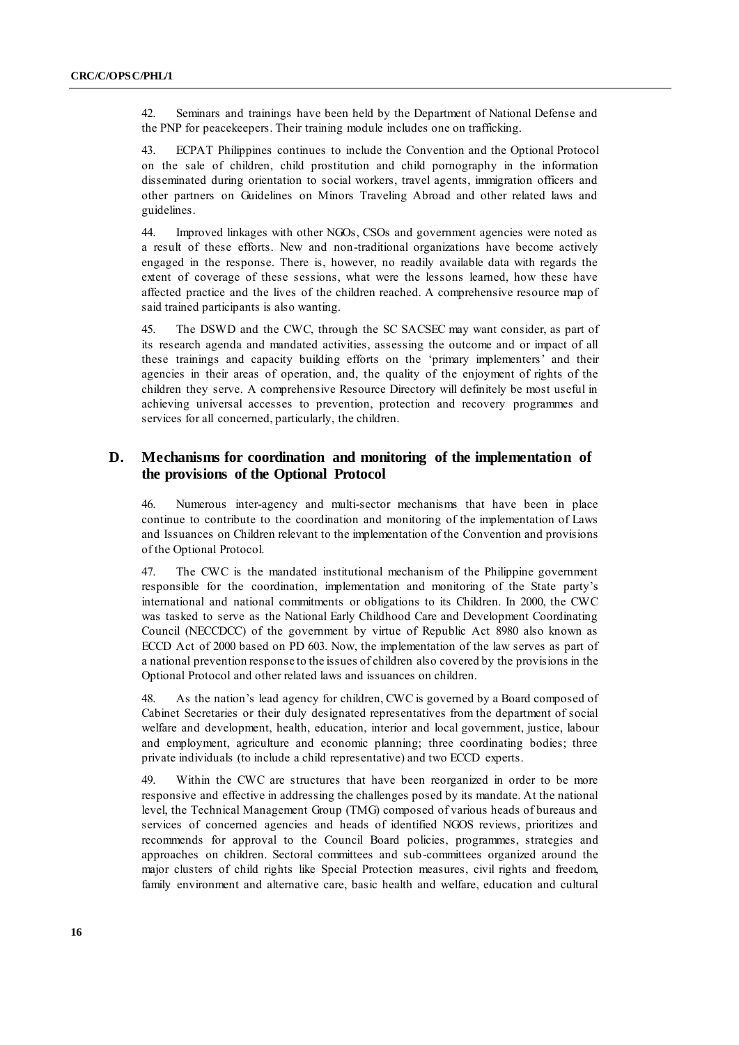42. Seminars and trainings have been held by the Department of National Defense and the PNP for peacekeepers. Their training module includes one on trafficking.

43. ECPAT Philippines continues to include the Convention and the Optional Protocol on the sale of children, child prostitution and child pornography in the information disseminated during orientation to social workers, travel agents, immigration officers and other partners on Guidelines on Minors Traveling Abroad and other related laws and guidelines.

44. Improved linkages with other NGOs, CSOs and government agencies were noted as a result of these efforts. New and non-traditional organizations have become actively engaged in the response. There is, however, no readily available data with regards the extent of coverage of these sessions, what were the lessons learned, how these have affected practice and the lives of the children reached. A comprehensive resource map of said trained participants is also wanting.

45. The DSWD and the CWC, through the SC SACSEC may want consider, as part of its research agenda and mandated activities, assessing the outcome and or impact of all these trainings and capacity building efforts on the 'primary implementers' and their agencies in their areas of operation, and, the quality of the enjoyment of rights of the children they serve. A comprehensive Resource Directory will definitely be most useful in achieving universal accesses to prevention, protection and recovery programmes and services for all concerned, particularly, the children.

## D. Mechanisms for coordination and monitoring of the implementation of the provisions of the Optional Protocol

46. Numerous inter-agency and multi-sector mechanisms that have been in place continue to contribute to the coordination and monitoring of the implementation of Laws and Issuances on Children relevant to the implementation of the Convention and provisions of the Optional Protocol.

47. The CWC is the mandated institutional mechanism of the Philippine government responsible for the coordination, implementation and monitoring of the State party's international and national commitments or obligations to its Children. In 2000, the CWC was tasked to serve as the National Early Childhood Care and Development Coordinating Council (NECCDCC) of the government by virtue of Republic Act 8980 also known as ECCD Act of 2000 based on PD 603. Now, the implementation of the law serves as part of a national prevention response to the issues of children also covered by the provisions in the Optional Protocol and other related laws and issuances on children.

48. As the nation's lead agency for children, CWC is governed by a Board composed of Cabinet Secretaries or their duly designated representatives from the department of social welfare and development, health, education, interior and local government, justice, labour and employment, agriculture and economic planning; three coordinating bodies; three private individuals (to include a child representative) and two ECCD experts.

49. Within the CWC are structures that have been reorganized in order to be more responsive and effective in addressing the challenges posed by its mandate. At the national level, the Technical Management Group (TMG) composed of various heads of bureaus and services of concerned agencies and heads of identified NGOS reviews, prioritizes and recommends for approval to the Council Board policies, programmes, strategies and approaches on children. Sectoral committees and sub-committees organized around the major clusters of child rights like Special Protection measures, civil rights and freedom, family environment and alternative care, basic health and welfare, education and cultural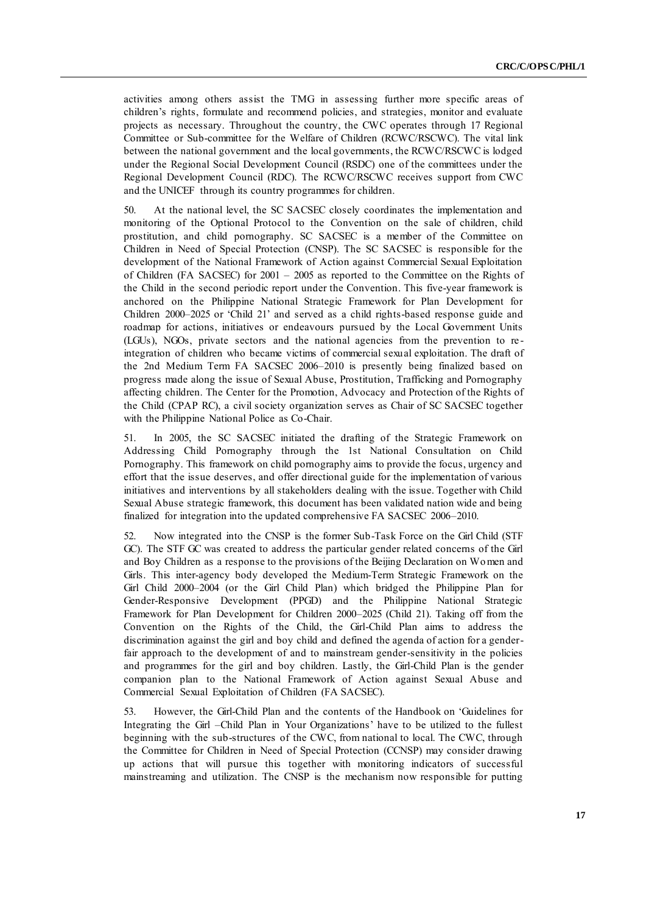activities among others assist the TMG in assessing further more specific areas of children's rights, formulate and recommend policies, and strategies, monitor and evaluate projects as necessary. Throughout the country, the CWC operates through 17 Regional Committee or Sub-committee for the Welfare of Children (RCWC/RSCWC). The vital link between the national government and the local governments, the RCWC/RSCWC is lodged under the Regional Social Development Council (RSDC) one of the committees under the Regional Development Council (RDC). The RCWC/RSCWC receives support from CWC and the UNICEF through its country programmes for children.

50. At the national level, the SC SACSEC closely coordinates the implementation and monitoring of the Optional Protocol to the Convention on the sale of children, child prostitution, and child pornography. SC SACSEC is a member of the Committee on Children in Need of Special Protection (CNSP). The SC SACSEC is responsible for the development of the National Framework of Action against Commercial Sexual Exploitation of Children (FA SACSEC) for 2001 – 2005 as reported to the Committee on the Rights of the Child in the second periodic report under the Convention. This five-year framework is anchored on the Philippine National Strategic Framework for Plan Development for Children 2000–2025 or 'Child 21' and served as a child rights-based response guide and roadmap for actions, initiatives or endeavours pursued by the Local Government Units (LGUs), NGOs, private sectors and the national agencies from the prevention to re-integration of children who became victims of commercial sexual exploitation. The draft of the 2nd Medium Term FA SACSEC 2006–2010 is presently being finalized based on progress made along the issue of Sexual Abuse, Prostitution, Trafficking and Pornography affecting children. The Center for the Promotion, Advocacy and Protection of the Rights of the Child (CPAP RC), a civil society organization serves as Chair of SC SACSEC together with the Philippine National Police as Co-Chair.

51. In 2005, the SC SACSEC initiated the drafting of the Strategic Framework on Addressing Child Pornography through the 1st National Consultation on Child Pornography. This framework on child pornography aims to provide the focus, urgency and effort that the issue deserves, and offer directional guide for the implementation of various initiatives and interventions by all stakeholders dealing with the issue. Together with Child Sexual Abuse strategic framework, this document has been validated nation wide and being finalized for integration into the updated comprehensive FA SACSEC 2006–2010.

52. Now integrated into the CNSP is the former Sub-Task Force on the Girl Child (STF GC). The STF GC was created to address the particular gender related concerns of the Girl and Boy Children as a response to the provisions of the Beijing Declaration on Women and Girls. This inter-agency body developed the Medium-Term Strategic Framework on the Girl Child 2000–2004 (or the Girl Child Plan) which bridged the Philippine Plan for Gender-Responsive Development (PPGD) and the Philippine National Strategic Framework for Plan Development for Children 2000–2025 (Child 21). Taking off from the Convention on the Rights of the Child, the Girl-Child Plan aims to address the discrimination against the girl and boy child and defined the agenda of action for a gender-fair approach to the development of and to mainstream gender-sensitivity in the policies and programmes for the girl and boy children. Lastly, the Girl-Child Plan is the gender companion plan to the National Framework of Action against Sexual Abuse and Commercial Sexual Exploitation of Children (FA SACSEC).

53. However, the Girl-Child Plan and the contents of the Handbook on 'Guidelines for Integrating the Girl –Child Plan in Your Organizations' have to be utilized to the fullest beginning with the sub-structures of the CWC, from national to local. The CWC, through the Committee for Children in Need of Special Protection (CCNSP) may consider drawing up actions that will pursue this together with monitoring indicators of successful mainstreaming and utilization. The CNSP is the mechanism now responsible for putting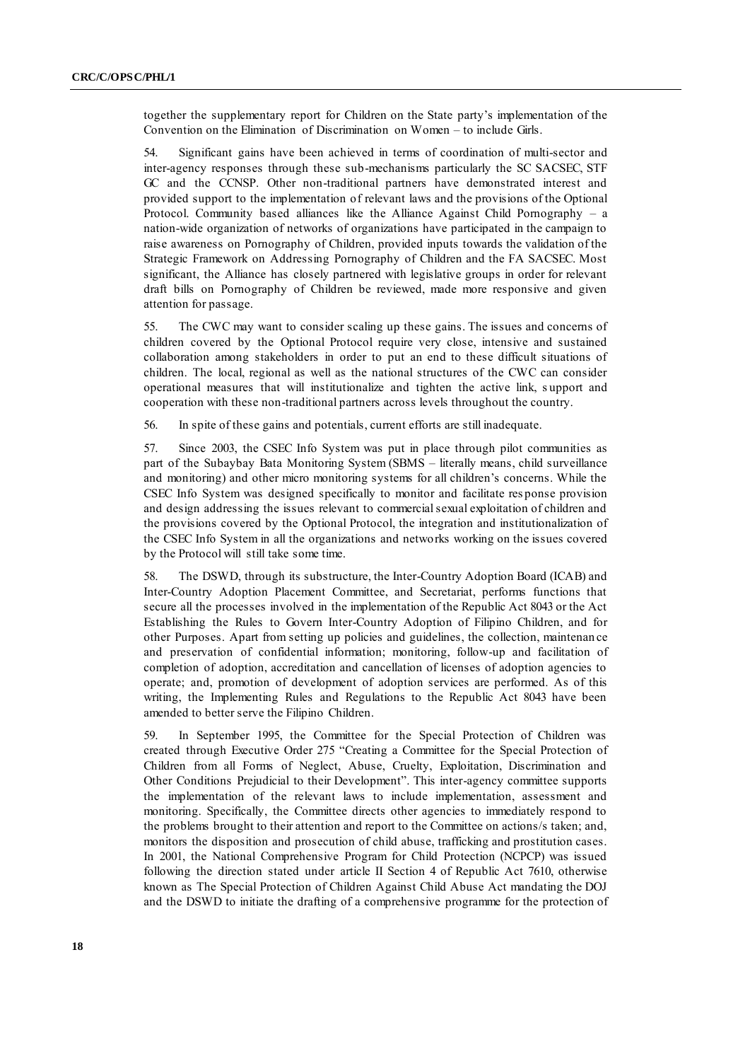together the supplementary report for Children on the State party's implementation of the Convention on the Elimination of Discrimination on Women – to include Girls.

54. Significant gains have been achieved in terms of coordination of multi-sector and inter-agency responses through these sub-mechanisms particularly the SC SACSEC, STF GC and the CCNSP. Other non-traditional partners have demonstrated interest and provided support to the implementation of relevant laws and the provisions of the Optional Protocol. Community based alliances like the Alliance Against Child Pornography – a nation-wide organization of networks of organizations have participated in the campaign to raise awareness on Pornography of Children, provided inputs towards the validation of the Strategic Framework on Addressing Pornography of Children and the FA SACSEC. Most significant, the Alliance has closely partnered with legislative groups in order for relevant draft bills on Pornography of Children be reviewed, made more responsive and given attention for passage.

55. The CWC may want to consider scaling up these gains. The issues and concerns of children covered by the Optional Protocol require very close, intensive and sustained collaboration among stakeholders in order to put an end to these difficult situations of children. The local, regional as well as the national structures of the CWC can consider operational measures that will institutionalize and tighten the active link, support and cooperation with these non-traditional partners across levels throughout the country.

56. In spite of these gains and potentials, current efforts are still inadequate.

57. Since 2003, the CSEC Info System was put in place through pilot communities as part of the Subaybay Bata Monitoring System (SBMS – literally means, child surveillance and monitoring) and other micro monitoring systems for all children's concerns. While the CSEC Info System was designed specifically to monitor and facilitate response provision and design addressing the issues relevant to commercial sexual exploitation of children and the provisions covered by the Optional Protocol, the integration and institutionalization of the CSEC Info System in all the organizations and networks working on the issues covered by the Protocol will still take some time.

58. The DSWD, through its substructure, the Inter-Country Adoption Board (ICAB) and Inter-Country Adoption Placement Committee, and Secretariat, performs functions that secure all the processes involved in the implementation of the Republic Act 8043 or the Act Establishing the Rules to Govern Inter-Country Adoption of Filipino Children, and for other Purposes. Apart from setting up policies and guidelines, the collection, maintenance and preservation of confidential information; monitoring, follow-up and facilitation of completion of adoption, accreditation and cancellation of licenses of adoption agencies to operate; and, promotion of development of adoption services are performed. As of this writing, the Implementing Rules and Regulations to the Republic Act 8043 have been amended to better serve the Filipino Children.

59. In September 1995, the Committee for the Special Protection of Children was created through Executive Order 275 "Creating a Committee for the Special Protection of Children from all Forms of Neglect, Abuse, Cruelty, Exploitation, Discrimination and Other Conditions Prejudicial to their Development". This inter-agency committee supports the implementation of the relevant laws to include implementation, assessment and monitoring. Specifically, the Committee directs other agencies to immediately respond to the problems brought to their attention and report to the Committee on actions/s taken; and, monitors the disposition and prosecution of child abuse, trafficking and prostitution cases. In 2001, the National Comprehensive Program for Child Protection (NCPCP) was issued following the direction stated under article II Section 4 of Republic Act 7610, otherwise known as The Special Protection of Children Against Child Abuse Act mandating the DOJ and the DSWD to initiate the drafting of a comprehensive programme for the protection of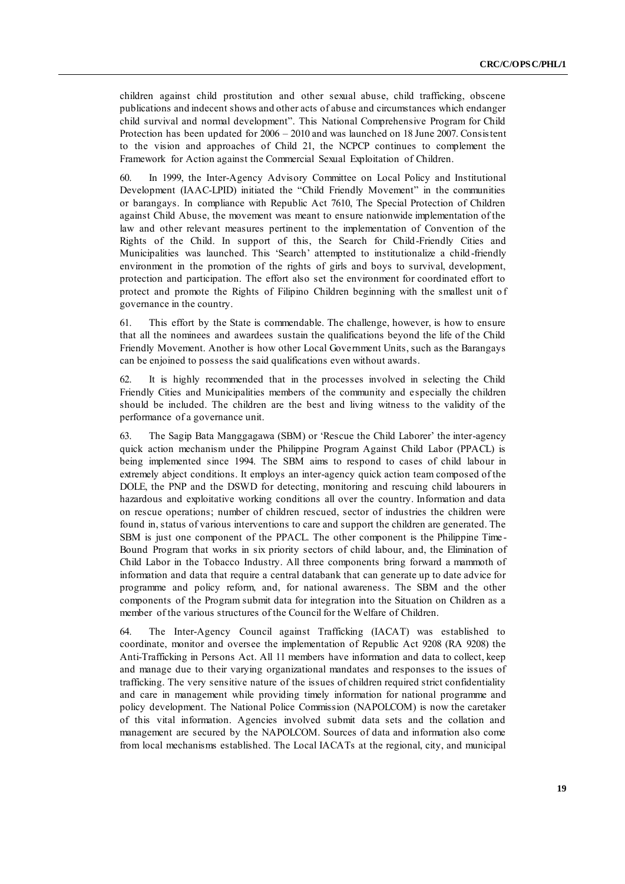children against child prostitution and other sexual abuse, child trafficking, obscene publications and indecent shows and other acts of abuse and circumstances which endanger child survival and normal development". This National Comprehensive Program for Child Protection has been updated for 2006 – 2010 and was launched on 18 June 2007. Consistent to the vision and approaches of Child 21, the NCPCP continues to complement the Framework for Action against the Commercial Sexual Exploitation of Children.

60. In 1999, the Inter-Agency Advisory Committee on Local Policy and Institutional Development (IAAC-LPID) initiated the "Child Friendly Movement" in the communities or barangays. In compliance with Republic Act 7610, The Special Protection of Children against Child Abuse, the movement was meant to ensure nationwide implementation of the law and other relevant measures pertinent to the implementation of Convention of the Rights of the Child. In support of this, the Search for Child-Friendly Cities and Municipalities was launched. This 'Search' attempted to institutionalize a child-friendly environment in the promotion of the rights of girls and boys to survival, development, protection and participation. The effort also set the environment for coordinated effort to protect and promote the Rights of Filipino Children beginning with the smallest unit of governance in the country.

61. This effort by the State is commendable. The challenge, however, is how to ensure that all the nominees and awardees sustain the qualifications beyond the life of the Child Friendly Movement. Another is how other Local Government Units, such as the Barangays can be enjoined to possess the said qualifications even without awards.

62. It is highly recommended that in the processes involved in selecting the Child Friendly Cities and Municipalities members of the community and especially the children should be included. The children are the best and living witness to the validity of the performance of a governance unit.

63. The Sagip Bata Manggagawa (SBM) or 'Rescue the Child Laborer' the inter-agency quick action mechanism under the Philippine Program Against Child Labor (PPACL) is being implemented since 1994. The SBM aims to respond to cases of child labour in extremely abject conditions. It employs an inter-agency quick action team composed of the DOLE, the PNP and the DSWD for detecting, monitoring and rescuing child labourers in hazardous and exploitative working conditions all over the country. Information and data on rescue operations; number of children rescued, sector of industries the children were found in, status of various interventions to care and support the children are generated. The SBM is just one component of the PPACL. The other component is the Philippine Time-Bound Program that works in six priority sectors of child labour, and, the Elimination of Child Labor in the Tobacco Industry. All three components bring forward a mammoth of information and data that require a central databank that can generate up to date advice for programme and policy reform, and, for national awareness. The SBM and the other components of the Program submit data for integration into the Situation on Children as a member of the various structures of the Council for the Welfare of Children.

64. The Inter-Agency Council against Trafficking (IACAT) was established to coordinate, monitor and oversee the implementation of Republic Act 9208 (RA 9208) the Anti-Trafficking in Persons Act. All 11 members have information and data to collect, keep and manage due to their varying organizational mandates and responses to the issues of trafficking. The very sensitive nature of the issues of children required strict confidentiality and care in management while providing timely information for national programme and policy development. The National Police Commission (NAPOLCOM) is now the caretaker of this vital information. Agencies involved submit data sets and the collation and management are secured by the NAPOLCOM. Sources of data and information also come from local mechanisms established. The Local IACATs at the regional, city, and municipal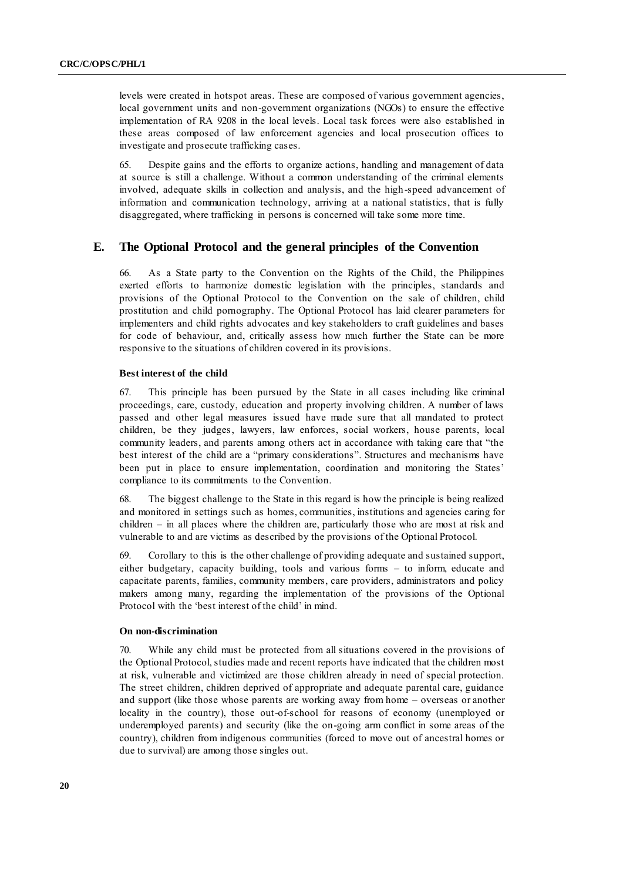levels were created in hotspot areas. These are composed of various government agencies, local government units and non-government organizations (NGOs) to ensure the effective implementation of RA 9208 in the local levels. Local task forces were also established in these areas composed of law enforcement agencies and local prosecution offices to investigate and prosecute trafficking cases.

65. Despite gains and the efforts to organize actions, handling and management of data at source is still a challenge. Without a common understanding of the criminal elements involved, adequate skills in collection and analysis, and the high-speed advancement of information and communication technology, arriving at a national statistics, that is fully disaggregated, where trafficking in persons is concerned will take some more time.

## E. The Optional Protocol and the general principles of the Convention

66. As a State party to the Convention on the Rights of the Child, the Philippines exerted efforts to harmonize domestic legislation with the principles, standards and provisions of the Optional Protocol to the Convention on the sale of children, child prostitution and child pornography. The Optional Protocol has laid clearer parameters for implementers and child rights advocates and key stakeholders to craft guidelines and bases for code of behaviour, and, critically assess how much further the State can be more responsive to the situations of children covered in its provisions.

### Best interest of the child

67. This principle has been pursued by the State in all cases including like criminal proceedings, care, custody, education and property involving children. A number of laws passed and other legal measures issued have made sure that all mandated to protect children, be they judges, lawyers, law enforces, social workers, house parents, local community leaders, and parents among others act in accordance with taking care that "the best interest of the child are a "primary considerations". Structures and mechanisms have been put in place to ensure implementation, coordination and monitoring the States' compliance to its commitments to the Convention.

68. The biggest challenge to the State in this regard is how the principle is being realized and monitored in settings such as homes, communities, institutions and agencies caring for children – in all places where the children are, particularly those who are most at risk and vulnerable to and are victims as described by the provisions of the Optional Protocol.

69. Corollary to this is the other challenge of providing adequate and sustained support, either budgetary, capacity building, tools and various forms – to inform, educate and capacitate parents, families, community members, care providers, administrators and policy makers among many, regarding the implementation of the provisions of the Optional Protocol with the 'best interest of the child' in mind.

### On non-discrimination

70. While any child must be protected from all situations covered in the provisions of the Optional Protocol, studies made and recent reports have indicated that the children most at risk, vulnerable and victimized are those children already in need of special protection. The street children, children deprived of appropriate and adequate parental care, guidance and support (like those whose parents are working away from home – overseas or another locality in the country), those out-of-school for reasons of economy (unemployed or underemployed parents) and security (like the on-going arm conflict in some areas of the country), children from indigenous communities (forced to move out of ancestral homes or due to survival) are among those singles out.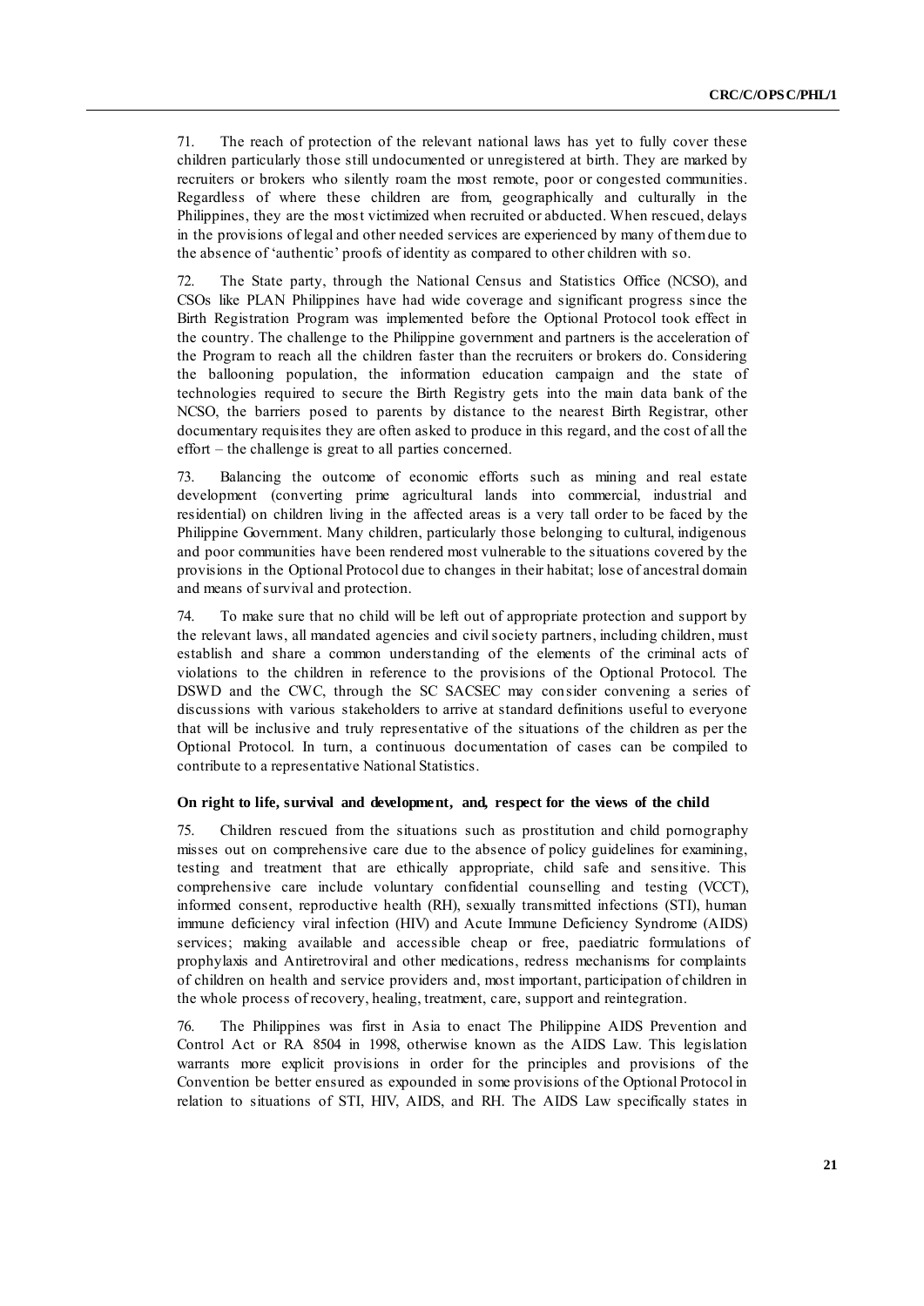71. The reach of protection of the relevant national laws has yet to fully cover these children particularly those still undocumented or unregistered at birth. They are marked by recruiters or brokers who silently roam the most remote, poor or congested communities. Regardless of where these children are from, geographically and culturally in the Philippines, they are the most victimized when recruited or abducted. When rescued, delays in the provisions of legal and other needed services are experienced by many of them due to the absence of 'authentic' proofs of identity as compared to other children with so.

72. The State party, through the National Census and Statistics Office (NCSO), and CSOs like PLAN Philippines have had wide coverage and significant progress since the Birth Registration Program was implemented before the Optional Protocol took effect in the country. The challenge to the Philippine government and partners is the acceleration of the Program to reach all the children faster than the recruiters or brokers do. Considering the ballooning population, the information education campaign and the state of technologies required to secure the Birth Registry gets into the main data bank of the NCSO, the barriers posed to parents by distance to the nearest Birth Registrar, other documentary requisites they are often asked to produce in this regard, and the cost of all the effort – the challenge is great to all parties concerned.

73. Balancing the outcome of economic efforts such as mining and real estate development (converting prime agricultural lands into commercial, industrial and residential) on children living in the affected areas is a very tall order to be faced by the Philippine Government. Many children, particularly those belonging to cultural, indigenous and poor communities have been rendered most vulnerable to the situations covered by the provisions in the Optional Protocol due to changes in their habitat; lose of ancestral domain and means of survival and protection.

74. To make sure that no child will be left out of appropriate protection and support by the relevant laws, all mandated agencies and civil society partners, including children, must establish and share a common understanding of the elements of the criminal acts of violations to the children in reference to the provisions of the Optional Protocol. The DSWD and the CWC, through the SC SACSEC may consider convening a series of discussions with various stakeholders to arrive at standard definitions useful to everyone that will be inclusive and truly representative of the situations of the children as per the Optional Protocol. In turn, a continuous documentation of cases can be compiled to contribute to a representative National Statistics.

**On right to life, survival and development, and, respect for the views of the child**

75. Children rescued from the situations such as prostitution and child pornography misses out on comprehensive care due to the absence of policy guidelines for examining, testing and treatment that are ethically appropriate, child safe and sensitive. This comprehensive care include voluntary confidential counselling and testing (VCCT), informed consent, reproductive health (RH), sexually transmitted infections (STI), human immune deficiency viral infection (HIV) and Acute Immune Deficiency Syndrome (AIDS) services; making available and accessible cheap or free, paediatric formulations of prophylaxis and Antiretroviral and other medications, redress mechanisms for complaints of children on health and service providers and, most important, participation of children in the whole process of recovery, healing, treatment, care, support and reintegration.

76. The Philippines was first in Asia to enact The Philippine AIDS Prevention and Control Act or RA 8504 in 1998, otherwise known as the AIDS Law. This legislation warrants more explicit provisions in order for the principles and provisions of the Convention be better ensured as expounded in some provisions of the Optional Protocol in relation to situations of STI, HIV, AIDS, and RH. The AIDS Law specifically states in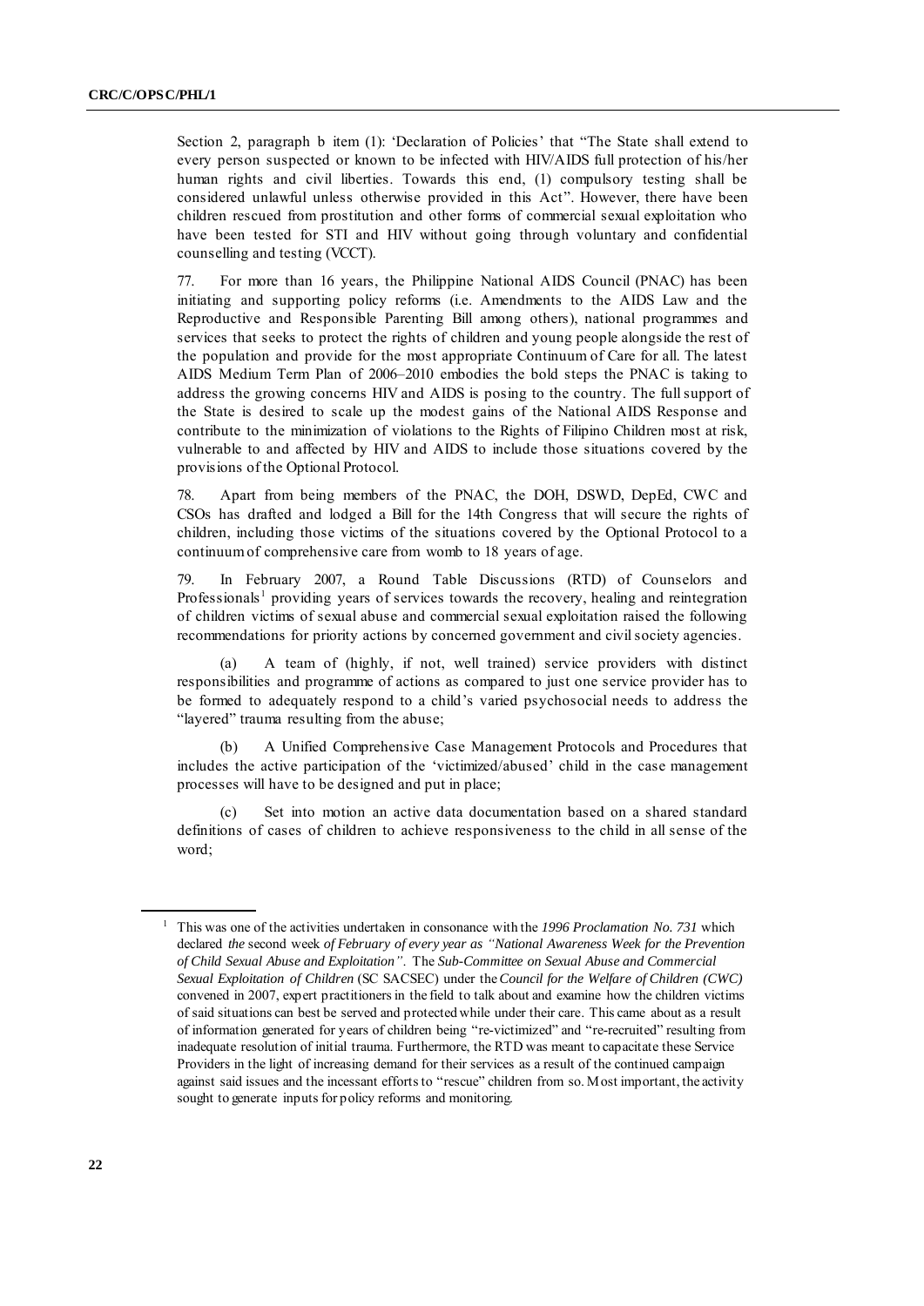Section 2, paragraph b item (1): 'Declaration of Policies' that "The State shall extend to every person suspected or known to be infected with HIV/AIDS full protection of his/her human rights and civil liberties. Towards this end, (1) compulsory testing shall be considered unlawful unless otherwise provided in this Act". However, there have been children rescued from prostitution and other forms of commercial sexual exploitation who have been tested for STI and HIV without going through voluntary and confidential counselling and testing (VCCT).

77. For more than 16 years, the Philippine National AIDS Council (PNAC) has been initiating and supporting policy reforms (i.e. Amendments to the AIDS Law and the Reproductive and Responsible Parenting Bill among others), national programmes and services that seeks to protect the rights of children and young people alongside the rest of the population and provide for the most appropriate Continuum of Care for all. The latest AIDS Medium Term Plan of 2006–2010 embodies the bold steps the PNAC is taking to address the growing concerns HIV and AIDS is posing to the country. The full support of the State is desired to scale up the modest gains of the National AIDS Response and contribute to the minimization of violations to the Rights of Filipino Children most at risk, vulnerable to and affected by HIV and AIDS to include those situations covered by the provisions of the Optional Protocol.

78. Apart from being members of the PNAC, the DOH, DSWD, DepEd, CWC and CSOs has drafted and lodged a Bill for the 14th Congress that will secure the rights of children, including those victims of the situations covered by the Optional Protocol to a continuum of comprehensive care from womb to 18 years of age.

79. In February 2007, a Round Table Discussions (RTD) of Counselors and Professionals[1] providing years of services towards the recovery, healing and reintegration of children victims of sexual abuse and commercial sexual exploitation raised the following recommendations for priority actions by concerned government and civil society agencies.

(a) A team of (highly, if not, well trained) service providers with distinct responsibilities and programme of actions as compared to just one service provider has to be formed to adequately respond to a child's varied psychosocial needs to address the "layered" trauma resulting from the abuse;

(b) A Unified Comprehensive Case Management Protocols and Procedures that includes the active participation of the 'victimized/abused' child in the case management processes will have to be designed and put in place;

(c) Set into motion an active data documentation based on a shared standard definitions of cases of children to achieve responsiveness to the child in all sense of the word;

---

[1] This was one of the activities undertaken in consonance with the *1996 Proclamation No. 731* which declared *the* second week *of February of every year as "National Awareness Week for the Prevention of Child Sexual Abuse and Exploitation"*. The *Sub-Committee on Sexual Abuse and Commercial Sexual Exploitation of Children* (SC SACSEC) under the *Council for the Welfare of Children (CWC)* convened in 2007, expert practitioners in the field to talk about and examine how the children victims of said situations can best be served and protected while under their care. This came about as a result of information generated for years of children being "re-victimized" and "re-recruited" resulting from inadequate resolution of initial trauma. Furthermore, the RTD was meant to capacitate these Service Providers in the light of increasing demand for their services as a result of the continued campaign against said issues and the incessant efforts to "rescue" children from so. Most important, the activity sought to generate inputs for policy reforms and monitoring.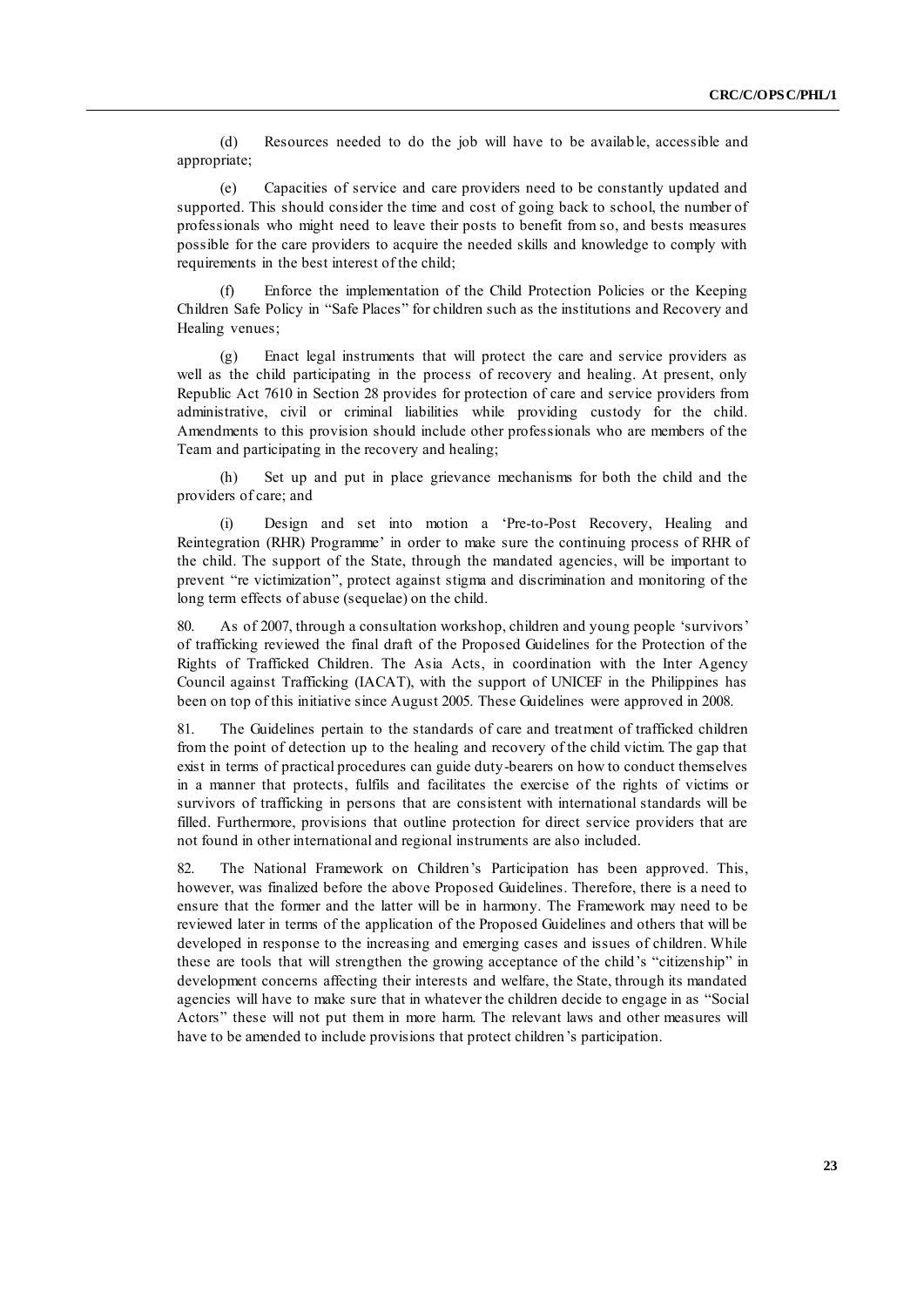(d) Resources needed to do the job will have to be available, accessible and appropriate;

(e) Capacities of service and care providers need to be constantly updated and supported. This should consider the time and cost of going back to school, the number of professionals who might need to leave their posts to benefit from so, and bests measures possible for the care providers to acquire the needed skills and knowledge to comply with requirements in the best interest of the child;

(f) Enforce the implementation of the Child Protection Policies or the Keeping Children Safe Policy in "Safe Places" for children such as the institutions and Recovery and Healing venues;

(g) Enact legal instruments that will protect the care and service providers as well as the child participating in the process of recovery and healing. At present, only Republic Act 7610 in Section 28 provides for protection of care and service providers from administrative, civil or criminal liabilities while providing custody for the child. Amendments to this provision should include other professionals who are members of the Team and participating in the recovery and healing;

(h) Set up and put in place grievance mechanisms for both the child and the providers of care; and

(i) Design and set into motion a 'Pre-to-Post Recovery, Healing and Reintegration (RHR) Programme' in order to make sure the continuing process of RHR of the child. The support of the State, through the mandated agencies, will be important to prevent "re victimization", protect against stigma and discrimination and monitoring of the long term effects of abuse (sequelae) on the child.

80. As of 2007, through a consultation workshop, children and young people 'survivors' of trafficking reviewed the final draft of the Proposed Guidelines for the Protection of the Rights of Trafficked Children. The Asia Acts, in coordination with the Inter Agency Council against Trafficking (IACAT), with the support of UNICEF in the Philippines has been on top of this initiative since August 2005. These Guidelines were approved in 2008.

81. The Guidelines pertain to the standards of care and treatment of trafficked children from the point of detection up to the healing and recovery of the child victim. The gap that exist in terms of practical procedures can guide duty-bearers on how to conduct themselves in a manner that protects, fulfils and facilitates the exercise of the rights of victims or survivors of trafficking in persons that are consistent with international standards will be filled. Furthermore, provisions that outline protection for direct service providers that are not found in other international and regional instruments are also included.

82. The National Framework on Children's Participation has been approved. This, however, was finalized before the above Proposed Guidelines. Therefore, there is a need to ensure that the former and the latter will be in harmony. The Framework may need to be reviewed later in terms of the application of the Proposed Guidelines and others that will be developed in response to the increasing and emerging cases and issues of children. While these are tools that will strengthen the growing acceptance of the child's "citizenship" in development concerns affecting their interests and welfare, the State, through its mandated agencies will have to make sure that in whatever the children decide to engage in as "Social Actors" these will not put them in more harm. The relevant laws and other measures will have to be amended to include provisions that protect children's participation.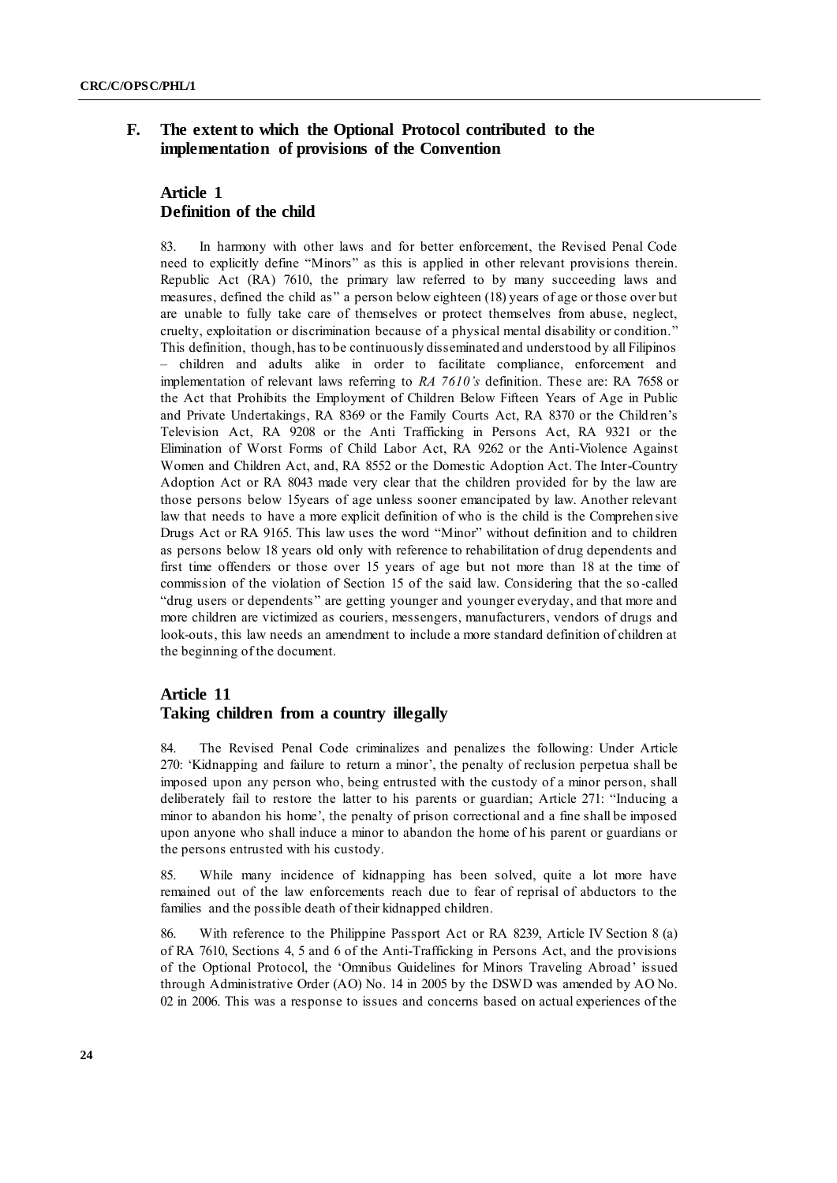## F. The extent to which the Optional Protocol contributed to the implementation of provisions of the Convention

### Article 1
### Definition of the child

83. In harmony with other laws and for better enforcement, the Revised Penal Code need to explicitly define "Minors" as this is applied in other relevant provisions therein. Republic Act (RA) 7610, the primary law referred to by many succeeding laws and measures, defined the child as" a person below eighteen (18) years of age or those over but are unable to fully take care of themselves or protect themselves from abuse, neglect, cruelty, exploitation or discrimination because of a physical mental disability or condition." This definition, though, has to be continuously disseminated and understood by all Filipinos – children and adults alike in order to facilitate compliance, enforcement and implementation of relevant laws referring to *RA 7610's* definition. These are: RA 7658 or the Act that Prohibits the Employment of Children Below Fifteen Years of Age in Public and Private Undertakings, RA 8369 or the Family Courts Act, RA 8370 or the Children's Television Act, RA 9208 or the Anti Trafficking in Persons Act, RA 9321 or the Elimination of Worst Forms of Child Labor Act, RA 9262 or the Anti-Violence Against Women and Children Act, and, RA 8552 or the Domestic Adoption Act. The Inter-Country Adoption Act or RA 8043 made very clear that the children provided for by the law are those persons below 15years of age unless sooner emancipated by law. Another relevant law that needs to have a more explicit definition of who is the child is the Comprehensive Drugs Act or RA 9165. This law uses the word "Minor" without definition and to children as persons below 18 years old only with reference to rehabilitation of drug dependents and first time offenders or those over 15 years of age but not more than 18 at the time of commission of the violation of Section 15 of the said law. Considering that the so-called "drug users or dependents" are getting younger and younger everyday, and that more and more children are victimized as couriers, messengers, manufacturers, vendors of drugs and look-outs, this law needs an amendment to include a more standard definition of children at the beginning of the document.

### Article 11
### Taking children from a country illegally

84. The Revised Penal Code criminalizes and penalizes the following: Under Article 270: 'Kidnapping and failure to return a minor', the penalty of reclusion perpetua shall be imposed upon any person who, being entrusted with the custody of a minor person, shall deliberately fail to restore the latter to his parents or guardian; Article 271: "Inducing a minor to abandon his home', the penalty of prison correctional and a fine shall be imposed upon anyone who shall induce a minor to abandon the home of his parent or guardians or the persons entrusted with his custody.

85. While many incidence of kidnapping has been solved, quite a lot more have remained out of the law enforcements reach due to fear of reprisal of abductors to the families and the possible death of their kidnapped children.

86. With reference to the Philippine Passport Act or RA 8239, Article IV Section 8 (a) of RA 7610, Sections 4, 5 and 6 of the Anti-Trafficking in Persons Act, and the provisions of the Optional Protocol, the 'Omnibus Guidelines for Minors Traveling Abroad' issued through Administrative Order (AO) No. 14 in 2005 by the DSWD was amended by AO No. 02 in 2006. This was a response to issues and concerns based on actual experiences of the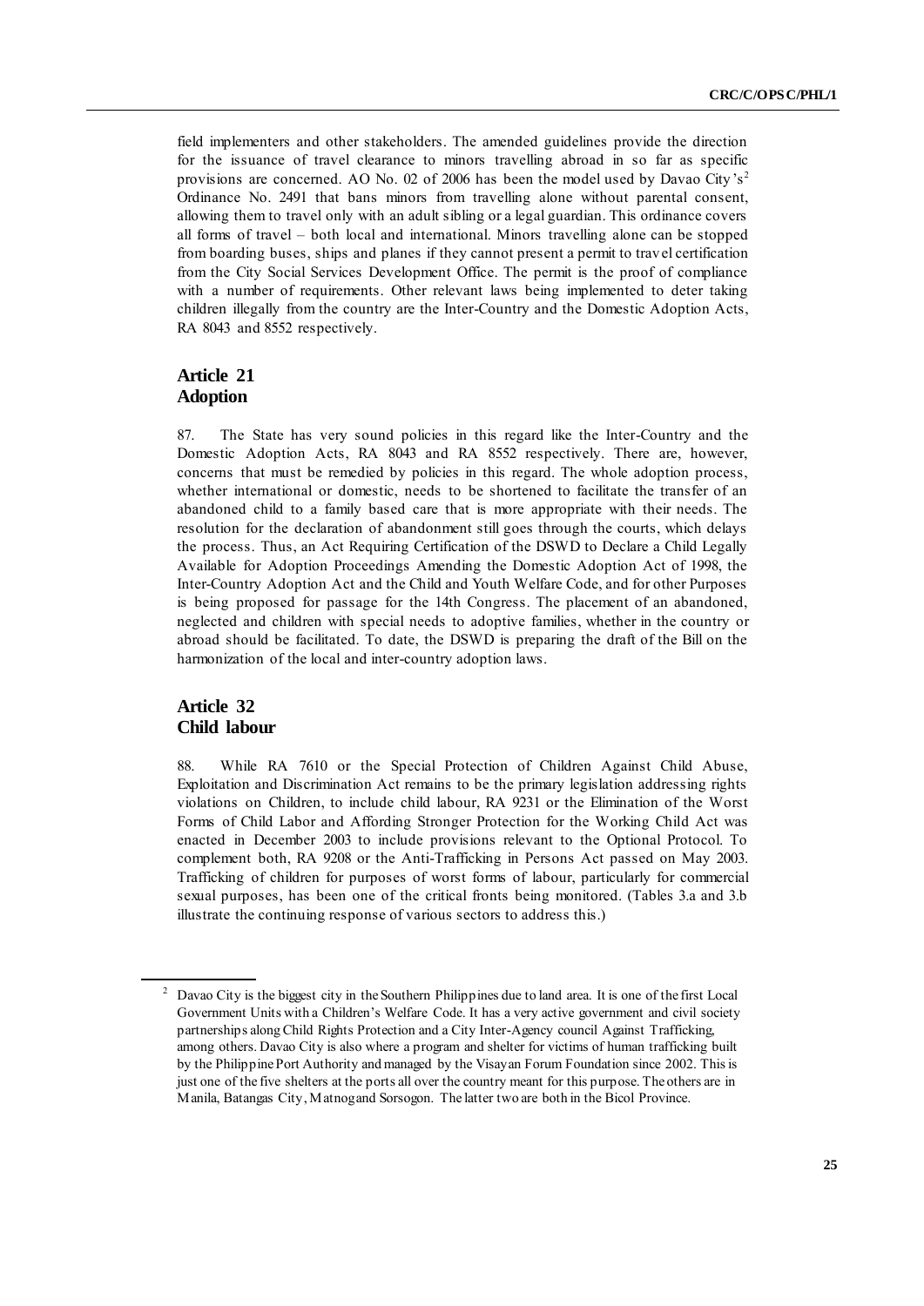field implementers and other stakeholders. The amended guidelines provide the direction for the issuance of travel clearance to minors travelling abroad in so far as specific provisions are concerned. AO No. 02 of 2006 has been the model used by Davao City's[2] Ordinance No. 2491 that bans minors from travelling alone without parental consent, allowing them to travel only with an adult sibling or a legal guardian. This ordinance covers all forms of travel – both local and international. Minors travelling alone can be stopped from boarding buses, ships and planes if they cannot present a permit to travel certification from the City Social Services Development Office. The permit is the proof of compliance with a number of requirements. Other relevant laws being implemented to deter taking children illegally from the country are the Inter-Country and the Domestic Adoption Acts, RA 8043 and 8552 respectively.

## Article 21
## Adoption

87. The State has very sound policies in this regard like the Inter-Country and the Domestic Adoption Acts, RA 8043 and RA 8552 respectively. There are, however, concerns that must be remedied by policies in this regard. The whole adoption process, whether international or domestic, needs to be shortened to facilitate the transfer of an abandoned child to a family based care that is more appropriate with their needs. The resolution for the declaration of abandonment still goes through the courts, which delays the process. Thus, an Act Requiring Certification of the DSWD to Declare a Child Legally Available for Adoption Proceedings Amending the Domestic Adoption Act of 1998, the Inter-Country Adoption Act and the Child and Youth Welfare Code, and for other Purposes is being proposed for passage for the 14th Congress. The placement of an abandoned, neglected and children with special needs to adoptive families, whether in the country or abroad should be facilitated. To date, the DSWD is preparing the draft of the Bill on the harmonization of the local and inter-country adoption laws.

## Article 32
## Child labour

88. While RA 7610 or the Special Protection of Children Against Child Abuse, Exploitation and Discrimination Act remains to be the primary legislation addressing rights violations on Children, to include child labour, RA 9231 or the Elimination of the Worst Forms of Child Labor and Affording Stronger Protection for the Working Child Act was enacted in December 2003 to include provisions relevant to the Optional Protocol. To complement both, RA 9208 or the Anti-Trafficking in Persons Act passed on May 2003. Trafficking of children for purposes of worst forms of labour, particularly for commercial sexual purposes, has been one of the critical fronts being monitored. (Tables 3.a and 3.b illustrate the continuing response of various sectors to address this.)

---

[2] Davao City is the biggest city in the Southern Philippines due to land area. It is one of the first Local Government Units with a Children's Welfare Code. It has a very active government and civil society partnerships along Child Rights Protection and a City Inter-Agency council Against Trafficking, among others. Davao City is also where a program and shelter for victims of human trafficking built by the Philippine Port Authority and managed by the Visayan Forum Foundation since 2002. This is just one of the five shelters at the ports all over the country meant for this purpose. The others are in Manila, Batangas City, Matnog and Sorsogon. The latter two are both in the Bicol Province.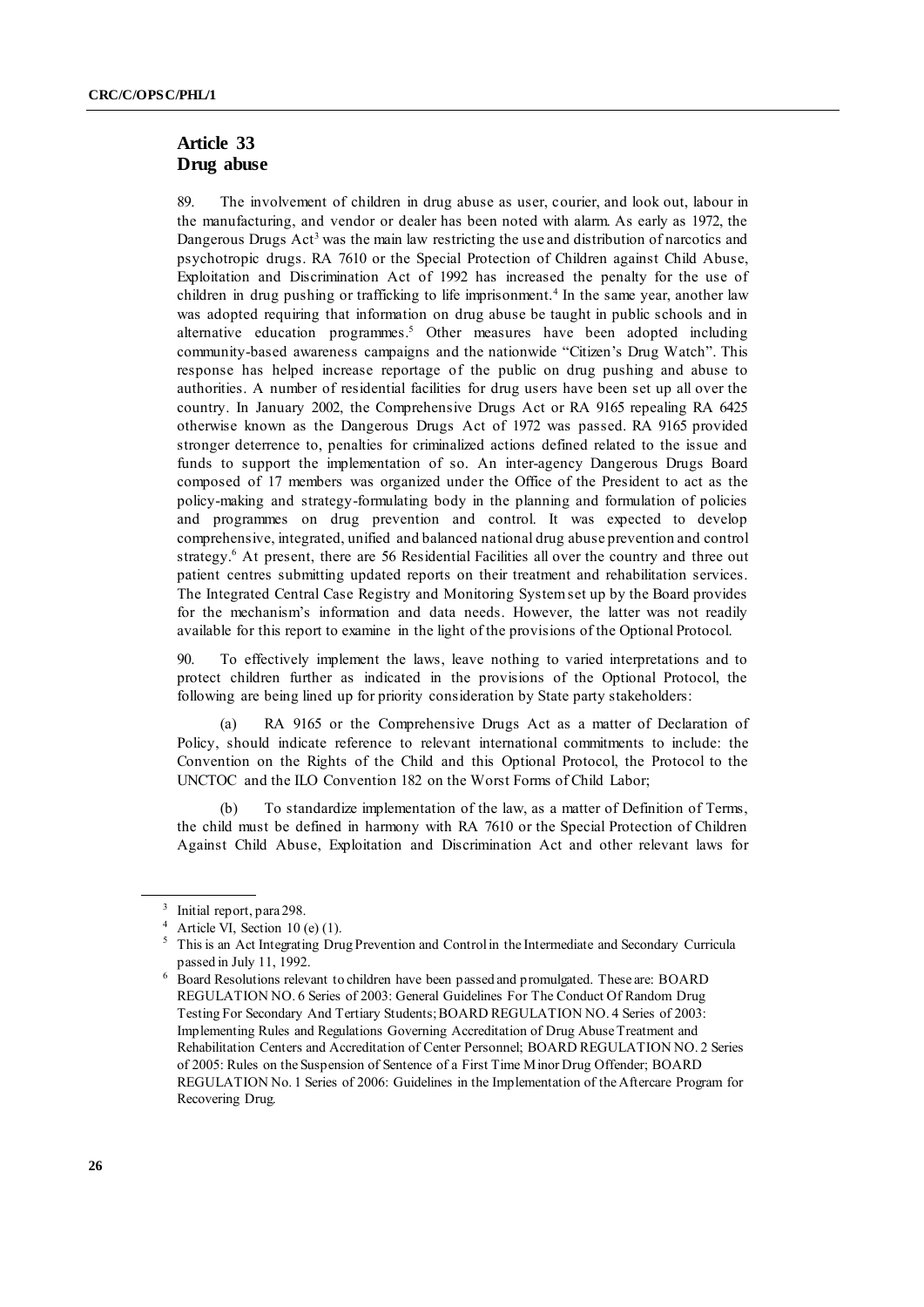## Article 33
## Drug abuse

89. The involvement of children in drug abuse as user, courier, and look out, labour in the manufacturing, and vendor or dealer has been noted with alarm. As early as 1972, the Dangerous Drugs Act[3] was the main law restricting the use and distribution of narcotics and psychotropic drugs. RA 7610 or the Special Protection of Children against Child Abuse, Exploitation and Discrimination Act of 1992 has increased the penalty for the use of children in drug pushing or trafficking to life imprisonment.[4] In the same year, another law was adopted requiring that information on drug abuse be taught in public schools and in alternative education programmes.[5] Other measures have been adopted including community-based awareness campaigns and the nationwide "Citizen's Drug Watch". This response has helped increase reportage of the public on drug pushing and abuse to authorities. A number of residential facilities for drug users have been set up all over the country. In January 2002, the Comprehensive Drugs Act or RA 9165 repealing RA 6425 otherwise known as the Dangerous Drugs Act of 1972 was passed. RA 9165 provided stronger deterrence to, penalties for criminalized actions defined related to the issue and funds to support the implementation of so. An inter-agency Dangerous Drugs Board composed of 17 members was organized under the Office of the President to act as the policy-making and strategy-formulating body in the planning and formulation of policies and programmes on drug prevention and control. It was expected to develop comprehensive, integrated, unified and balanced national drug abuse prevention and control strategy.[6] At present, there are 56 Residential Facilities all over the country and three out patient centres submitting updated reports on their treatment and rehabilitation services. The Integrated Central Case Registry and Monitoring System set up by the Board provides for the mechanism's information and data needs. However, the latter was not readily available for this report to examine in the light of the provisions of the Optional Protocol.

90. To effectively implement the laws, leave nothing to varied interpretations and to protect children further as indicated in the provisions of the Optional Protocol, the following are being lined up for priority consideration by State party stakeholders:

(a) RA 9165 or the Comprehensive Drugs Act as a matter of Declaration of Policy, should indicate reference to relevant international commitments to include: the Convention on the Rights of the Child and this Optional Protocol, the Protocol to the UNCTOC and the ILO Convention 182 on the Worst Forms of Child Labor;

(b) To standardize implementation of the law, as a matter of Definition of Terms, the child must be defined in harmony with RA 7610 or the Special Protection of Children Against Child Abuse, Exploitation and Discrimination Act and other relevant laws for

---

[3] Initial report, para 298.

[4] Article VI, Section 10 (e) (1).

[5] This is an Act Integrating Drug Prevention and Control in the Intermediate and Secondary Curricula passed in July 11, 1992.

[6] Board Resolutions relevant to children have been passed and promulgated. These are: BOARD REGULATION NO. 6 Series of 2003: General Guidelines For The Conduct Of Random Drug Testing For Secondary And Tertiary Students; BOARD REGULATION NO. 4 Series of 2003: Implementing Rules and Regulations Governing Accreditation of Drug Abuse Treatment and Rehabilitation Centers and Accreditation of Center Personnel; BOARD REGULATION NO. 2 Series of 2005: Rules on the Suspension of Sentence of a First Time Minor Drug Offender; BOARD REGULATION No. 1 Series of 2006: Guidelines in the Implementation of the Aftercare Program for Recovering Drug.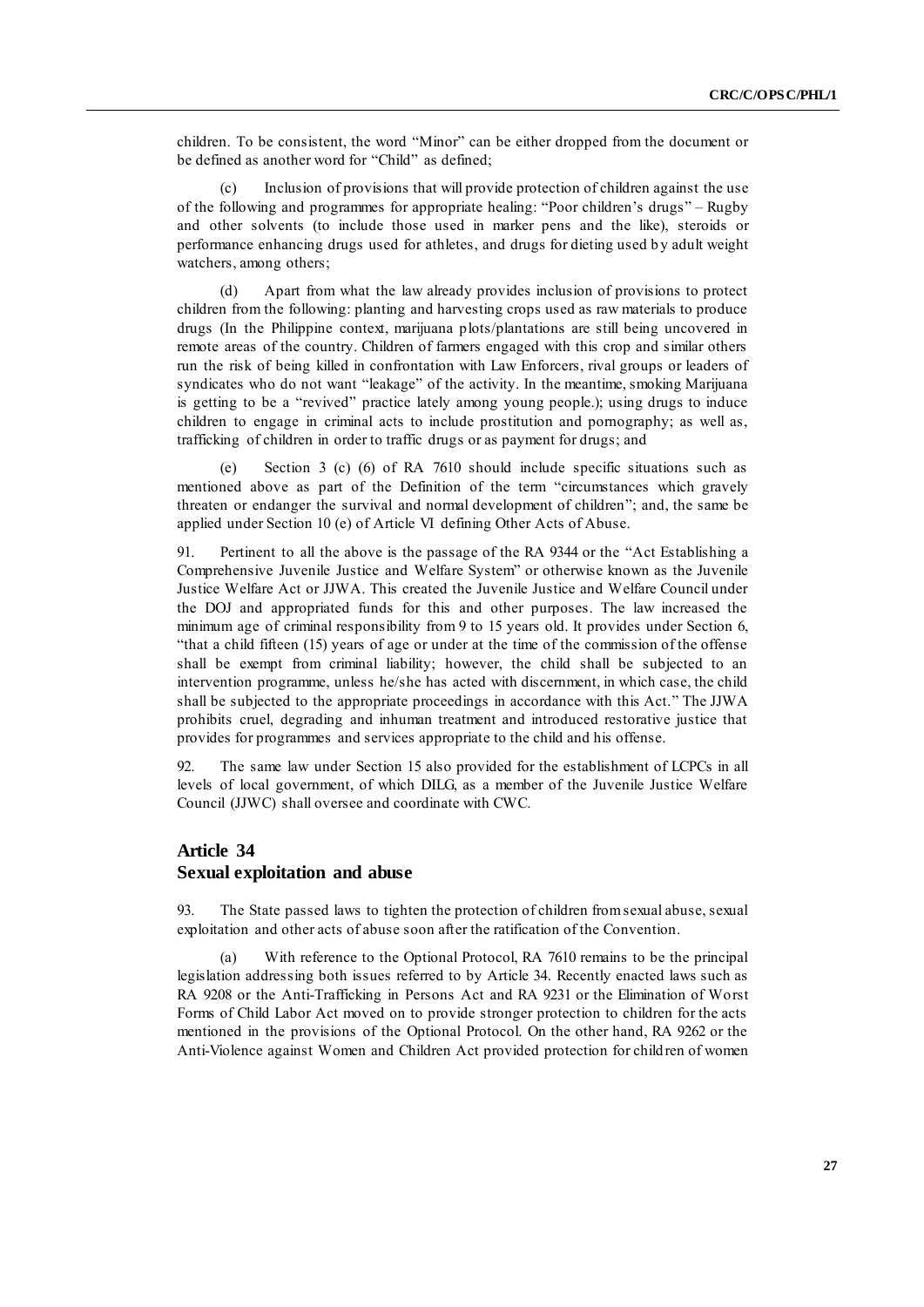children. To be consistent, the word "Minor" can be either dropped from the document or be defined as another word for "Child" as defined;

(c) Inclusion of provisions that will provide protection of children against the use of the following and programmes for appropriate healing: "Poor children's drugs" – Rugby and other solvents (to include those used in marker pens and the like), steroids or performance enhancing drugs used for athletes, and drugs for dieting used by adult weight watchers, among others;

(d) Apart from what the law already provides inclusion of provisions to protect children from the following: planting and harvesting crops used as raw materials to produce drugs (In the Philippine context, marijuana plots/plantations are still being uncovered in remote areas of the country. Children of farmers engaged with this crop and similar others run the risk of being killed in confrontation with Law Enforcers, rival groups or leaders of syndicates who do not want "leakage" of the activity. In the meantime, smoking Marijuana is getting to be a "revived" practice lately among young people.); using drugs to induce children to engage in criminal acts to include prostitution and pornography; as well as, trafficking of children in order to traffic drugs or as payment for drugs; and

(e) Section 3 (c) (6) of RA 7610 should include specific situations such as mentioned above as part of the Definition of the term "circumstances which gravely threaten or endanger the survival and normal development of children"; and, the same be applied under Section 10 (e) of Article VI defining Other Acts of Abuse.

91. Pertinent to all the above is the passage of the RA 9344 or the "Act Establishing a Comprehensive Juvenile Justice and Welfare System" or otherwise known as the Juvenile Justice Welfare Act or JJWA. This created the Juvenile Justice and Welfare Council under the DOJ and appropriated funds for this and other purposes. The law increased the minimum age of criminal responsibility from 9 to 15 years old. It provides under Section 6, "that a child fifteen (15) years of age or under at the time of the commission of the offense shall be exempt from criminal liability; however, the child shall be subjected to an intervention programme, unless he/she has acted with discernment, in which case, the child shall be subjected to the appropriate proceedings in accordance with this Act." The JJWA prohibits cruel, degrading and inhuman treatment and introduced restorative justice that provides for programmes and services appropriate to the child and his offense.

92. The same law under Section 15 also provided for the establishment of LCPCs in all levels of local government, of which DILG, as a member of the Juvenile Justice Welfare Council (JJWC) shall oversee and coordinate with CWC.

## Article 34
## Sexual exploitation and abuse

93. The State passed laws to tighten the protection of children from sexual abuse, sexual exploitation and other acts of abuse soon after the ratification of the Convention.

(a) With reference to the Optional Protocol, RA 7610 remains to be the principal legislation addressing both issues referred to by Article 34. Recently enacted laws such as RA 9208 or the Anti-Trafficking in Persons Act and RA 9231 or the Elimination of Worst Forms of Child Labor Act moved on to provide stronger protection to children for the acts mentioned in the provisions of the Optional Protocol. On the other hand, RA 9262 or the Anti-Violence against Women and Children Act provided protection for children of women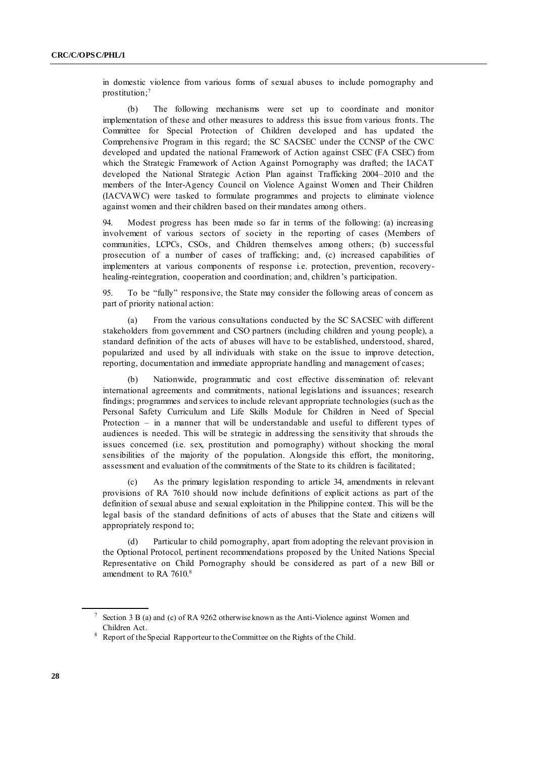in domestic violence from various forms of sexual abuses to include pornography and prostitution;[7]

(b) The following mechanisms were set up to coordinate and monitor implementation of these and other measures to address this issue from various fronts. The Committee for Special Protection of Children developed and has updated the Comprehensive Program in this regard; the SC SACSEC under the CCNSP of the CWC developed and updated the national Framework of Action against CSEC (FA CSEC) from which the Strategic Framework of Action Against Pornography was drafted; the IACAT developed the National Strategic Action Plan against Trafficking 2004–2010 and the members of the Inter-Agency Council on Violence Against Women and Their Children (IACVAWC) were tasked to formulate programmes and projects to eliminate violence against women and their children based on their mandates among others.

94. Modest progress has been made so far in terms of the following: (a) increasing involvement of various sectors of society in the reporting of cases (Members of communities, LCPCs, CSOs, and Children themselves among others; (b) successful prosecution of a number of cases of trafficking; and, (c) increased capabilities of implementers at various components of response i.e. protection, prevention, recovery-healing-reintegration, cooperation and coordination; and, children's participation.

95. To be "fully" responsive, the State may consider the following areas of concern as part of priority national action:

(a) From the various consultations conducted by the SC SACSEC with different stakeholders from government and CSO partners (including children and young people), a standard definition of the acts of abuses will have to be established, understood, shared, popularized and used by all individuals with stake on the issue to improve detection, reporting, documentation and immediate appropriate handling and management of cases;

(b) Nationwide, programmatic and cost effective dissemination of: relevant international agreements and commitments, national legislations and issuances; research findings; programmes and services to include relevant appropriate technologies (such as the Personal Safety Curriculum and Life Skills Module for Children in Need of Special Protection – in a manner that will be understandable and useful to different types of audiences is needed. This will be strategic in addressing the sensitivity that shrouds the issues concerned (i.e. sex, prostitution and pornography) without shocking the moral sensibilities of the majority of the population. Alongside this effort, the monitoring, assessment and evaluation of the commitments of the State to its children is facilitated;

(c) As the primary legislation responding to article 34, amendments in relevant provisions of RA 7610 should now include definitions of explicit actions as part of the definition of sexual abuse and sexual exploitation in the Philippine context. This will be the legal basis of the standard definitions of acts of abuses that the State and citizens will appropriately respond to;

(d) Particular to child pornography, apart from adopting the relevant provision in the Optional Protocol, pertinent recommendations proposed by the United Nations Special Representative on Child Pornography should be considered as part of a new Bill or amendment to RA 7610.[8]

---

[7] Section 3 B (a) and (c) of RA 9262 otherwise known as the Anti-Violence against Women and Children Act.

[8] Report of the Special Rapporteur to the Committee on the Rights of the Child.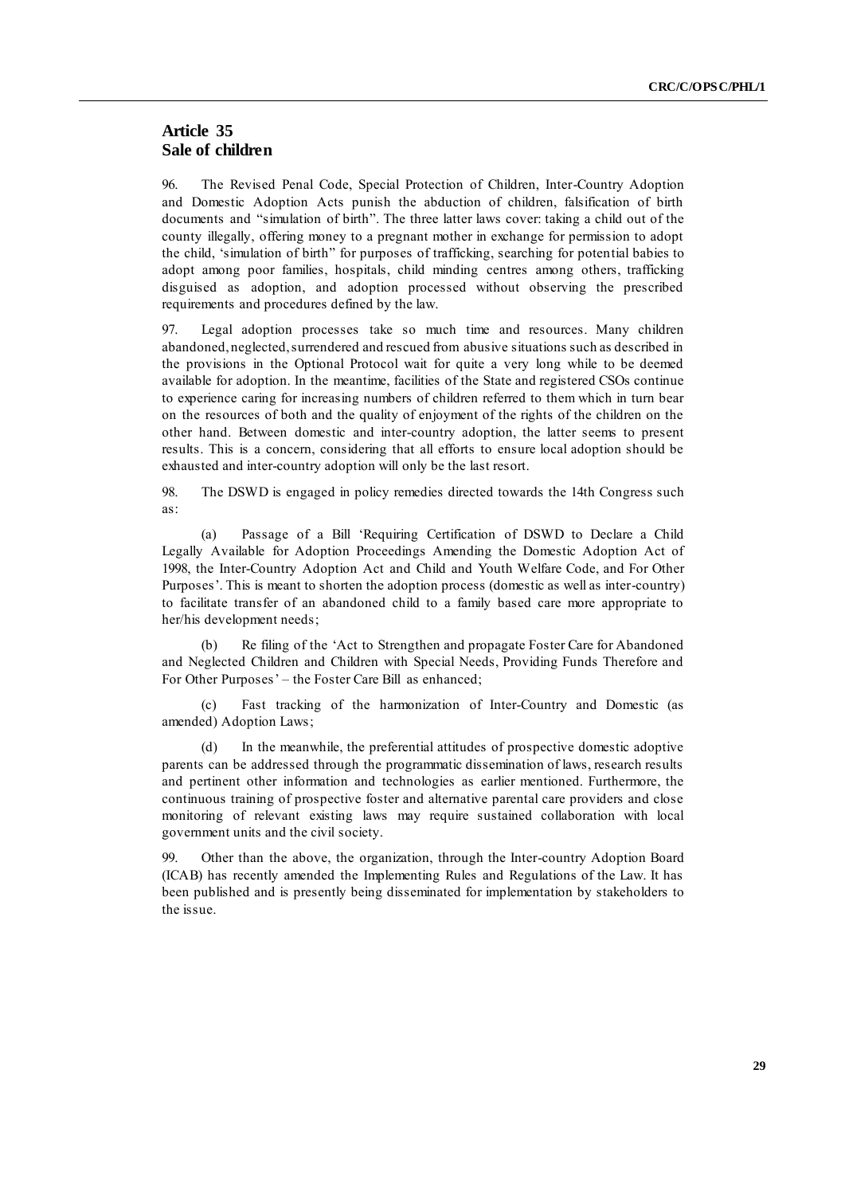## Article 35
## Sale of children

96. The Revised Penal Code, Special Protection of Children, Inter-Country Adoption and Domestic Adoption Acts punish the abduction of children, falsification of birth documents and "simulation of birth". The three latter laws cover: taking a child out of the county illegally, offering money to a pregnant mother in exchange for permission to adopt the child, 'simulation of birth" for purposes of trafficking, searching for potential babies to adopt among poor families, hospitals, child minding centres among others, trafficking disguised as adoption, and adoption processed without observing the prescribed requirements and procedures defined by the law.

97. Legal adoption processes take so much time and resources. Many children abandoned, neglected, surrendered and rescued from abusive situations such as described in the provisions in the Optional Protocol wait for quite a very long while to be deemed available for adoption. In the meantime, facilities of the State and registered CSOs continue to experience caring for increasing numbers of children referred to them which in turn bear on the resources of both and the quality of enjoyment of the rights of the children on the other hand. Between domestic and inter-country adoption, the latter seems to present results. This is a concern, considering that all efforts to ensure local adoption should be exhausted and inter-country adoption will only be the last resort.

98. The DSWD is engaged in policy remedies directed towards the 14th Congress such as:

(a) Passage of a Bill 'Requiring Certification of DSWD to Declare a Child Legally Available for Adoption Proceedings Amending the Domestic Adoption Act of 1998, the Inter-Country Adoption Act and Child and Youth Welfare Code, and For Other Purposes'. This is meant to shorten the adoption process (domestic as well as inter-country) to facilitate transfer of an abandoned child to a family based care more appropriate to her/his development needs;

(b) Re filing of the 'Act to Strengthen and propagate Foster Care for Abandoned and Neglected Children and Children with Special Needs, Providing Funds Therefore and For Other Purposes' – the Foster Care Bill as enhanced;

(c) Fast tracking of the harmonization of Inter-Country and Domestic (as amended) Adoption Laws;

(d) In the meanwhile, the preferential attitudes of prospective domestic adoptive parents can be addressed through the programmatic dissemination of laws, research results and pertinent other information and technologies as earlier mentioned. Furthermore, the continuous training of prospective foster and alternative parental care providers and close monitoring of relevant existing laws may require sustained collaboration with local government units and the civil society.

99. Other than the above, the organization, through the Inter-country Adoption Board (ICAB) has recently amended the Implementing Rules and Regulations of the Law. It has been published and is presently being disseminated for implementation by stakeholders to the issue.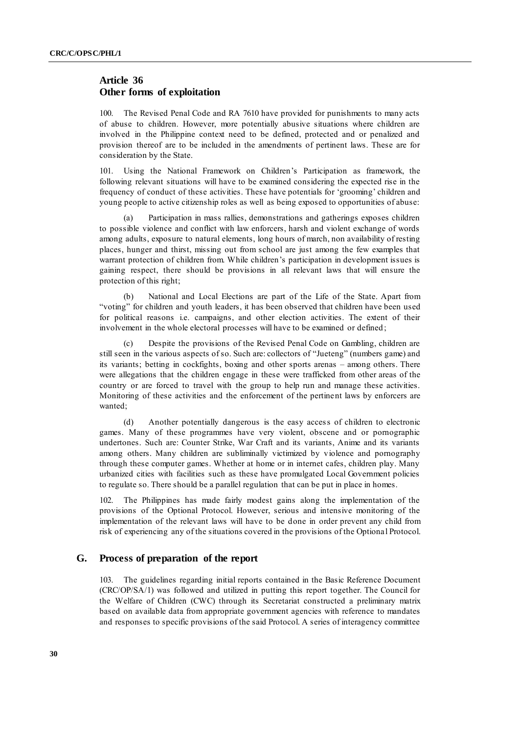## Article 36
## Other forms of exploitation

100. The Revised Penal Code and RA 7610 have provided for punishments to many acts of abuse to children. However, more potentially abusive situations where children are involved in the Philippine context need to be defined, protected and or penalized and provision thereof are to be included in the amendments of pertinent laws. These are for consideration by the State.

101. Using the National Framework on Children's Participation as framework, the following relevant situations will have to be examined considering the expected rise in the frequency of conduct of these activities. These have potentials for 'grooming' children and young people to active citizenship roles as well as being exposed to opportunities of abuse:

(a) Participation in mass rallies, demonstrations and gatherings exposes children to possible violence and conflict with law enforcers, harsh and violent exchange of words among adults, exposure to natural elements, long hours of march, non availability of resting places, hunger and thirst, missing out from school are just among the few examples that warrant protection of children from. While children's participation in development issues is gaining respect, there should be provisions in all relevant laws that will ensure the protection of this right;

(b) National and Local Elections are part of the Life of the State. Apart from "voting" for children and youth leaders, it has been observed that children have been used for political reasons i.e. campaigns, and other election activities. The extent of their involvement in the whole electoral processes will have to be examined or defined;

(c) Despite the provisions of the Revised Penal Code on Gambling, children are still seen in the various aspects of so. Such are: collectors of "Jueteng" (numbers game) and its variants; betting in cockfights, boxing and other sports arenas – among others. There were allegations that the children engage in these were trafficked from other areas of the country or are forced to travel with the group to help run and manage these activities. Monitoring of these activities and the enforcement of the pertinent laws by enforcers are wanted;

(d) Another potentially dangerous is the easy access of children to electronic games. Many of these programmes have very violent, obscene and or pornographic undertones. Such are: Counter Strike, War Craft and its variants, Anime and its variants among others. Many children are subliminally victimized by violence and pornography through these computer games. Whether at home or in internet cafes, children play. Many urbanized cities with facilities such as these have promulgated Local Government policies to regulate so. There should be a parallel regulation that can be put in place in homes.

102. The Philippines has made fairly modest gains along the implementation of the provisions of the Optional Protocol. However, serious and intensive monitoring of the implementation of the relevant laws will have to be done in order prevent any child from risk of experiencing any of the situations covered in the provisions of the Optional Protocol.

## G. Process of preparation of the report

103. The guidelines regarding initial reports contained in the Basic Reference Document (CRC/OP/SA/1) was followed and utilized in putting this report together. The Council for the Welfare of Children (CWC) through its Secretariat constructed a preliminary matrix based on available data from appropriate government agencies with reference to mandates and responses to specific provisions of the said Protocol. A series of interagency committee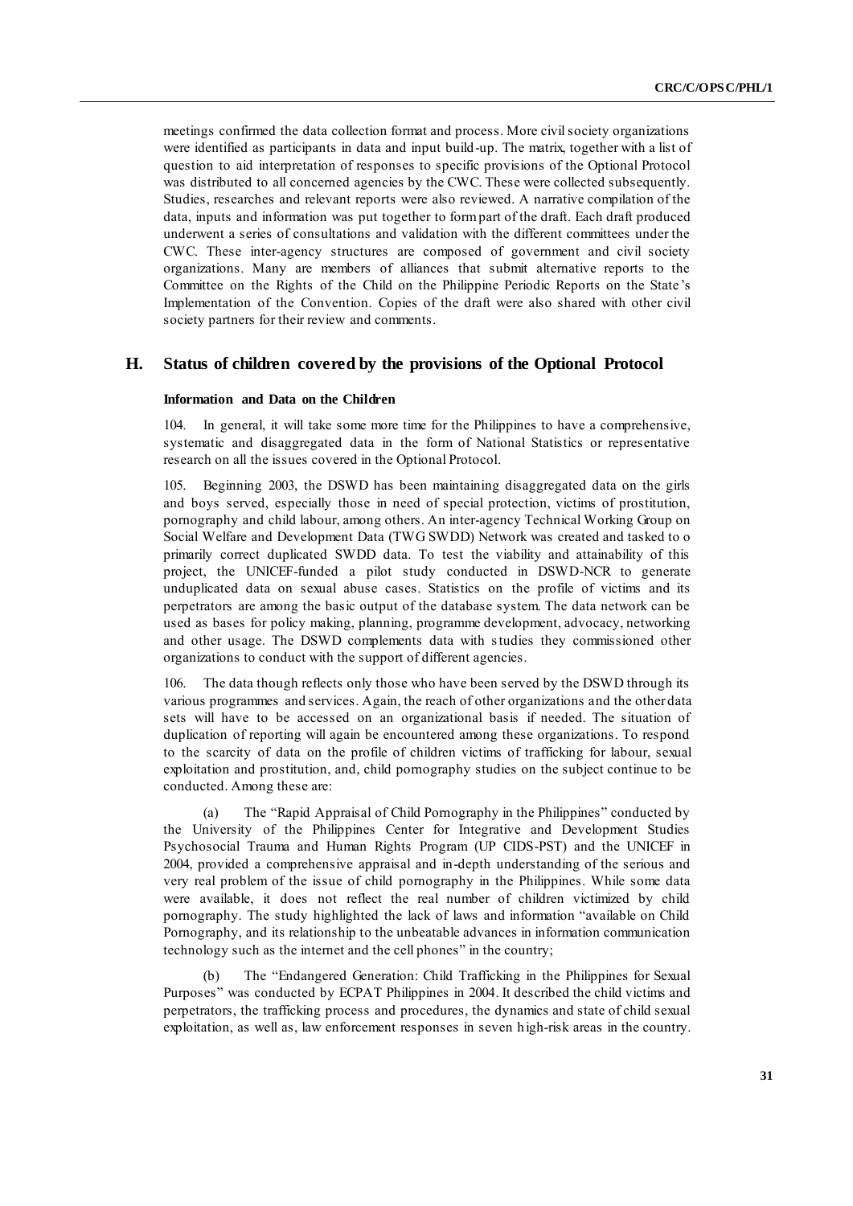meetings confirmed the data collection format and process. More civil society organizations were identified as participants in data and input build-up. The matrix, together with a list of question to aid interpretation of responses to specific provisions of the Optional Protocol was distributed to all concerned agencies by the CWC. These were collected subsequently. Studies, researches and relevant reports were also reviewed. A narrative compilation of the data, inputs and information was put together to form part of the draft. Each draft produced underwent a series of consultations and validation with the different committees under the CWC. These inter-agency structures are composed of government and civil society organizations. Many are members of alliances that submit alternative reports to the Committee on the Rights of the Child on the Philippine Periodic Reports on the State's Implementation of the Convention. Copies of the draft were also shared with other civil society partners for their review and comments.

## H. Status of children covered by the provisions of the Optional Protocol

#### Information and Data on the Children

104. In general, it will take some more time for the Philippines to have a comprehensive, systematic and disaggregated data in the form of National Statistics or representative research on all the issues covered in the Optional Protocol.

105. Beginning 2003, the DSWD has been maintaining disaggregated data on the girls and boys served, especially those in need of special protection, victims of prostitution, pornography and child labour, among others. An inter-agency Technical Working Group on Social Welfare and Development Data (TWG SWDD) Network was created and tasked to o primarily correct duplicated SWDD data. To test the viability and attainability of this project, the UNICEF-funded a pilot study conducted in DSWD-NCR to generate unduplicated data on sexual abuse cases. Statistics on the profile of victims and its perpetrators are among the basic output of the database system. The data network can be used as bases for policy making, planning, programme development, advocacy, networking and other usage. The DSWD complements data with studies they commissioned other organizations to conduct with the support of different agencies.

106. The data though reflects only those who have been served by the DSWD through its various programmes and services. Again, the reach of other organizations and the other data sets will have to be accessed on an organizational basis if needed. The situation of duplication of reporting will again be encountered among these organizations. To respond to the scarcity of data on the profile of children victims of trafficking for labour, sexual exploitation and prostitution, and, child pornography studies on the subject continue to be conducted. Among these are:

(a) The "Rapid Appraisal of Child Pornography in the Philippines" conducted by the University of the Philippines Center for Integrative and Development Studies Psychosocial Trauma and Human Rights Program (UP CIDS-PST) and the UNICEF in 2004, provided a comprehensive appraisal and in-depth understanding of the serious and very real problem of the issue of child pornography in the Philippines. While some data were available, it does not reflect the real number of children victimized by child pornography. The study highlighted the lack of laws and information "available on Child Pornography, and its relationship to the unbeatable advances in information communication technology such as the internet and the cell phones" in the country;

(b) The "Endangered Generation: Child Trafficking in the Philippines for Sexual Purposes" was conducted by ECPAT Philippines in 2004. It described the child victims and perpetrators, the trafficking process and procedures, the dynamics and state of child sexual exploitation, as well as, law enforcement responses in seven high-risk areas in the country.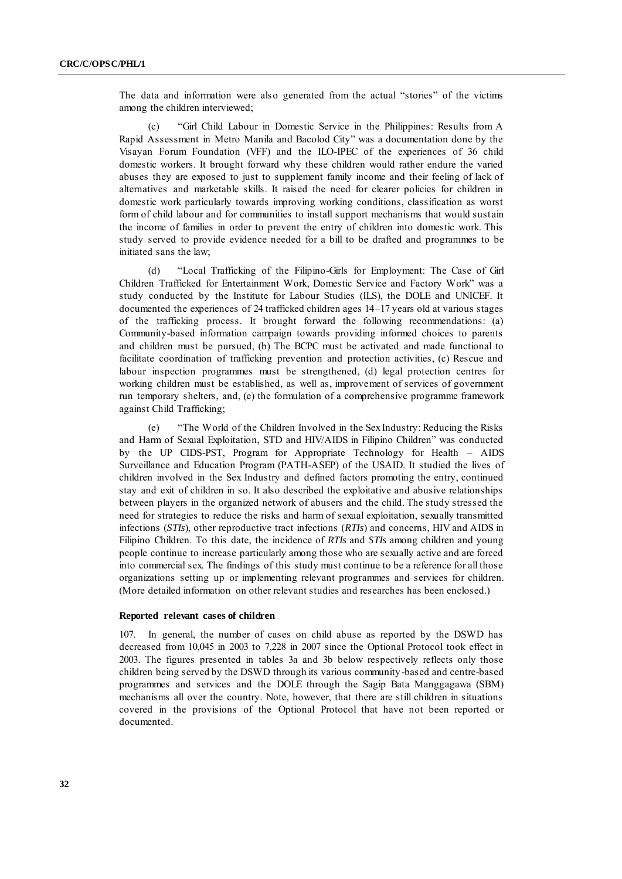The data and information were also generated from the actual "stories" of the victims among the children interviewed;

(c) "Girl Child Labour in Domestic Service in the Philippines: Results from A Rapid Assessment in Metro Manila and Bacolod City" was a documentation done by the Visayan Forum Foundation (VFF) and the ILO-IPEC of the experiences of 36 child domestic workers. It brought forward why these children would rather endure the varied abuses they are exposed to just to supplement family income and their feeling of lack of alternatives and marketable skills. It raised the need for clearer policies for children in domestic work particularly towards improving working conditions, classification as worst form of child labour and for communities to install support mechanisms that would sustain the income of families in order to prevent the entry of children into domestic work. This study served to provide evidence needed for a bill to be drafted and programmes to be initiated sans the law;

(d) "Local Trafficking of the Filipino-Girls for Employment: The Case of Girl Children Trafficked for Entertainment Work, Domestic Service and Factory Work" was a study conducted by the Institute for Labour Studies (ILS), the DOLE and UNICEF. It documented the experiences of 24 trafficked children ages 14–17 years old at various stages of the trafficking process. It brought forward the following recommendations: (a) Community-based information campaign towards providing informed choices to parents and children must be pursued, (b) The BCPC must be activated and made functional to facilitate coordination of trafficking prevention and protection activities, (c) Rescue and labour inspection programmes must be strengthened, (d) legal protection centres for working children must be established, as well as, improvement of services of government run temporary shelters, and, (e) the formulation of a comprehensive programme framework against Child Trafficking;

(e) "The World of the Children Involved in the Sex Industry: Reducing the Risks and Harm of Sexual Exploitation, STD and HIV/AIDS in Filipino Children" was conducted by the UP CIDS-PST, Program for Appropriate Technology for Health – AIDS Surveillance and Education Program (PATH-ASEP) of the USAID. It studied the lives of children involved in the Sex Industry and defined factors promoting the entry, continued stay and exit of children in so. It also described the exploitative and abusive relationships between players in the organized network of abusers and the child. The study stressed the need for strategies to reduce the risks and harm of sexual exploitation, sexually transmitted infections (*STIs*), other reproductive tract infections (*RTIs*) and concerns, HIV and AIDS in Filipino Children. To this date, the incidence of *RTIs* and *STIs* among children and young people continue to increase particularly among those who are sexually active and are forced into commercial sex. The findings of this study must continue to be a reference for all those organizations setting up or implementing relevant programmes and services for children. (More detailed information on other relevant studies and researches has been enclosed.)

**Reported relevant cases of children**

107. In general, the number of cases on child abuse as reported by the DSWD has decreased from 10,045 in 2003 to 7,228 in 2007 since the Optional Protocol took effect in 2003. The figures presented in tables 3a and 3b below respectively reflects only those children being served by the DSWD through its various community-based and centre-based programmes and services and the DOLE through the Sagip Bata Manggagawa (SBM) mechanisms all over the country. Note, however, that there are still children in situations covered in the provisions of the Optional Protocol that have not been reported or documented.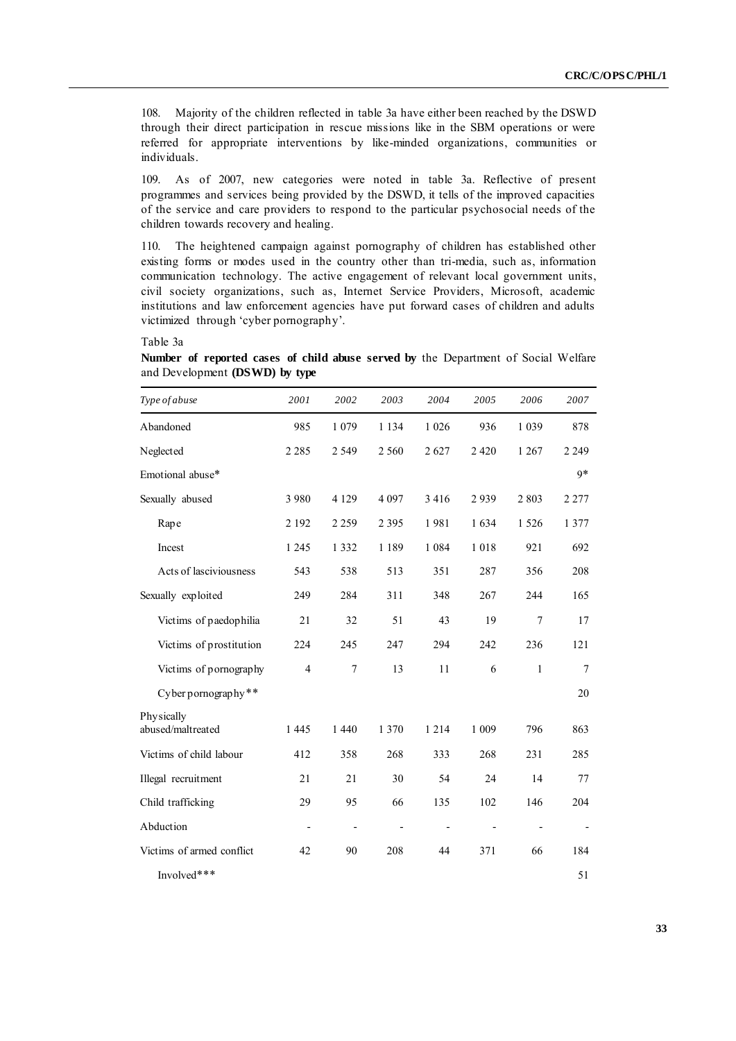108. Majority of the children reflected in table 3a have either been reached by the DSWD through their direct participation in rescue missions like in the SBM operations or were referred for appropriate interventions by like-minded organizations, communities or individuals.

109. As of 2007, new categories were noted in table 3a. Reflective of present programmes and services being provided by the DSWD, it tells of the improved capacities of the service and care providers to respond to the particular psychosocial needs of the children towards recovery and healing.

110. The heightened campaign against pornography of children has established other existing forms or modes used in the country other than tri-media, such as, information communication technology. The active engagement of relevant local government units, civil society organizations, such as, Internet Service Providers, Microsoft, academic institutions and law enforcement agencies have put forward cases of children and adults victimized through 'cyber pornography'.

Table 3a

**Number of reported cases of child abuse served by** the Department of Social Welfare and Development **(DSWD) by type**

| *Type of abuse* | *2001* | *2002* | *2003* | *2004* | *2005* | *2006* | *2007* |
|---|---|---|---|---|---|---|---|
| Abandoned | 985 | 1 079 | 1 134 | 1 026 | 936 | 1 039 | 878 |
| Neglected | 2 285 | 2 549 | 2 560 | 2 627 | 2 420 | 1 267 | 2 249 |
| Emotional abuse* | | | | | | | 9* |
| Sexually abused | 3 980 | 4 129 | 4 097 | 3 416 | 2 939 | 2 803 | 2 277 |
| Rape | 2 192 | 2 259 | 2 395 | 1 981 | 1 634 | 1 526 | 1 377 |
| Incest | 1 245 | 1 332 | 1 189 | 1 084 | 1 018 | 921 | 692 |
| Acts of lasciviousness | 543 | 538 | 513 | 351 | 287 | 356 | 208 |
| Sexually exploited | 249 | 284 | 311 | 348 | 267 | 244 | 165 |
| Victims of paedophilia | 21 | 32 | 51 | 43 | 19 | 7 | 17 |
| Victims of prostitution | 224 | 245 | 247 | 294 | 242 | 236 | 121 |
| Victims of pornography | 4 | 7 | 13 | 11 | 6 | 1 | 7 |
| Cyber pornography** | | | | | | | 20 |
| Physically abused/maltreated | 1 445 | 1 440 | 1 370 | 1 214 | 1 009 | 796 | 863 |
| Victims of child labour | 412 | 358 | 268 | 333 | 268 | 231 | 285 |
| Illegal recruitment | 21 | 21 | 30 | 54 | 24 | 14 | 77 |
| Child trafficking | 29 | 95 | 66 | 135 | 102 | 146 | 204 |
| Abduction | - | - | - | - | - | - | - |
| Victims of armed conflict | 42 | 90 | 208 | 44 | 371 | 66 | 184 |
| Involved*** | | | | | | | 51 |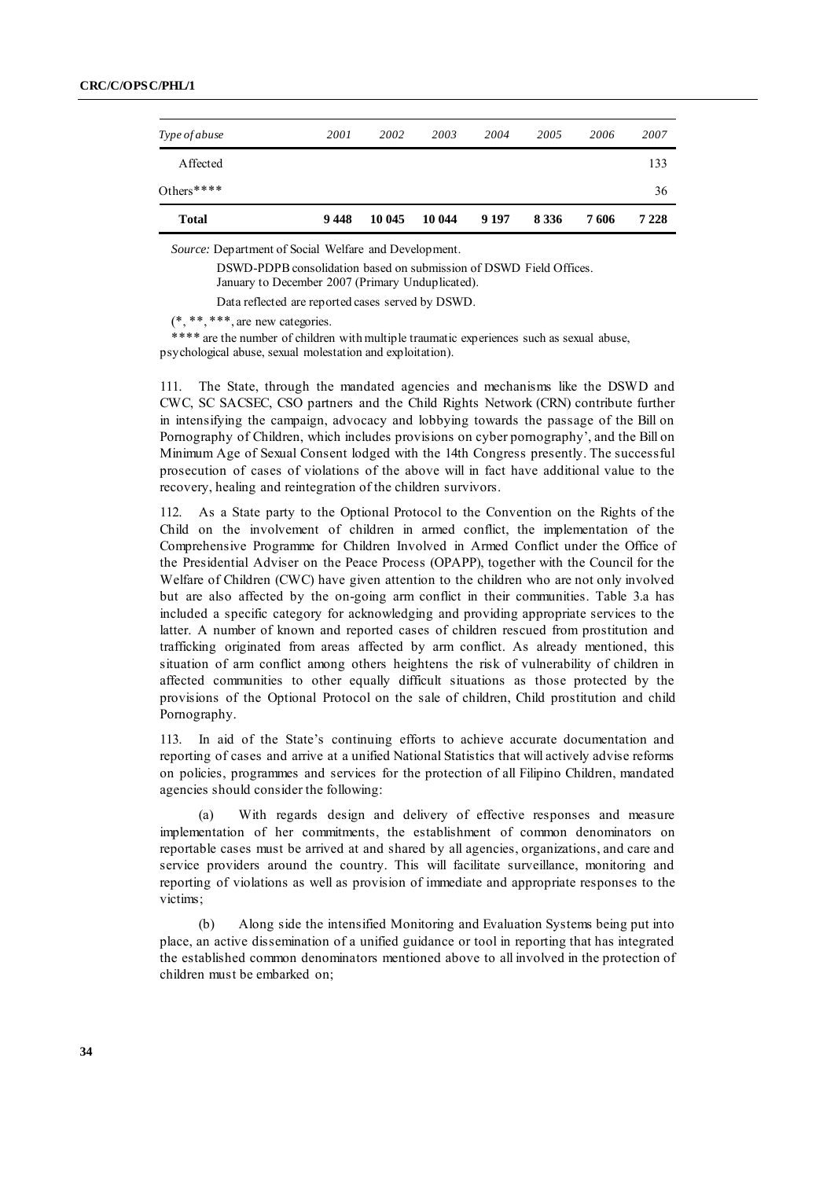| *Type of abuse* | *2001* | *2002* | *2003* | *2004* | *2005* | *2006* | *2007* |
|---|---|---|---|---|---|---|---|
| Affected | | | | | | | 133 |
| Others**** | | | | | | | 36 |
| **Total** | **9 448** | **10 045** | **10 044** | **9 197** | **8 336** | **7 606** | **7 228** |

*Source:* Department of Social Welfare and Development.

DSWD-PDPB consolidation based on submission of DSWD Field Offices.
January to December 2007 (Primary Unduplicated).

Data reflected are reported cases served by DSWD.

(*, **, ***, are new categories.

**** are the number of children with multiple traumatic experiences such as sexual abuse, psychological abuse, sexual molestation and exploitation).

111. The State, through the mandated agencies and mechanisms like the DSWD and CWC, SC SACSEC, CSO partners and the Child Rights Network (CRN) contribute further in intensifying the campaign, advocacy and lobbying towards the passage of the Bill on Pornography of Children, which includes provisions on cyber pornography', and the Bill on Minimum Age of Sexual Consent lodged with the 14th Congress presently. The successful prosecution of cases of violations of the above will in fact have additional value to the recovery, healing and reintegration of the children survivors.

112. As a State party to the Optional Protocol to the Convention on the Rights of the Child on the involvement of children in armed conflict, the implementation of the Comprehensive Programme for Children Involved in Armed Conflict under the Office of the Presidential Adviser on the Peace Process (OPAPP), together with the Council for the Welfare of Children (CWC) have given attention to the children who are not only involved but are also affected by the on-going arm conflict in their communities. Table 3.a has included a specific category for acknowledging and providing appropriate services to the latter. A number of known and reported cases of children rescued from prostitution and trafficking originated from areas affected by arm conflict. As already mentioned, this situation of arm conflict among others heightens the risk of vulnerability of children in affected communities to other equally difficult situations as those protected by the provisions of the Optional Protocol on the sale of children, Child prostitution and child Pornography.

113. In aid of the State's continuing efforts to achieve accurate documentation and reporting of cases and arrive at a unified National Statistics that will actively advise reforms on policies, programmes and services for the protection of all Filipino Children, mandated agencies should consider the following:

(a) With regards design and delivery of effective responses and measure implementation of her commitments, the establishment of common denominators on reportable cases must be arrived at and shared by all agencies, organizations, and care and service providers around the country. This will facilitate surveillance, monitoring and reporting of violations as well as provision of immediate and appropriate responses to the victims;

(b) Along side the intensified Monitoring and Evaluation Systems being put into place, an active dissemination of a unified guidance or tool in reporting that has integrated the established common denominators mentioned above to all involved in the protection of children must be embarked on;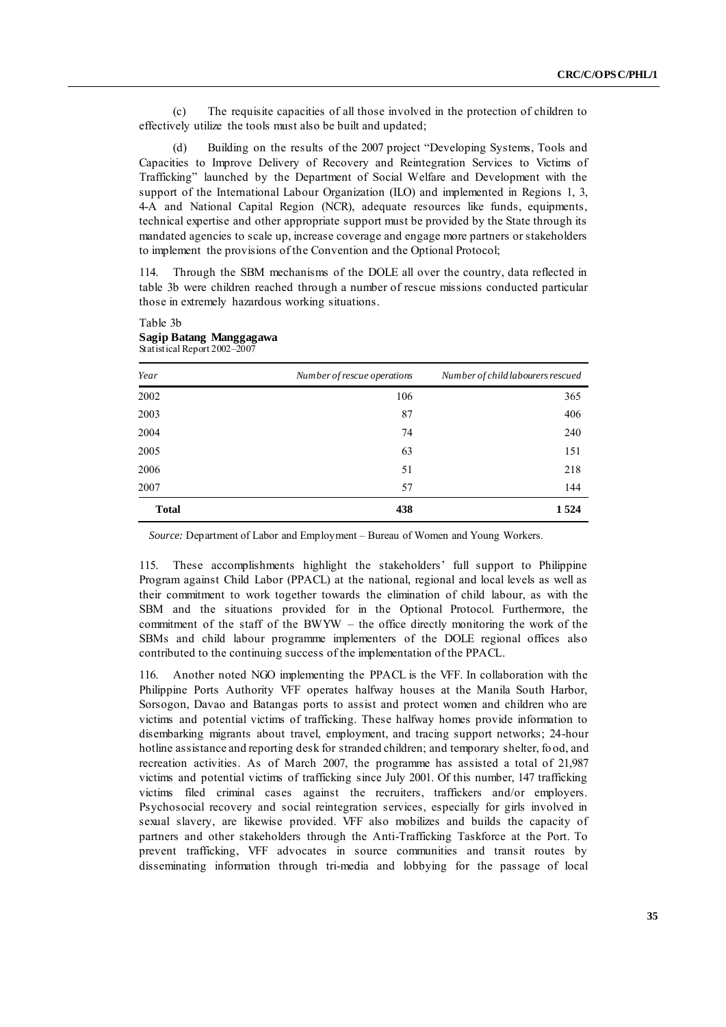(c) The requisite capacities of all those involved in the protection of children to effectively utilize the tools must also be built and updated;

(d) Building on the results of the 2007 project "Developing Systems, Tools and Capacities to Improve Delivery of Recovery and Reintegration Services to Victims of Trafficking" launched by the Department of Social Welfare and Development with the support of the International Labour Organization (ILO) and implemented in Regions 1, 3, 4-A and National Capital Region (NCR), adequate resources like funds, equipments, technical expertise and other appropriate support must be provided by the State through its mandated agencies to scale up, increase coverage and engage more partners or stakeholders to implement the provisions of the Convention and the Optional Protocol;

114. Through the SBM mechanisms of the DOLE all over the country, data reflected in table 3b were children reached through a number of rescue missions conducted particular those in extremely hazardous working situations.

Table 3b
**Sagip Batang Manggagawa**
Statistical Report 2002–2007

| *Year* | *Number of rescue operations* | *Number of child labourers rescued* |
|---|---|---|
| 2002 | 106 | 365 |
| 2003 | 87 | 406 |
| 2004 | 74 | 240 |
| 2005 | 63 | 151 |
| 2006 | 51 | 218 |
| 2007 | 57 | 144 |
| **Total** | **438** | **1 524** |

*Source:* Department of Labor and Employment – Bureau of Women and Young Workers.

115. These accomplishments highlight the stakeholders' full support to Philippine Program against Child Labor (PPACL) at the national, regional and local levels as well as their commitment to work together towards the elimination of child labour, as with the SBM and the situations provided for in the Optional Protocol. Furthermore, the commitment of the staff of the BWYW – the office directly monitoring the work of the SBMs and child labour programme implementers of the DOLE regional offices also contributed to the continuing success of the implementation of the PPACL.

116. Another noted NGO implementing the PPACL is the VFF. In collaboration with the Philippine Ports Authority VFF operates halfway houses at the Manila South Harbor, Sorsogon, Davao and Batangas ports to assist and protect women and children who are victims and potential victims of trafficking. These halfway homes provide information to disembarking migrants about travel, employment, and tracing support networks; 24-hour hotline assistance and reporting desk for stranded children; and temporary shelter, food, and recreation activities. As of March 2007, the programme has assisted a total of 21,987 victims and potential victims of trafficking since July 2001. Of this number, 147 trafficking victims filed criminal cases against the recruiters, traffickers and/or employers. Psychosocial recovery and social reintegration services, especially for girls involved in sexual slavery, are likewise provided. VFF also mobilizes and builds the capacity of partners and other stakeholders through the Anti-Trafficking Taskforce at the Port. To prevent trafficking, VFF advocates in source communities and transit routes by disseminating information through tri-media and lobbying for the passage of local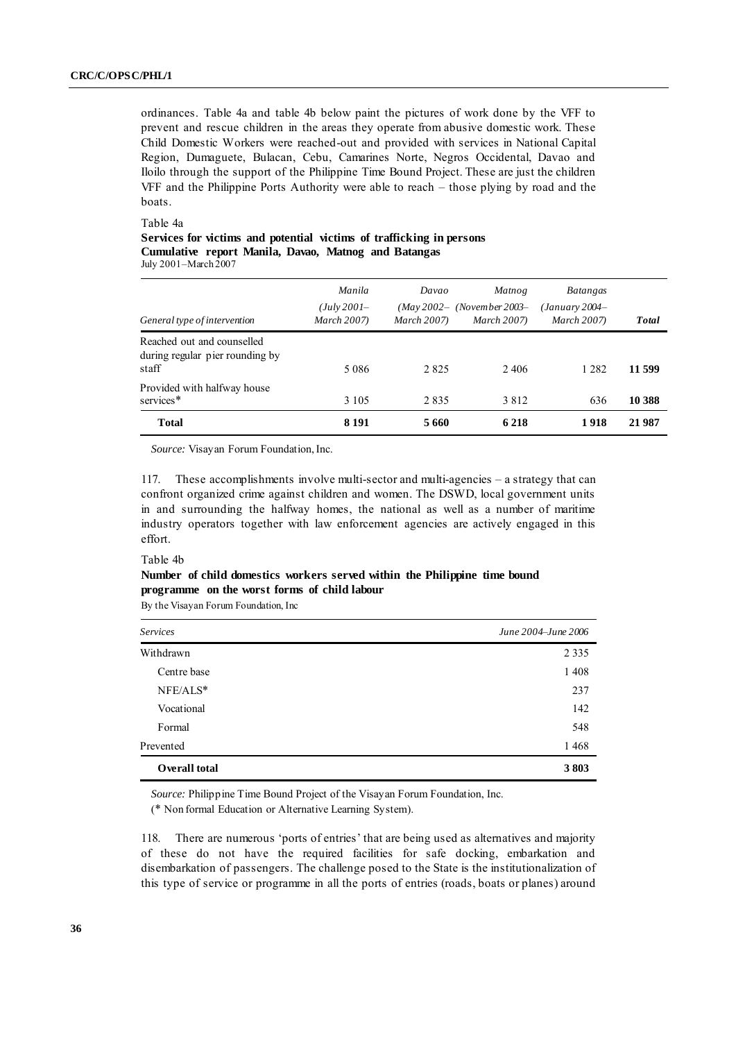ordinances. Table 4a and table 4b below paint the pictures of work done by the VFF to prevent and rescue children in the areas they operate from abusive domestic work. These Child Domestic Workers were reached-out and provided with services in National Capital Region, Dumaguete, Bulacan, Cebu, Camarines Norte, Negros Occidental, Davao and Iloilo through the support of the Philippine Time Bound Project. These are just the children VFF and the Philippine Ports Authority were able to reach – those plying by road and the boats.

Table 4a

**Services for victims and potential victims of trafficking in persons**
**Cumulative report Manila, Davao, Matnog and Batangas**
July 2001–March 2007

| General type of intervention | *Manila* *(July 2001–March 2007)* | *Davao* *(May 2002–March 2007)* | *Matnog* *(November 2003–March 2007)* | *Batangas* *(January 2004–March 2007)* | ***Total*** |
|---|---|---|---|---|---|
| Reached out and counselled during regular pier rounding by staff | 5 086 | 2 825 | 2 406 | 1 282 | **11 599** |
| Provided with halfway house services* | 3 105 | 2 835 | 3 812 | 636 | **10 388** |
| **Total** | **8 191** | **5 660** | **6 218** | **1 918** | **21 987** |

*Source:* Visayan Forum Foundation, Inc.

117. These accomplishments involve multi-sector and multi-agencies – a strategy that can confront organized crime against children and women. The DSWD, local government units in and surrounding the halfway homes, the national as well as a number of maritime industry operators together with law enforcement agencies are actively engaged in this effort.

Table 4b

**Number of child domestics workers served within the Philippine time bound programme on the worst forms of child labour**
By the Visayan Forum Foundation, Inc

| *Services* | *June 2004–June 2006* |
|---|---|
| Withdrawn | 2 335 |
| Centre base | 1 408 |
| NFE/ALS* | 237 |
| Vocational | 142 |
| Formal | 548 |
| Prevented | 1 468 |
| **Overall total** | **3 803** |

*Source:* Philippine Time Bound Project of the Visayan Forum Foundation, Inc.
(* Non formal Education or Alternative Learning System).

118. There are numerous 'ports of entries' that are being used as alternatives and majority of these do not have the required facilities for safe docking, embarkation and disembarkation of passengers. The challenge posed to the State is the institutionalization of this type of service or programme in all the ports of entries (roads, boats or planes) around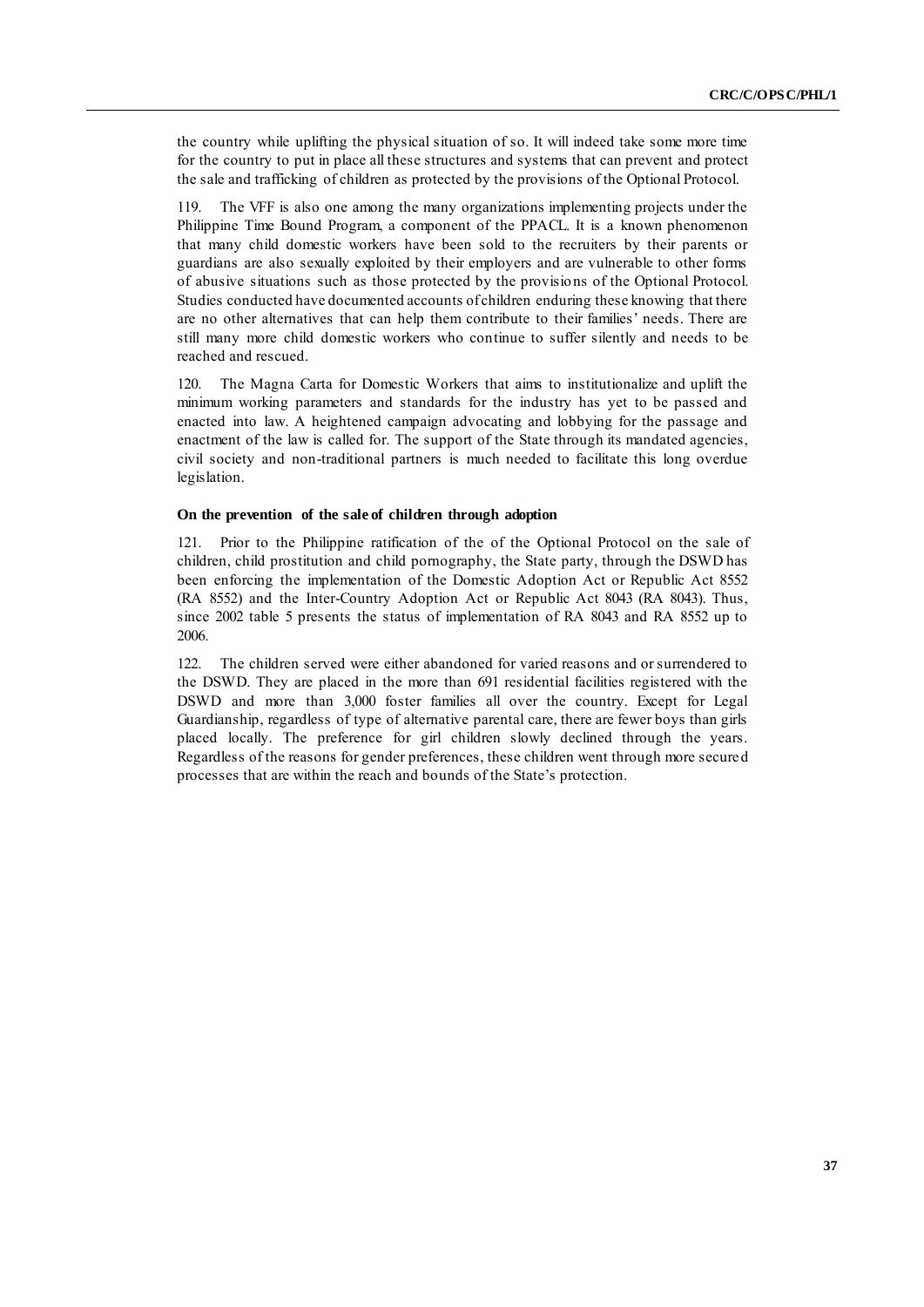the country while uplifting the physical situation of so. It will indeed take some more time for the country to put in place all these structures and systems that can prevent and protect the sale and trafficking of children as protected by the provisions of the Optional Protocol.

119. The VFF is also one among the many organizations implementing projects under the Philippine Time Bound Program, a component of the PPACL. It is a known phenomenon that many child domestic workers have been sold to the recruiters by their parents or guardians are also sexually exploited by their employers and are vulnerable to other forms of abusive situations such as those protected by the provisions of the Optional Protocol. Studies conducted have documented accounts of children enduring these knowing that there are no other alternatives that can help them contribute to their families' needs. There are still many more child domestic workers who continue to suffer silently and needs to be reached and rescued.

120. The Magna Carta for Domestic Workers that aims to institutionalize and uplift the minimum working parameters and standards for the industry has yet to be passed and enacted into law. A heightened campaign advocating and lobbying for the passage and enactment of the law is called for. The support of the State through its mandated agencies, civil society and non-traditional partners is much needed to facilitate this long overdue legislation.

**On the prevention of the sale of children through adoption**

121. Prior to the Philippine ratification of the of the Optional Protocol on the sale of children, child prostitution and child pornography, the State party, through the DSWD has been enforcing the implementation of the Domestic Adoption Act or Republic Act 8552 (RA 8552) and the Inter-Country Adoption Act or Republic Act 8043 (RA 8043). Thus, since 2002 table 5 presents the status of implementation of RA 8043 and RA 8552 up to 2006.

122. The children served were either abandoned for varied reasons and or surrendered to the DSWD. They are placed in the more than 691 residential facilities registered with the DSWD and more than 3,000 foster families all over the country. Except for Legal Guardianship, regardless of type of alternative parental care, there are fewer boys than girls placed locally. The preference for girl children slowly declined through the years. Regardless of the reasons for gender preferences, these children went through more secured processes that are within the reach and bounds of the State's protection.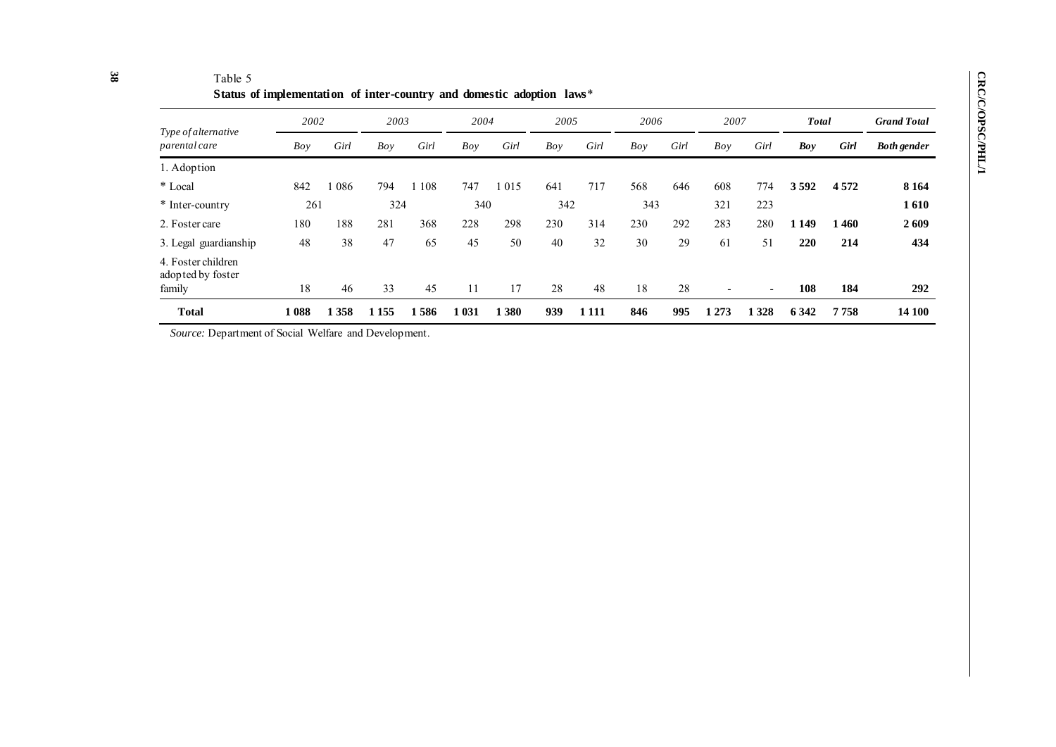Table 5

**Status of implementation of inter-country and domestic adoption laws***

| Type of alternative parental care | 2002 | | 2003 | | 2004 | | 2005 | | 2006 | | 2007 | | Total | | Grand Total |
|---|---|---|---|---|---|---|---|---|---|---|---|---|---|---|---|
| | Boy | Girl | Boy | Girl | Boy | Girl | Boy | Girl | Boy | Girl | Boy | Girl | Boy | Girl | Both gender |
| 1. Adoption | | | | | | | | | | | | | | | |
| * Local | 842 | 1 086 | 794 | 1 108 | 747 | 1 015 | 641 | 717 | 568 | 646 | 608 | 774 | **3 592** | **4 572** | **8 164** |
| * Inter-country | 261 | | 324 | | 340 | | 342 | | 343 | | 321 | 223 | | | **1 610** |
| 2. Foster care | 180 | 188 | 281 | 368 | 228 | 298 | 230 | 314 | 230 | 292 | 283 | 280 | **1 149** | **1 460** | **2 609** |
| 3. Legal guardianship | 48 | 38 | 47 | 65 | 45 | 50 | 40 | 32 | 30 | 29 | 61 | 51 | **220** | **214** | **434** |
| 4. Foster children adopted by foster family | 18 | 46 | 33 | 45 | 11 | 17 | 28 | 48 | 18 | 28 | - | - | **108** | **184** | **292** |
| **Total** | **1 088** | **1 358** | **1 155** | **1 586** | **1 031** | **1 380** | **939** | **1 111** | **846** | **995** | **1 273** | **1 328** | **6 342** | **7 758** | **14 100** |

*Source:* Department of Social Welfare and Development.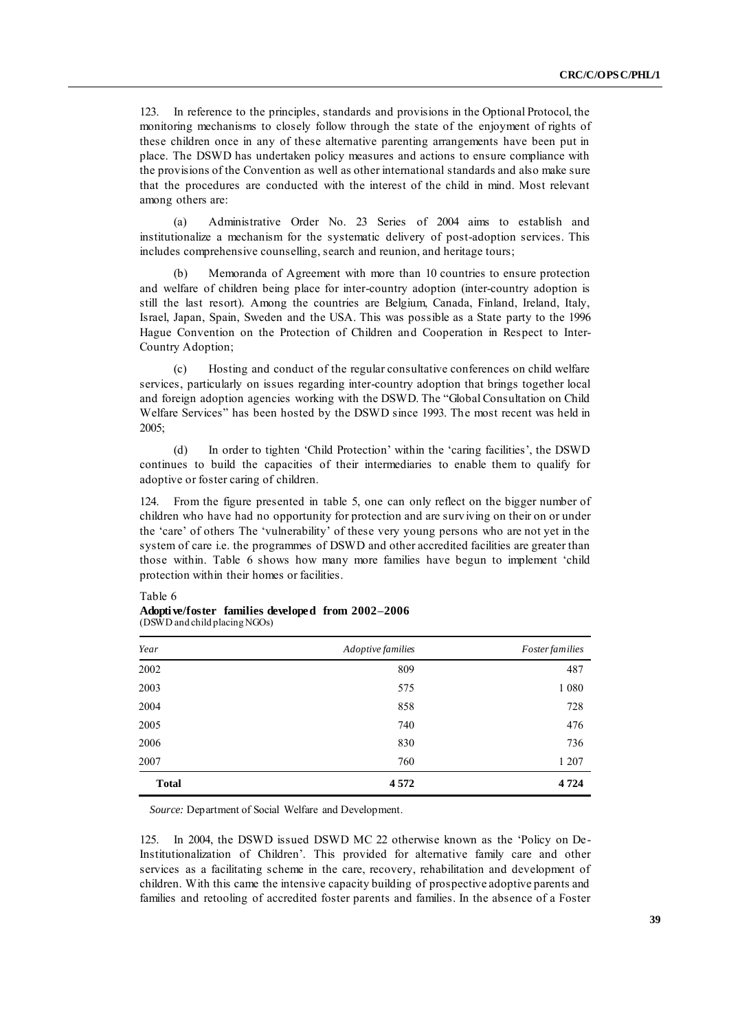123. In reference to the principles, standards and provisions in the Optional Protocol, the monitoring mechanisms to closely follow through the state of the enjoyment of rights of these children once in any of these alternative parenting arrangements have been put in place. The DSWD has undertaken policy measures and actions to ensure compliance with the provisions of the Convention as well as other international standards and also make sure that the procedures are conducted with the interest of the child in mind. Most relevant among others are:

(a) Administrative Order No. 23 Series of 2004 aims to establish and institutionalize a mechanism for the systematic delivery of post-adoption services. This includes comprehensive counselling, search and reunion, and heritage tours;

(b) Memoranda of Agreement with more than 10 countries to ensure protection and welfare of children being place for inter-country adoption (inter-country adoption is still the last resort). Among the countries are Belgium, Canada, Finland, Ireland, Italy, Israel, Japan, Spain, Sweden and the USA. This was possible as a State party to the 1996 Hague Convention on the Protection of Children and Cooperation in Respect to Inter-Country Adoption;

(c) Hosting and conduct of the regular consultative conferences on child welfare services, particularly on issues regarding inter-country adoption that brings together local and foreign adoption agencies working with the DSWD. The "Global Consultation on Child Welfare Services" has been hosted by the DSWD since 1993. The most recent was held in 2005;

(d) In order to tighten 'Child Protection' within the 'caring facilities', the DSWD continues to build the capacities of their intermediaries to enable them to qualify for adoptive or foster caring of children.

124. From the figure presented in table 5, one can only reflect on the bigger number of children who have had no opportunity for protection and are surviving on their on or under the 'care' of others The 'vulnerability' of these very young persons who are not yet in the system of care i.e. the programmes of DSWD and other accredited facilities are greater than those within. Table 6 shows how many more families have begun to implement 'child protection within their homes or facilities.

Table 6
**Adoptive/foster families developed from 2002–2006**
(DSWD and child placing NGOs)

| *Year* | *Adoptive families* | *Foster families* |
|---|---:|---:|
| 2002 | 809 | 487 |
| 2003 | 575 | 1 080 |
| 2004 | 858 | 728 |
| 2005 | 740 | 476 |
| 2006 | 830 | 736 |
| 2007 | 760 | 1 207 |
| **Total** | **4 572** | **4 724** |

*Source:* Department of Social Welfare and Development.

125. In 2004, the DSWD issued DSWD MC 22 otherwise known as the 'Policy on De-Institutionalization of Children'. This provided for alternative family care and other services as a facilitating scheme in the care, recovery, rehabilitation and development of children. With this came the intensive capacity building of prospective adoptive parents and families and retooling of accredited foster parents and families. In the absence of a Foster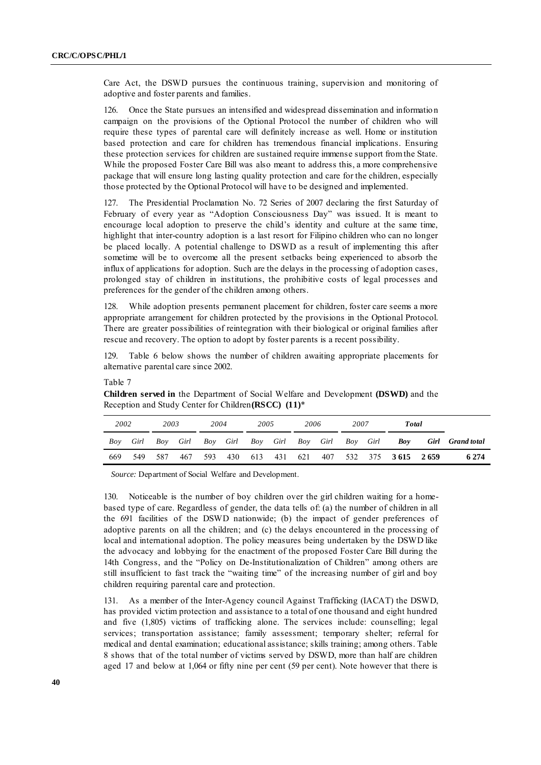Care Act, the DSWD pursues the continuous training, supervision and monitoring of adoptive and foster parents and families.

126. Once the State pursues an intensified and widespread dissemination and information campaign on the provisions of the Optional Protocol the number of children who will require these types of parental care will definitely increase as well. Home or institution based protection and care for children has tremendous financial implications. Ensuring these protection services for children are sustained require immense support from the State. While the proposed Foster Care Bill was also meant to address this, a more comprehensive package that will ensure long lasting quality protection and care for the children, especially those protected by the Optional Protocol will have to be designed and implemented.

127. The Presidential Proclamation No. 72 Series of 2007 declaring the first Saturday of February of every year as "Adoption Consciousness Day" was issued. It is meant to encourage local adoption to preserve the child's identity and culture at the same time, highlight that inter-country adoption is a last resort for Filipino children who can no longer be placed locally. A potential challenge to DSWD as a result of implementing this after sometime will be to overcome all the present setbacks being experienced to absorb the influx of applications for adoption. Such are the delays in the processing of adoption cases, prolonged stay of children in institutions, the prohibitive costs of legal processes and preferences for the gender of the children among others.

128. While adoption presents permanent placement for children, foster care seems a more appropriate arrangement for children protected by the provisions in the Optional Protocol. There are greater possibilities of reintegration with their biological or original families after rescue and recovery. The option to adopt by foster parents is a recent possibility.

129. Table 6 below shows the number of children awaiting appropriate placements for alternative parental care since 2002.

Table 7

**Children served in** the Department of Social Welfare and Development **(DSWD)** and the Reception and Study Center for Children **(RSCC) (11)***

| *2002* | | *2003* | | *2004* | | *2005* | | *2006* | | *2007* | | ***Total*** | | |
|---|---|---|---|---|---|---|---|---|---|---|---|---|---|---|
| *Boy* | *Girl* | *Boy* | *Girl* | *Boy* | *Girl* | *Boy* | *Girl* | *Boy* | *Girl* | *Boy* | *Girl* | ***Boy*** | ***Girl*** | ***Grand total*** |
| 669 | 549 | 587 | 467 | 593 | 430 | 613 | 431 | 621 | 407 | 532 | 375 | **3 615** | **2 659** | **6 274** |

*Source:* Department of Social Welfare and Development.

130. Noticeable is the number of boy children over the girl children waiting for a home-based type of care. Regardless of gender, the data tells of: (a) the number of children in all the 691 facilities of the DSWD nationwide; (b) the impact of gender preferences of adoptive parents on all the children; and (c) the delays encountered in the processing of local and international adoption. The policy measures being undertaken by the DSWD like the advocacy and lobbying for the enactment of the proposed Foster Care Bill during the 14th Congress, and the "Policy on De-Institutionalization of Children" among others are still insufficient to fast track the "waiting time" of the increasing number of girl and boy children requiring parental care and protection.

131. As a member of the Inter-Agency council Against Trafficking (IACAT) the DSWD, has provided victim protection and assistance to a total of one thousand and eight hundred and five (1,805) victims of trafficking alone. The services include: counselling; legal services; transportation assistance; family assessment; temporary shelter; referral for medical and dental examination; educational assistance; skills training; among others. Table 8 shows that of the total number of victims served by DSWD, more than half are children aged 17 and below at 1,064 or fifty nine per cent (59 per cent). Note however that there is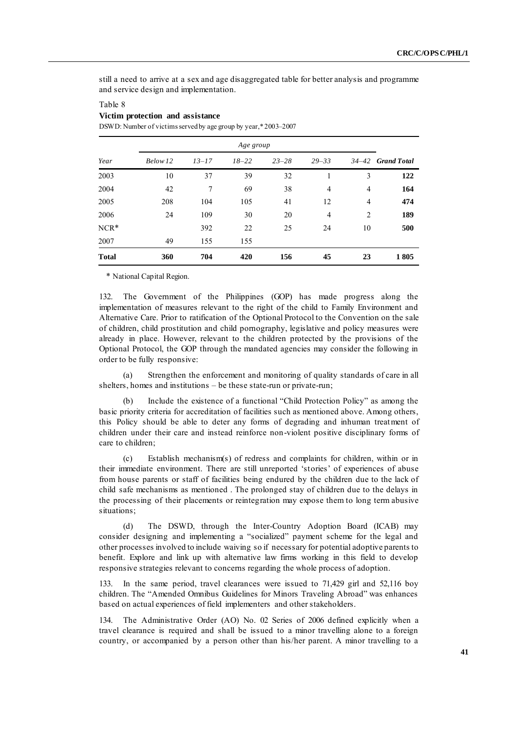still a need to arrive at a sex and age disaggregated table for better analysis and programme and service design and implementation.

Table 8

**Victim protection and assistance**

DSWD: Number of victims served by age group by year,* 2003–2007

| | *Age group* | | | | | | |
|---|---|---|---|---|---|---|---|
| *Year* | *Below 12* | *13–17* | *18–22* | *23–28* | *29–33* | *34–42* | ***Grand Total*** |
| 2003 | 10 | 37 | 39 | 32 | 1 | 3 | **122** |
| 2004 | 42 | 7 | 69 | 38 | 4 | 4 | **164** |
| 2005 | 208 | 104 | 105 | 41 | 12 | 4 | **474** |
| 2006 | 24 | 109 | 30 | 20 | 4 | 2 | **189** |
| NCR* | | 392 | 22 | 25 | 24 | 10 | **500** |
| 2007 | 49 | 155 | 155 | | | | |
| **Total** | **360** | **704** | **420** | **156** | **45** | **23** | **1 805** |

\* National Capital Region.

132. The Government of the Philippines (GOP) has made progress along the implementation of measures relevant to the right of the child to Family Environment and Alternative Care. Prior to ratification of the Optional Protocol to the Convention on the sale of children, child prostitution and child pornography, legislative and policy measures were already in place. However, relevant to the children protected by the provisions of the Optional Protocol, the GOP through the mandated agencies may consider the following in order to be fully responsive:

(a) Strengthen the enforcement and monitoring of quality standards of care in all shelters, homes and institutions – be these state-run or private-run;

(b) Include the existence of a functional "Child Protection Policy" as among the basic priority criteria for accreditation of facilities such as mentioned above. Among others, this Policy should be able to deter any forms of degrading and inhuman treatment of children under their care and instead reinforce non-violent positive disciplinary forms of care to children;

(c) Establish mechanism(s) of redress and complaints for children, within or in their immediate environment. There are still unreported 'stories' of experiences of abuse from house parents or staff of facilities being endured by the children due to the lack of child safe mechanisms as mentioned . The prolonged stay of children due to the delays in the processing of their placements or reintegration may expose them to long term abusive situations;

(d) The DSWD, through the Inter-Country Adoption Board (ICAB) may consider designing and implementing a "socialized" payment scheme for the legal and other processes involved to include waiving so if necessary for potential adoptive parents to benefit. Explore and link up with alternative law firms working in this field to develop responsive strategies relevant to concerns regarding the whole process of adoption.

133. In the same period, travel clearances were issued to 71,429 girl and 52,116 boy children. The "Amended Omnibus Guidelines for Minors Traveling Abroad" was enhances based on actual experiences of field implementers and other stakeholders.

134. The Administrative Order (AO) No. 02 Series of 2006 defined explicitly when a travel clearance is required and shall be issued to a minor travelling alone to a foreign country, or accompanied by a person other than his/her parent. A minor travelling to a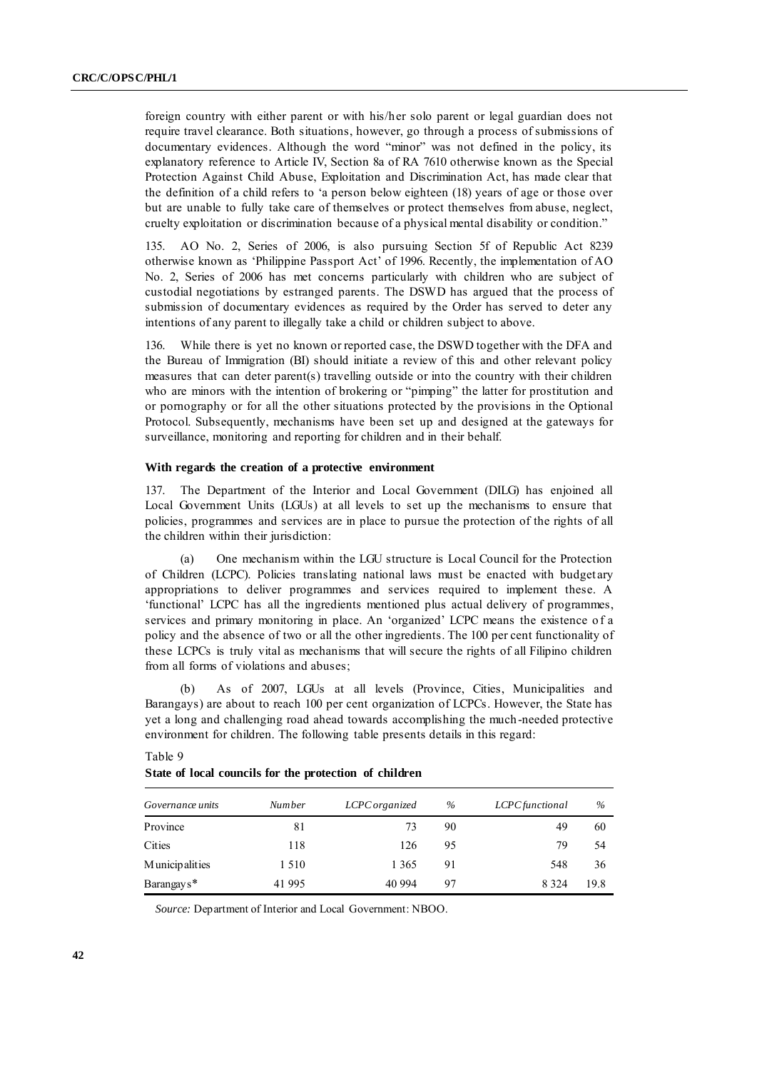foreign country with either parent or with his/her solo parent or legal guardian does not require travel clearance. Both situations, however, go through a process of submissions of documentary evidences. Although the word "minor" was not defined in the policy, its explanatory reference to Article IV, Section 8a of RA 7610 otherwise known as the Special Protection Against Child Abuse, Exploitation and Discrimination Act, has made clear that the definition of a child refers to 'a person below eighteen (18) years of age or those over but are unable to fully take care of themselves or protect themselves from abuse, neglect, cruelty exploitation or discrimination because of a physical mental disability or condition."

135. AO No. 2, Series of 2006, is also pursuing Section 5f of Republic Act 8239 otherwise known as 'Philippine Passport Act' of 1996. Recently, the implementation of AO No. 2, Series of 2006 has met concerns particularly with children who are subject of custodial negotiations by estranged parents. The DSWD has argued that the process of submission of documentary evidences as required by the Order has served to deter any intentions of any parent to illegally take a child or children subject to above.

136. While there is yet no known or reported case, the DSWD together with the DFA and the Bureau of Immigration (BI) should initiate a review of this and other relevant policy measures that can deter parent(s) travelling outside or into the country with their children who are minors with the intention of brokering or "pimping" the latter for prostitution and or pornography or for all the other situations protected by the provisions in the Optional Protocol. Subsequently, mechanisms have been set up and designed at the gateways for surveillance, monitoring and reporting for children and in their behalf.

**With regards the creation of a protective environment**

137. The Department of the Interior and Local Government (DILG) has enjoined all Local Government Units (LGUs) at all levels to set up the mechanisms to ensure that policies, programmes and services are in place to pursue the protection of the rights of all the children within their jurisdiction:

(a) One mechanism within the LGU structure is Local Council for the Protection of Children (LCPC). Policies translating national laws must be enacted with budgetary appropriations to deliver programmes and services required to implement these. A 'functional' LCPC has all the ingredients mentioned plus actual delivery of programmes, services and primary monitoring in place. An 'organized' LCPC means the existence of a policy and the absence of two or all the other ingredients. The 100 per cent functionality of these LCPCs is truly vital as mechanisms that will secure the rights of all Filipino children from all forms of violations and abuses;

(b) As of 2007, LGUs at all levels (Province, Cities, Municipalities and Barangays) are about to reach 100 per cent organization of LCPCs. However, the State has yet a long and challenging road ahead towards accomplishing the much-needed protective environment for children. The following table presents details in this regard:

Table 9

**State of local councils for the protection of children**

| *Governance units* | *Number* | *LCPC organized* | *%* | *LCPC functional* | *%* |
|---|---|---|---|---|---|
| Province | 81 | 73 | 90 | 49 | 60 |
| Cities | 118 | 126 | 95 | 79 | 54 |
| Municipalities | 1 510 | 1 365 | 91 | 548 | 36 |
| Barangays* | 41 995 | 40 994 | 97 | 8 324 | 19.8 |

*Source:* Department of Interior and Local Government: NBOO.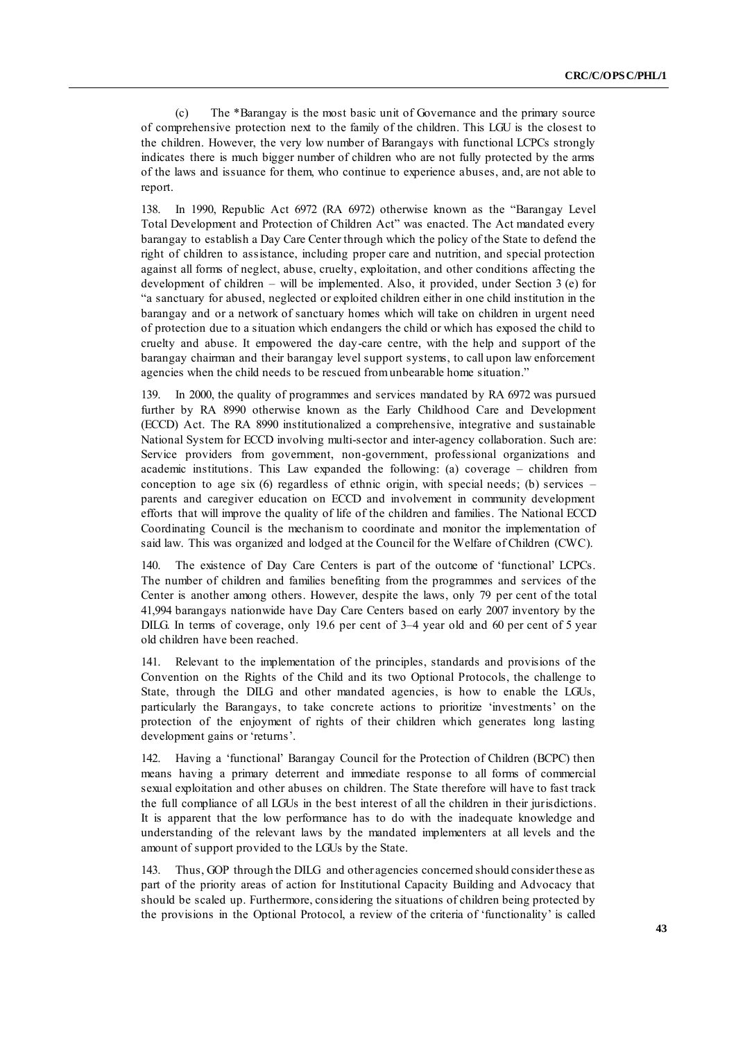(c) The *Barangay is the most basic unit of Governance and the primary source of comprehensive protection next to the family of the children. This LGU is the closest to the children. However, the very low number of Barangays with functional LCPCs strongly indicates there is much bigger number of children who are not fully protected by the arms of the laws and issuance for them, who continue to experience abuses, and, are not able to report.

138. In 1990, Republic Act 6972 (RA 6972) otherwise known as the "Barangay Level Total Development and Protection of Children Act" was enacted. The Act mandated every barangay to establish a Day Care Center through which the policy of the State to defend the right of children to assistance, including proper care and nutrition, and special protection against all forms of neglect, abuse, cruelty, exploitation, and other conditions affecting the development of children – will be implemented. Also, it provided, under Section 3 (e) for "a sanctuary for abused, neglected or exploited children either in one child institution in the barangay and or a network of sanctuary homes which will take on children in urgent need of protection due to a situation which endangers the child or which has exposed the child to cruelty and abuse. It empowered the day-care centre, with the help and support of the barangay chairman and their barangay level support systems, to call upon law enforcement agencies when the child needs to be rescued from unbearable home situation."

139. In 2000, the quality of programmes and services mandated by RA 6972 was pursued further by RA 8990 otherwise known as the Early Childhood Care and Development (ECCD) Act. The RA 8990 institutionalized a comprehensive, integrative and sustainable National System for ECCD involving multi-sector and inter-agency collaboration. Such are: Service providers from government, non-government, professional organizations and academic institutions. This Law expanded the following: (a) coverage – children from conception to age six (6) regardless of ethnic origin, with special needs; (b) services – parents and caregiver education on ECCD and involvement in community development efforts that will improve the quality of life of the children and families. The National ECCD Coordinating Council is the mechanism to coordinate and monitor the implementation of said law. This was organized and lodged at the Council for the Welfare of Children (CWC).

140. The existence of Day Care Centers is part of the outcome of 'functional' LCPCs. The number of children and families benefiting from the programmes and services of the Center is another among others. However, despite the laws, only 79 per cent of the total 41,994 barangays nationwide have Day Care Centers based on early 2007 inventory by the DILG. In terms of coverage, only 19.6 per cent of 3–4 year old and 60 per cent of 5 year old children have been reached.

141. Relevant to the implementation of the principles, standards and provisions of the Convention on the Rights of the Child and its two Optional Protocols, the challenge to State, through the DILG and other mandated agencies, is how to enable the LGUs, particularly the Barangays, to take concrete actions to prioritize 'investments' on the protection of the enjoyment of rights of their children which generates long lasting development gains or 'returns'.

142. Having a 'functional' Barangay Council for the Protection of Children (BCPC) then means having a primary deterrent and immediate response to all forms of commercial sexual exploitation and other abuses on children. The State therefore will have to fast track the full compliance of all LGUs in the best interest of all the children in their jurisdictions. It is apparent that the low performance has to do with the inadequate knowledge and understanding of the relevant laws by the mandated implementers at all levels and the amount of support provided to the LGUs by the State.

143. Thus, GOP through the DILG and other agencies concerned should consider these as part of the priority areas of action for Institutional Capacity Building and Advocacy that should be scaled up. Furthermore, considering the situations of children being protected by the provisions in the Optional Protocol, a review of the criteria of 'functionality' is called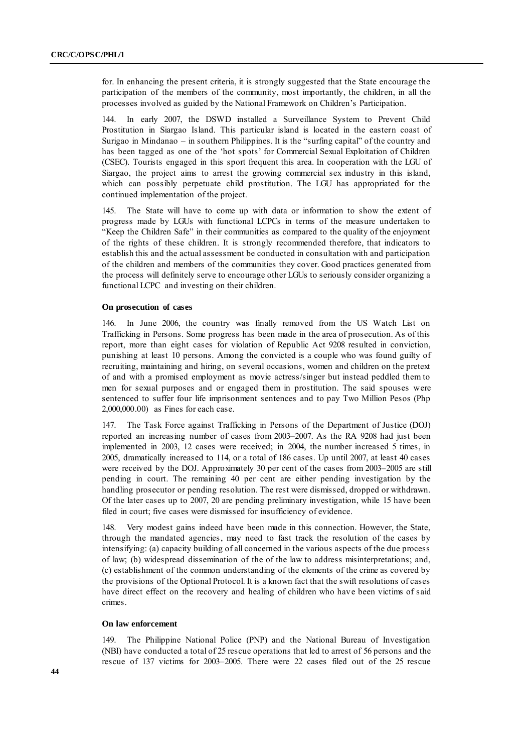for. In enhancing the present criteria, it is strongly suggested that the State encourage the participation of the members of the community, most importantly, the children, in all the processes involved as guided by the National Framework on Children's Participation.

144. In early 2007, the DSWD installed a Surveillance System to Prevent Child Prostitution in Siargao Island. This particular island is located in the eastern coast of Surigao in Mindanao – in southern Philippines. It is the "surfing capital" of the country and has been tagged as one of the 'hot spots' for Commercial Sexual Exploitation of Children (CSEC). Tourists engaged in this sport frequent this area. In cooperation with the LGU of Siargao, the project aims to arrest the growing commercial sex industry in this island, which can possibly perpetuate child prostitution. The LGU has appropriated for the continued implementation of the project.

145. The State will have to come up with data or information to show the extent of progress made by LGUs with functional LCPCs in terms of the measure undertaken to "Keep the Children Safe" in their communities as compared to the quality of the enjoyment of the rights of these children. It is strongly recommended therefore, that indicators to establish this and the actual assessment be conducted in consultation with and participation of the children and members of the communities they cover. Good practices generated from the process will definitely serve to encourage other LGUs to seriously consider organizing a functional LCPC and investing on their children.

**On prosecution of cases**

146. In June 2006, the country was finally removed from the US Watch List on Trafficking in Persons. Some progress has been made in the area of prosecution. As of this report, more than eight cases for violation of Republic Act 9208 resulted in conviction, punishing at least 10 persons. Among the convicted is a couple who was found guilty of recruiting, maintaining and hiring, on several occasions, women and children on the pretext of and with a promised employment as movie actress/singer but instead peddled them to men for sexual purposes and or engaged them in prostitution. The said spouses were sentenced to suffer four life imprisonment sentences and to pay Two Million Pesos (Php 2,000,000.00) as Fines for each case.

147. The Task Force against Trafficking in Persons of the Department of Justice (DOJ) reported an increasing number of cases from 2003–2007. As the RA 9208 had just been implemented in 2003, 12 cases were received; in 2004, the number increased 5 times, in 2005, dramatically increased to 114, or a total of 186 cases. Up until 2007, at least 40 cases were received by the DOJ. Approximately 30 per cent of the cases from 2003–2005 are still pending in court. The remaining 40 per cent are either pending investigation by the handling prosecutor or pending resolution. The rest were dismissed, dropped or withdrawn. Of the later cases up to 2007, 20 are pending preliminary investigation, while 15 have been filed in court; five cases were dismissed for insufficiency of evidence.

148. Very modest gains indeed have been made in this connection. However, the State, through the mandated agencies, may need to fast track the resolution of the cases by intensifying: (a) capacity building of all concerned in the various aspects of the due process of law; (b) widespread dissemination of the of the law to address misinterpretations; and, (c) establishment of the common understanding of the elements of the crime as covered by the provisions of the Optional Protocol. It is a known fact that the swift resolutions of cases have direct effect on the recovery and healing of children who have been victims of said crimes.

**On law enforcement**

149. The Philippine National Police (PNP) and the National Bureau of Investigation (NBI) have conducted a total of 25 rescue operations that led to arrest of 56 persons and the rescue of 137 victims for 2003–2005. There were 22 cases filed out of the 25 rescue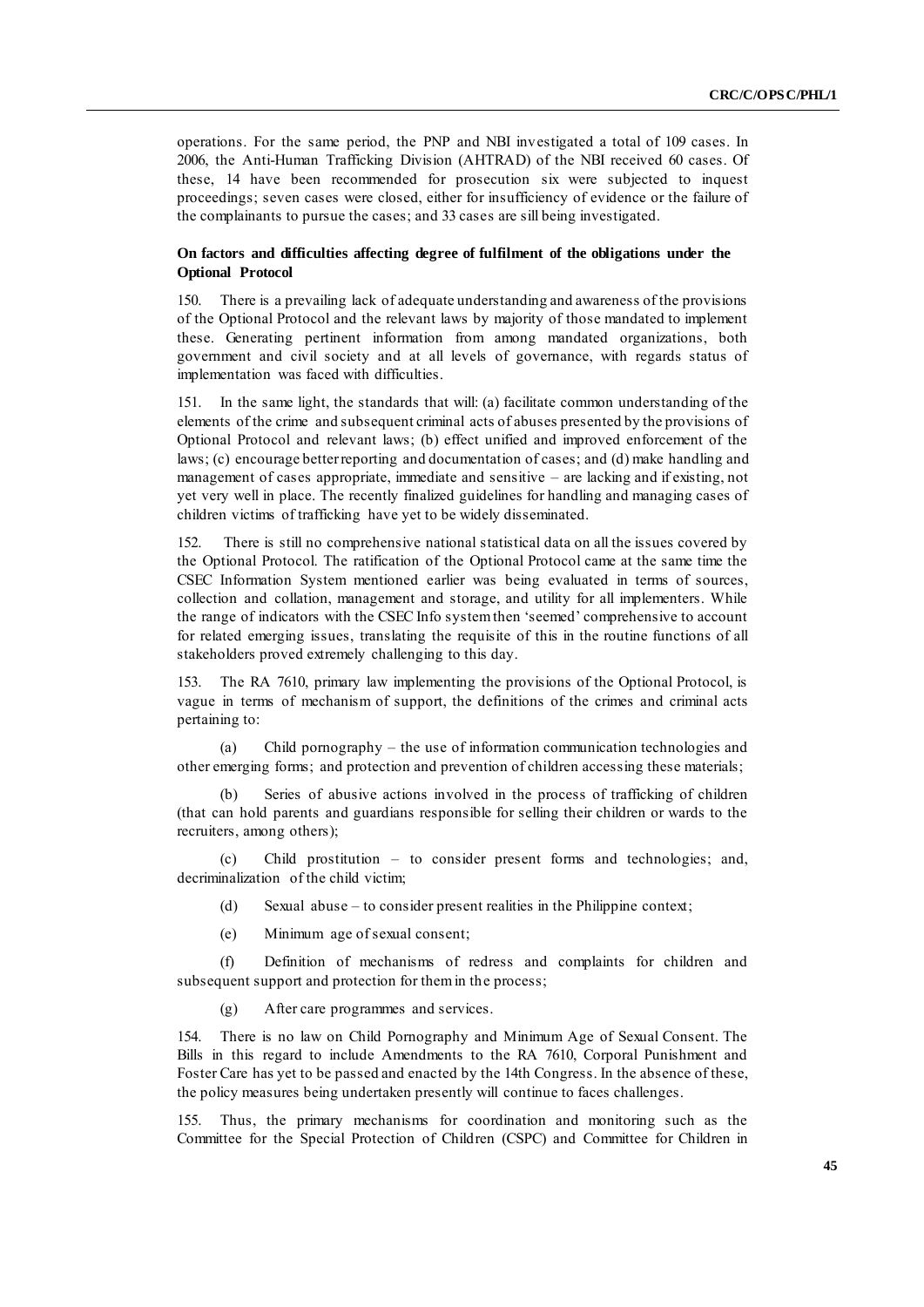operations. For the same period, the PNP and NBI investigated a total of 109 cases. In 2006, the Anti-Human Trafficking Division (AHTRAD) of the NBI received 60 cases. Of these, 14 have been recommended for prosecution six were subjected to inquest proceedings; seven cases were closed, either for insufficiency of evidence or the failure of the complainants to pursue the cases; and 33 cases are sill being investigated.

**On factors and difficulties affecting degree of fulfilment of the obligations under the Optional Protocol**

150. There is a prevailing lack of adequate understanding and awareness of the provisions of the Optional Protocol and the relevant laws by majority of those mandated to implement these. Generating pertinent information from among mandated organizations, both government and civil society and at all levels of governance, with regards status of implementation was faced with difficulties.

151. In the same light, the standards that will: (a) facilitate common understanding of the elements of the crime and subsequent criminal acts of abuses presented by the provisions of Optional Protocol and relevant laws; (b) effect unified and improved enforcement of the laws; (c) encourage better reporting and documentation of cases; and (d) make handling and management of cases appropriate, immediate and sensitive – are lacking and if existing, not yet very well in place. The recently finalized guidelines for handling and managing cases of children victims of trafficking have yet to be widely disseminated.

152. There is still no comprehensive national statistical data on all the issues covered by the Optional Protocol. The ratification of the Optional Protocol came at the same time the CSEC Information System mentioned earlier was being evaluated in terms of sources, collection and collation, management and storage, and utility for all implementers. While the range of indicators with the CSEC Info system then 'seemed' comprehensive to account for related emerging issues, translating the requisite of this in the routine functions of all stakeholders proved extremely challenging to this day.

153. The RA 7610, primary law implementing the provisions of the Optional Protocol, is vague in terms of mechanism of support, the definitions of the crimes and criminal acts pertaining to:

(a) Child pornography – the use of information communication technologies and other emerging forms; and protection and prevention of children accessing these materials;

(b) Series of abusive actions involved in the process of trafficking of children (that can hold parents and guardians responsible for selling their children or wards to the recruiters, among others);

(c) Child prostitution – to consider present forms and technologies; and, decriminalization of the child victim;

(d) Sexual abuse – to consider present realities in the Philippine context;

(e) Minimum age of sexual consent;

(f) Definition of mechanisms of redress and complaints for children and subsequent support and protection for them in the process;

(g) After care programmes and services.

154. There is no law on Child Pornography and Minimum Age of Sexual Consent. The Bills in this regard to include Amendments to the RA 7610, Corporal Punishment and Foster Care has yet to be passed and enacted by the 14th Congress. In the absence of these, the policy measures being undertaken presently will continue to faces challenges.

155. Thus, the primary mechanisms for coordination and monitoring such as the Committee for the Special Protection of Children (CSPC) and Committee for Children in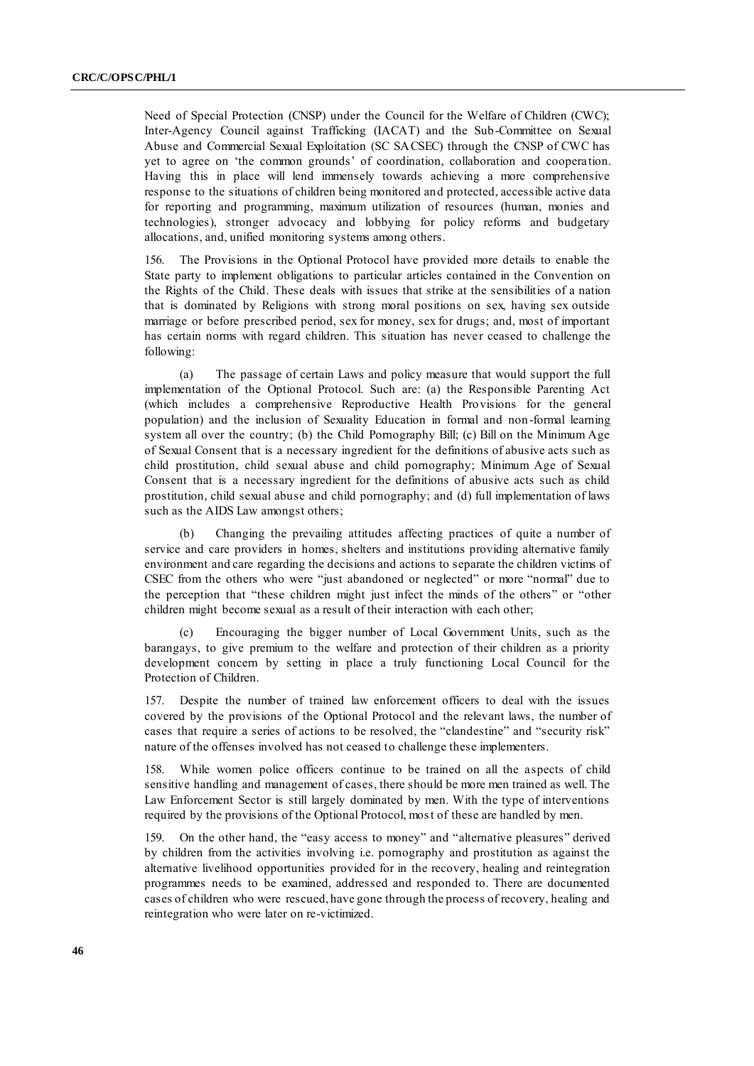Need of Special Protection (CNSP) under the Council for the Welfare of Children (CWC); Inter-Agency Council against Trafficking (IACAT) and the Sub-Committee on Sexual Abuse and Commercial Sexual Exploitation (SC SACSEC) through the CNSP of CWC has yet to agree on 'the common grounds' of coordination, collaboration and cooperation. Having this in place will lend immensely towards achieving a more comprehensive response to the situations of children being monitored and protected, accessible active data for reporting and programming, maximum utilization of resources (human, monies and technologies), stronger advocacy and lobbying for policy reforms and budgetary allocations, and, unified monitoring systems among others.

156. The Provisions in the Optional Protocol have provided more details to enable the State party to implement obligations to particular articles contained in the Convention on the Rights of the Child. These deals with issues that strike at the sensibilities of a nation that is dominated by Religions with strong moral positions on sex, having sex outside marriage or before prescribed period, sex for money, sex for drugs; and, most of important has certain norms with regard children. This situation has never ceased to challenge the following:

(a) The passage of certain Laws and policy measure that would support the full implementation of the Optional Protocol. Such are: (a) the Responsible Parenting Act (which includes a comprehensive Reproductive Health Provisions for the general population) and the inclusion of Sexuality Education in formal and non-formal learning system all over the country; (b) the Child Pornography Bill; (c) Bill on the Minimum Age of Sexual Consent that is a necessary ingredient for the definitions of abusive acts such as child prostitution, child sexual abuse and child pornography; Minimum Age of Sexual Consent that is a necessary ingredient for the definitions of abusive acts such as child prostitution, child sexual abuse and child pornography; and (d) full implementation of laws such as the AIDS Law amongst others;

(b) Changing the prevailing attitudes affecting practices of quite a number of service and care providers in homes, shelters and institutions providing alternative family environment and care regarding the decisions and actions to separate the children victims of CSEC from the others who were "just abandoned or neglected" or more "normal" due to the perception that "these children might just infect the minds of the others" or "other children might become sexual as a result of their interaction with each other;

(c) Encouraging the bigger number of Local Government Units, such as the barangays, to give premium to the welfare and protection of their children as a priority development concern by setting in place a truly functioning Local Council for the Protection of Children.

157. Despite the number of trained law enforcement officers to deal with the issues covered by the provisions of the Optional Protocol and the relevant laws, the number of cases that require a series of actions to be resolved, the "clandestine" and "security risk" nature of the offenses involved has not ceased to challenge these implementers.

158. While women police officers continue to be trained on all the aspects of child sensitive handling and management of cases, there should be more men trained as well. The Law Enforcement Sector is still largely dominated by men. With the type of interventions required by the provisions of the Optional Protocol, most of these are handled by men.

159. On the other hand, the "easy access to money" and "alternative pleasures" derived by children from the activities involving i.e. pornography and prostitution as against the alternative livelihood opportunities provided for in the recovery, healing and reintegration programmes needs to be examined, addressed and responded to. There are documented cases of children who were rescued, have gone through the process of recovery, healing and reintegration who were later on re-victimized.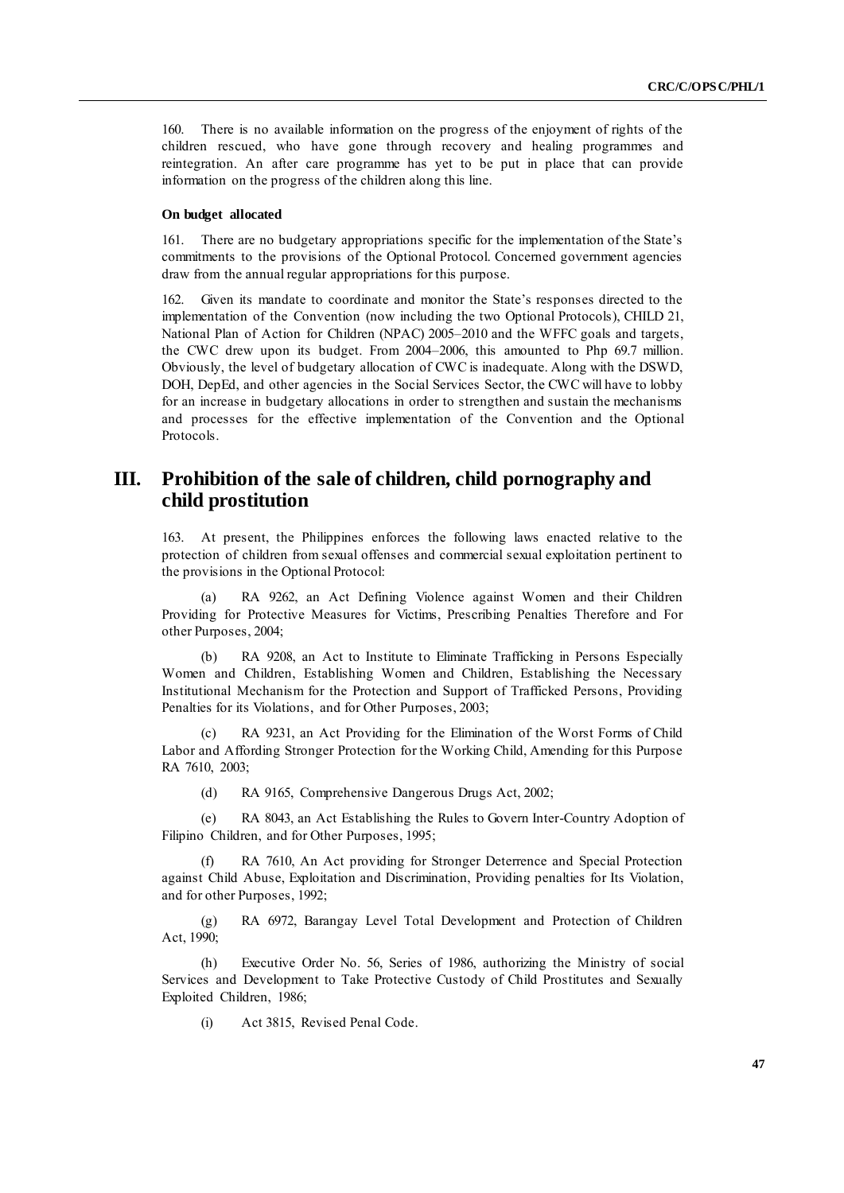160. There is no available information on the progress of the enjoyment of rights of the children rescued, who have gone through recovery and healing programmes and reintegration. An after care programme has yet to be put in place that can provide information on the progress of the children along this line.

**On budget allocated**

161. There are no budgetary appropriations specific for the implementation of the State's commitments to the provisions of the Optional Protocol. Concerned government agencies draw from the annual regular appropriations for this purpose.

162. Given its mandate to coordinate and monitor the State's responses directed to the implementation of the Convention (now including the two Optional Protocols), CHILD 21, National Plan of Action for Children (NPAC) 2005–2010 and the WFFC goals and targets, the CWC drew upon its budget. From 2004–2006, this amounted to Php 69.7 million. Obviously, the level of budgetary allocation of CWC is inadequate. Along with the DSWD, DOH, DepEd, and other agencies in the Social Services Sector, the CWC will have to lobby for an increase in budgetary allocations in order to strengthen and sustain the mechanisms and processes for the effective implementation of the Convention and the Optional Protocols.

# III. Prohibition of the sale of children, child pornography and child prostitution

163. At present, the Philippines enforces the following laws enacted relative to the protection of children from sexual offenses and commercial sexual exploitation pertinent to the provisions in the Optional Protocol:

(a) RA 9262, an Act Defining Violence against Women and their Children Providing for Protective Measures for Victims, Prescribing Penalties Therefore and For other Purposes, 2004;

(b) RA 9208, an Act to Institute to Eliminate Trafficking in Persons Especially Women and Children, Establishing Women and Children, Establishing the Necessary Institutional Mechanism for the Protection and Support of Trafficked Persons, Providing Penalties for its Violations, and for Other Purposes, 2003;

(c) RA 9231, an Act Providing for the Elimination of the Worst Forms of Child Labor and Affording Stronger Protection for the Working Child, Amending for this Purpose RA 7610, 2003;

(d) RA 9165, Comprehensive Dangerous Drugs Act, 2002;

(e) RA 8043, an Act Establishing the Rules to Govern Inter-Country Adoption of Filipino Children, and for Other Purposes, 1995;

(f) RA 7610, An Act providing for Stronger Deterrence and Special Protection against Child Abuse, Exploitation and Discrimination, Providing penalties for Its Violation, and for other Purposes, 1992;

(g) RA 6972, Barangay Level Total Development and Protection of Children Act, 1990;

(h) Executive Order No. 56, Series of 1986, authorizing the Ministry of social Services and Development to Take Protective Custody of Child Prostitutes and Sexually Exploited Children, 1986;

(i) Act 3815, Revised Penal Code.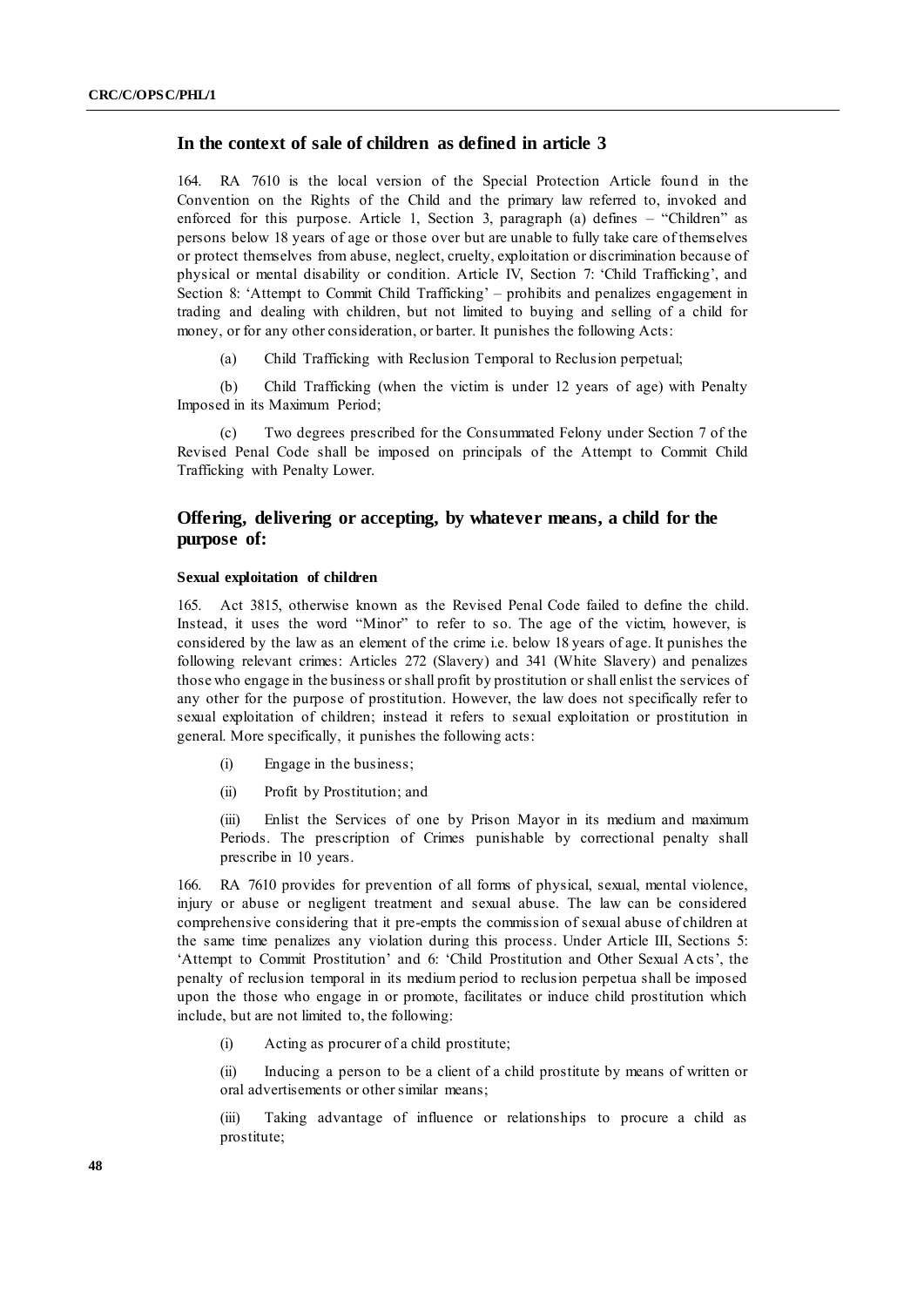## In the context of sale of children as defined in article 3

164. RA 7610 is the local version of the Special Protection Article found in the Convention on the Rights of the Child and the primary law referred to, invoked and enforced for this purpose. Article 1, Section 3, paragraph (a) defines – "Children" as persons below 18 years of age or those over but are unable to fully take care of themselves or protect themselves from abuse, neglect, cruelty, exploitation or discrimination because of physical or mental disability or condition. Article IV, Section 7: 'Child Trafficking', and Section 8: 'Attempt to Commit Child Trafficking' – prohibits and penalizes engagement in trading and dealing with children, but not limited to buying and selling of a child for money, or for any other consideration, or barter. It punishes the following Acts:

(a) Child Trafficking with Reclusion Temporal to Reclusion perpetual;

(b) Child Trafficking (when the victim is under 12 years of age) with Penalty Imposed in its Maximum Period;

(c) Two degrees prescribed for the Consummated Felony under Section 7 of the Revised Penal Code shall be imposed on principals of the Attempt to Commit Child Trafficking with Penalty Lower.

## Offering, delivering or accepting, by whatever means, a child for the purpose of:

#### Sexual exploitation of children

165. Act 3815, otherwise known as the Revised Penal Code failed to define the child. Instead, it uses the word "Minor" to refer to so. The age of the victim, however, is considered by the law as an element of the crime i.e. below 18 years of age. It punishes the following relevant crimes: Articles 272 (Slavery) and 341 (White Slavery) and penalizes those who engage in the business or shall profit by prostitution or shall enlist the services of any other for the purpose of prostitution. However, the law does not specifically refer to sexual exploitation of children; instead it refers to sexual exploitation or prostitution in general. More specifically, it punishes the following acts:

(i) Engage in the business;

(ii) Profit by Prostitution; and

(iii) Enlist the Services of one by Prison Mayor in its medium and maximum Periods. The prescription of Crimes punishable by correctional penalty shall prescribe in 10 years.

166. RA 7610 provides for prevention of all forms of physical, sexual, mental violence, injury or abuse or negligent treatment and sexual abuse. The law can be considered comprehensive considering that it pre-empts the commission of sexual abuse of children at the same time penalizes any violation during this process. Under Article III, Sections 5: 'Attempt to Commit Prostitution' and 6: 'Child Prostitution and Other Sexual Acts', the penalty of reclusion temporal in its medium period to reclusion perpetua shall be imposed upon the those who engage in or promote, facilitates or induce child prostitution which include, but are not limited to, the following:

(i) Acting as procurer of a child prostitute;

(ii) Inducing a person to be a client of a child prostitute by means of written or oral advertisements or other similar means;

(iii) Taking advantage of influence or relationships to procure a child as prostitute;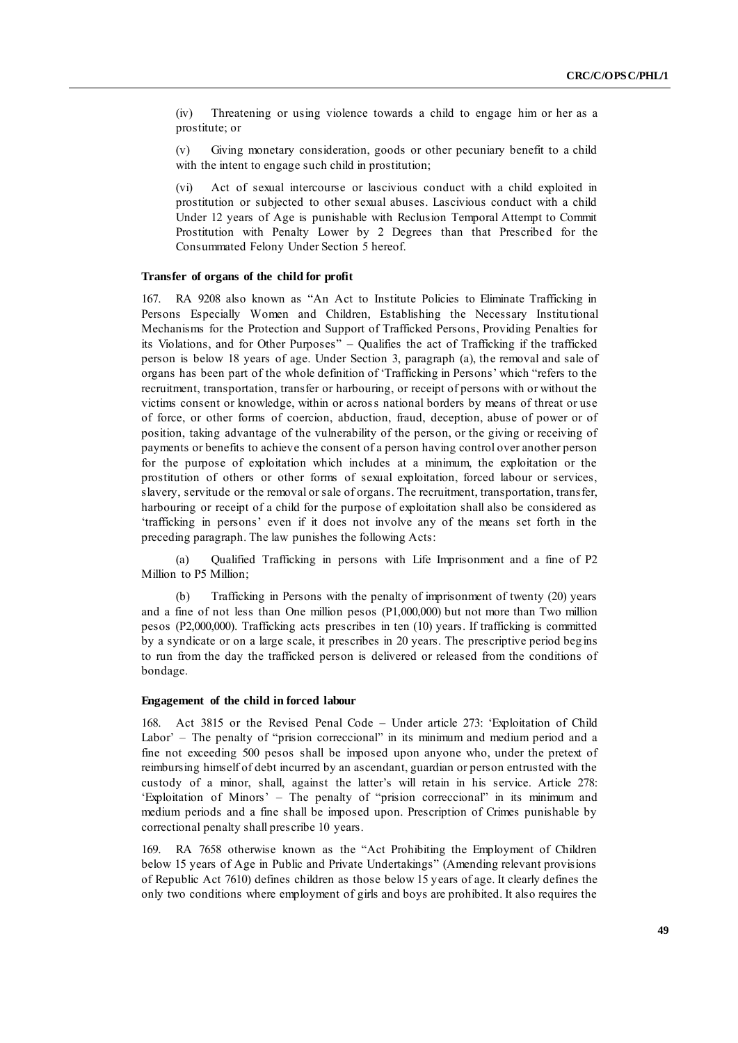(iv) Threatening or using violence towards a child to engage him or her as a prostitute; or

(v) Giving monetary consideration, goods or other pecuniary benefit to a child with the intent to engage such child in prostitution;

(vi) Act of sexual intercourse or lascivious conduct with a child exploited in prostitution or subjected to other sexual abuses. Lascivious conduct with a child Under 12 years of Age is punishable with Reclusion Temporal Attempt to Commit Prostitution with Penalty Lower by 2 Degrees than that Prescribed for the Consummated Felony Under Section 5 hereof.

**Transfer of organs of the child for profit**

167. RA 9208 also known as "An Act to Institute Policies to Eliminate Trafficking in Persons Especially Women and Children, Establishing the Necessary Institutional Mechanisms for the Protection and Support of Trafficked Persons, Providing Penalties for its Violations, and for Other Purposes" – Qualifies the act of Trafficking if the trafficked person is below 18 years of age. Under Section 3, paragraph (a), the removal and sale of organs has been part of the whole definition of 'Trafficking in Persons' which "refers to the recruitment, transportation, transfer or harbouring, or receipt of persons with or without the victims consent or knowledge, within or across national borders by means of threat or use of force, or other forms of coercion, abduction, fraud, deception, abuse of power or of position, taking advantage of the vulnerability of the person, or the giving or receiving of payments or benefits to achieve the consent of a person having control over another person for the purpose of exploitation which includes at a minimum, the exploitation or the prostitution of others or other forms of sexual exploitation, forced labour or services, slavery, servitude or the removal or sale of organs. The recruitment, transportation, transfer, harbouring or receipt of a child for the purpose of exploitation shall also be considered as 'trafficking in persons' even if it does not involve any of the means set forth in the preceding paragraph. The law punishes the following Acts:

(a) Qualified Trafficking in persons with Life Imprisonment and a fine of P2 Million to P5 Million;

(b) Trafficking in Persons with the penalty of imprisonment of twenty (20) years and a fine of not less than One million pesos (P1,000,000) but not more than Two million pesos (P2,000,000). Trafficking acts prescribes in ten (10) years. If trafficking is committed by a syndicate or on a large scale, it prescribes in 20 years. The prescriptive period begins to run from the day the trafficked person is delivered or released from the conditions of bondage.

**Engagement of the child in forced labour**

168. Act 3815 or the Revised Penal Code – Under article 273: 'Exploitation of Child Labor' – The penalty of "prision correccional" in its minimum and medium period and a fine not exceeding 500 pesos shall be imposed upon anyone who, under the pretext of reimbursing himself of debt incurred by an ascendant, guardian or person entrusted with the custody of a minor, shall, against the latter's will retain in his service. Article 278: 'Exploitation of Minors' – The penalty of "prision correccional" in its minimum and medium periods and a fine shall be imposed upon. Prescription of Crimes punishable by correctional penalty shall prescribe 10 years.

169. RA 7658 otherwise known as the "Act Prohibiting the Employment of Children below 15 years of Age in Public and Private Undertakings" (Amending relevant provisions of Republic Act 7610) defines children as those below 15 years of age. It clearly defines the only two conditions where employment of girls and boys are prohibited. It also requires the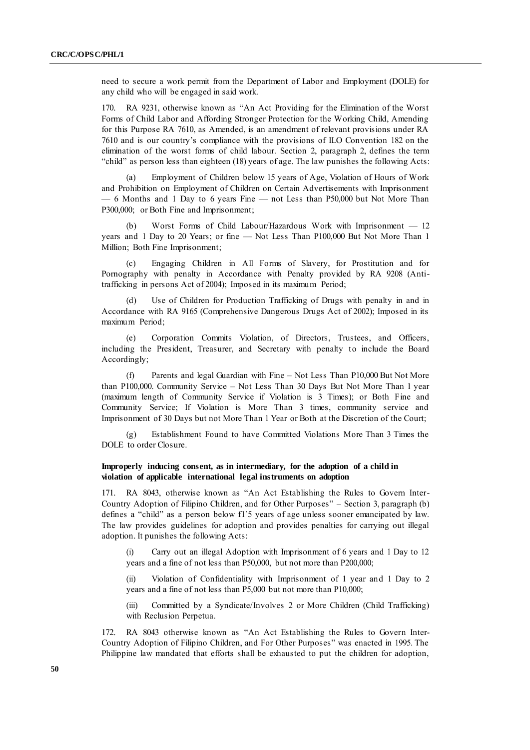need to secure a work permit from the Department of Labor and Employment (DOLE) for any child who will be engaged in said work.

170. RA 9231, otherwise known as "An Act Providing for the Elimination of the Worst Forms of Child Labor and Affording Stronger Protection for the Working Child, Amending for this Purpose RA 7610, as Amended, is an amendment of relevant provisions under RA 7610 and is our country's compliance with the provisions of ILO Convention 182 on the elimination of the worst forms of child labour. Section 2, paragraph 2, defines the term "child" as person less than eighteen (18) years of age. The law punishes the following Acts:

(a) Employment of Children below 15 years of Age, Violation of Hours of Work and Prohibition on Employment of Children on Certain Advertisements with Imprisonment — 6 Months and 1 Day to 6 years Fine — not Less than P50,000 but Not More Than P300,000; or Both Fine and Imprisonment;

(b) Worst Forms of Child Labour/Hazardous Work with Imprisonment — 12 years and 1 Day to 20 Years; or fine — Not Less Than P100,000 But Not More Than 1 Million; Both Fine Imprisonment;

(c) Engaging Children in All Forms of Slavery, for Prostitution and for Pornography with penalty in Accordance with Penalty provided by RA 9208 (Anti-trafficking in persons Act of 2004); Imposed in its maximum Period;

(d) Use of Children for Production Trafficking of Drugs with penalty in and in Accordance with RA 9165 (Comprehensive Dangerous Drugs Act of 2002); Imposed in its maximum Period;

(e) Corporation Commits Violation, of Directors, Trustees, and Officers, including the President, Treasurer, and Secretary with penalty to include the Board Accordingly;

(f) Parents and legal Guardian with Fine – Not Less Than P10,000 But Not More than P100,000. Community Service – Not Less Than 30 Days But Not More Than 1 year (maximum length of Community Service if Violation is 3 Times); or Both Fine and Community Service; If Violation is More Than 3 times, community service and Imprisonment of 30 Days but not More Than 1 Year or Both at the Discretion of the Court;

(g) Establishment Found to have Committed Violations More Than 3 Times the DOLE to order Closure.

**Improperly inducing consent, as in intermediary, for the adoption of a child in violation of applicable international legal instruments on adoption**

171. RA 8043, otherwise known as "An Act Establishing the Rules to Govern Inter-Country Adoption of Filipino Children, and for Other Purposes" – Section 3, paragraph (b) defines a "child" as a person below f1`5 years of age unless sooner emancipated by law. The law provides guidelines for adoption and provides penalties for carrying out illegal adoption. It punishes the following Acts:

(i) Carry out an illegal Adoption with Imprisonment of 6 years and 1 Day to 12 years and a fine of not less than P50,000, but not more than P200,000;

(ii) Violation of Confidentiality with Imprisonment of 1 year and 1 Day to 2 years and a fine of not less than P5,000 but not more than P10,000;

(iii) Committed by a Syndicate/Involves 2 or More Children (Child Trafficking) with Reclusion Perpetua.

172. RA 8043 otherwise known as "An Act Establishing the Rules to Govern Inter-Country Adoption of Filipino Children, and For Other Purposes" was enacted in 1995. The Philippine law mandated that efforts shall be exhausted to put the children for adoption,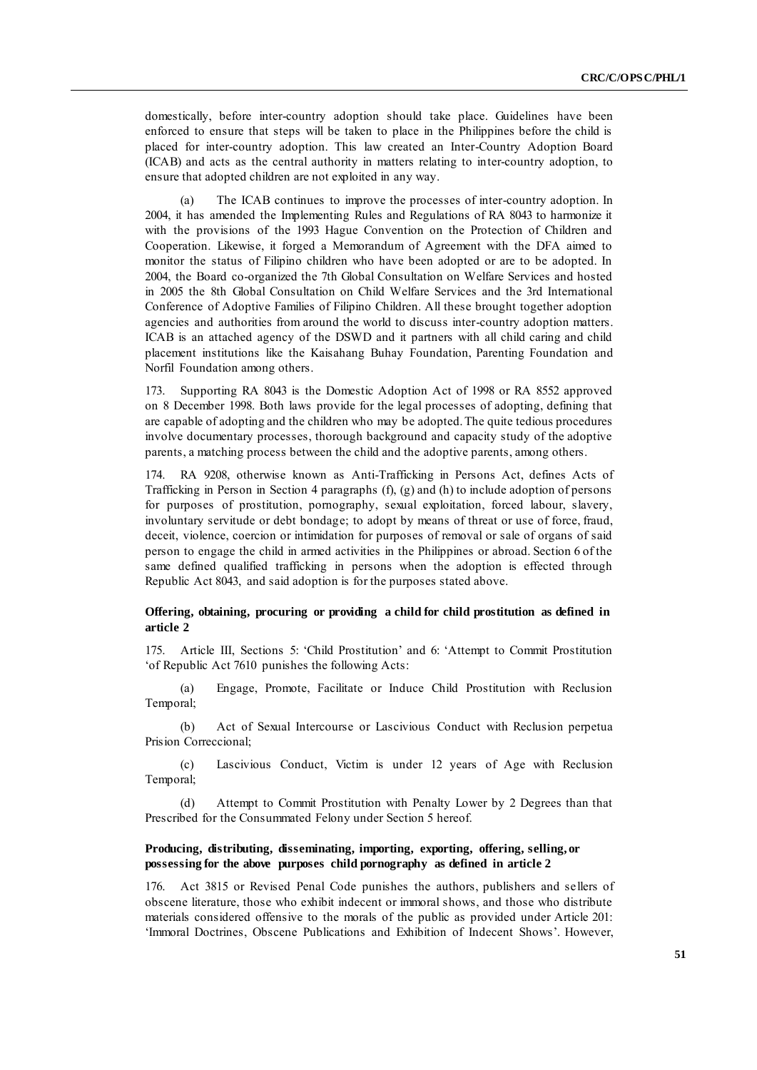domestically, before inter-country adoption should take place. Guidelines have been enforced to ensure that steps will be taken to place in the Philippines before the child is placed for inter-country adoption. This law created an Inter-Country Adoption Board (ICAB) and acts as the central authority in matters relating to inter-country adoption, to ensure that adopted children are not exploited in any way.

(a) The ICAB continues to improve the processes of inter-country adoption. In 2004, it has amended the Implementing Rules and Regulations of RA 8043 to harmonize it with the provisions of the 1993 Hague Convention on the Protection of Children and Cooperation. Likewise, it forged a Memorandum of Agreement with the DFA aimed to monitor the status of Filipino children who have been adopted or are to be adopted. In 2004, the Board co-organized the 7th Global Consultation on Welfare Services and hosted in 2005 the 8th Global Consultation on Child Welfare Services and the 3rd International Conference of Adoptive Families of Filipino Children. All these brought together adoption agencies and authorities from around the world to discuss inter-country adoption matters. ICAB is an attached agency of the DSWD and it partners with all child caring and child placement institutions like the Kaisahang Buhay Foundation, Parenting Foundation and Norfil Foundation among others.

173. Supporting RA 8043 is the Domestic Adoption Act of 1998 or RA 8552 approved on 8 December 1998. Both laws provide for the legal processes of adopting, defining that are capable of adopting and the children who may be adopted. The quite tedious procedures involve documentary processes, thorough background and capacity study of the adoptive parents, a matching process between the child and the adoptive parents, among others.

174. RA 9208, otherwise known as Anti-Trafficking in Persons Act, defines Acts of Trafficking in Person in Section 4 paragraphs (f), (g) and (h) to include adoption of persons for purposes of prostitution, pornography, sexual exploitation, forced labour, slavery, involuntary servitude or debt bondage; to adopt by means of threat or use of force, fraud, deceit, violence, coercion or intimidation for purposes of removal or sale of organs of said person to engage the child in armed activities in the Philippines or abroad. Section 6 of the same defined qualified trafficking in persons when the adoption is effected through Republic Act 8043, and said adoption is for the purposes stated above.

**Offering, obtaining, procuring or providing a child for child prostitution as defined in article 2**

175. Article III, Sections 5: 'Child Prostitution' and 6: 'Attempt to Commit Prostitution 'of Republic Act 7610 punishes the following Acts:

(a) Engage, Promote, Facilitate or Induce Child Prostitution with Reclusion Temporal;

(b) Act of Sexual Intercourse or Lascivious Conduct with Reclusion perpetua Prision Correccional;

(c) Lascivious Conduct, Victim is under 12 years of Age with Reclusion Temporal;

(d) Attempt to Commit Prostitution with Penalty Lower by 2 Degrees than that Prescribed for the Consummated Felony under Section 5 hereof.

**Producing, distributing, disseminating, importing, exporting, offering, selling, or possessing for the above purposes child pornography as defined in article 2**

176. Act 3815 or Revised Penal Code punishes the authors, publishers and sellers of obscene literature, those who exhibit indecent or immoral shows, and those who distribute materials considered offensive to the morals of the public as provided under Article 201: 'Immoral Doctrines, Obscene Publications and Exhibition of Indecent Shows'. However,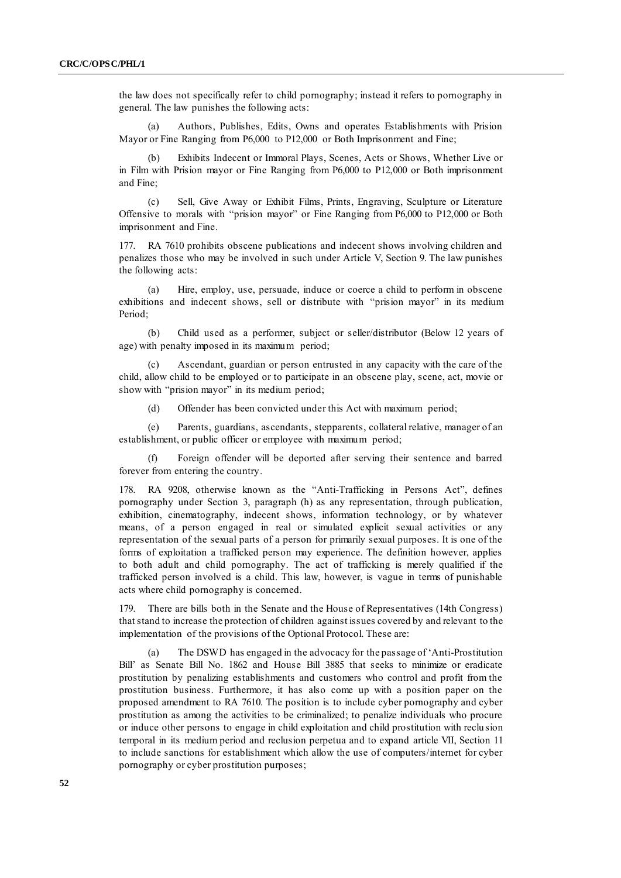the law does not specifically refer to child pornography; instead it refers to pornography in general. The law punishes the following acts:

(a) Authors, Publishes, Edits, Owns and operates Establishments with Prision Mayor or Fine Ranging from P6,000 to P12,000 or Both Imprisonment and Fine;

(b) Exhibits Indecent or Immoral Plays, Scenes, Acts or Shows, Whether Live or in Film with Prision mayor or Fine Ranging from P6,000 to P12,000 or Both imprisonment and Fine;

(c) Sell, Give Away or Exhibit Films, Prints, Engraving, Sculpture or Literature Offensive to morals with "prision mayor" or Fine Ranging from P6,000 to P12,000 or Both imprisonment and Fine.

177. RA 7610 prohibits obscene publications and indecent shows involving children and penalizes those who may be involved in such under Article V, Section 9. The law punishes the following acts:

(a) Hire, employ, use, persuade, induce or coerce a child to perform in obscene exhibitions and indecent shows, sell or distribute with "prision mayor" in its medium Period;

(b) Child used as a performer, subject or seller/distributor (Below 12 years of age) with penalty imposed in its maximum period;

(c) Ascendant, guardian or person entrusted in any capacity with the care of the child, allow child to be employed or to participate in an obscene play, scene, act, movie or show with "prision mayor" in its medium period;

(d) Offender has been convicted under this Act with maximum period;

(e) Parents, guardians, ascendants, stepparents, collateral relative, manager of an establishment, or public officer or employee with maximum period;

(f) Foreign offender will be deported after serving their sentence and barred forever from entering the country.

178. RA 9208, otherwise known as the "Anti-Trafficking in Persons Act", defines pornography under Section 3, paragraph (h) as any representation, through publication, exhibition, cinematography, indecent shows, information technology, or by whatever means, of a person engaged in real or simulated explicit sexual activities or any representation of the sexual parts of a person for primarily sexual purposes. It is one of the forms of exploitation a trafficked person may experience. The definition however, applies to both adult and child pornography. The act of trafficking is merely qualified if the trafficked person involved is a child. This law, however, is vague in terms of punishable acts where child pornography is concerned.

179. There are bills both in the Senate and the House of Representatives (14th Congress) that stand to increase the protection of children against issues covered by and relevant to the implementation of the provisions of the Optional Protocol. These are:

(a) The DSWD has engaged in the advocacy for the passage of 'Anti-Prostitution Bill' as Senate Bill No. 1862 and House Bill 3885 that seeks to minimize or eradicate prostitution by penalizing establishments and customers who control and profit from the prostitution business. Furthermore, it has also come up with a position paper on the proposed amendment to RA 7610. The position is to include cyber pornography and cyber prostitution as among the activities to be criminalized; to penalize individuals who procure or induce other persons to engage in child exploitation and child prostitution with reclusion temporal in its medium period and reclusion perpetua and to expand article VII, Section 11 to include sanctions for establishment which allow the use of computers/internet for cyber pornography or cyber prostitution purposes;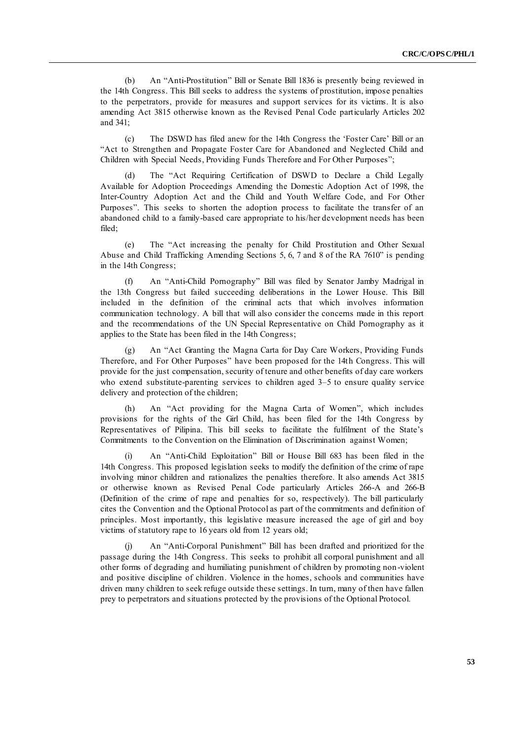(b) An "Anti-Prostitution" Bill or Senate Bill 1836 is presently being reviewed in the 14th Congress. This Bill seeks to address the systems of prostitution, impose penalties to the perpetrators, provide for measures and support services for its victims. It is also amending Act 3815 otherwise known as the Revised Penal Code particularly Articles 202 and 341;

(c) The DSWD has filed anew for the 14th Congress the 'Foster Care' Bill or an "Act to Strengthen and Propagate Foster Care for Abandoned and Neglected Child and Children with Special Needs, Providing Funds Therefore and For Other Purposes";

(d) The "Act Requiring Certification of DSWD to Declare a Child Legally Available for Adoption Proceedings Amending the Domestic Adoption Act of 1998, the Inter-Country Adoption Act and the Child and Youth Welfare Code, and For Other Purposes". This seeks to shorten the adoption process to facilitate the transfer of an abandoned child to a family-based care appropriate to his/her development needs has been filed;

(e) The "Act increasing the penalty for Child Prostitution and Other Sexual Abuse and Child Trafficking Amending Sections 5, 6, 7 and 8 of the RA 7610" is pending in the 14th Congress;

(f) An "Anti-Child Pornography" Bill was filed by Senator Jamby Madrigal in the 13th Congress but failed succeeding deliberations in the Lower House. This Bill included in the definition of the criminal acts that which involves information communication technology. A bill that will also consider the concerns made in this report and the recommendations of the UN Special Representative on Child Pornography as it applies to the State has been filed in the 14th Congress;

(g) An "Act Granting the Magna Carta for Day Care Workers, Providing Funds Therefore, and For Other Purposes" have been proposed for the 14th Congress. This will provide for the just compensation, security of tenure and other benefits of day care workers who extend substitute-parenting services to children aged 3–5 to ensure quality service delivery and protection of the children;

(h) An "Act providing for the Magna Carta of Women", which includes provisions for the rights of the Girl Child, has been filed for the 14th Congress by Representatives of Pilipina. This bill seeks to facilitate the fulfilment of the State's Commitments to the Convention on the Elimination of Discrimination against Women;

(i) An "Anti-Child Exploitation" Bill or House Bill 683 has been filed in the 14th Congress. This proposed legislation seeks to modify the definition of the crime of rape involving minor children and rationalizes the penalties therefore. It also amends Act 3815 or otherwise known as Revised Penal Code particularly Articles 266-A and 266-B (Definition of the crime of rape and penalties for so, respectively). The bill particularly cites the Convention and the Optional Protocol as part of the commitments and definition of principles. Most importantly, this legislative measure increased the age of girl and boy victims of statutory rape to 16 years old from 12 years old;

(j) An "Anti-Corporal Punishment" Bill has been drafted and prioritized for the passage during the 14th Congress. This seeks to prohibit all corporal punishment and all other forms of degrading and humiliating punishment of children by promoting non-violent and positive discipline of children. Violence in the homes, schools and communities have driven many children to seek refuge outside these settings. In turn, many of then have fallen prey to perpetrators and situations protected by the provisions of the Optional Protocol.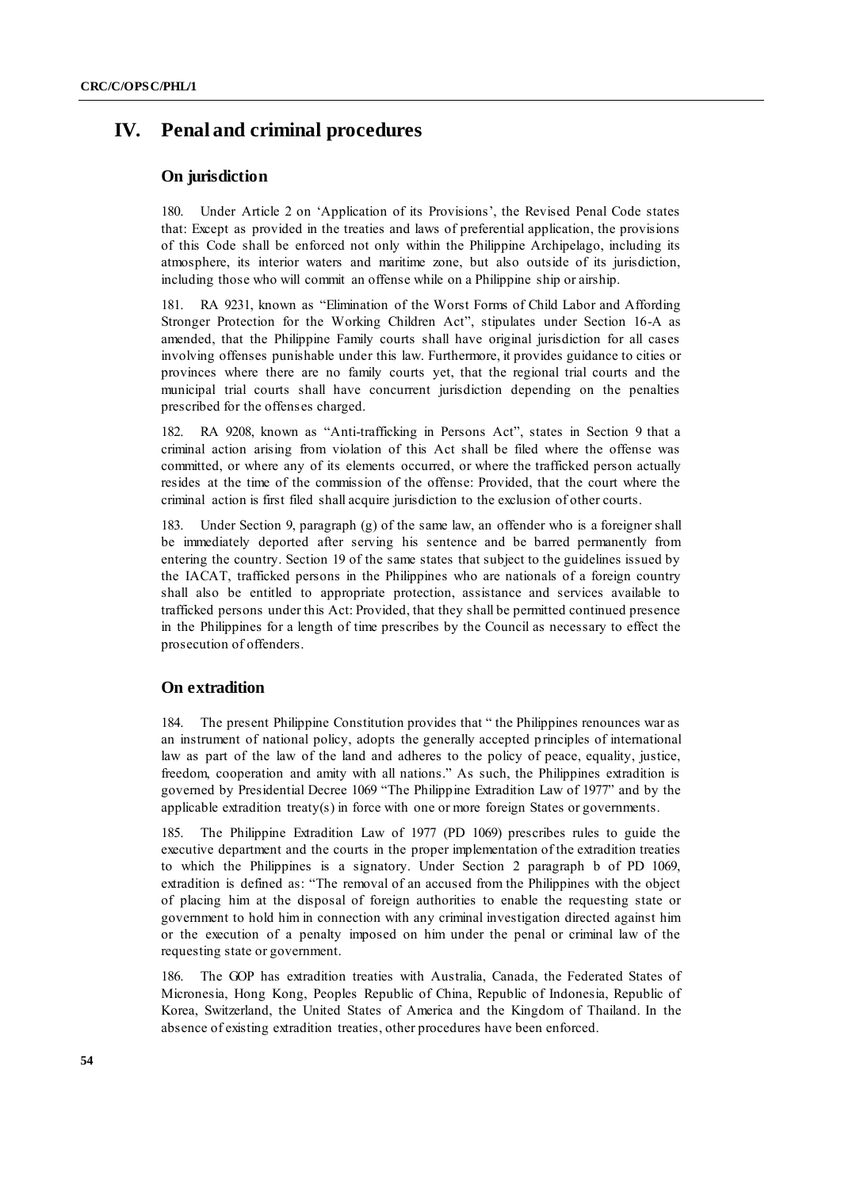# IV. Penal and criminal procedures

## On jurisdiction

180. Under Article 2 on 'Application of its Provisions', the Revised Penal Code states that: Except as provided in the treaties and laws of preferential application, the provisions of this Code shall be enforced not only within the Philippine Archipelago, including its atmosphere, its interior waters and maritime zone, but also outside of its jurisdiction, including those who will commit an offense while on a Philippine ship or airship.

181. RA 9231, known as "Elimination of the Worst Forms of Child Labor and Affording Stronger Protection for the Working Children Act", stipulates under Section 16-A as amended, that the Philippine Family courts shall have original jurisdiction for all cases involving offenses punishable under this law. Furthermore, it provides guidance to cities or provinces where there are no family courts yet, that the regional trial courts and the municipal trial courts shall have concurrent jurisdiction depending on the penalties prescribed for the offenses charged.

182. RA 9208, known as "Anti-trafficking in Persons Act", states in Section 9 that a criminal action arising from violation of this Act shall be filed where the offense was committed, or where any of its elements occurred, or where the trafficked person actually resides at the time of the commission of the offense: Provided, that the court where the criminal action is first filed shall acquire jurisdiction to the exclusion of other courts.

183. Under Section 9, paragraph (g) of the same law, an offender who is a foreigner shall be immediately deported after serving his sentence and be barred permanently from entering the country. Section 19 of the same states that subject to the guidelines issued by the IACAT, trafficked persons in the Philippines who are nationals of a foreign country shall also be entitled to appropriate protection, assistance and services available to trafficked persons under this Act: Provided, that they shall be permitted continued presence in the Philippines for a length of time prescribes by the Council as necessary to effect the prosecution of offenders.

## On extradition

184. The present Philippine Constitution provides that " the Philippines renounces war as an instrument of national policy, adopts the generally accepted principles of international law as part of the law of the land and adheres to the policy of peace, equality, justice, freedom, cooperation and amity with all nations." As such, the Philippines extradition is governed by Presidential Decree 1069 "The Philippine Extradition Law of 1977" and by the applicable extradition treaty(s) in force with one or more foreign States or governments.

185. The Philippine Extradition Law of 1977 (PD 1069) prescribes rules to guide the executive department and the courts in the proper implementation of the extradition treaties to which the Philippines is a signatory. Under Section 2 paragraph b of PD 1069, extradition is defined as: "The removal of an accused from the Philippines with the object of placing him at the disposal of foreign authorities to enable the requesting state or government to hold him in connection with any criminal investigation directed against him or the execution of a penalty imposed on him under the penal or criminal law of the requesting state or government.

186. The GOP has extradition treaties with Australia, Canada, the Federated States of Micronesia, Hong Kong, Peoples Republic of China, Republic of Indonesia, Republic of Korea, Switzerland, the United States of America and the Kingdom of Thailand. In the absence of existing extradition treaties, other procedures have been enforced.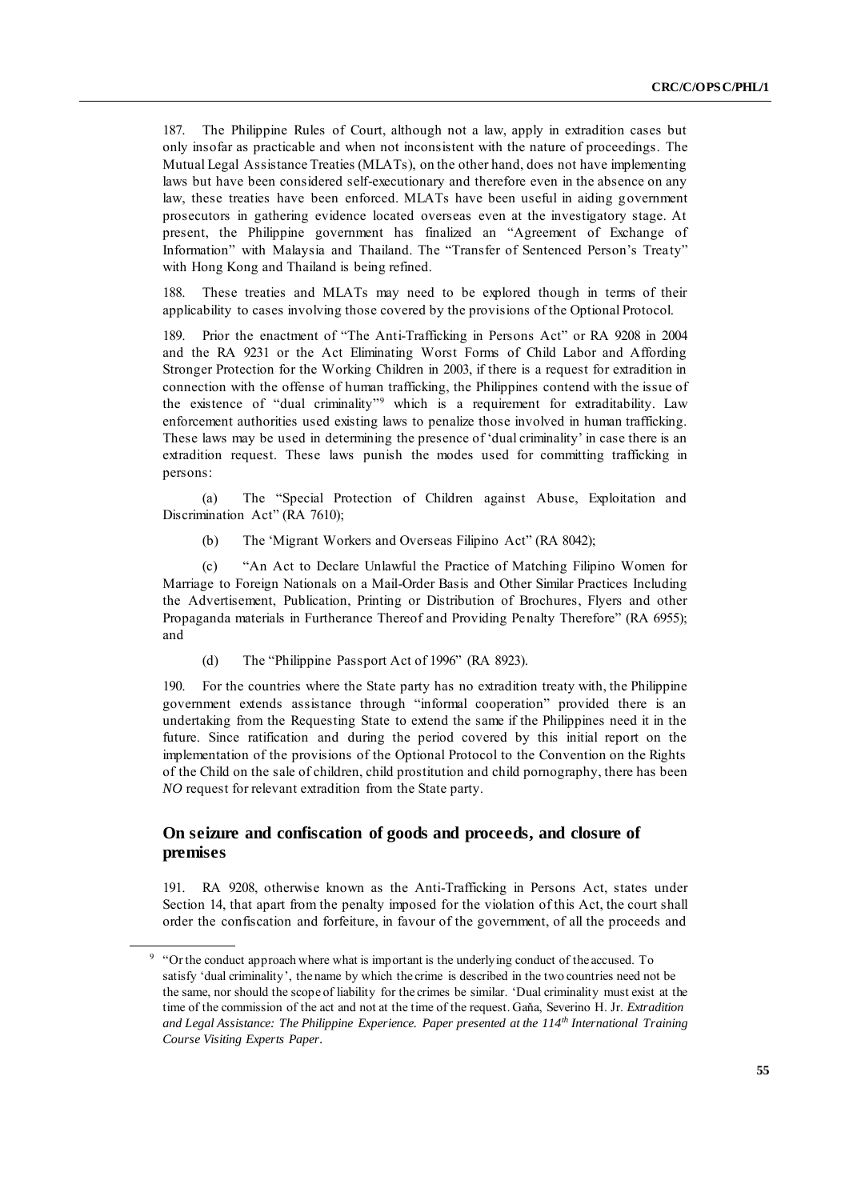187. The Philippine Rules of Court, although not a law, apply in extradition cases but only insofar as practicable and when not inconsistent with the nature of proceedings. The Mutual Legal Assistance Treaties (MLATs), on the other hand, does not have implementing laws but have been considered self-executionary and therefore even in the absence on any law, these treaties have been enforced. MLATs have been useful in aiding government prosecutors in gathering evidence located overseas even at the investigatory stage. At present, the Philippine government has finalized an "Agreement of Exchange of Information" with Malaysia and Thailand. The "Transfer of Sentenced Person's Treaty" with Hong Kong and Thailand is being refined.

188. These treaties and MLATs may need to be explored though in terms of their applicability to cases involving those covered by the provisions of the Optional Protocol.

189. Prior the enactment of "The Anti-Trafficking in Persons Act" or RA 9208 in 2004 and the RA 9231 or the Act Eliminating Worst Forms of Child Labor and Affording Stronger Protection for the Working Children in 2003, if there is a request for extradition in connection with the offense of human trafficking, the Philippines contend with the issue of the existence of "dual criminality"[9] which is a requirement for extraditability. Law enforcement authorities used existing laws to penalize those involved in human trafficking. These laws may be used in determining the presence of 'dual criminality' in case there is an extradition request. These laws punish the modes used for committing trafficking in persons:

(a) The "Special Protection of Children against Abuse, Exploitation and Discrimination Act" (RA 7610);

(b) The 'Migrant Workers and Overseas Filipino Act" (RA 8042);

(c) "An Act to Declare Unlawful the Practice of Matching Filipino Women for Marriage to Foreign Nationals on a Mail-Order Basis and Other Similar Practices Including the Advertisement, Publication, Printing or Distribution of Brochures, Flyers and other Propaganda materials in Furtherance Thereof and Providing Penalty Therefore" (RA 6955); and

(d) The "Philippine Passport Act of 1996" (RA 8923).

190. For the countries where the State party has no extradition treaty with, the Philippine government extends assistance through "informal cooperation" provided there is an undertaking from the Requesting State to extend the same if the Philippines need it in the future. Since ratification and during the period covered by this initial report on the implementation of the provisions of the Optional Protocol to the Convention on the Rights of the Child on the sale of children, child prostitution and child pornography, there has been *NO* request for relevant extradition from the State party.

## On seizure and confiscation of goods and proceeds, and closure of premises

191. RA 9208, otherwise known as the Anti-Trafficking in Persons Act, states under Section 14, that apart from the penalty imposed for the violation of this Act, the court shall order the confiscation and forfeiture, in favour of the government, of all the proceeds and

---

[9] "Or the conduct approach where what is important is the underlying conduct of the accused. To satisfy 'dual criminality', the name by which the crime is described in the two countries need not be the same, nor should the scope of liability for the crimes be similar. 'Dual criminality must exist at the time of the commission of the act and not at the time of the request. Gaňa, Severino H. Jr. *Extradition and Legal Assistance: The Philippine Experience. Paper presented at the 114th International Training Course Visiting Experts Paper.*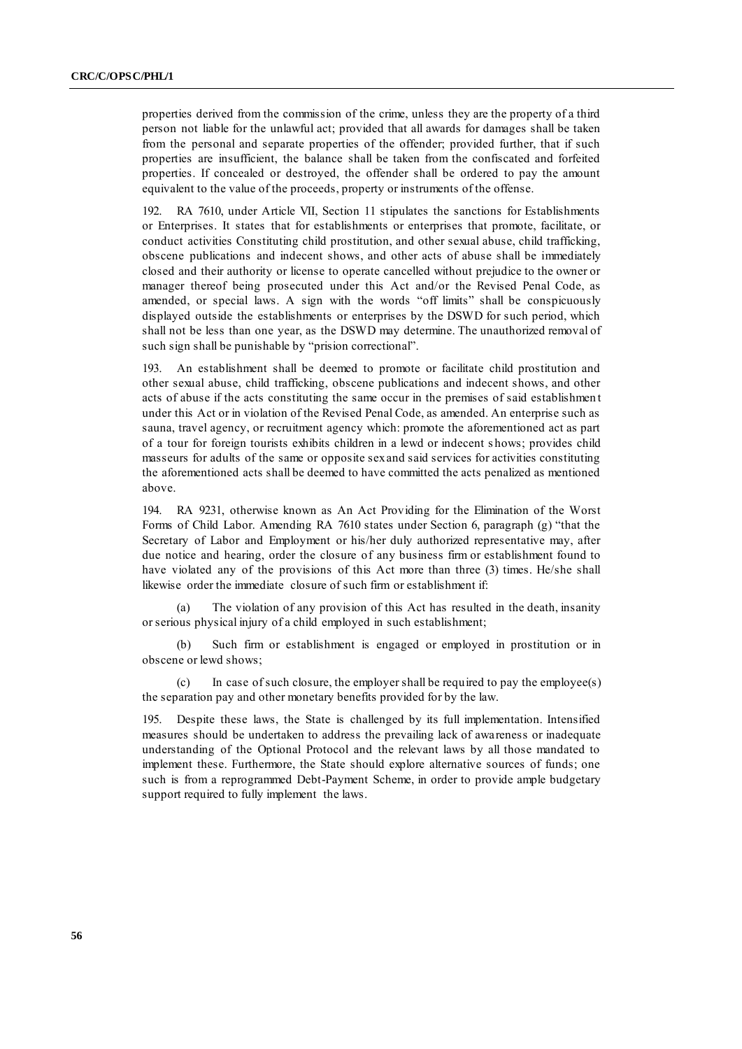properties derived from the commission of the crime, unless they are the property of a third person not liable for the unlawful act; provided that all awards for damages shall be taken from the personal and separate properties of the offender; provided further, that if such properties are insufficient, the balance shall be taken from the confiscated and forfeited properties. If concealed or destroyed, the offender shall be ordered to pay the amount equivalent to the value of the proceeds, property or instruments of the offense.

192. RA 7610, under Article VII, Section 11 stipulates the sanctions for Establishments or Enterprises. It states that for establishments or enterprises that promote, facilitate, or conduct activities Constituting child prostitution, and other sexual abuse, child trafficking, obscene publications and indecent shows, and other acts of abuse shall be immediately closed and their authority or license to operate cancelled without prejudice to the owner or manager thereof being prosecuted under this Act and/or the Revised Penal Code, as amended, or special laws. A sign with the words "off limits" shall be conspicuously displayed outside the establishments or enterprises by the DSWD for such period, which shall not be less than one year, as the DSWD may determine. The unauthorized removal of such sign shall be punishable by "prision correctional".

193. An establishment shall be deemed to promote or facilitate child prostitution and other sexual abuse, child trafficking, obscene publications and indecent shows, and other acts of abuse if the acts constituting the same occur in the premises of said establishment under this Act or in violation of the Revised Penal Code, as amended. An enterprise such as sauna, travel agency, or recruitment agency which: promote the aforementioned act as part of a tour for foreign tourists exhibits children in a lewd or indecent shows; provides child masseurs for adults of the same or opposite sex and said services for activities constituting the aforementioned acts shall be deemed to have committed the acts penalized as mentioned above.

194. RA 9231, otherwise known as An Act Providing for the Elimination of the Worst Forms of Child Labor. Amending RA 7610 states under Section 6, paragraph (g) "that the Secretary of Labor and Employment or his/her duly authorized representative may, after due notice and hearing, order the closure of any business firm or establishment found to have violated any of the provisions of this Act more than three (3) times. He/she shall likewise order the immediate closure of such firm or establishment if:

(a) The violation of any provision of this Act has resulted in the death, insanity or serious physical injury of a child employed in such establishment;

(b) Such firm or establishment is engaged or employed in prostitution or in obscene or lewd shows;

(c) In case of such closure, the employer shall be required to pay the employee(s) the separation pay and other monetary benefits provided for by the law.

195. Despite these laws, the State is challenged by its full implementation. Intensified measures should be undertaken to address the prevailing lack of awareness or inadequate understanding of the Optional Protocol and the relevant laws by all those mandated to implement these. Furthermore, the State should explore alternative sources of funds; one such is from a reprogrammed Debt-Payment Scheme, in order to provide ample budgetary support required to fully implement the laws.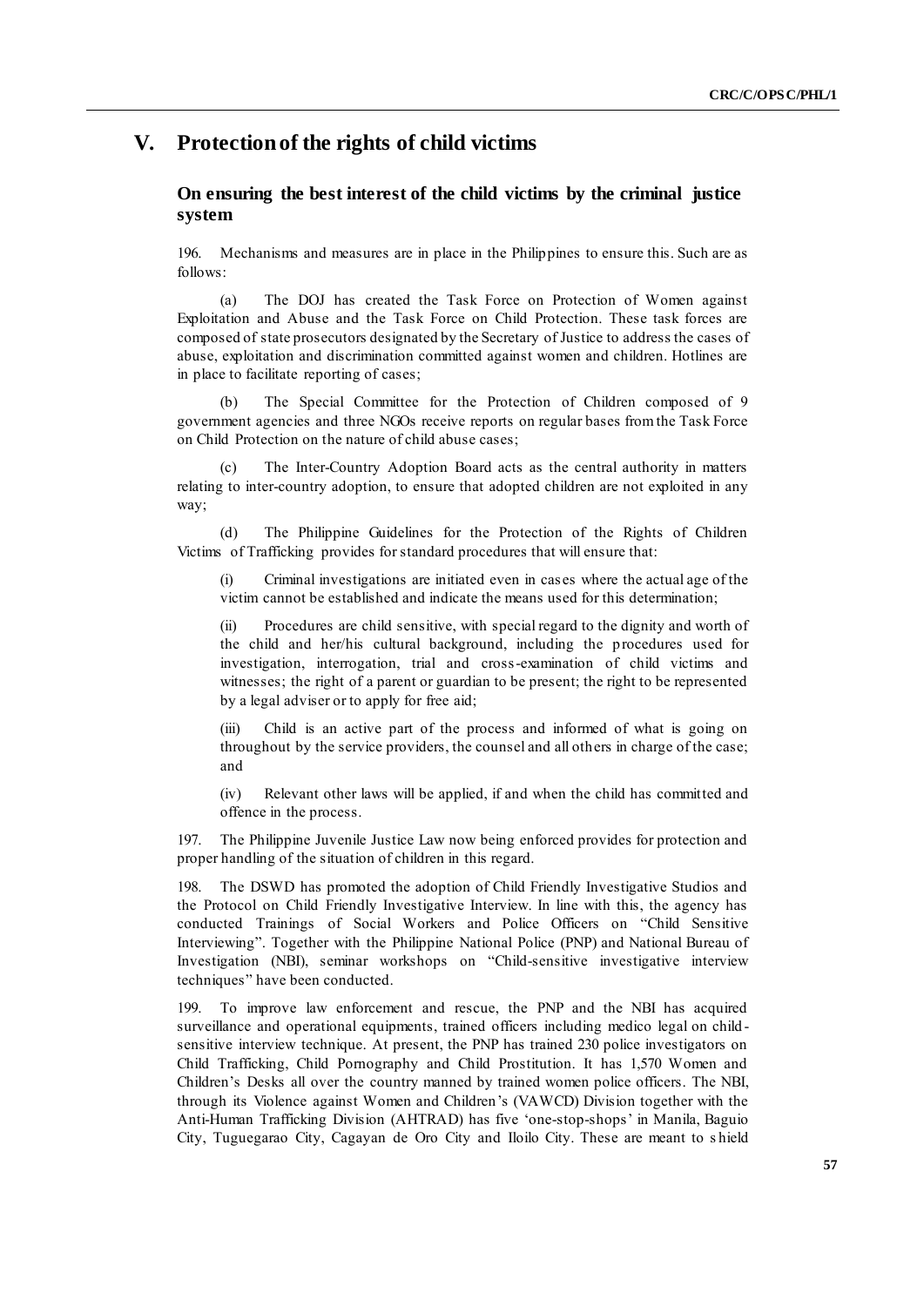# V. Protection of the rights of child victims

## On ensuring the best interest of the child victims by the criminal justice system

196. Mechanisms and measures are in place in the Philippines to ensure this. Such are as follows:

(a) The DOJ has created the Task Force on Protection of Women against Exploitation and Abuse and the Task Force on Child Protection. These task forces are composed of state prosecutors designated by the Secretary of Justice to address the cases of abuse, exploitation and discrimination committed against women and children. Hotlines are in place to facilitate reporting of cases;

(b) The Special Committee for the Protection of Children composed of 9 government agencies and three NGOs receive reports on regular bases from the Task Force on Child Protection on the nature of child abuse cases;

(c) The Inter-Country Adoption Board acts as the central authority in matters relating to inter-country adoption, to ensure that adopted children are not exploited in any way;

(d) The Philippine Guidelines for the Protection of the Rights of Children Victims of Trafficking provides for standard procedures that will ensure that:

(i) Criminal investigations are initiated even in cases where the actual age of the victim cannot be established and indicate the means used for this determination;

(ii) Procedures are child sensitive, with special regard to the dignity and worth of the child and her/his cultural background, including the procedures used for investigation, interrogation, trial and cross-examination of child victims and witnesses; the right of a parent or guardian to be present; the right to be represented by a legal adviser or to apply for free aid;

(iii) Child is an active part of the process and informed of what is going on throughout by the service providers, the counsel and all others in charge of the case; and

(iv) Relevant other laws will be applied, if and when the child has committed and offence in the process.

197. The Philippine Juvenile Justice Law now being enforced provides for protection and proper handling of the situation of children in this regard.

198. The DSWD has promoted the adoption of Child Friendly Investigative Studios and the Protocol on Child Friendly Investigative Interview. In line with this, the agency has conducted Trainings of Social Workers and Police Officers on "Child Sensitive Interviewing". Together with the Philippine National Police (PNP) and National Bureau of Investigation (NBI), seminar workshops on "Child-sensitive investigative interview techniques" have been conducted.

199. To improve law enforcement and rescue, the PNP and the NBI has acquired surveillance and operational equipments, trained officers including medico legal on child-sensitive interview technique. At present, the PNP has trained 230 police investigators on Child Trafficking, Child Pornography and Child Prostitution. It has 1,570 Women and Children's Desks all over the country manned by trained women police officers. The NBI, through its Violence against Women and Children's (VAWCD) Division together with the Anti-Human Trafficking Division (AHTRAD) has five 'one-stop-shops' in Manila, Baguio City, Tuguegarao City, Cagayan de Oro City and Iloilo City. These are meant to shield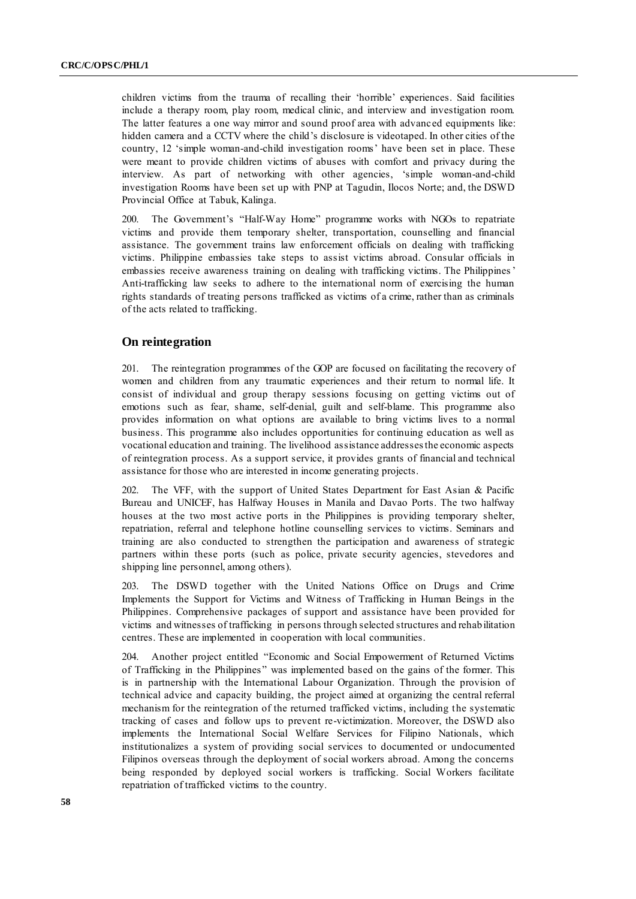children victims from the trauma of recalling their 'horrible' experiences. Said facilities include a therapy room, play room, medical clinic, and interview and investigation room. The latter features a one way mirror and sound proof area with advanced equipments like: hidden camera and a CCTV where the child's disclosure is videotaped. In other cities of the country, 12 'simple woman-and-child investigation rooms' have been set in place. These were meant to provide children victims of abuses with comfort and privacy during the interview. As part of networking with other agencies, 'simple woman-and-child investigation Rooms have been set up with PNP at Tagudin, Ilocos Norte; and, the DSWD Provincial Office at Tabuk, Kalinga.

200. The Government's "Half-Way Home" programme works with NGOs to repatriate victims and provide them temporary shelter, transportation, counselling and financial assistance. The government trains law enforcement officials on dealing with trafficking victims. Philippine embassies take steps to assist victims abroad. Consular officials in embassies receive awareness training on dealing with trafficking victims. The Philippines' Anti-trafficking law seeks to adhere to the international norm of exercising the human rights standards of treating persons trafficked as victims of a crime, rather than as criminals of the acts related to trafficking.

## On reintegration

201. The reintegration programmes of the GOP are focused on facilitating the recovery of women and children from any traumatic experiences and their return to normal life. It consist of individual and group therapy sessions focusing on getting victims out of emotions such as fear, shame, self-denial, guilt and self-blame. This programme also provides information on what options are available to bring victims lives to a normal business. This programme also includes opportunities for continuing education as well as vocational education and training. The livelihood assistance addresses the economic aspects of reintegration process. As a support service, it provides grants of financial and technical assistance for those who are interested in income generating projects.

202. The VFF, with the support of United States Department for East Asian & Pacific Bureau and UNICEF, has Halfway Houses in Manila and Davao Ports. The two halfway houses at the two most active ports in the Philippines is providing temporary shelter, repatriation, referral and telephone hotline counselling services to victims. Seminars and training are also conducted to strengthen the participation and awareness of strategic partners within these ports (such as police, private security agencies, stevedores and shipping line personnel, among others).

203. The DSWD together with the United Nations Office on Drugs and Crime Implements the Support for Victims and Witness of Trafficking in Human Beings in the Philippines. Comprehensive packages of support and assistance have been provided for victims and witnesses of trafficking in persons through selected structures and rehabilitation centres. These are implemented in cooperation with local communities.

204. Another project entitled "Economic and Social Empowerment of Returned Victims of Trafficking in the Philippines" was implemented based on the gains of the former. This is in partnership with the International Labour Organization. Through the provision of technical advice and capacity building, the project aimed at organizing the central referral mechanism for the reintegration of the returned trafficked victims, including the systematic tracking of cases and follow ups to prevent re-victimization. Moreover, the DSWD also implements the International Social Welfare Services for Filipino Nationals, which institutionalizes a system of providing social services to documented or undocumented Filipinos overseas through the deployment of social workers abroad. Among the concerns being responded by deployed social workers is trafficking. Social Workers facilitate repatriation of trafficked victims to the country.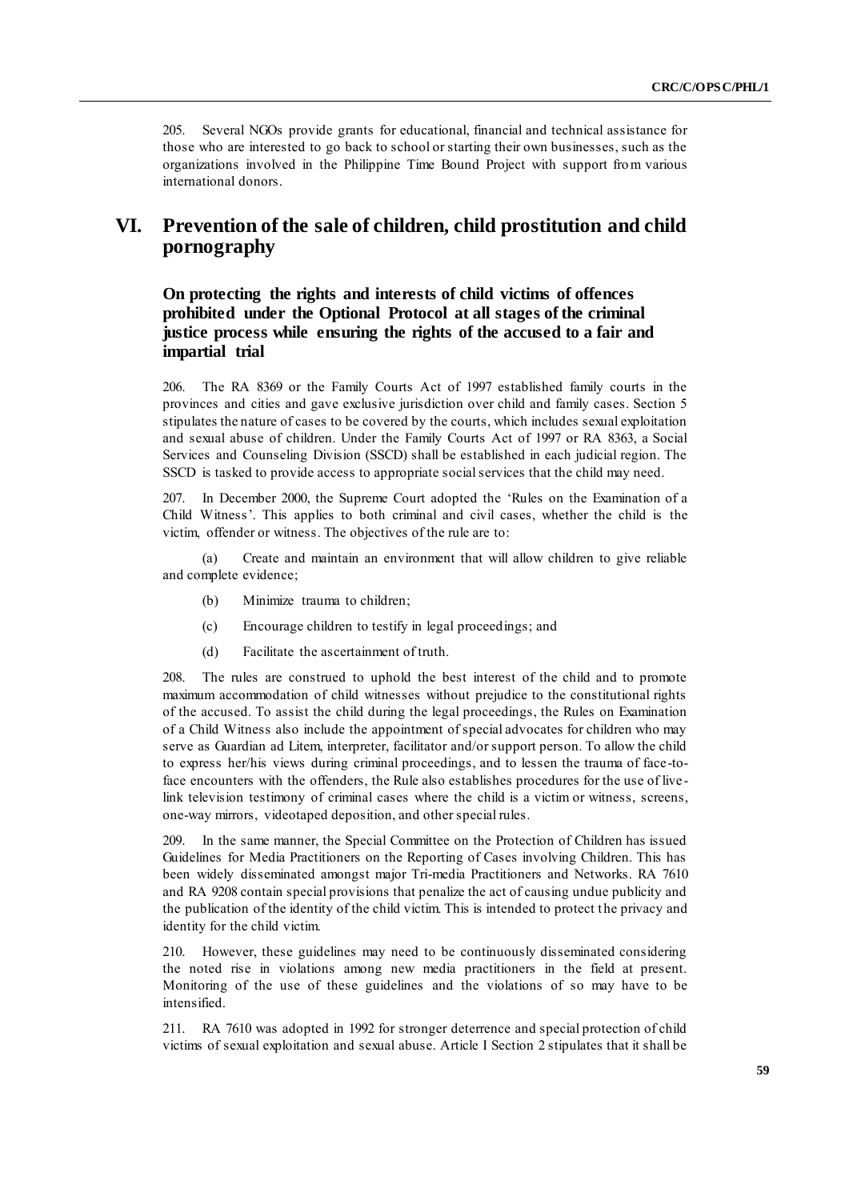205. Several NGOs provide grants for educational, financial and technical assistance for those who are interested to go back to school or starting their own businesses, such as the organizations involved in the Philippine Time Bound Project with support from various international donors.

# VI. Prevention of the sale of children, child prostitution and child pornography

### On protecting the rights and interests of child victims of offences prohibited under the Optional Protocol at all stages of the criminal justice process while ensuring the rights of the accused to a fair and impartial trial

206. The RA 8369 or the Family Courts Act of 1997 established family courts in the provinces and cities and gave exclusive jurisdiction over child and family cases. Section 5 stipulates the nature of cases to be covered by the courts, which includes sexual exploitation and sexual abuse of children. Under the Family Courts Act of 1997 or RA 8363, a Social Services and Counseling Division (SSCD) shall be established in each judicial region. The SSCD is tasked to provide access to appropriate social services that the child may need.

207. In December 2000, the Supreme Court adopted the 'Rules on the Examination of a Child Witness'. This applies to both criminal and civil cases, whether the child is the victim, offender or witness. The objectives of the rule are to:

(a) Create and maintain an environment that will allow children to give reliable and complete evidence;

(b) Minimize trauma to children;

(c) Encourage children to testify in legal proceedings; and

(d) Facilitate the ascertainment of truth.

208. The rules are construed to uphold the best interest of the child and to promote maximum accommodation of child witnesses without prejudice to the constitutional rights of the accused. To assist the child during the legal proceedings, the Rules on Examination of a Child Witness also include the appointment of special advocates for children who may serve as Guardian ad Litem, interpreter, facilitator and/or support person. To allow the child to express her/his views during criminal proceedings, and to lessen the trauma of face-to-face encounters with the offenders, the Rule also establishes procedures for the use of live-link television testimony of criminal cases where the child is a victim or witness, screens, one-way mirrors, videotaped deposition, and other special rules.

209. In the same manner, the Special Committee on the Protection of Children has issued Guidelines for Media Practitioners on the Reporting of Cases involving Children. This has been widely disseminated amongst major Tri-media Practitioners and Networks. RA 7610 and RA 9208 contain special provisions that penalize the act of causing undue publicity and the publication of the identity of the child victim. This is intended to protect the privacy and identity for the child victim.

210. However, these guidelines may need to be continuously disseminated considering the noted rise in violations among new media practitioners in the field at present. Monitoring of the use of these guidelines and the violations of so may have to be intensified.

211. RA 7610 was adopted in 1992 for stronger deterrence and special protection of child victims of sexual exploitation and sexual abuse. Article I Section 2 stipulates that it shall be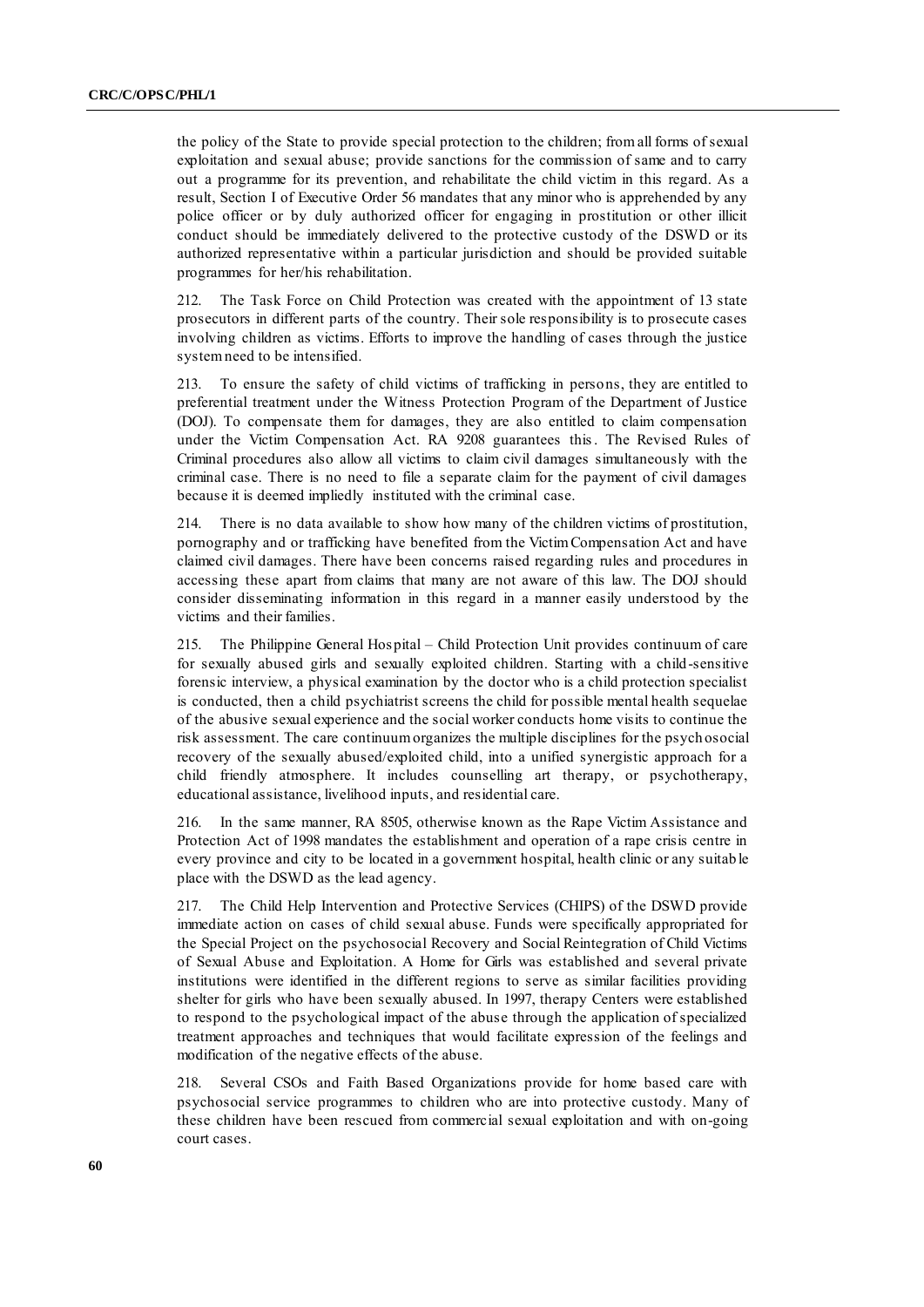the policy of the State to provide special protection to the children; from all forms of sexual exploitation and sexual abuse; provide sanctions for the commission of same and to carry out a programme for its prevention, and rehabilitate the child victim in this regard. As a result, Section I of Executive Order 56 mandates that any minor who is apprehended by any police officer or by duly authorized officer for engaging in prostitution or other illicit conduct should be immediately delivered to the protective custody of the DSWD or its authorized representative within a particular jurisdiction and should be provided suitable programmes for her/his rehabilitation.

212. The Task Force on Child Protection was created with the appointment of 13 state prosecutors in different parts of the country. Their sole responsibility is to prosecute cases involving children as victims. Efforts to improve the handling of cases through the justice system need to be intensified.

213. To ensure the safety of child victims of trafficking in persons, they are entitled to preferential treatment under the Witness Protection Program of the Department of Justice (DOJ). To compensate them for damages, they are also entitled to claim compensation under the Victim Compensation Act. RA 9208 guarantees this. The Revised Rules of Criminal procedures also allow all victims to claim civil damages simultaneously with the criminal case. There is no need to file a separate claim for the payment of civil damages because it is deemed impliedly instituted with the criminal case.

214. There is no data available to show how many of the children victims of prostitution, pornography and or trafficking have benefited from the Victim Compensation Act and have claimed civil damages. There have been concerns raised regarding rules and procedures in accessing these apart from claims that many are not aware of this law. The DOJ should consider disseminating information in this regard in a manner easily understood by the victims and their families.

215. The Philippine General Hospital – Child Protection Unit provides continuum of care for sexually abused girls and sexually exploited children. Starting with a child-sensitive forensic interview, a physical examination by the doctor who is a child protection specialist is conducted, then a child psychiatrist screens the child for possible mental health sequelae of the abusive sexual experience and the social worker conducts home visits to continue the risk assessment. The care continuum organizes the multiple disciplines for the psychosocial recovery of the sexually abused/exploited child, into a unified synergistic approach for a child friendly atmosphere. It includes counselling art therapy, or psychotherapy, educational assistance, livelihood inputs, and residential care.

216. In the same manner, RA 8505, otherwise known as the Rape Victim Assistance and Protection Act of 1998 mandates the establishment and operation of a rape crisis centre in every province and city to be located in a government hospital, health clinic or any suitable place with the DSWD as the lead agency.

217. The Child Help Intervention and Protective Services (CHIPS) of the DSWD provide immediate action on cases of child sexual abuse. Funds were specifically appropriated for the Special Project on the psychosocial Recovery and Social Reintegration of Child Victims of Sexual Abuse and Exploitation. A Home for Girls was established and several private institutions were identified in the different regions to serve as similar facilities providing shelter for girls who have been sexually abused. In 1997, therapy Centers were established to respond to the psychological impact of the abuse through the application of specialized treatment approaches and techniques that would facilitate expression of the feelings and modification of the negative effects of the abuse.

218. Several CSOs and Faith Based Organizations provide for home based care with psychosocial service programmes to children who are into protective custody. Many of these children have been rescued from commercial sexual exploitation and with on-going court cases.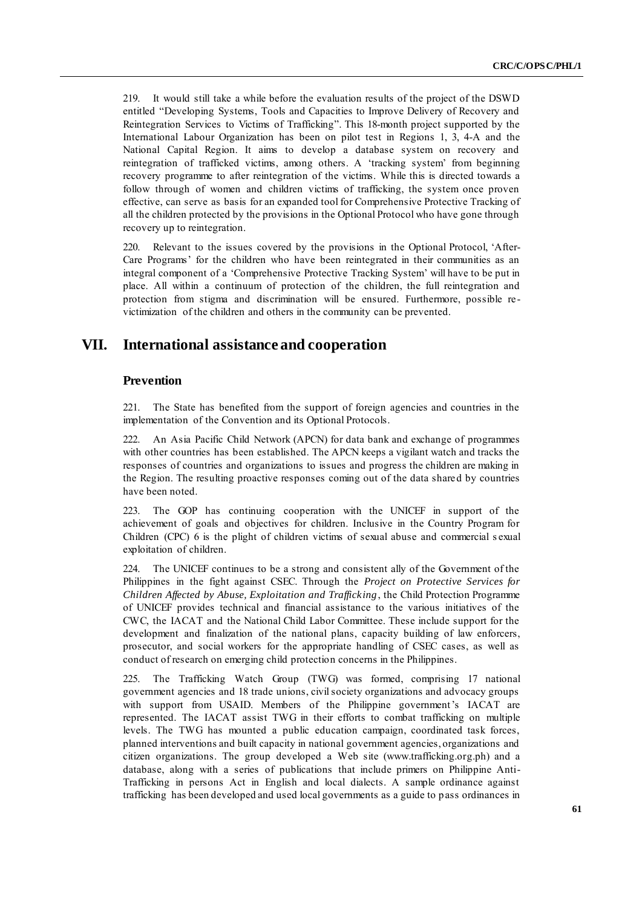219. It would still take a while before the evaluation results of the project of the DSWD entitled "Developing Systems, Tools and Capacities to Improve Delivery of Recovery and Reintegration Services to Victims of Trafficking". This 18-month project supported by the International Labour Organization has been on pilot test in Regions 1, 3, 4-A and the National Capital Region. It aims to develop a database system on recovery and reintegration of trafficked victims, among others. A 'tracking system' from beginning recovery programme to after reintegration of the victims. While this is directed towards a follow through of women and children victims of trafficking, the system once proven effective, can serve as basis for an expanded tool for Comprehensive Protective Tracking of all the children protected by the provisions in the Optional Protocol who have gone through recovery up to reintegration.

220. Relevant to the issues covered by the provisions in the Optional Protocol, 'After-Care Programs' for the children who have been reintegrated in their communities as an integral component of a 'Comprehensive Protective Tracking System' will have to be put in place. All within a continuum of protection of the children, the full reintegration and protection from stigma and discrimination will be ensured. Furthermore, possible re-victimization of the children and others in the community can be prevented.

# VII. International assistance and cooperation

## Prevention

221. The State has benefited from the support of foreign agencies and countries in the implementation of the Convention and its Optional Protocols.

222. An Asia Pacific Child Network (APCN) for data bank and exchange of programmes with other countries has been established. The APCN keeps a vigilant watch and tracks the responses of countries and organizations to issues and progress the children are making in the Region. The resulting proactive responses coming out of the data shared by countries have been noted.

223. The GOP has continuing cooperation with the UNICEF in support of the achievement of goals and objectives for children. Inclusive in the Country Program for Children (CPC) 6 is the plight of children victims of sexual abuse and commercial sexual exploitation of children.

224. The UNICEF continues to be a strong and consistent ally of the Government of the Philippines in the fight against CSEC. Through the *Project on Protective Services for Children Affected by Abuse, Exploitation and Trafficking*, the Child Protection Programme of UNICEF provides technical and financial assistance to the various initiatives of the CWC, the IACAT and the National Child Labor Committee. These include support for the development and finalization of the national plans, capacity building of law enforcers, prosecutor, and social workers for the appropriate handling of CSEC cases, as well as conduct of research on emerging child protection concerns in the Philippines.

225. The Trafficking Watch Group (TWG) was formed, comprising 17 national government agencies and 18 trade unions, civil society organizations and advocacy groups with support from USAID. Members of the Philippine government's IACAT are represented. The IACAT assist TWG in their efforts to combat trafficking on multiple levels. The TWG has mounted a public education campaign, coordinated task forces, planned interventions and built capacity in national government agencies, organizations and citizen organizations. The group developed a Web site (www.trafficking.org.ph) and a database, along with a series of publications that include primers on Philippine Anti-Trafficking in persons Act in English and local dialects. A sample ordinance against trafficking has been developed and used local governments as a guide to pass ordinances in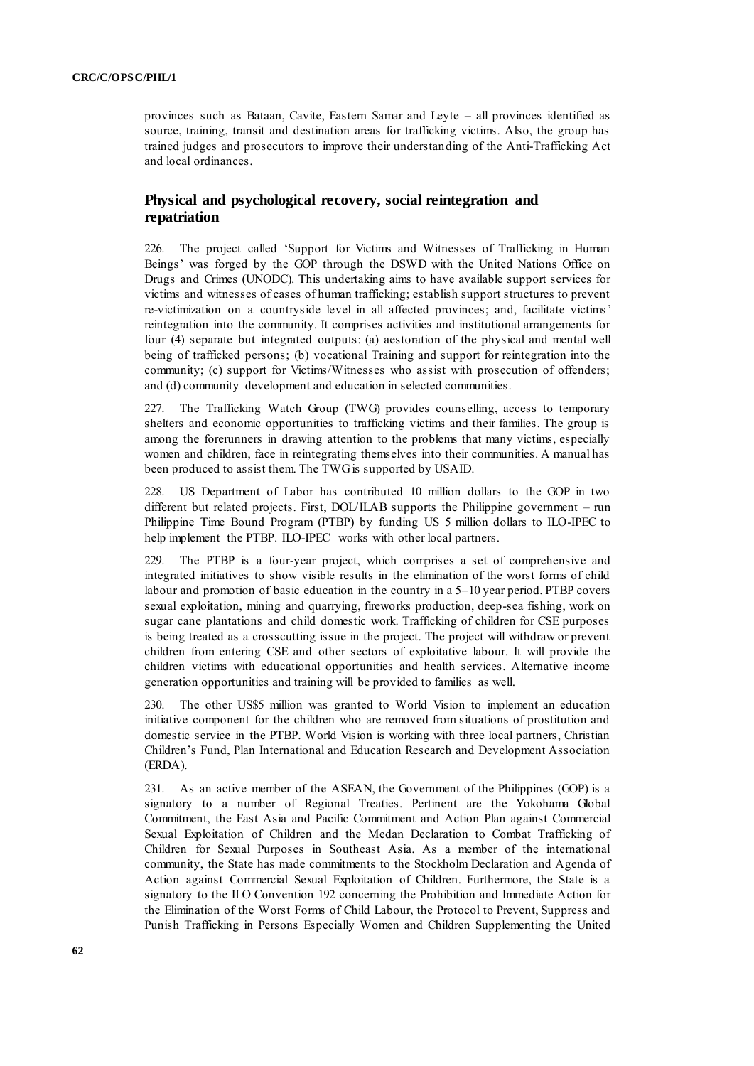provinces such as Bataan, Cavite, Eastern Samar and Leyte – all provinces identified as source, training, transit and destination areas for trafficking victims. Also, the group has trained judges and prosecutors to improve their understanding of the Anti-Trafficking Act and local ordinances.

## Physical and psychological recovery, social reintegration and repatriation

226. The project called 'Support for Victims and Witnesses of Trafficking in Human Beings' was forged by the GOP through the DSWD with the United Nations Office on Drugs and Crimes (UNODC). This undertaking aims to have available support services for victims and witnesses of cases of human trafficking; establish support structures to prevent re-victimization on a countryside level in all affected provinces; and, facilitate victims' reintegration into the community. It comprises activities and institutional arrangements for four (4) separate but integrated outputs: (a) aestoration of the physical and mental well being of trafficked persons; (b) vocational Training and support for reintegration into the community; (c) support for Victims/Witnesses who assist with prosecution of offenders; and (d) community development and education in selected communities.

227. The Trafficking Watch Group (TWG) provides counselling, access to temporary shelters and economic opportunities to trafficking victims and their families. The group is among the forerunners in drawing attention to the problems that many victims, especially women and children, face in reintegrating themselves into their communities. A manual has been produced to assist them. The TWG is supported by USAID.

228. US Department of Labor has contributed 10 million dollars to the GOP in two different but related projects. First, DOL/ILAB supports the Philippine government – run Philippine Time Bound Program (PTBP) by funding US 5 million dollars to ILO-IPEC to help implement the PTBP. ILO-IPEC works with other local partners.

229. The PTBP is a four-year project, which comprises a set of comprehensive and integrated initiatives to show visible results in the elimination of the worst forms of child labour and promotion of basic education in the country in a 5–10 year period. PTBP covers sexual exploitation, mining and quarrying, fireworks production, deep-sea fishing, work on sugar cane plantations and child domestic work. Trafficking of children for CSE purposes is being treated as a crosscutting issue in the project. The project will withdraw or prevent children from entering CSE and other sectors of exploitative labour. It will provide the children victims with educational opportunities and health services. Alternative income generation opportunities and training will be provided to families as well.

230. The other US$5 million was granted to World Vision to implement an education initiative component for the children who are removed from situations of prostitution and domestic service in the PTBP. World Vision is working with three local partners, Christian Children's Fund, Plan International and Education Research and Development Association (ERDA).

231. As an active member of the ASEAN, the Government of the Philippines (GOP) is a signatory to a number of Regional Treaties. Pertinent are the Yokohama Global Commitment, the East Asia and Pacific Commitment and Action Plan against Commercial Sexual Exploitation of Children and the Medan Declaration to Combat Trafficking of Children for Sexual Purposes in Southeast Asia. As a member of the international community, the State has made commitments to the Stockholm Declaration and Agenda of Action against Commercial Sexual Exploitation of Children. Furthermore, the State is a signatory to the ILO Convention 192 concerning the Prohibition and Immediate Action for the Elimination of the Worst Forms of Child Labour, the Protocol to Prevent, Suppress and Punish Trafficking in Persons Especially Women and Children Supplementing the United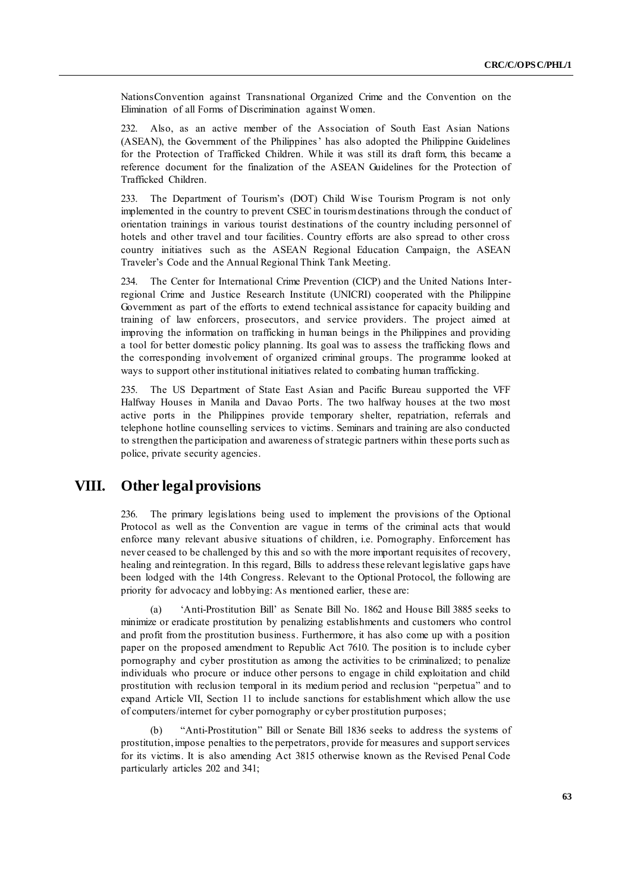NationsConvention against Transnational Organized Crime and the Convention on the Elimination of all Forms of Discrimination against Women.

232. Also, as an active member of the Association of South East Asian Nations (ASEAN), the Government of the Philippines' has also adopted the Philippine Guidelines for the Protection of Trafficked Children. While it was still its draft form, this became a reference document for the finalization of the ASEAN Guidelines for the Protection of Trafficked Children.

233. The Department of Tourism's (DOT) Child Wise Tourism Program is not only implemented in the country to prevent CSEC in tourism destinations through the conduct of orientation trainings in various tourist destinations of the country including personnel of hotels and other travel and tour facilities. Country efforts are also spread to other cross country initiatives such as the ASEAN Regional Education Campaign, the ASEAN Traveler's Code and the Annual Regional Think Tank Meeting.

234. The Center for International Crime Prevention (CICP) and the United Nations Inter-regional Crime and Justice Research Institute (UNICRI) cooperated with the Philippine Government as part of the efforts to extend technical assistance for capacity building and training of law enforcers, prosecutors, and service providers. The project aimed at improving the information on trafficking in human beings in the Philippines and providing a tool for better domestic policy planning. Its goal was to assess the trafficking flows and the corresponding involvement of organized criminal groups. The programme looked at ways to support other institutional initiatives related to combating human trafficking.

235. The US Department of State East Asian and Pacific Bureau supported the VFF Halfway Houses in Manila and Davao Ports. The two halfway houses at the two most active ports in the Philippines provide temporary shelter, repatriation, referrals and telephone hotline counselling services to victims. Seminars and training are also conducted to strengthen the participation and awareness of strategic partners within these ports such as police, private security agencies.

# VIII. Other legal provisions

236. The primary legislations being used to implement the provisions of the Optional Protocol as well as the Convention are vague in terms of the criminal acts that would enforce many relevant abusive situations of children, i.e. Pornography. Enforcement has never ceased to be challenged by this and so with the more important requisites of recovery, healing and reintegration. In this regard, Bills to address these relevant legislative gaps have been lodged with the 14th Congress. Relevant to the Optional Protocol, the following are priority for advocacy and lobbying: As mentioned earlier, these are:

(a) 'Anti-Prostitution Bill' as Senate Bill No. 1862 and House Bill 3885 seeks to minimize or eradicate prostitution by penalizing establishments and customers who control and profit from the prostitution business. Furthermore, it has also come up with a position paper on the proposed amendment to Republic Act 7610. The position is to include cyber pornography and cyber prostitution as among the activities to be criminalized; to penalize individuals who procure or induce other persons to engage in child exploitation and child prostitution with reclusion temporal in its medium period and reclusion "perpetua" and to expand Article VII, Section 11 to include sanctions for establishment which allow the use of computers/internet for cyber pornography or cyber prostitution purposes;

(b) "Anti-Prostitution" Bill or Senate Bill 1836 seeks to address the systems of prostitution, impose penalties to the perpetrators, provide for measures and support services for its victims. It is also amending Act 3815 otherwise known as the Revised Penal Code particularly articles 202 and 341;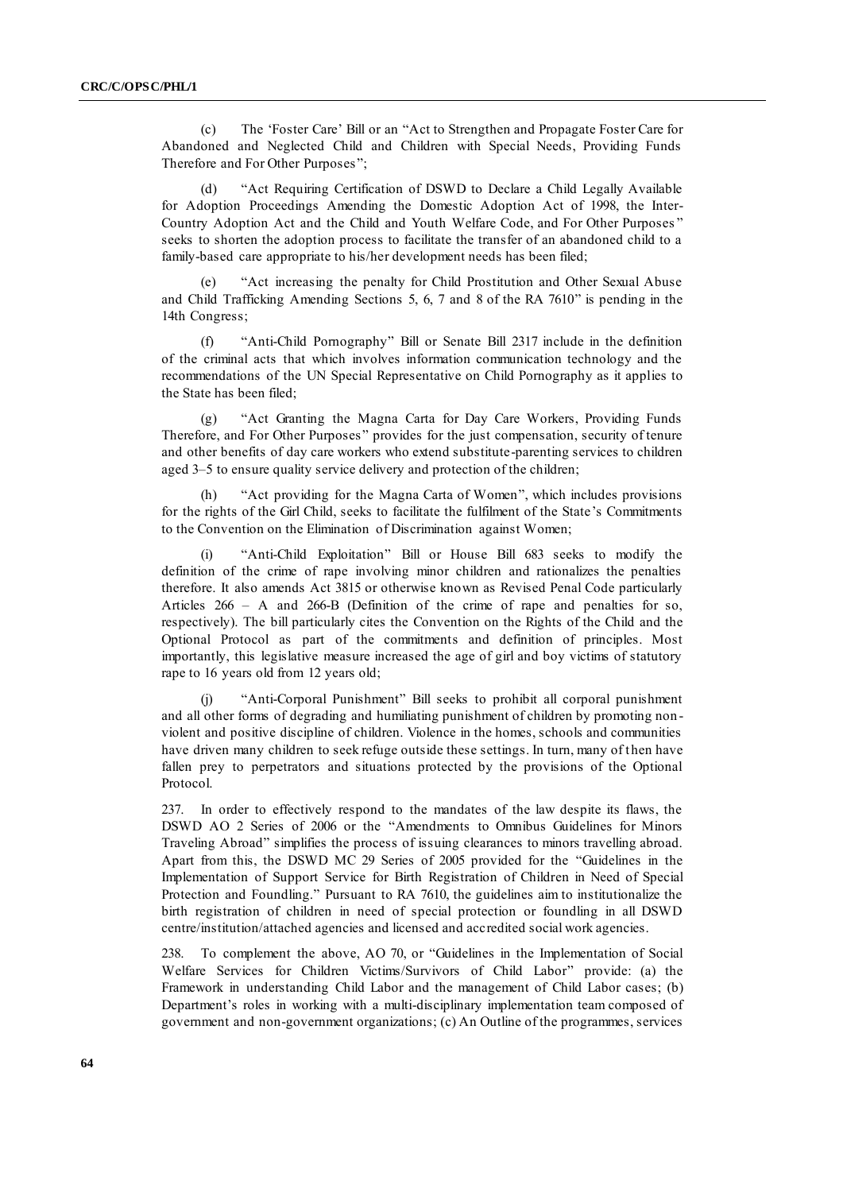(c) The ‘Foster Care’ Bill or an “Act to Strengthen and Propagate Foster Care for Abandoned and Neglected Child and Children with Special Needs, Providing Funds Therefore and For Other Purposes”;

(d) “Act Requiring Certification of DSWD to Declare a Child Legally Available for Adoption Proceedings Amending the Domestic Adoption Act of 1998, the Inter-Country Adoption Act and the Child and Youth Welfare Code, and For Other Purposes” seeks to shorten the adoption process to facilitate the transfer of an abandoned child to a family-based care appropriate to his/her development needs has been filed;

(e) “Act increasing the penalty for Child Prostitution and Other Sexual Abuse and Child Trafficking Amending Sections 5, 6, 7 and 8 of the RA 7610” is pending in the 14th Congress;

(f) “Anti-Child Pornography” Bill or Senate Bill 2317 include in the definition of the criminal acts that which involves information communication technology and the recommendations of the UN Special Representative on Child Pornography as it applies to the State has been filed;

(g) “Act Granting the Magna Carta for Day Care Workers, Providing Funds Therefore, and For Other Purposes” provides for the just compensation, security of tenure and other benefits of day care workers who extend substitute-parenting services to children aged 3–5 to ensure quality service delivery and protection of the children;

(h) “Act providing for the Magna Carta of Women”, which includes provisions for the rights of the Girl Child, seeks to facilitate the fulfilment of the State’s Commitments to the Convention on the Elimination of Discrimination against Women;

(i) “Anti-Child Exploitation” Bill or House Bill 683 seeks to modify the definition of the crime of rape involving minor children and rationalizes the penalties therefore. It also amends Act 3815 or otherwise known as Revised Penal Code particularly Articles 266 – A and 266-B (Definition of the crime of rape and penalties for so, respectively). The bill particularly cites the Convention on the Rights of the Child and the Optional Protocol as part of the commitments and definition of principles. Most importantly, this legislative measure increased the age of girl and boy victims of statutory rape to 16 years old from 12 years old;

(j) “Anti-Corporal Punishment” Bill seeks to prohibit all corporal punishment and all other forms of degrading and humiliating punishment of children by promoting non-violent and positive discipline of children. Violence in the homes, schools and communities have driven many children to seek refuge outside these settings. In turn, many of then have fallen prey to perpetrators and situations protected by the provisions of the Optional Protocol.

237. In order to effectively respond to the mandates of the law despite its flaws, the DSWD AO 2 Series of 2006 or the “Amendments to Omnibus Guidelines for Minors Traveling Abroad” simplifies the process of issuing clearances to minors travelling abroad. Apart from this, the DSWD MC 29 Series of 2005 provided for the “Guidelines in the Implementation of Support Service for Birth Registration of Children in Need of Special Protection and Foundling.” Pursuant to RA 7610, the guidelines aim to institutionalize the birth registration of children in need of special protection or foundling in all DSWD centre/institution/attached agencies and licensed and accredited social work agencies.

238. To complement the above, AO 70, or “Guidelines in the Implementation of Social Welfare Services for Children Victims/Survivors of Child Labor” provide: (a) the Framework in understanding Child Labor and the management of Child Labor cases; (b) Department’s roles in working with a multi-disciplinary implementation team composed of government and non-government organizations; (c) An Outline of the programmes, services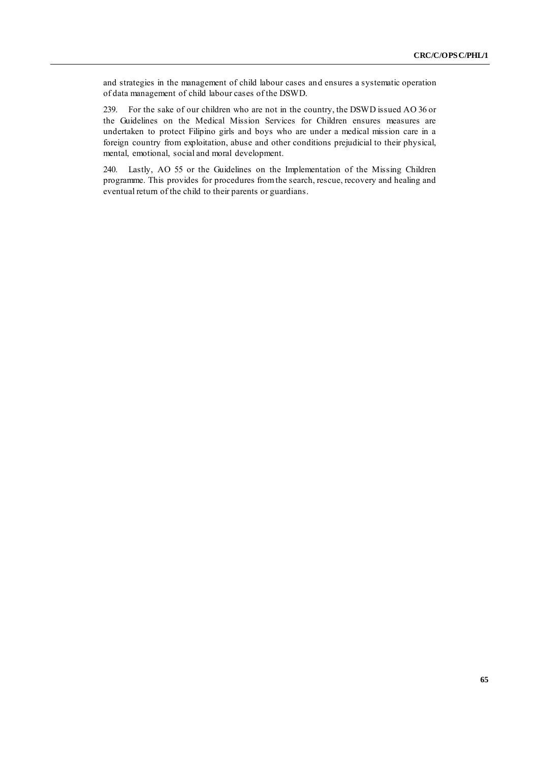and strategies in the management of child labour cases and ensures a systematic operation of data management of child labour cases of the DSWD.

239. For the sake of our children who are not in the country, the DSWD issued AO 36 or the Guidelines on the Medical Mission Services for Children ensures measures are undertaken to protect Filipino girls and boys who are under a medical mission care in a foreign country from exploitation, abuse and other conditions prejudicial to their physical, mental, emotional, social and moral development.

240. Lastly, AO 55 or the Guidelines on the Implementation of the Missing Children programme. This provides for procedures from the search, rescue, recovery and healing and eventual return of the child to their parents or guardians.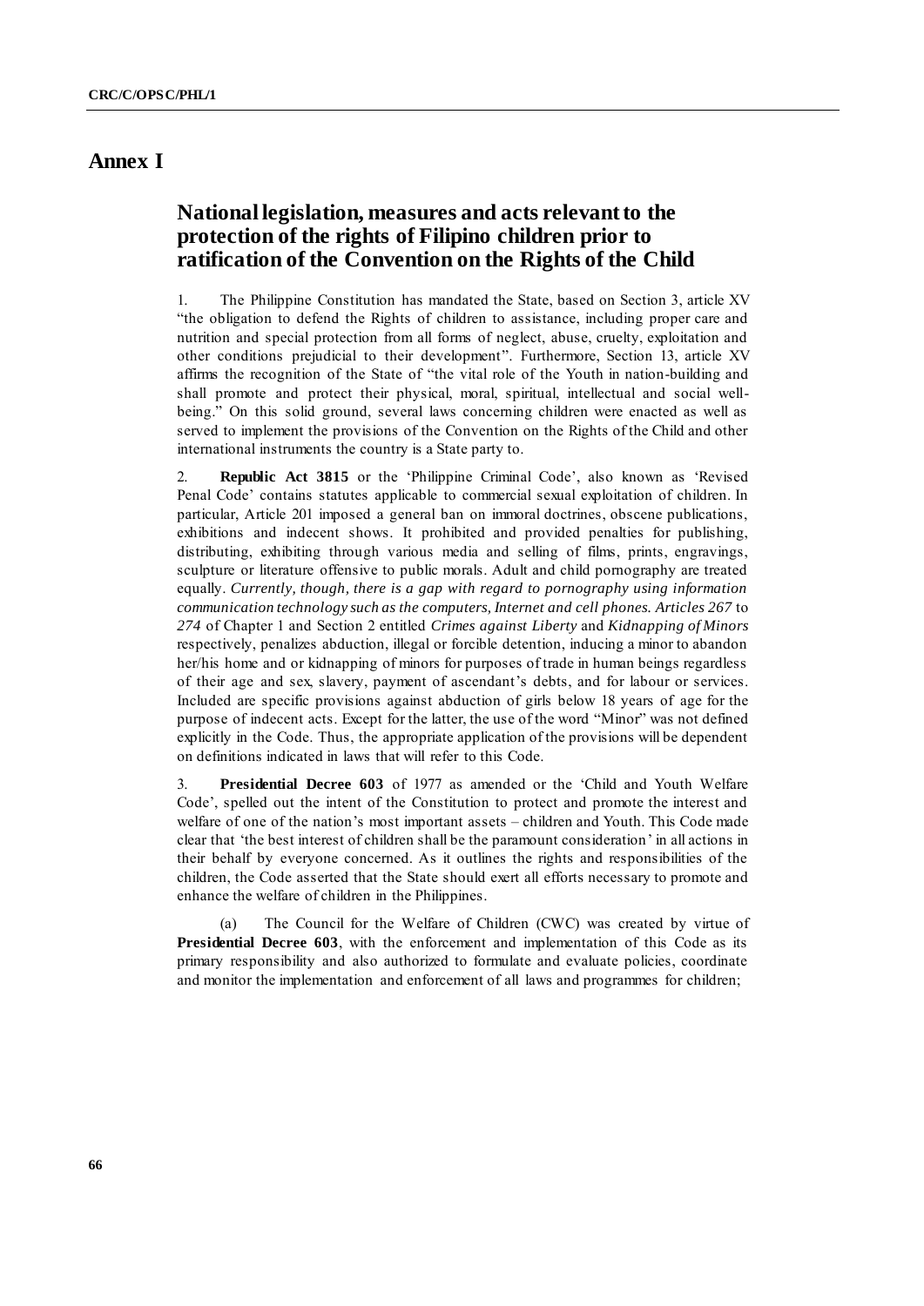# Annex I

## National legislation, measures and acts relevant to the protection of the rights of Filipino children prior to ratification of the Convention on the Rights of the Child

1. The Philippine Constitution has mandated the State, based on Section 3, article XV "the obligation to defend the Rights of children to assistance, including proper care and nutrition and special protection from all forms of neglect, abuse, cruelty, exploitation and other conditions prejudicial to their development". Furthermore, Section 13, article XV affirms the recognition of the State of "the vital role of the Youth in nation-building and shall promote and protect their physical, moral, spiritual, intellectual and social well-being." On this solid ground, several laws concerning children were enacted as well as served to implement the provisions of the Convention on the Rights of the Child and other international instruments the country is a State party to.

2. **Republic Act 3815** or the 'Philippine Criminal Code', also known as 'Revised Penal Code' contains statutes applicable to commercial sexual exploitation of children. In particular, Article 201 imposed a general ban on immoral doctrines, obscene publications, exhibitions and indecent shows. It prohibited and provided penalties for publishing, distributing, exhibiting through various media and selling of films, prints, engravings, sculpture or literature offensive to public morals. Adult and child pornography are treated equally. *Currently, though, there is a gap with regard to pornography using information communication technology such as the computers, Internet and cell phones. Articles 267* to *274* of Chapter 1 and Section 2 entitled *Crimes against Liberty* and *Kidnapping of Minors* respectively, penalizes abduction, illegal or forcible detention, inducing a minor to abandon her/his home and or kidnapping of minors for purposes of trade in human beings regardless of their age and sex, slavery, payment of ascendant's debts, and for labour or services. Included are specific provisions against abduction of girls below 18 years of age for the purpose of indecent acts. Except for the latter, the use of the word "Minor" was not defined explicitly in the Code. Thus, the appropriate application of the provisions will be dependent on definitions indicated in laws that will refer to this Code.

3. **Presidential Decree 603** of 1977 as amended or the 'Child and Youth Welfare Code', spelled out the intent of the Constitution to protect and promote the interest and welfare of one of the nation's most important assets – children and Youth. This Code made clear that 'the best interest of children shall be the paramount consideration' in all actions in their behalf by everyone concerned. As it outlines the rights and responsibilities of the children, the Code asserted that the State should exert all efforts necessary to promote and enhance the welfare of children in the Philippines.

(a) The Council for the Welfare of Children (CWC) was created by virtue of **Presidential Decree 603**, with the enforcement and implementation of this Code as its primary responsibility and also authorized to formulate and evaluate policies, coordinate and monitor the implementation and enforcement of all laws and programmes for children;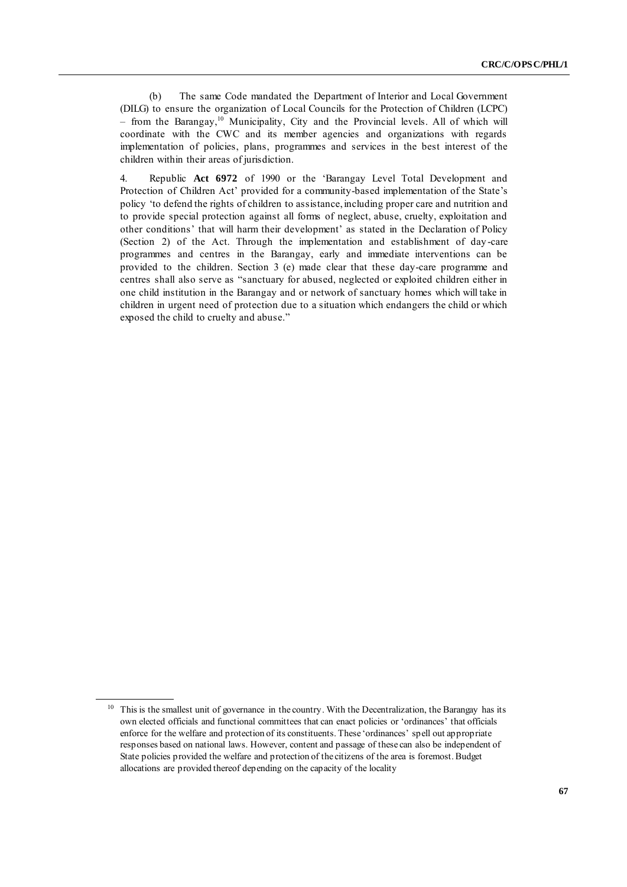(b) The same Code mandated the Department of Interior and Local Government (DILG) to ensure the organization of Local Councils for the Protection of Children (LCPC) – from the Barangay,[10] Municipality, City and the Provincial levels. All of which will coordinate with the CWC and its member agencies and organizations with regards implementation of policies, plans, programmes and services in the best interest of the children within their areas of jurisdiction.

4. Republic **Act 6972** of 1990 or the 'Barangay Level Total Development and Protection of Children Act' provided for a community-based implementation of the State's policy 'to defend the rights of children to assistance, including proper care and nutrition and to provide special protection against all forms of neglect, abuse, cruelty, exploitation and other conditions' that will harm their development' as stated in the Declaration of Policy (Section 2) of the Act. Through the implementation and establishment of day-care programmes and centres in the Barangay, early and immediate interventions can be provided to the children. Section 3 (e) made clear that these day-care programme and centres shall also serve as "sanctuary for abused, neglected or exploited children either in one child institution in the Barangay and or network of sanctuary homes which will take in children in urgent need of protection due to a situation which endangers the child or which exposed the child to cruelty and abuse."

---

[10] This is the smallest unit of governance in the country. With the Decentralization, the Barangay has its own elected officials and functional committees that can enact policies or 'ordinances' that officials enforce for the welfare and protection of its constituents. These 'ordinances' spell out appropriate responses based on national laws. However, content and passage of these can also be independent of State policies provided the welfare and protection of the citizens of the area is foremost. Budget allocations are provided thereof depending on the capacity of the locality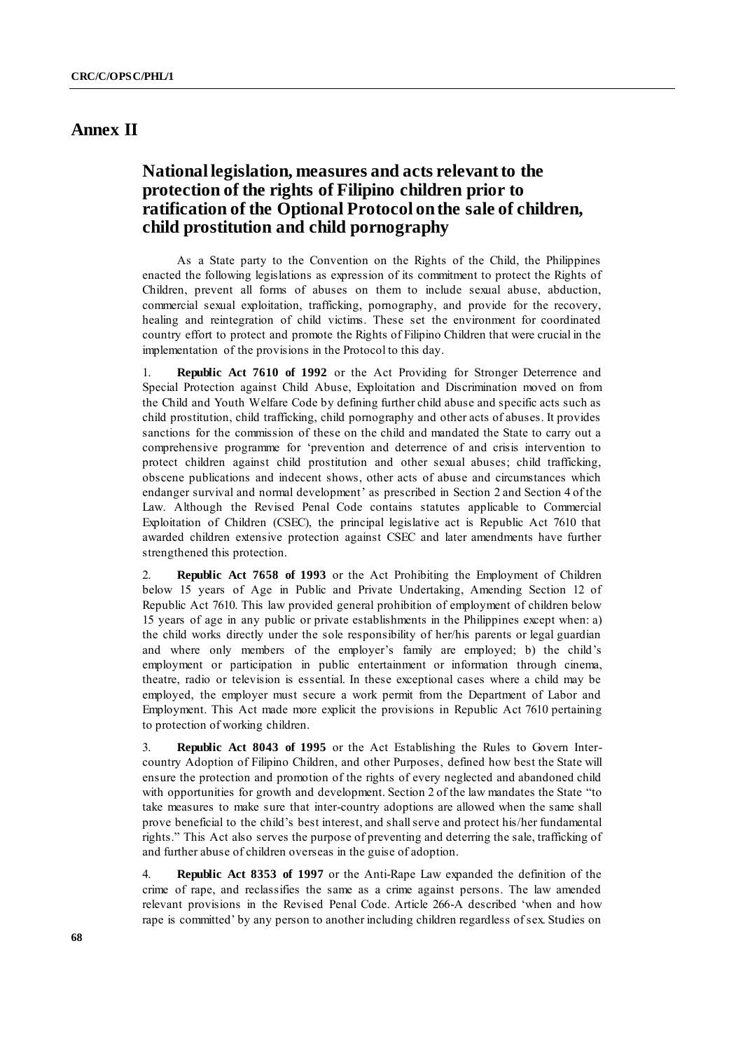# Annex II

## National legislation, measures and acts relevant to the protection of the rights of Filipino children prior to ratification of the Optional Protocol on the sale of children, child prostitution and child pornography

As a State party to the Convention on the Rights of the Child, the Philippines enacted the following legislations as expression of its commitment to protect the Rights of Children, prevent all forms of abuses on them to include sexual abuse, abduction, commercial sexual exploitation, trafficking, pornography, and provide for the recovery, healing and reintegration of child victims. These set the environment for coordinated country effort to protect and promote the Rights of Filipino Children that were crucial in the implementation of the provisions in the Protocol to this day.

1. **Republic Act 7610 of 1992** or the Act Providing for Stronger Deterrence and Special Protection against Child Abuse, Exploitation and Discrimination moved on from the Child and Youth Welfare Code by defining further child abuse and specific acts such as child prostitution, child trafficking, child pornography and other acts of abuses. It provides sanctions for the commission of these on the child and mandated the State to carry out a comprehensive programme for 'prevention and deterrence of and crisis intervention to protect children against child prostitution and other sexual abuses; child trafficking, obscene publications and indecent shows, other acts of abuse and circumstances which endanger survival and normal development' as prescribed in Section 2 and Section 4 of the Law. Although the Revised Penal Code contains statutes applicable to Commercial Exploitation of Children (CSEC), the principal legislative act is Republic Act 7610 that awarded children extensive protection against CSEC and later amendments have further strengthened this protection.

2. **Republic Act 7658 of 1993** or the Act Prohibiting the Employment of Children below 15 years of Age in Public and Private Undertaking, Amending Section 12 of Republic Act 7610. This law provided general prohibition of employment of children below 15 years of age in any public or private establishments in the Philippines except when: a) the child works directly under the sole responsibility of her/his parents or legal guardian and where only members of the employer's family are employed; b) the child's employment or participation in public entertainment or information through cinema, theatre, radio or television is essential. In these exceptional cases where a child may be employed, the employer must secure a work permit from the Department of Labor and Employment. This Act made more explicit the provisions in Republic Act 7610 pertaining to protection of working children.

3. **Republic Act 8043 of 1995** or the Act Establishing the Rules to Govern Inter-country Adoption of Filipino Children, and other Purposes, defined how best the State will ensure the protection and promotion of the rights of every neglected and abandoned child with opportunities for growth and development. Section 2 of the law mandates the State "to take measures to make sure that inter-country adoptions are allowed when the same shall prove beneficial to the child's best interest, and shall serve and protect his/her fundamental rights." This Act also serves the purpose of preventing and deterring the sale, trafficking of and further abuse of children overseas in the guise of adoption.

4. **Republic Act 8353 of 1997** or the Anti-Rape Law expanded the definition of the crime of rape, and reclassifies the same as a crime against persons. The law amended relevant provisions in the Revised Penal Code. Article 266-A described 'when and how rape is committed' by any person to another including children regardless of sex. Studies on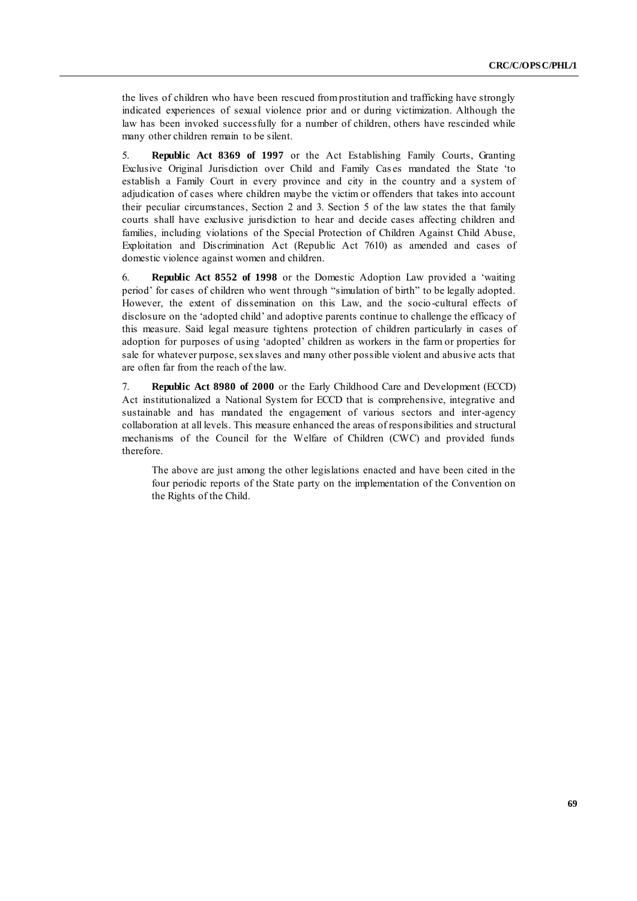the lives of children who have been rescued from prostitution and trafficking have strongly indicated experiences of sexual violence prior and or during victimization. Although the law has been invoked successfully for a number of children, others have rescinded while many other children remain to be silent.

5. **Republic Act 8369 of 1997** or the Act Establishing Family Courts, Granting Exclusive Original Jurisdiction over Child and Family Cases mandated the State 'to establish a Family Court in every province and city in the country and a system of adjudication of cases where children maybe the victim or offenders that takes into account their peculiar circumstances, Section 2 and 3. Section 5 of the law states the that family courts shall have exclusive jurisdiction to hear and decide cases affecting children and families, including violations of the Special Protection of Children Against Child Abuse, Exploitation and Discrimination Act (Republic Act 7610) as amended and cases of domestic violence against women and children.

6. **Republic Act 8552 of 1998** or the Domestic Adoption Law provided a 'waiting period' for cases of children who went through "simulation of birth" to be legally adopted. However, the extent of dissemination on this Law, and the socio-cultural effects of disclosure on the 'adopted child' and adoptive parents continue to challenge the efficacy of this measure. Said legal measure tightens protection of children particularly in cases of adoption for purposes of using 'adopted' children as workers in the farm or properties for sale for whatever purpose, sex slaves and many other possible violent and abusive acts that are often far from the reach of the law.

7. **Republic Act 8980 of 2000** or the Early Childhood Care and Development (ECCD) Act institutionalized a National System for ECCD that is comprehensive, integrative and sustainable and has mandated the engagement of various sectors and inter-agency collaboration at all levels. This measure enhanced the areas of responsibilities and structural mechanisms of the Council for the Welfare of Children (CWC) and provided funds therefore.

The above are just among the other legislations enacted and have been cited in the four periodic reports of the State party on the implementation of the Convention on the Rights of the Child.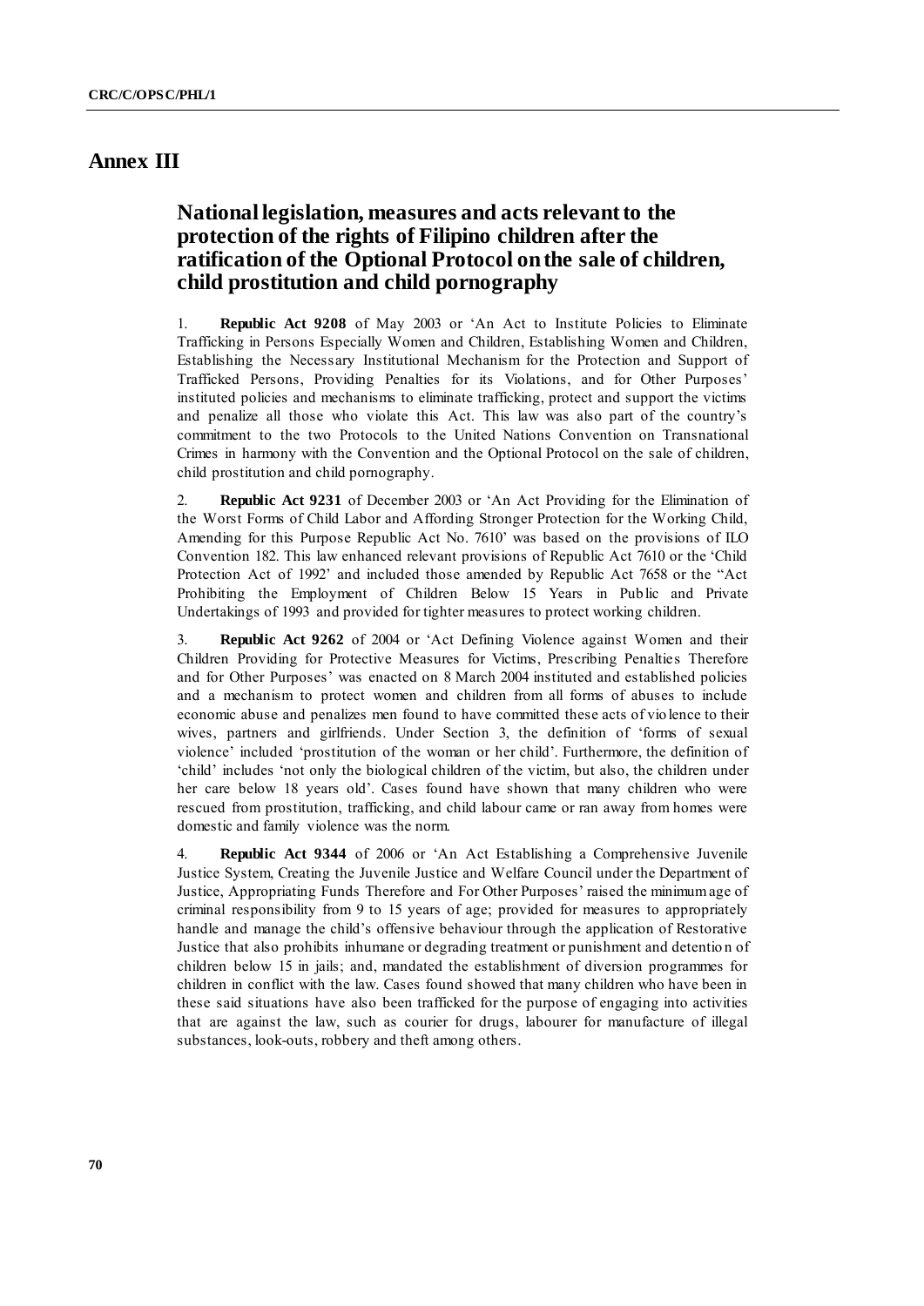# Annex III

## National legislation, measures and acts relevant to the protection of the rights of Filipino children after the ratification of the Optional Protocol on the sale of children, child prostitution and child pornography

1. **Republic Act 9208** of May 2003 or 'An Act to Institute Policies to Eliminate Trafficking in Persons Especially Women and Children, Establishing Women and Children, Establishing the Necessary Institutional Mechanism for the Protection and Support of Trafficked Persons, Providing Penalties for its Violations, and for Other Purposes' instituted policies and mechanisms to eliminate trafficking, protect and support the victims and penalize all those who violate this Act. This law was also part of the country's commitment to the two Protocols to the United Nations Convention on Transnational Crimes in harmony with the Convention and the Optional Protocol on the sale of children, child prostitution and child pornography.

2. **Republic Act 9231** of December 2003 or 'An Act Providing for the Elimination of the Worst Forms of Child Labor and Affording Stronger Protection for the Working Child, Amending for this Purpose Republic Act No. 7610' was based on the provisions of ILO Convention 182. This law enhanced relevant provisions of Republic Act 7610 or the 'Child Protection Act of 1992' and included those amended by Republic Act 7658 or the "Act Prohibiting the Employment of Children Below 15 Years in Public and Private Undertakings of 1993 and provided for tighter measures to protect working children.

3. **Republic Act 9262** of 2004 or 'Act Defining Violence against Women and their Children Providing for Protective Measures for Victims, Prescribing Penalties Therefore and for Other Purposes' was enacted on 8 March 2004 instituted and established policies and a mechanism to protect women and children from all forms of abuses to include economic abuse and penalizes men found to have committed these acts of violence to their wives, partners and girlfriends. Under Section 3, the definition of 'forms of sexual violence' included 'prostitution of the woman or her child'. Furthermore, the definition of 'child' includes 'not only the biological children of the victim, but also, the children under her care below 18 years old'. Cases found have shown that many children who were rescued from prostitution, trafficking, and child labour came or ran away from homes were domestic and family violence was the norm.

4. **Republic Act 9344** of 2006 or 'An Act Establishing a Comprehensive Juvenile Justice System, Creating the Juvenile Justice and Welfare Council under the Department of Justice, Appropriating Funds Therefore and For Other Purposes' raised the minimum age of criminal responsibility from 9 to 15 years of age; provided for measures to appropriately handle and manage the child's offensive behaviour through the application of Restorative Justice that also prohibits inhumane or degrading treatment or punishment and detention of children below 15 in jails; and, mandated the establishment of diversion programmes for children in conflict with the law. Cases found showed that many children who have been in these said situations have also been trafficked for the purpose of engaging into activities that are against the law, such as courier for drugs, labourer for manufacture of illegal substances, look-outs, robbery and theft among others.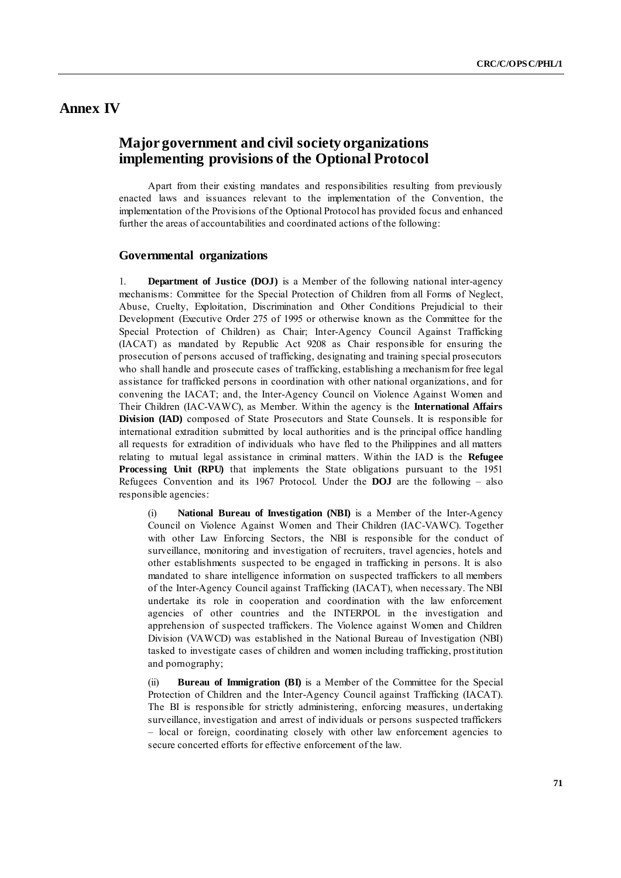# Annex IV

## Major government and civil society organizations implementing provisions of the Optional Protocol

Apart from their existing mandates and responsibilities resulting from previously enacted laws and issuances relevant to the implementation of the Convention, the implementation of the Provisions of the Optional Protocol has provided focus and enhanced further the areas of accountabilities and coordinated actions of the following:

### Governmental organizations

1. **Department of Justice (DOJ)** is a Member of the following national inter-agency mechanisms: Committee for the Special Protection of Children from all Forms of Neglect, Abuse, Cruelty, Exploitation, Discrimination and Other Conditions Prejudicial to their Development (Executive Order 275 of 1995 or otherwise known as the Committee for the Special Protection of Children) as Chair; Inter-Agency Council Against Trafficking (IACAT) as mandated by Republic Act 9208 as Chair responsible for ensuring the prosecution of persons accused of trafficking, designating and training special prosecutors who shall handle and prosecute cases of trafficking, establishing a mechanism for free legal assistance for trafficked persons in coordination with other national organizations, and for convening the IACAT; and, the Inter-Agency Council on Violence Against Women and Their Children (IAC-VAWC), as Member. Within the agency is the **International Affairs Division (IAD)** composed of State Prosecutors and State Counsels. It is responsible for international extradition submitted by local authorities and is the principal office handling all requests for extradition of individuals who have fled to the Philippines and all matters relating to mutual legal assistance in criminal matters. Within the IAD is the **Refugee Processing Unit (RPU)** that implements the State obligations pursuant to the 1951 Refugees Convention and its 1967 Protocol. Under the **DOJ** are the following – also responsible agencies:

(i) **National Bureau of Investigation (NBI)** is a Member of the Inter-Agency Council on Violence Against Women and Their Children (IAC-VAWC). Together with other Law Enforcing Sectors, the NBI is responsible for the conduct of surveillance, monitoring and investigation of recruiters, travel agencies, hotels and other establishments suspected to be engaged in trafficking in persons. It is also mandated to share intelligence information on suspected traffickers to all members of the Inter-Agency Council against Trafficking (IACAT), when necessary. The NBI undertake its role in cooperation and coordination with the law enforcement agencies of other countries and the INTERPOL in the investigation and apprehension of suspected traffickers. The Violence against Women and Children Division (VAWCD) was established in the National Bureau of Investigation (NBI) tasked to investigate cases of children and women including trafficking, prostitution and pornography;

(ii) **Bureau of Immigration (BI)** is a Member of the Committee for the Special Protection of Children and the Inter-Agency Council against Trafficking (IACAT). The BI is responsible for strictly administering, enforcing measures, undertaking surveillance, investigation and arrest of individuals or persons suspected traffickers – local or foreign, coordinating closely with other law enforcement agencies to secure concerted efforts for effective enforcement of the law.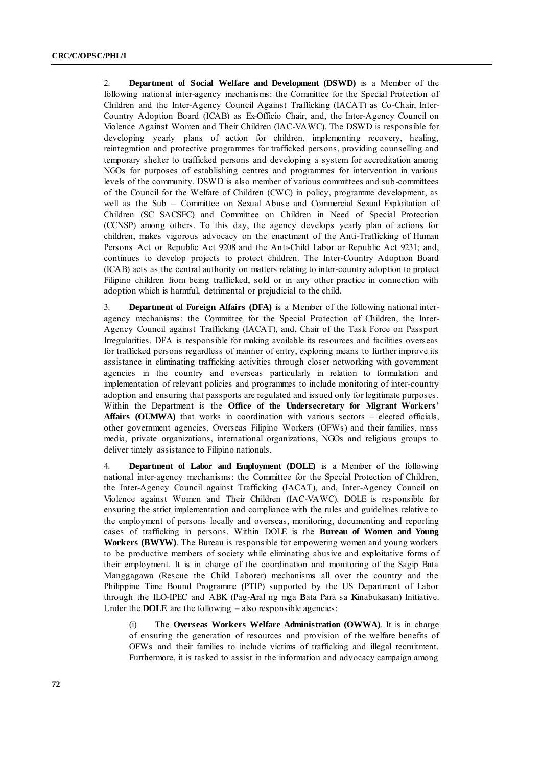2. **Department of Social Welfare and Development (DSWD)** is a Member of the following national inter-agency mechanisms: the Committee for the Special Protection of Children and the Inter-Agency Council Against Trafficking (IACAT) as Co-Chair, Inter-Country Adoption Board (ICAB) as Ex-Officio Chair, and, the Inter-Agency Council on Violence Against Women and Their Children (IAC-VAWC). The DSWD is responsible for developing yearly plans of action for children, implementing recovery, healing, reintegration and protective programmes for trafficked persons, providing counselling and temporary shelter to trafficked persons and developing a system for accreditation among NGOs for purposes of establishing centres and programmes for intervention in various levels of the community. DSWD is also member of various committees and sub-committees of the Council for the Welfare of Children (CWC) in policy, programme development, as well as the Sub – Committee on Sexual Abuse and Commercial Sexual Exploitation of Children (SC SACSEC) and Committee on Children in Need of Special Protection (CCNSP) among others. To this day, the agency develops yearly plan of actions for children, makes vigorous advocacy on the enactment of the Anti-Trafficking of Human Persons Act or Republic Act 9208 and the Anti-Child Labor or Republic Act 9231; and, continues to develop projects to protect children. The Inter-Country Adoption Board (ICAB) acts as the central authority on matters relating to inter-country adoption to protect Filipino children from being trafficked, sold or in any other practice in connection with adoption which is harmful, detrimental or prejudicial to the child.

3. **Department of Foreign Affairs (DFA)** is a Member of the following national inter-agency mechanisms: the Committee for the Special Protection of Children, the Inter-Agency Council against Trafficking (IACAT), and, Chair of the Task Force on Passport Irregularities. DFA is responsible for making available its resources and facilities overseas for trafficked persons regardless of manner of entry, exploring means to further improve its assistance in eliminating trafficking activities through closer networking with government agencies in the country and overseas particularly in relation to formulation and implementation of relevant policies and programmes to include monitoring of inter-country adoption and ensuring that passports are regulated and issued only for legitimate purposes. Within the Department is the **Office of the Undersecretary for Migrant Workers' Affairs (OUMWA)** that works in coordination with various sectors – elected officials, other government agencies, Overseas Filipino Workers (OFWs) and their families, mass media, private organizations, international organizations, NGOs and religious groups to deliver timely assistance to Filipino nationals.

4. **Department of Labor and Employment (DOLE)** is a Member of the following national inter-agency mechanisms: the Committee for the Special Protection of Children, the Inter-Agency Council against Trafficking (IACAT), and, Inter-Agency Council on Violence against Women and Their Children (IAC-VAWC). DOLE is responsible for ensuring the strict implementation and compliance with the rules and guidelines relative to the employment of persons locally and overseas, monitoring, documenting and reporting cases of trafficking in persons. Within DOLE is the **Bureau of Women and Young Workers (BWYW)**. The Bureau is responsible for empowering women and young workers to be productive members of society while eliminating abusive and exploitative forms of their employment. It is in charge of the coordination and monitoring of the Sagip Bata Manggagawa (Rescue the Child Laborer) mechanisms all over the country and the Philippine Time Bound Programme (PTIP) supported by the US Department of Labor through the ILO-IPEC and ABK (Pag-**A**ral ng mga **B**ata Para sa **K**inabukasan) Initiative. Under the **DOLE** are the following – also responsible agencies:

(i) The **Overseas Workers Welfare Administration (OWWA)**. It is in charge of ensuring the generation of resources and provision of the welfare benefits of OFWs and their families to include victims of trafficking and illegal recruitment. Furthermore, it is tasked to assist in the information and advocacy campaign among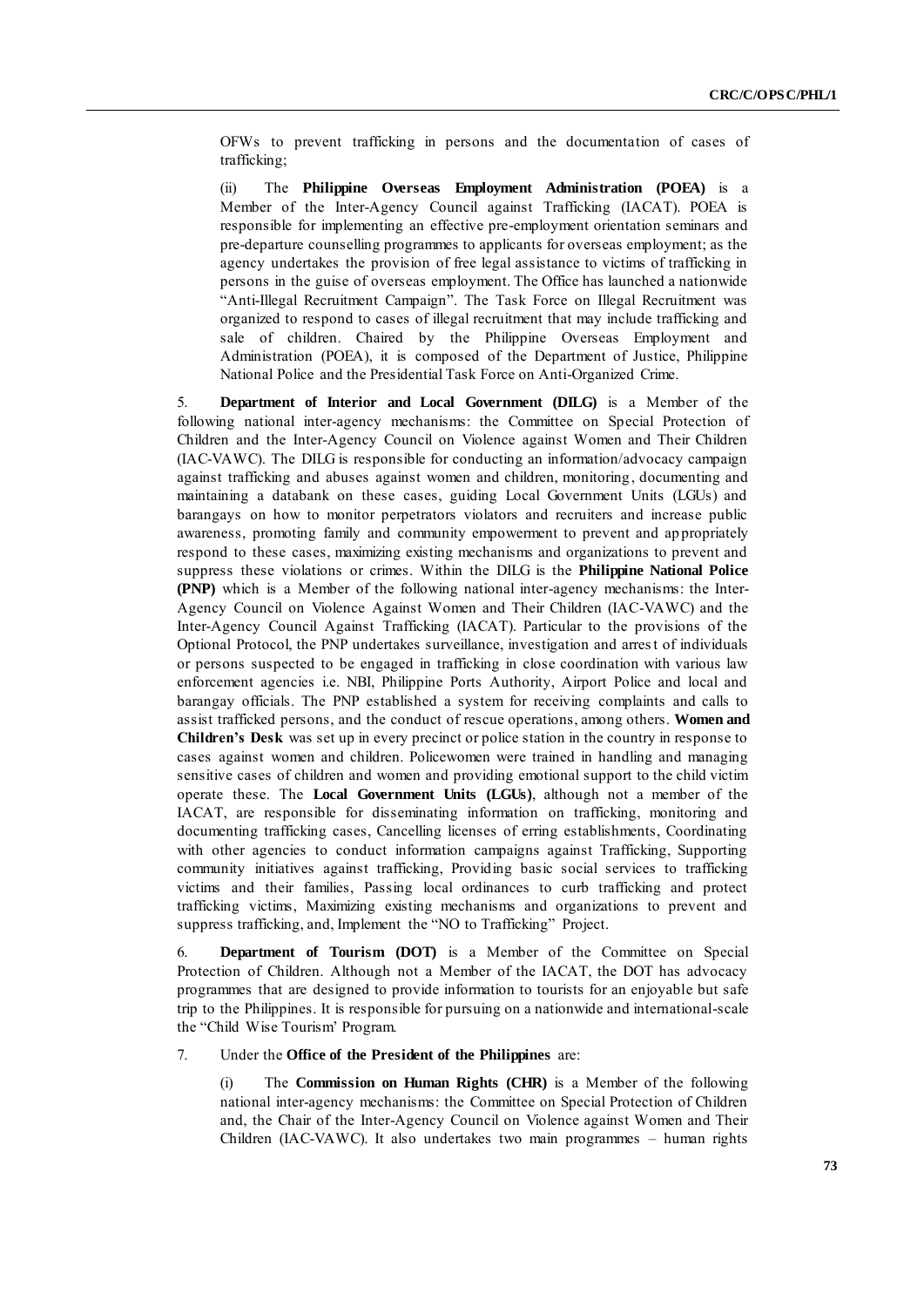OFWs to prevent trafficking in persons and the documentation of cases of trafficking;

(ii) The **Philippine Overseas Employment Administration (POEA)** is a Member of the Inter-Agency Council against Trafficking (IACAT). POEA is responsible for implementing an effective pre-employment orientation seminars and pre-departure counselling programmes to applicants for overseas employment; as the agency undertakes the provision of free legal assistance to victims of trafficking in persons in the guise of overseas employment. The Office has launched a nationwide "Anti-Illegal Recruitment Campaign". The Task Force on Illegal Recruitment was organized to respond to cases of illegal recruitment that may include trafficking and sale of children. Chaired by the Philippine Overseas Employment and Administration (POEA), it is composed of the Department of Justice, Philippine National Police and the Presidential Task Force on Anti-Organized Crime.

5. **Department of Interior and Local Government (DILG)** is a Member of the following national inter-agency mechanisms: the Committee on Special Protection of Children and the Inter-Agency Council on Violence against Women and Their Children (IAC-VAWC). The DILG is responsible for conducting an information/advocacy campaign against trafficking and abuses against women and children, monitoring, documenting and maintaining a databank on these cases, guiding Local Government Units (LGUs) and barangays on how to monitor perpetrators violators and recruiters and increase public awareness, promoting family and community empowerment to prevent and appropriately respond to these cases, maximizing existing mechanisms and organizations to prevent and suppress these violations or crimes. Within the DILG is the **Philippine National Police (PNP)** which is a Member of the following national inter-agency mechanisms: the Inter-Agency Council on Violence Against Women and Their Children (IAC-VAWC) and the Inter-Agency Council Against Trafficking (IACAT). Particular to the provisions of the Optional Protocol, the PNP undertakes surveillance, investigation and arrest of individuals or persons suspected to be engaged in trafficking in close coordination with various law enforcement agencies i.e. NBI, Philippine Ports Authority, Airport Police and local and barangay officials. The PNP established a system for receiving complaints and calls to assist trafficked persons, and the conduct of rescue operations, among others. **Women and Children's Desk** was set up in every precinct or police station in the country in response to cases against women and children. Policewomen were trained in handling and managing sensitive cases of children and women and providing emotional support to the child victim operate these. The **Local Government Units (LGUs)**, although not a member of the IACAT, are responsible for disseminating information on trafficking, monitoring and documenting trafficking cases, Cancelling licenses of erring establishments, Coordinating with other agencies to conduct information campaigns against Trafficking, Supporting community initiatives against trafficking, Providing basic social services to trafficking victims and their families, Passing local ordinances to curb trafficking and protect trafficking victims, Maximizing existing mechanisms and organizations to prevent and suppress trafficking, and, Implement the "NO to Trafficking" Project.

6. **Department of Tourism (DOT)** is a Member of the Committee on Special Protection of Children. Although not a Member of the IACAT, the DOT has advocacy programmes that are designed to provide information to tourists for an enjoyable but safe trip to the Philippines. It is responsible for pursuing on a nationwide and international-scale the "Child Wise Tourism' Program.

7. Under the **Office of the President of the Philippines** are:

(i) The **Commission on Human Rights (CHR)** is a Member of the following national inter-agency mechanisms: the Committee on Special Protection of Children and, the Chair of the Inter-Agency Council on Violence against Women and Their Children (IAC-VAWC). It also undertakes two main programmes – human rights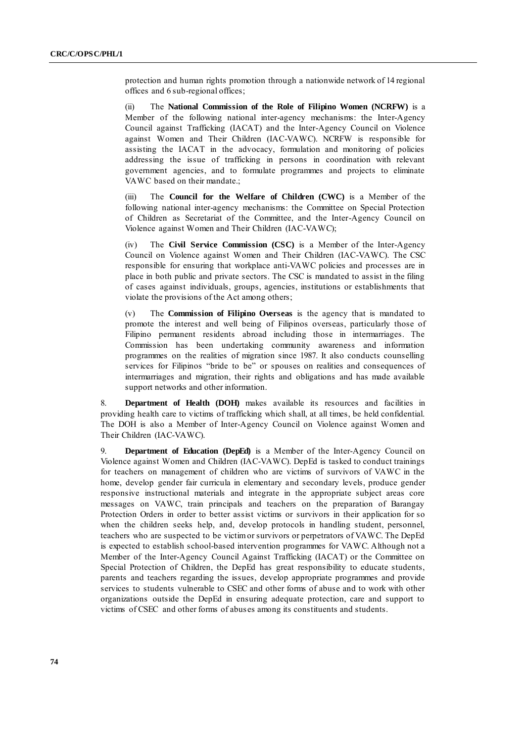protection and human rights promotion through a nationwide network of 14 regional offices and 6 sub-regional offices;

(ii) The **National Commission of the Role of Filipino Women (NCRFW)** is a Member of the following national inter-agency mechanisms: the Inter-Agency Council against Trafficking (IACAT) and the Inter-Agency Council on Violence against Women and Their Children (IAC-VAWC). NCRFW is responsible for assisting the IACAT in the advocacy, formulation and monitoring of policies addressing the issue of trafficking in persons in coordination with relevant government agencies, and to formulate programmes and projects to eliminate VAWC based on their mandate.;

(iii) The **Council for the Welfare of Children (CWC)** is a Member of the following national inter-agency mechanisms: the Committee on Special Protection of Children as Secretariat of the Committee, and the Inter-Agency Council on Violence against Women and Their Children (IAC-VAWC);

(iv) The **Civil Service Commission (CSC)** is a Member of the Inter-Agency Council on Violence against Women and Their Children (IAC-VAWC). The CSC responsible for ensuring that workplace anti-VAWC policies and processes are in place in both public and private sectors. The CSC is mandated to assist in the filing of cases against individuals, groups, agencies, institutions or establishments that violate the provisions of the Act among others;

(v) The **Commission of Filipino Overseas** is the agency that is mandated to promote the interest and well being of Filipinos overseas, particularly those of Filipino permanent residents abroad including those in intermarriages. The Commission has been undertaking community awareness and information programmes on the realities of migration since 1987. It also conducts counselling services for Filipinos "bride to be" or spouses on realities and consequences of intermarriages and migration, their rights and obligations and has made available support networks and other information.

8. **Department of Health (DOH)** makes available its resources and facilities in providing health care to victims of trafficking which shall, at all times, be held confidential. The DOH is also a Member of Inter-Agency Council on Violence against Women and Their Children (IAC-VAWC).

9. **Department of Education (DepEd)** is a Member of the Inter-Agency Council on Violence against Women and Children (IAC-VAWC). DepEd is tasked to conduct trainings for teachers on management of children who are victims of survivors of VAWC in the home, develop gender fair curricula in elementary and secondary levels, produce gender responsive instructional materials and integrate in the appropriate subject areas core messages on VAWC, train principals and teachers on the preparation of Barangay Protection Orders in order to better assist victims or survivors in their application for so when the children seeks help, and, develop protocols in handling student, personnel, teachers who are suspected to be victim or survivors or perpetrators of VAWC. The DepEd is expected to establish school-based intervention programmes for VAWC. Although not a Member of the Inter-Agency Council Against Trafficking (IACAT) or the Committee on Special Protection of Children, the DepEd has great responsibility to educate students, parents and teachers regarding the issues, develop appropriate programmes and provide services to students vulnerable to CSEC and other forms of abuse and to work with other organizations outside the DepEd in ensuring adequate protection, care and support to victims of CSEC and other forms of abuses among its constituents and students.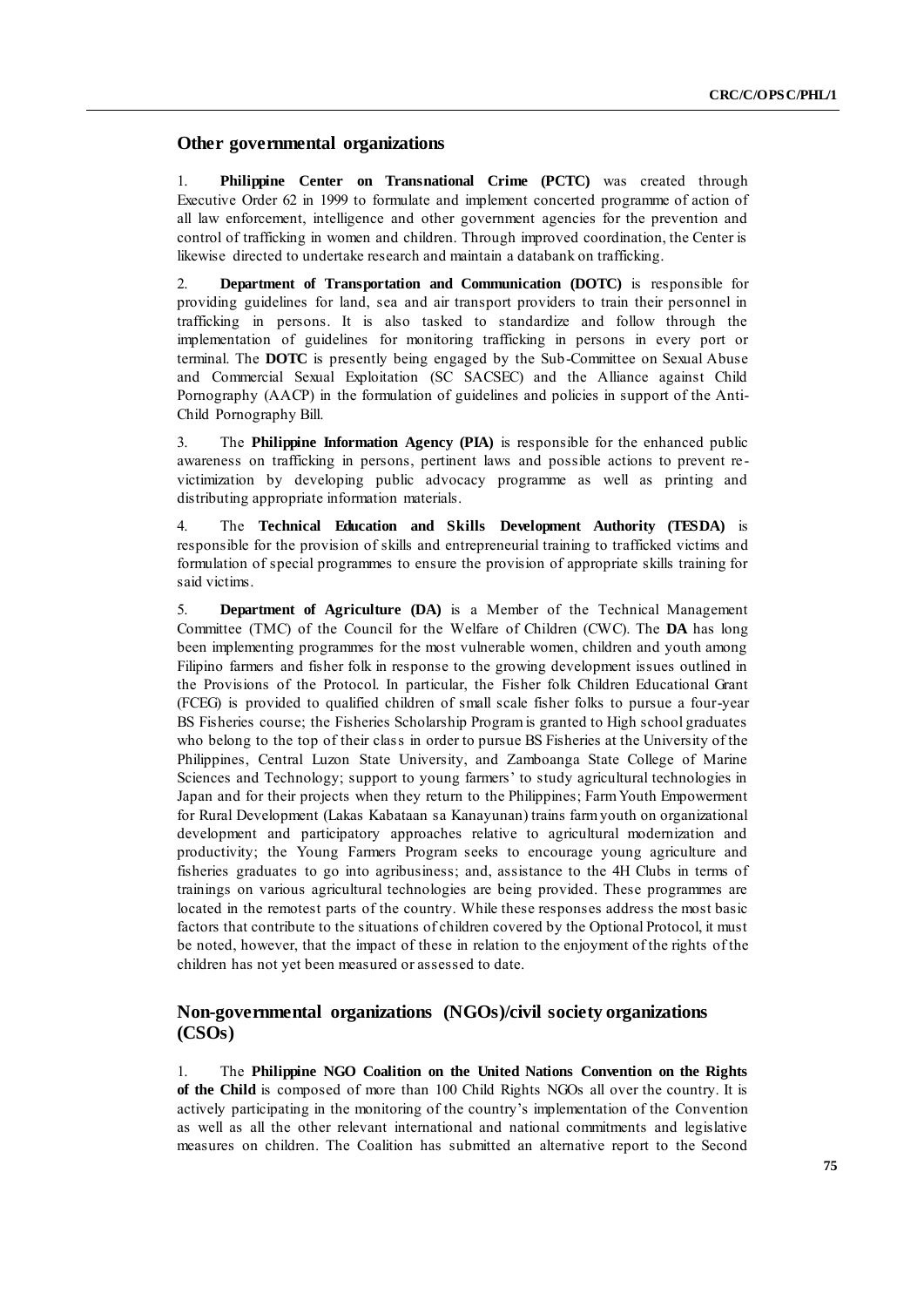## Other governmental organizations

1. **Philippine Center on Transnational Crime (PCTC)** was created through Executive Order 62 in 1999 to formulate and implement concerted programme of action of all law enforcement, intelligence and other government agencies for the prevention and control of trafficking in women and children. Through improved coordination, the Center is likewise directed to undertake research and maintain a databank on trafficking.

2. **Department of Transportation and Communication (DOTC)** is responsible for providing guidelines for land, sea and air transport providers to train their personnel in trafficking in persons. It is also tasked to standardize and follow through the implementation of guidelines for monitoring trafficking in persons in every port or terminal. The **DOTC** is presently being engaged by the Sub-Committee on Sexual Abuse and Commercial Sexual Exploitation (SC SACSEC) and the Alliance against Child Pornography (AACP) in the formulation of guidelines and policies in support of the Anti-Child Pornography Bill.

3. The **Philippine Information Agency (PIA)** is responsible for the enhanced public awareness on trafficking in persons, pertinent laws and possible actions to prevent re-victimization by developing public advocacy programme as well as printing and distributing appropriate information materials.

4. The **Technical Education and Skills Development Authority (TESDA)** is responsible for the provision of skills and entrepreneurial training to trafficked victims and formulation of special programmes to ensure the provision of appropriate skills training for said victims.

5. **Department of Agriculture (DA)** is a Member of the Technical Management Committee (TMC) of the Council for the Welfare of Children (CWC). The **DA** has long been implementing programmes for the most vulnerable women, children and youth among Filipino farmers and fisher folk in response to the growing development issues outlined in the Provisions of the Protocol. In particular, the Fisher folk Children Educational Grant (FCEG) is provided to qualified children of small scale fisher folks to pursue a four-year BS Fisheries course; the Fisheries Scholarship Program is granted to High school graduates who belong to the top of their class in order to pursue BS Fisheries at the University of the Philippines, Central Luzon State University, and Zamboanga State College of Marine Sciences and Technology; support to young farmers' to study agricultural technologies in Japan and for their projects when they return to the Philippines; Farm Youth Empowerment for Rural Development (Lakas Kabataan sa Kanayunan) trains farm youth on organizational development and participatory approaches relative to agricultural modernization and productivity; the Young Farmers Program seeks to encourage young agriculture and fisheries graduates to go into agribusiness; and, assistance to the 4H Clubs in terms of trainings on various agricultural technologies are being provided. These programmes are located in the remotest parts of the country. While these responses address the most basic factors that contribute to the situations of children covered by the Optional Protocol, it must be noted, however, that the impact of these in relation to the enjoyment of the rights of the children has not yet been measured or assessed to date.

## Non-governmental organizations (NGOs)/civil society organizations (CSOs)

1. The **Philippine NGO Coalition on the United Nations Convention on the Rights of the Child** is composed of more than 100 Child Rights NGOs all over the country. It is actively participating in the monitoring of the country's implementation of the Convention as well as all the other relevant international and national commitments and legislative measures on children. The Coalition has submitted an alternative report to the Second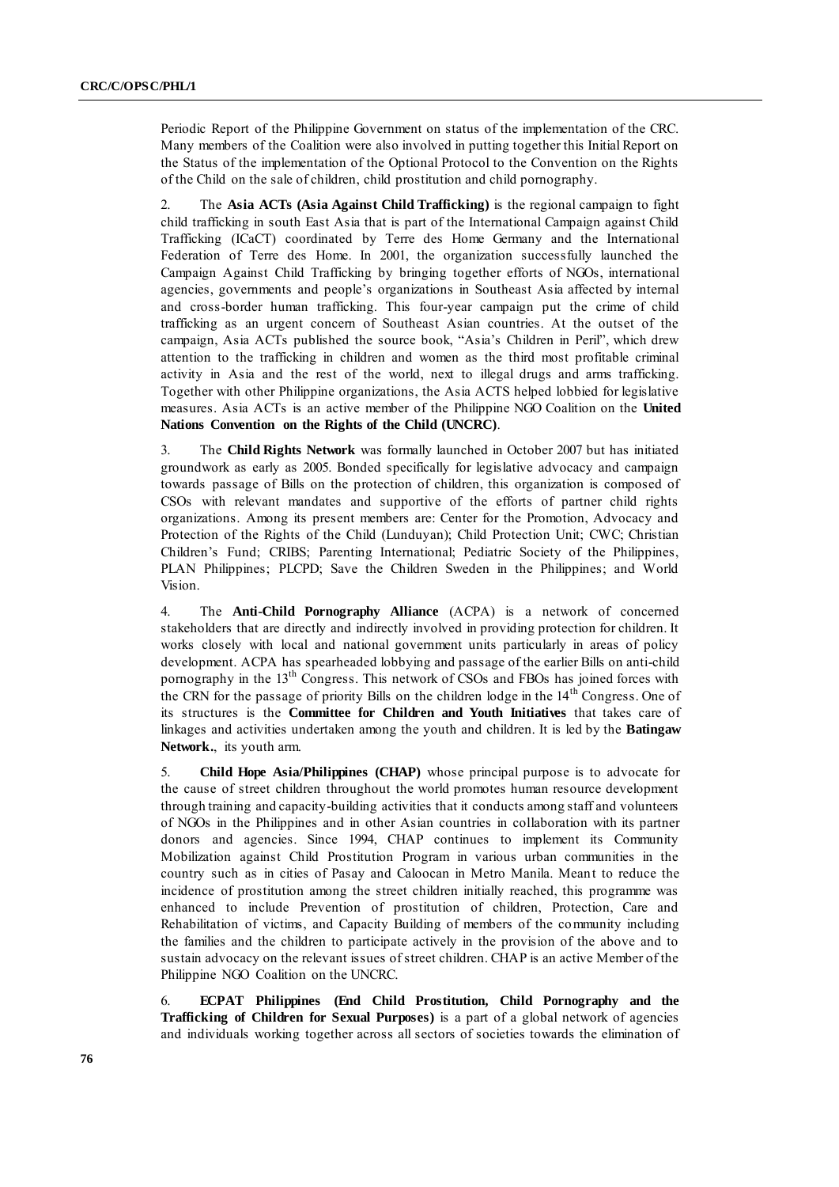Periodic Report of the Philippine Government on status of the implementation of the CRC. Many members of the Coalition were also involved in putting together this Initial Report on the Status of the implementation of the Optional Protocol to the Convention on the Rights of the Child on the sale of children, child prostitution and child pornography.

2. The **Asia ACTs (Asia Against Child Trafficking)** is the regional campaign to fight child trafficking in south East Asia that is part of the International Campaign against Child Trafficking (ICaCT) coordinated by Terre des Home Germany and the International Federation of Terre des Home. In 2001, the organization successfully launched the Campaign Against Child Trafficking by bringing together efforts of NGOs, international agencies, governments and people's organizations in Southeast Asia affected by internal and cross-border human trafficking. This four-year campaign put the crime of child trafficking as an urgent concern of Southeast Asian countries. At the outset of the campaign, Asia ACTs published the source book, "Asia's Children in Peril", which drew attention to the trafficking in children and women as the third most profitable criminal activity in Asia and the rest of the world, next to illegal drugs and arms trafficking. Together with other Philippine organizations, the Asia ACTS helped lobbied for legislative measures. Asia ACTs is an active member of the Philippine NGO Coalition on the **United Nations Convention on the Rights of the Child (UNCRC)**.

3. The **Child Rights Network** was formally launched in October 2007 but has initiated groundwork as early as 2005. Bonded specifically for legislative advocacy and campaign towards passage of Bills on the protection of children, this organization is composed of CSOs with relevant mandates and supportive of the efforts of partner child rights organizations. Among its present members are: Center for the Promotion, Advocacy and Protection of the Rights of the Child (Lunduyan); Child Protection Unit; CWC; Christian Children's Fund; CRIBS; Parenting International; Pediatric Society of the Philippines, PLAN Philippines; PLCPD; Save the Children Sweden in the Philippines; and World Vision.

4. The **Anti-Child Pornography Alliance** (ACPA) is a network of concerned stakeholders that are directly and indirectly involved in providing protection for children. It works closely with local and national government units particularly in areas of policy development. ACPA has spearheaded lobbying and passage of the earlier Bills on anti-child pornography in the 13th Congress. This network of CSOs and FBOs has joined forces with the CRN for the passage of priority Bills on the children lodge in the 14th Congress. One of its structures is the **Committee for Children and Youth Initiatives** that takes care of linkages and activities undertaken among the youth and children. It is led by the **Batingaw Network.**, its youth arm.

5. **Child Hope Asia/Philippines (CHAP)** whose principal purpose is to advocate for the cause of street children throughout the world promotes human resource development through training and capacity-building activities that it conducts among staff and volunteers of NGOs in the Philippines and in other Asian countries in collaboration with its partner donors and agencies. Since 1994, CHAP continues to implement its Community Mobilization against Child Prostitution Program in various urban communities in the country such as in cities of Pasay and Caloocan in Metro Manila. Meant to reduce the incidence of prostitution among the street children initially reached, this programme was enhanced to include Prevention of prostitution of children, Protection, Care and Rehabilitation of victims, and Capacity Building of members of the community including the families and the children to participate actively in the provision of the above and to sustain advocacy on the relevant issues of street children. CHAP is an active Member of the Philippine NGO Coalition on the UNCRC.

6. **ECPAT Philippines (End Child Prostitution, Child Pornography and the Trafficking of Children for Sexual Purposes)** is a part of a global network of agencies and individuals working together across all sectors of societies towards the elimination of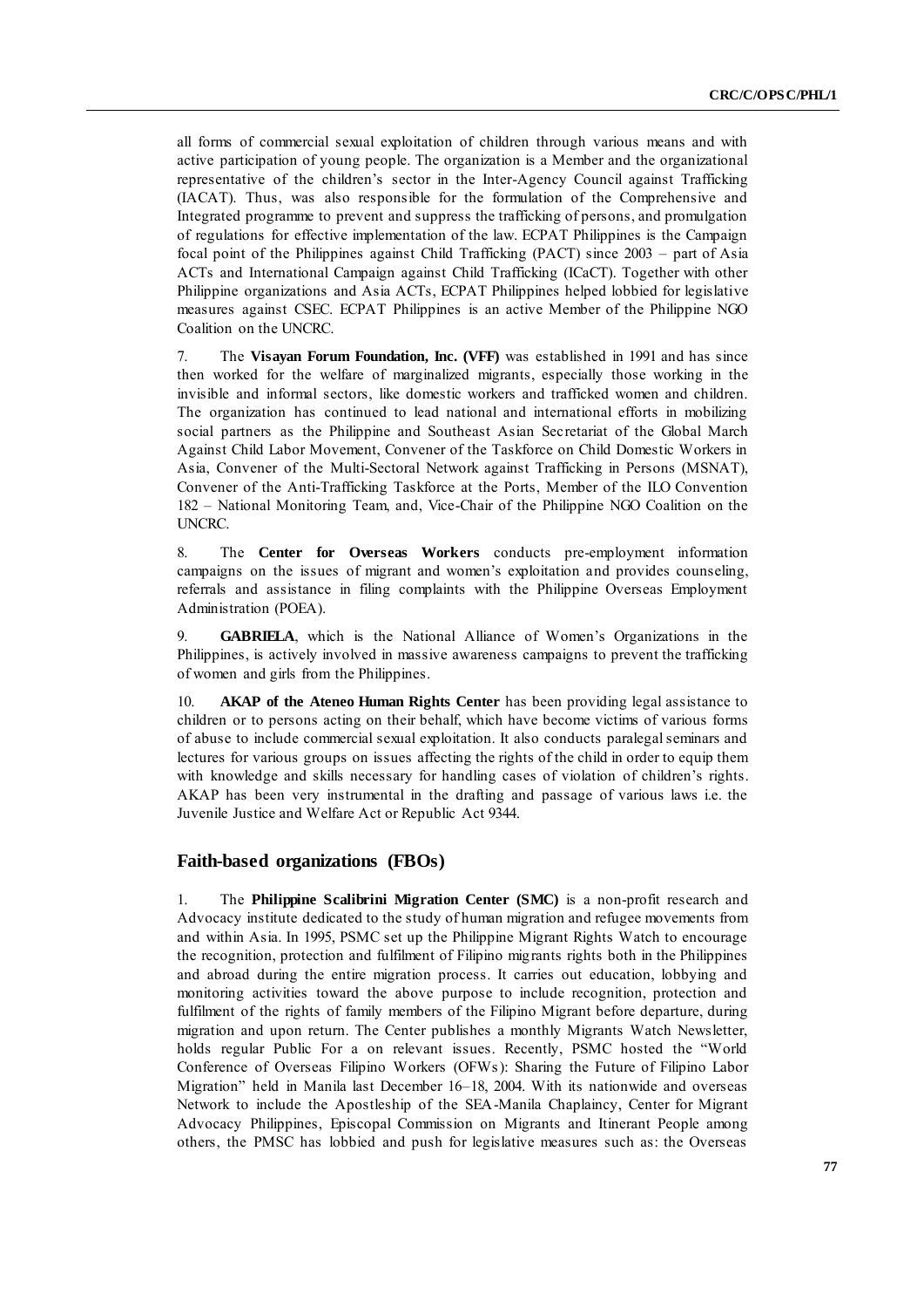all forms of commercial sexual exploitation of children through various means and with active participation of young people. The organization is a Member and the organizational representative of the children's sector in the Inter-Agency Council against Trafficking (IACAT). Thus, was also responsible for the formulation of the Comprehensive and Integrated programme to prevent and suppress the trafficking of persons, and promulgation of regulations for effective implementation of the law. ECPAT Philippines is the Campaign focal point of the Philippines against Child Trafficking (PACT) since 2003 – part of Asia ACTs and International Campaign against Child Trafficking (ICaCT). Together with other Philippine organizations and Asia ACTs, ECPAT Philippines helped lobbied for legislative measures against CSEC. ECPAT Philippines is an active Member of the Philippine NGO Coalition on the UNCRC.

7. The **Visayan Forum Foundation, Inc. (VFF)** was established in 1991 and has since then worked for the welfare of marginalized migrants, especially those working in the invisible and informal sectors, like domestic workers and trafficked women and children. The organization has continued to lead national and international efforts in mobilizing social partners as the Philippine and Southeast Asian Secretariat of the Global March Against Child Labor Movement, Convener of the Taskforce on Child Domestic Workers in Asia, Convener of the Multi-Sectoral Network against Trafficking in Persons (MSNAT), Convener of the Anti-Trafficking Taskforce at the Ports, Member of the ILO Convention 182 – National Monitoring Team, and, Vice-Chair of the Philippine NGO Coalition on the UNCRC.

8. The **Center for Overseas Workers** conducts pre-employment information campaigns on the issues of migrant and women's exploitation and provides counseling, referrals and assistance in filing complaints with the Philippine Overseas Employment Administration (POEA).

9. **GABRIELA**, which is the National Alliance of Women's Organizations in the Philippines, is actively involved in massive awareness campaigns to prevent the trafficking of women and girls from the Philippines.

10. **AKAP of the Ateneo Human Rights Center** has been providing legal assistance to children or to persons acting on their behalf, which have become victims of various forms of abuse to include commercial sexual exploitation. It also conducts paralegal seminars and lectures for various groups on issues affecting the rights of the child in order to equip them with knowledge and skills necessary for handling cases of violation of children's rights. AKAP has been very instrumental in the drafting and passage of various laws i.e. the Juvenile Justice and Welfare Act or Republic Act 9344.

## Faith-based organizations (FBOs)

1. The **Philippine Scalibrini Migration Center (SMC)** is a non-profit research and Advocacy institute dedicated to the study of human migration and refugee movements from and within Asia. In 1995, PSMC set up the Philippine Migrant Rights Watch to encourage the recognition, protection and fulfilment of Filipino migrants rights both in the Philippines and abroad during the entire migration process. It carries out education, lobbying and monitoring activities toward the above purpose to include recognition, protection and fulfilment of the rights of family members of the Filipino Migrant before departure, during migration and upon return. The Center publishes a monthly Migrants Watch Newsletter, holds regular Public For a on relevant issues. Recently, PSMC hosted the "World Conference of Overseas Filipino Workers (OFWs): Sharing the Future of Filipino Labor Migration" held in Manila last December 16–18, 2004. With its nationwide and overseas Network to include the Apostleship of the SEA-Manila Chaplaincy, Center for Migrant Advocacy Philippines, Episcopal Commission on Migrants and Itinerant People among others, the PMSC has lobbied and push for legislative measures such as: the Overseas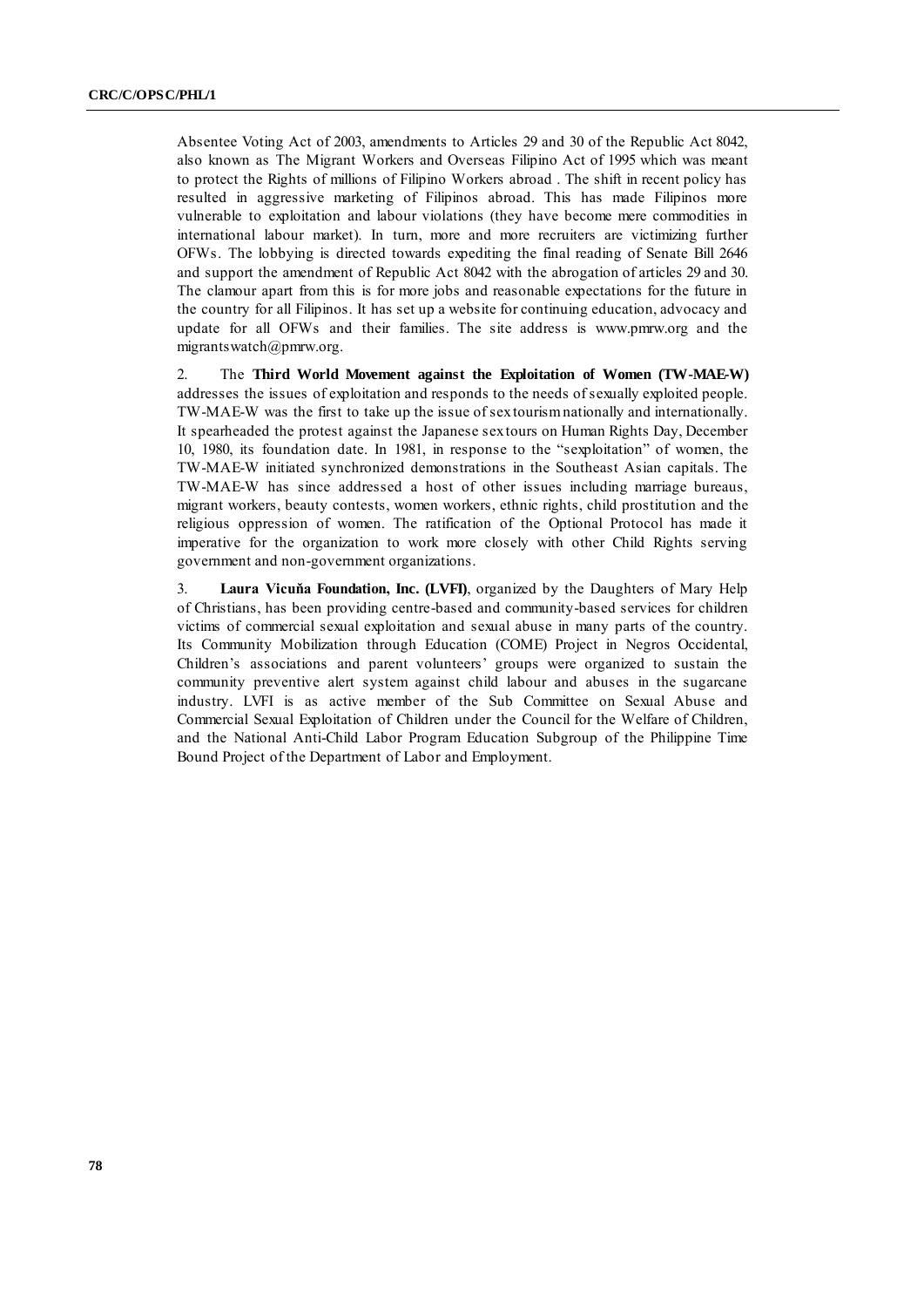Absentee Voting Act of 2003, amendments to Articles 29 and 30 of the Republic Act 8042, also known as The Migrant Workers and Overseas Filipino Act of 1995 which was meant to protect the Rights of millions of Filipino Workers abroad . The shift in recent policy has resulted in aggressive marketing of Filipinos abroad. This has made Filipinos more vulnerable to exploitation and labour violations (they have become mere commodities in international labour market). In turn, more and more recruiters are victimizing further OFWs. The lobbying is directed towards expediting the final reading of Senate Bill 2646 and support the amendment of Republic Act 8042 with the abrogation of articles 29 and 30. The clamour apart from this is for more jobs and reasonable expectations for the future in the country for all Filipinos. It has set up a website for continuing education, advocacy and update for all OFWs and their families. The site address is www.pmrw.org and the migrantswatch@pmrw.org.

2. The **Third World Movement against the Exploitation of Women (TW-MAE-W)** addresses the issues of exploitation and responds to the needs of sexually exploited people. TW-MAE-W was the first to take up the issue of sex tourism nationally and internationally. It spearheaded the protest against the Japanese sex tours on Human Rights Day, December 10, 1980, its foundation date. In 1981, in response to the "sexploitation" of women, the TW-MAE-W initiated synchronized demonstrations in the Southeast Asian capitals. The TW-MAE-W has since addressed a host of other issues including marriage bureaus, migrant workers, beauty contests, women workers, ethnic rights, child prostitution and the religious oppression of women. The ratification of the Optional Protocol has made it imperative for the organization to work more closely with other Child Rights serving government and non-government organizations.

3. **Laura Vicuňa Foundation, Inc. (LVFI)**, organized by the Daughters of Mary Help of Christians, has been providing centre-based and community-based services for children victims of commercial sexual exploitation and sexual abuse in many parts of the country. Its Community Mobilization through Education (COME) Project in Negros Occidental, Children's associations and parent volunteers' groups were organized to sustain the community preventive alert system against child labour and abuses in the sugarcane industry. LVFI is as active member of the Sub Committee on Sexual Abuse and Commercial Sexual Exploitation of Children under the Council for the Welfare of Children, and the National Anti-Child Labor Program Education Subgroup of the Philippine Time Bound Project of the Department of Labor and Employment.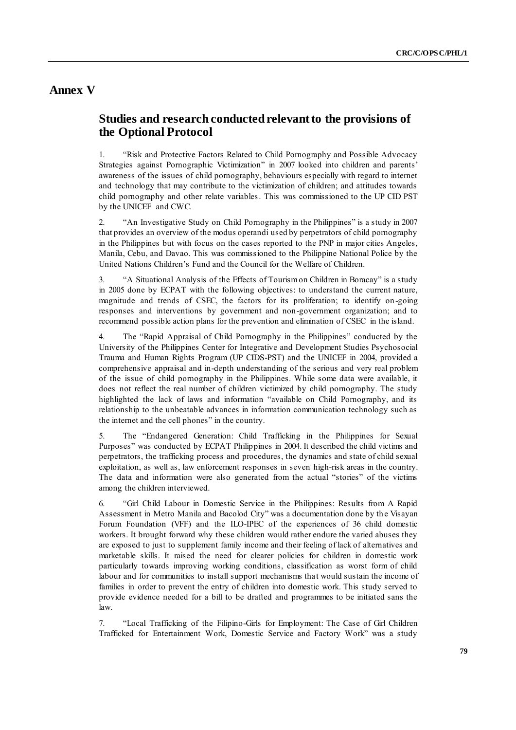# Annex V

## Studies and research conducted relevant to the provisions of the Optional Protocol

1. "Risk and Protective Factors Related to Child Pornography and Possible Advocacy Strategies against Pornographic Victimization" in 2007 looked into children and parents' awareness of the issues of child pornography, behaviours especially with regard to internet and technology that may contribute to the victimization of children; and attitudes towards child pornography and other relate variables. This was commissioned to the UP CID PST by the UNICEF and CWC.

2. "An Investigative Study on Child Pornography in the Philippines" is a study in 2007 that provides an overview of the modus operandi used by perpetrators of child pornography in the Philippines but with focus on the cases reported to the PNP in major cities Angeles, Manila, Cebu, and Davao. This was commissioned to the Philippine National Police by the United Nations Children's Fund and the Council for the Welfare of Children.

3. "A Situational Analysis of the Effects of Tourism on Children in Boracay" is a study in 2005 done by ECPAT with the following objectives: to understand the current nature, magnitude and trends of CSEC, the factors for its proliferation; to identify on-going responses and interventions by government and non-government organization; and to recommend possible action plans for the prevention and elimination of CSEC in the island.

4. The "Rapid Appraisal of Child Pornography in the Philippines" conducted by the University of the Philippines Center for Integrative and Development Studies Psychosocial Trauma and Human Rights Program (UP CIDS-PST) and the UNICEF in 2004, provided a comprehensive appraisal and in-depth understanding of the serious and very real problem of the issue of child pornography in the Philippines. While some data were available, it does not reflect the real number of children victimized by child pornography. The study highlighted the lack of laws and information "available on Child Pornography, and its relationship to the unbeatable advances in information communication technology such as the internet and the cell phones" in the country.

5. The "Endangered Generation: Child Trafficking in the Philippines for Sexual Purposes" was conducted by ECPAT Philippines in 2004. It described the child victims and perpetrators, the trafficking process and procedures, the dynamics and state of child sexual exploitation, as well as, law enforcement responses in seven high-risk areas in the country. The data and information were also generated from the actual "stories" of the victims among the children interviewed.

6. "Girl Child Labour in Domestic Service in the Philippines: Results from A Rapid Assessment in Metro Manila and Bacolod City" was a documentation done by the Visayan Forum Foundation (VFF) and the ILO-IPEC of the experiences of 36 child domestic workers. It brought forward why these children would rather endure the varied abuses they are exposed to just to supplement family income and their feeling of lack of alternatives and marketable skills. It raised the need for clearer policies for children in domestic work particularly towards improving working conditions, classification as worst form of child labour and for communities to install support mechanisms that would sustain the income of families in order to prevent the entry of children into domestic work. This study served to provide evidence needed for a bill to be drafted and programmes to be initiated sans the law.

7. "Local Trafficking of the Filipino-Girls for Employment: The Case of Girl Children Trafficked for Entertainment Work, Domestic Service and Factory Work" was a study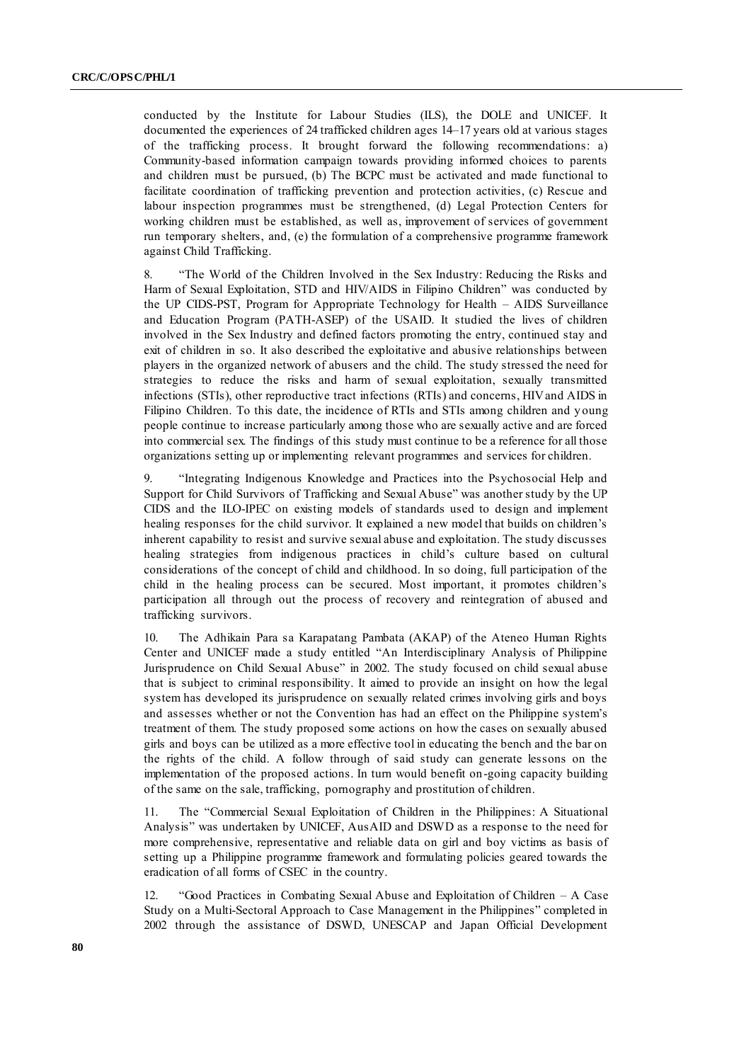conducted by the Institute for Labour Studies (ILS), the DOLE and UNICEF. It documented the experiences of 24 trafficked children ages 14–17 years old at various stages of the trafficking process. It brought forward the following recommendations: a) Community-based information campaign towards providing informed choices to parents and children must be pursued, (b) The BCPC must be activated and made functional to facilitate coordination of trafficking prevention and protection activities, (c) Rescue and labour inspection programmes must be strengthened, (d) Legal Protection Centers for working children must be established, as well as, improvement of services of government run temporary shelters, and, (e) the formulation of a comprehensive programme framework against Child Trafficking.

8. "The World of the Children Involved in the Sex Industry: Reducing the Risks and Harm of Sexual Exploitation, STD and HIV/AIDS in Filipino Children" was conducted by the UP CIDS-PST, Program for Appropriate Technology for Health – AIDS Surveillance and Education Program (PATH-ASEP) of the USAID. It studied the lives of children involved in the Sex Industry and defined factors promoting the entry, continued stay and exit of children in so. It also described the exploitative and abusive relationships between players in the organized network of abusers and the child. The study stressed the need for strategies to reduce the risks and harm of sexual exploitation, sexually transmitted infections (STIs), other reproductive tract infections (RTIs) and concerns, HIV and AIDS in Filipino Children. To this date, the incidence of RTIs and STIs among children and young people continue to increase particularly among those who are sexually active and are forced into commercial sex. The findings of this study must continue to be a reference for all those organizations setting up or implementing relevant programmes and services for children.

9. "Integrating Indigenous Knowledge and Practices into the Psychosocial Help and Support for Child Survivors of Trafficking and Sexual Abuse" was another study by the UP CIDS and the ILO-IPEC on existing models of standards used to design and implement healing responses for the child survivor. It explained a new model that builds on children's inherent capability to resist and survive sexual abuse and exploitation. The study discusses healing strategies from indigenous practices in child's culture based on cultural considerations of the concept of child and childhood. In so doing, full participation of the child in the healing process can be secured. Most important, it promotes children's participation all through out the process of recovery and reintegration of abused and trafficking survivors.

10. The Adhikain Para sa Karapatang Pambata (AKAP) of the Ateneo Human Rights Center and UNICEF made a study entitled "An Interdisciplinary Analysis of Philippine Jurisprudence on Child Sexual Abuse" in 2002. The study focused on child sexual abuse that is subject to criminal responsibility. It aimed to provide an insight on how the legal system has developed its jurisprudence on sexually related crimes involving girls and boys and assesses whether or not the Convention has had an effect on the Philippine system's treatment of them. The study proposed some actions on how the cases on sexually abused girls and boys can be utilized as a more effective tool in educating the bench and the bar on the rights of the child. A follow through of said study can generate lessons on the implementation of the proposed actions. In turn would benefit on-going capacity building of the same on the sale, trafficking, pornography and prostitution of children.

11. The "Commercial Sexual Exploitation of Children in the Philippines: A Situational Analysis" was undertaken by UNICEF, AusAID and DSWD as a response to the need for more comprehensive, representative and reliable data on girl and boy victims as basis of setting up a Philippine programme framework and formulating policies geared towards the eradication of all forms of CSEC in the country.

12. "Good Practices in Combating Sexual Abuse and Exploitation of Children – A Case Study on a Multi-Sectoral Approach to Case Management in the Philippines" completed in 2002 through the assistance of DSWD, UNESCAP and Japan Official Development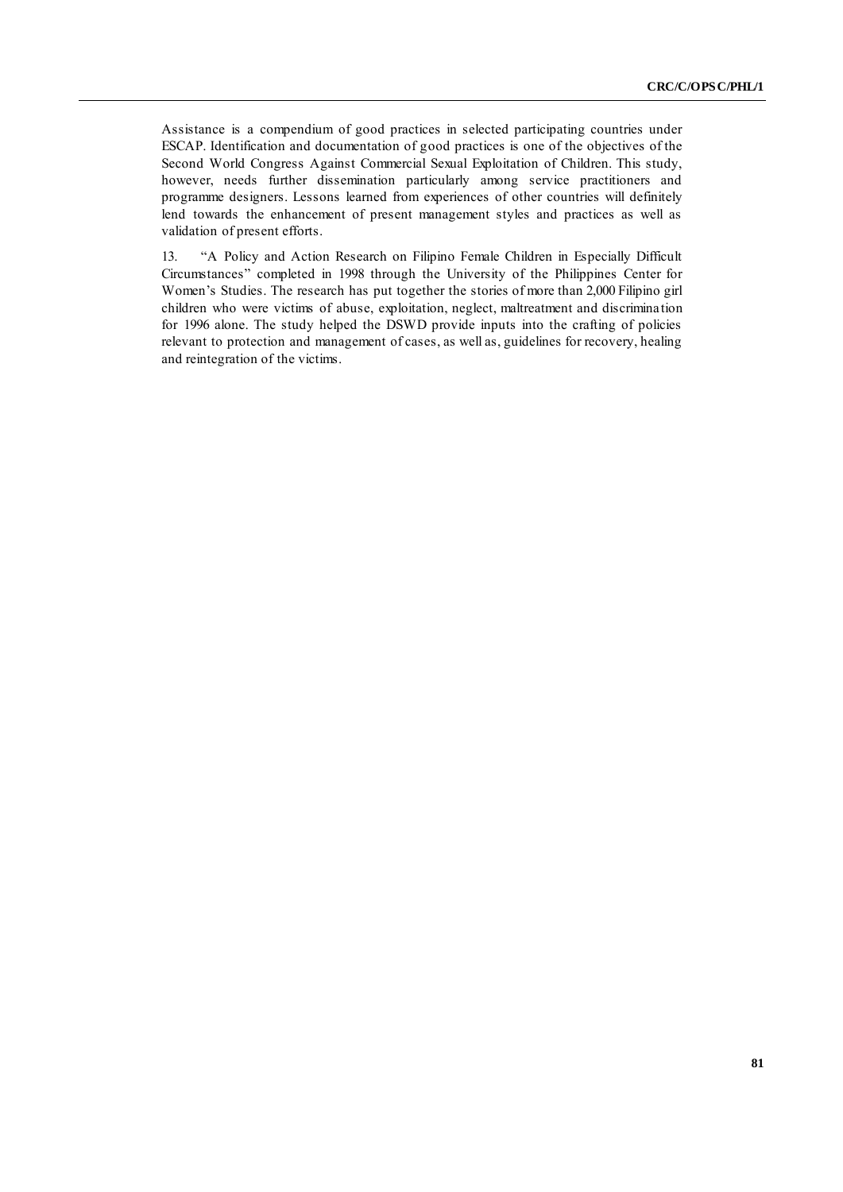Assistance is a compendium of good practices in selected participating countries under ESCAP. Identification and documentation of good practices is one of the objectives of the Second World Congress Against Commercial Sexual Exploitation of Children. This study, however, needs further dissemination particularly among service practitioners and programme designers. Lessons learned from experiences of other countries will definitely lend towards the enhancement of present management styles and practices as well as validation of present efforts.

13. "A Policy and Action Research on Filipino Female Children in Especially Difficult Circumstances" completed in 1998 through the University of the Philippines Center for Women's Studies. The research has put together the stories of more than 2,000 Filipino girl children who were victims of abuse, exploitation, neglect, maltreatment and discrimination for 1996 alone. The study helped the DSWD provide inputs into the crafting of policies relevant to protection and management of cases, as well as, guidelines for recovery, healing and reintegration of the victims.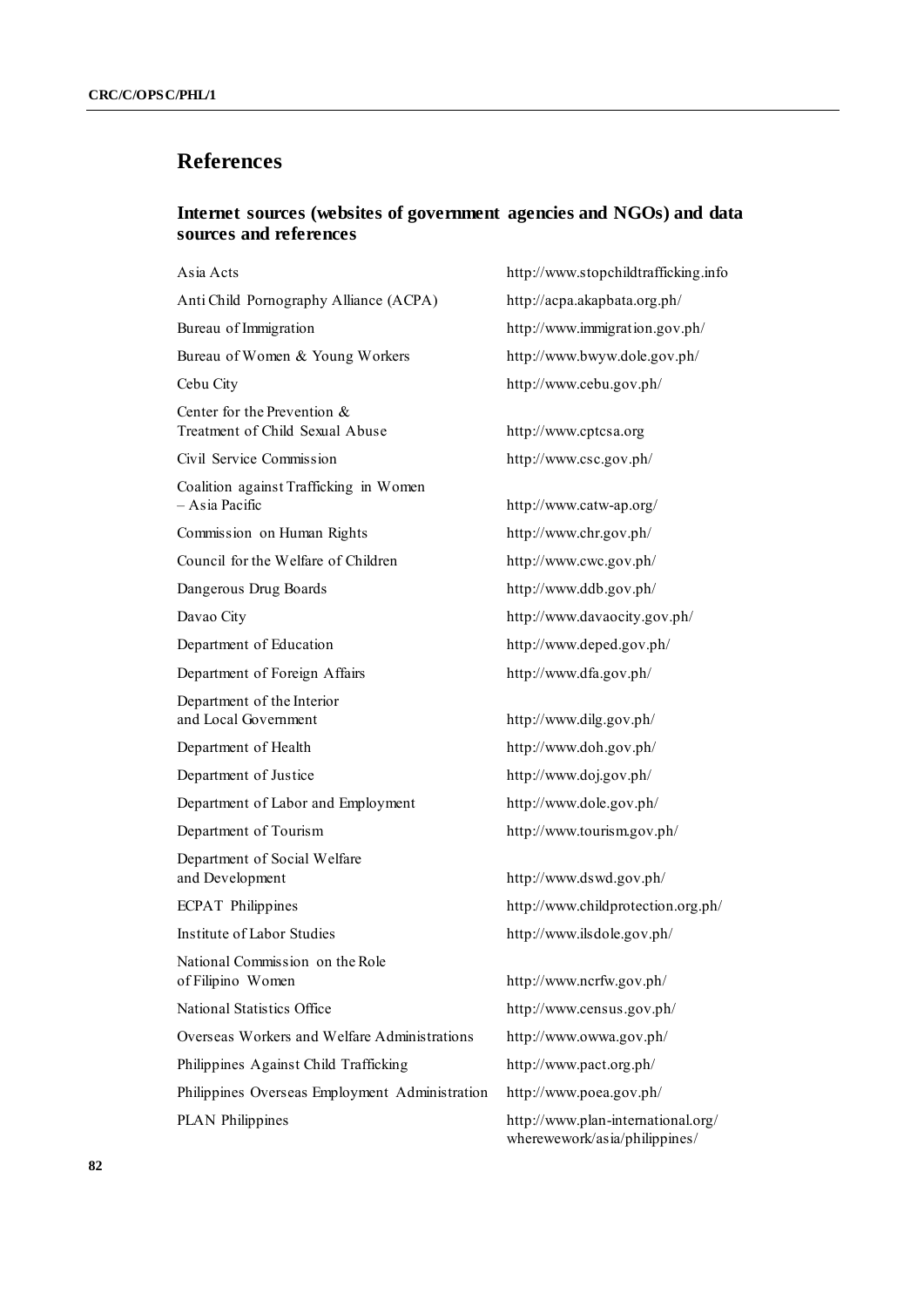# References

## Internet sources (websites of government agencies and NGOs) and data sources and references

| | |
|---|---|
| Asia Acts | http://www.stopchildtrafficking.info |
| Anti Child Pornography Alliance (ACPA) | http://acpa.akapbata.org.ph/ |
| Bureau of Immigration | http://www.immigration.gov.ph/ |
| Bureau of Women & Young Workers | http://www.bwyw.dole.gov.ph/ |
| Cebu City | http://www.cebu.gov.ph/ |
| Center for the Prevention & Treatment of Child Sexual Abuse | http://www.cptcsa.org |
| Civil Service Commission | http://www.csc.gov.ph/ |
| Coalition against Trafficking in Women – Asia Pacific | http://www.catw-ap.org/ |
| Commission on Human Rights | http://www.chr.gov.ph/ |
| Council for the Welfare of Children | http://www.cwc.gov.ph/ |
| Dangerous Drug Boards | http://www.ddb.gov.ph/ |
| Davao City | http://www.davaocity.gov.ph/ |
| Department of Education | http://www.deped.gov.ph/ |
| Department of Foreign Affairs | http://www.dfa.gov.ph/ |
| Department of the Interior and Local Government | http://www.dilg.gov.ph/ |
| Department of Health | http://www.doh.gov.ph/ |
| Department of Justice | http://www.doj.gov.ph/ |
| Department of Labor and Employment | http://www.dole.gov.ph/ |
| Department of Tourism | http://www.tourism.gov.ph/ |
| Department of Social Welfare and Development | http://www.dswd.gov.ph/ |
| ECPAT Philippines | http://www.childprotection.org.ph/ |
| Institute of Labor Studies | http://www.ilsdole.gov.ph/ |
| National Commission on the Role of Filipino Women | http://www.ncrfw.gov.ph/ |
| National Statistics Office | http://www.census.gov.ph/ |
| Overseas Workers and Welfare Administrations | http://www.owwa.gov.ph/ |
| Philippines Against Child Trafficking | http://www.pact.org.ph/ |
| Philippines Overseas Employment Administration | http://www.poea.gov.ph/ |
| PLAN Philippines | http://www.plan-international.org/wherewework/asia/philippines/ |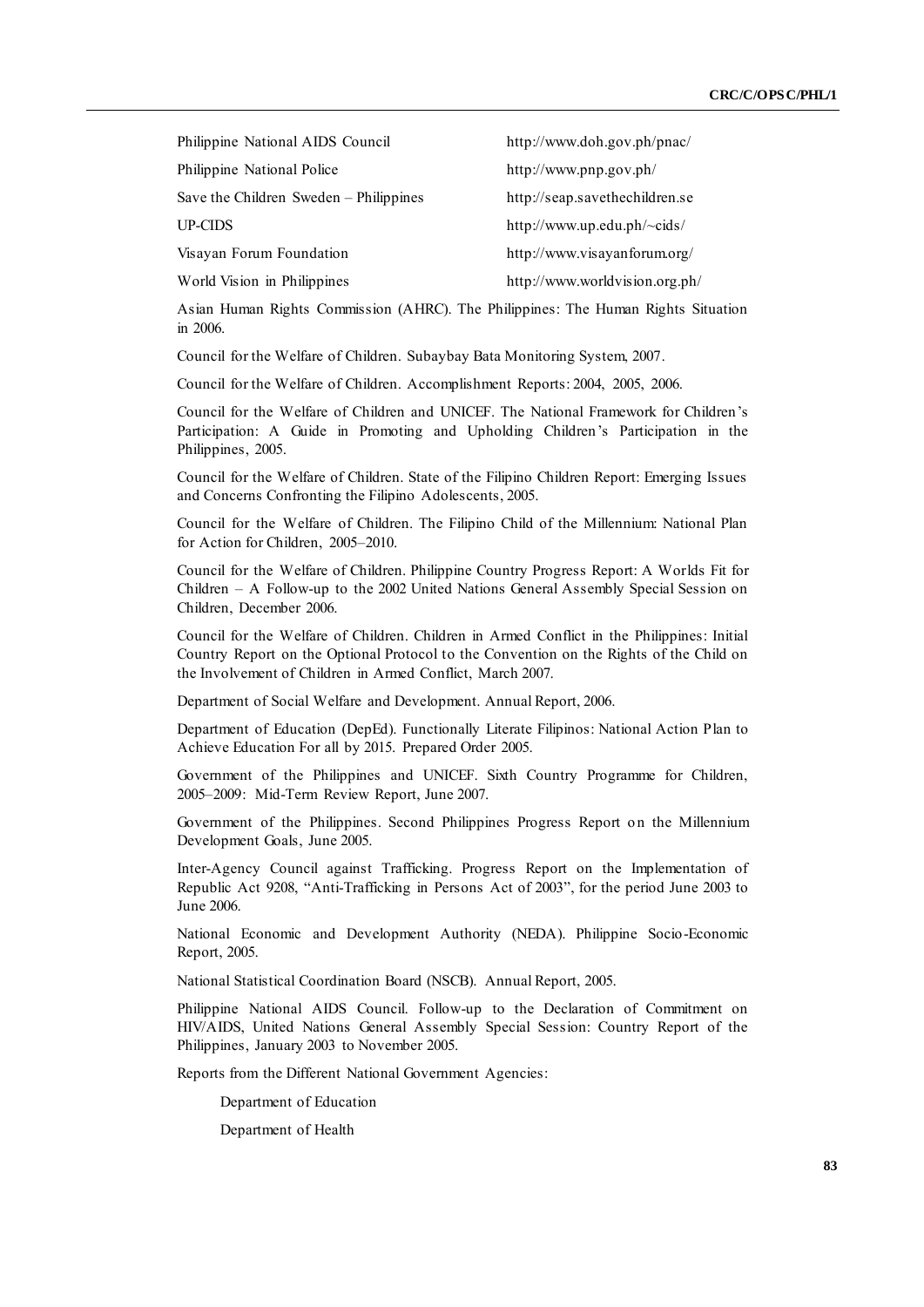| | |
|---|---|
| Philippine National AIDS Council | http://www.doh.gov.ph/pnac/ |
| Philippine National Police | http://www.pnp.gov.ph/ |
| Save the Children Sweden – Philippines | http://seap.savethechildren.se |
| UP-CIDS | http://www.up.edu.ph/~cids/ |
| Visayan Forum Foundation | http://www.visayanforum.org/ |
| World Vision in Philippines | http://www.worldvision.org.ph/ |

Asian Human Rights Commission (AHRC). The Philippines: The Human Rights Situation in 2006.

Council for the Welfare of Children. Subaybay Bata Monitoring System, 2007.

Council for the Welfare of Children. Accomplishment Reports: 2004, 2005, 2006.

Council for the Welfare of Children and UNICEF. The National Framework for Children's Participation: A Guide in Promoting and Upholding Children's Participation in the Philippines, 2005.

Council for the Welfare of Children. State of the Filipino Children Report: Emerging Issues and Concerns Confronting the Filipino Adolescents, 2005.

Council for the Welfare of Children. The Filipino Child of the Millennium: National Plan for Action for Children, 2005–2010.

Council for the Welfare of Children. Philippine Country Progress Report: A Worlds Fit for Children – A Follow-up to the 2002 United Nations General Assembly Special Session on Children, December 2006.

Council for the Welfare of Children. Children in Armed Conflict in the Philippines: Initial Country Report on the Optional Protocol to the Convention on the Rights of the Child on the Involvement of Children in Armed Conflict, March 2007.

Department of Social Welfare and Development. Annual Report, 2006.

Department of Education (DepEd). Functionally Literate Filipinos: National Action Plan to Achieve Education For all by 2015. Prepared Order 2005.

Government of the Philippines and UNICEF. Sixth Country Programme for Children, 2005–2009: Mid-Term Review Report, June 2007.

Government of the Philippines. Second Philippines Progress Report on the Millennium Development Goals, June 2005.

Inter-Agency Council against Trafficking. Progress Report on the Implementation of Republic Act 9208, "Anti-Trafficking in Persons Act of 2003", for the period June 2003 to June 2006.

National Economic and Development Authority (NEDA). Philippine Socio-Economic Report, 2005.

National Statistical Coordination Board (NSCB). Annual Report, 2005.

Philippine National AIDS Council. Follow-up to the Declaration of Commitment on HIV/AIDS, United Nations General Assembly Special Session: Country Report of the Philippines, January 2003 to November 2005.

Reports from the Different National Government Agencies:

Department of Education

Department of Health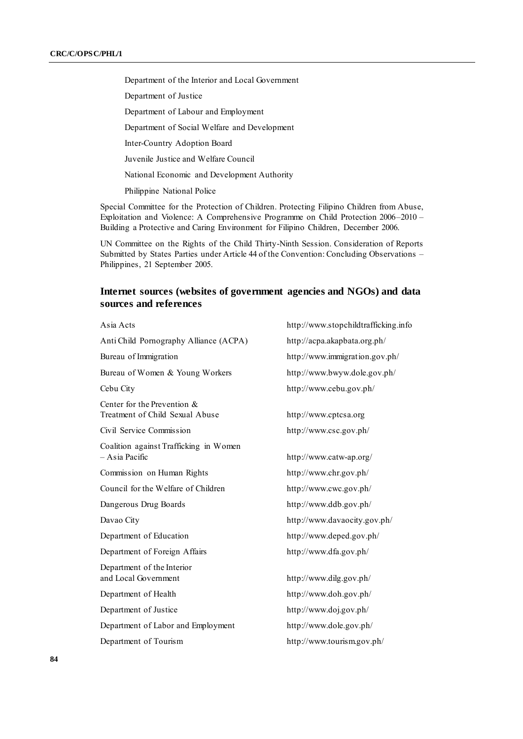Department of the Interior and Local Government

Department of Justice

Department of Labour and Employment

Department of Social Welfare and Development

Inter-Country Adoption Board

Juvenile Justice and Welfare Council

National Economic and Development Authority

Philippine National Police

Special Committee for the Protection of Children. Protecting Filipino Children from Abuse, Exploitation and Violence: A Comprehensive Programme on Child Protection 2006–2010 – Building a Protective and Caring Environment for Filipino Children, December 2006.

UN Committee on the Rights of the Child Thirty-Ninth Session. Consideration of Reports Submitted by States Parties under Article 44 of the Convention: Concluding Observations – Philippines, 21 September 2005.

## Internet sources (websites of government agencies and NGOs) and data sources and references

| | |
|---|---|
| Asia Acts | http://www.stopchildtrafficking.info |
| Anti Child Pornography Alliance (ACPA) | http://acpa.akapbata.org.ph/ |
| Bureau of Immigration | http://www.immigration.gov.ph/ |
| Bureau of Women & Young Workers | http://www.bwyw.dole.gov.ph/ |
| Cebu City | http://www.cebu.gov.ph/ |
| Center for the Prevention & Treatment of Child Sexual Abuse | http://www.cptcsa.org |
| Civil Service Commission | http://www.csc.gov.ph/ |
| Coalition against Trafficking in Women – Asia Pacific | http://www.catw-ap.org/ |
| Commission on Human Rights | http://www.chr.gov.ph/ |
| Council for the Welfare of Children | http://www.cwc.gov.ph/ |
| Dangerous Drug Boards | http://www.ddb.gov.ph/ |
| Davao City | http://www.davaocity.gov.ph/ |
| Department of Education | http://www.deped.gov.ph/ |
| Department of Foreign Affairs | http://www.dfa.gov.ph/ |
| Department of the Interior and Local Government | http://www.dilg.gov.ph/ |
| Department of Health | http://www.doh.gov.ph/ |
| Department of Justice | http://www.doj.gov.ph/ |
| Department of Labor and Employment | http://www.dole.gov.ph/ |
| Department of Tourism | http://www.tourism.gov.ph/ |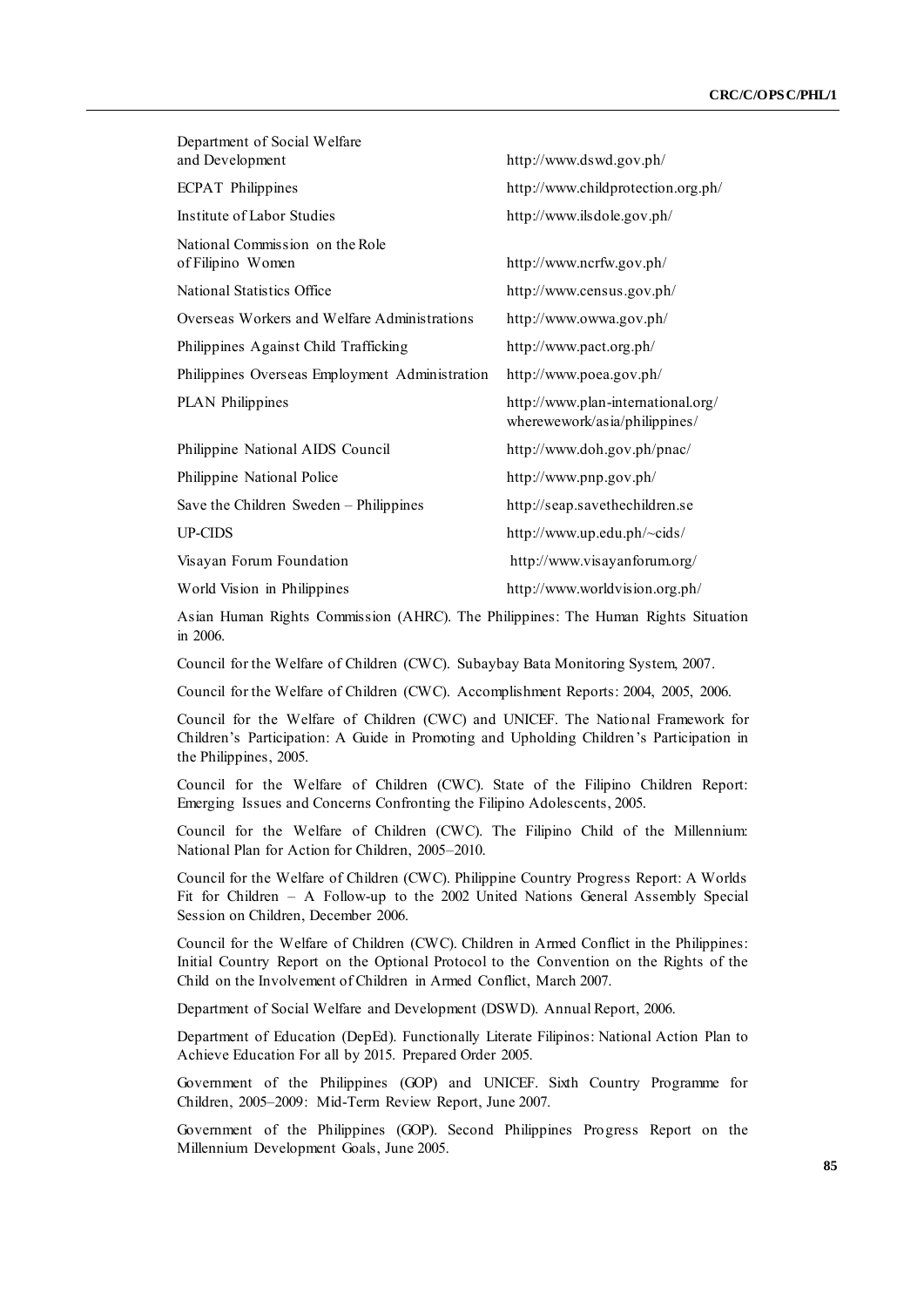| | |
|---|---|
| Department of Social Welfare and Development | http://www.dswd.gov.ph/ |
| ECPAT Philippines | http://www.childprotection.org.ph/ |
| Institute of Labor Studies | http://www.ilsdole.gov.ph/ |
| National Commission on the Role of Filipino Women | http://www.ncrfw.gov.ph/ |
| National Statistics Office | http://www.census.gov.ph/ |
| Overseas Workers and Welfare Administrations | http://www.owwa.gov.ph/ |
| Philippines Against Child Trafficking | http://www.pact.org.ph/ |
| Philippines Overseas Employment Administration | http://www.poea.gov.ph/ |
| PLAN Philippines | http://www.plan-international.org/wherewework/asia/philippines/ |
| Philippine National AIDS Council | http://www.doh.gov.ph/pnac/ |
| Philippine National Police | http://www.pnp.gov.ph/ |
| Save the Children Sweden – Philippines | http://seap.savethechildren.se |
| UP-CIDS | http://www.up.edu.ph/~cids/ |
| Visayan Forum Foundation | http://www.visayanforum.org/ |
| World Vision in Philippines | http://www.worldvision.org.ph/ |

Asian Human Rights Commission (AHRC). The Philippines: The Human Rights Situation in 2006.

Council for the Welfare of Children (CWC). Subaybay Bata Monitoring System, 2007.

Council for the Welfare of Children (CWC). Accomplishment Reports: 2004, 2005, 2006.

Council for the Welfare of Children (CWC) and UNICEF. The National Framework for Children's Participation: A Guide in Promoting and Upholding Children's Participation in the Philippines, 2005.

Council for the Welfare of Children (CWC). State of the Filipino Children Report: Emerging Issues and Concerns Confronting the Filipino Adolescents, 2005.

Council for the Welfare of Children (CWC). The Filipino Child of the Millennium: National Plan for Action for Children, 2005–2010.

Council for the Welfare of Children (CWC). Philippine Country Progress Report: A Worlds Fit for Children – A Follow-up to the 2002 United Nations General Assembly Special Session on Children, December 2006.

Council for the Welfare of Children (CWC). Children in Armed Conflict in the Philippines: Initial Country Report on the Optional Protocol to the Convention on the Rights of the Child on the Involvement of Children in Armed Conflict, March 2007.

Department of Social Welfare and Development (DSWD). Annual Report, 2006.

Department of Education (DepEd). Functionally Literate Filipinos: National Action Plan to Achieve Education For all by 2015. Prepared Order 2005.

Government of the Philippines (GOP) and UNICEF. Sixth Country Programme for Children, 2005–2009: Mid-Term Review Report, June 2007.

Government of the Philippines (GOP). Second Philippines Progress Report on the Millennium Development Goals, June 2005.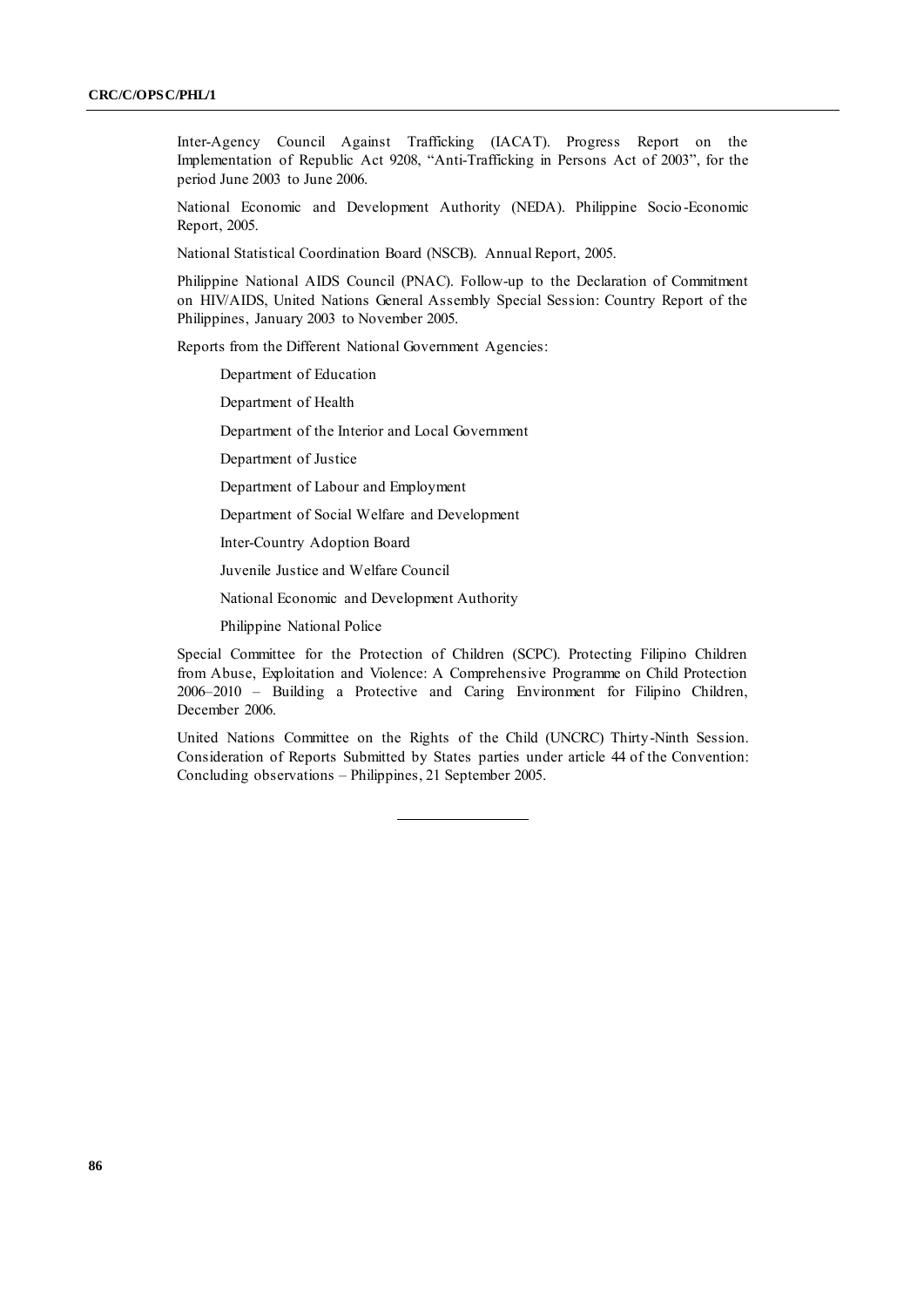Inter-Agency Council Against Trafficking (IACAT). Progress Report on the Implementation of Republic Act 9208, "Anti-Trafficking in Persons Act of 2003", for the period June 2003 to June 2006.

National Economic and Development Authority (NEDA). Philippine Socio-Economic Report, 2005.

National Statistical Coordination Board (NSCB). Annual Report, 2005.

Philippine National AIDS Council (PNAC). Follow-up to the Declaration of Commitment on HIV/AIDS, United Nations General Assembly Special Session: Country Report of the Philippines, January 2003 to November 2005.

Reports from the Different National Government Agencies:

- Department of Education
- Department of Health
- Department of the Interior and Local Government
- Department of Justice
- Department of Labour and Employment
- Department of Social Welfare and Development
- Inter-Country Adoption Board
- Juvenile Justice and Welfare Council
- National Economic and Development Authority
- Philippine National Police

Special Committee for the Protection of Children (SCPC). Protecting Filipino Children from Abuse, Exploitation and Violence: A Comprehensive Programme on Child Protection 2006–2010 – Building a Protective and Caring Environment for Filipino Children, December 2006.

United Nations Committee on the Rights of the Child (UNCRC) Thirty-Ninth Session. Consideration of Reports Submitted by States parties under article 44 of the Convention: Concluding observations – Philippines, 21 September 2005.

---